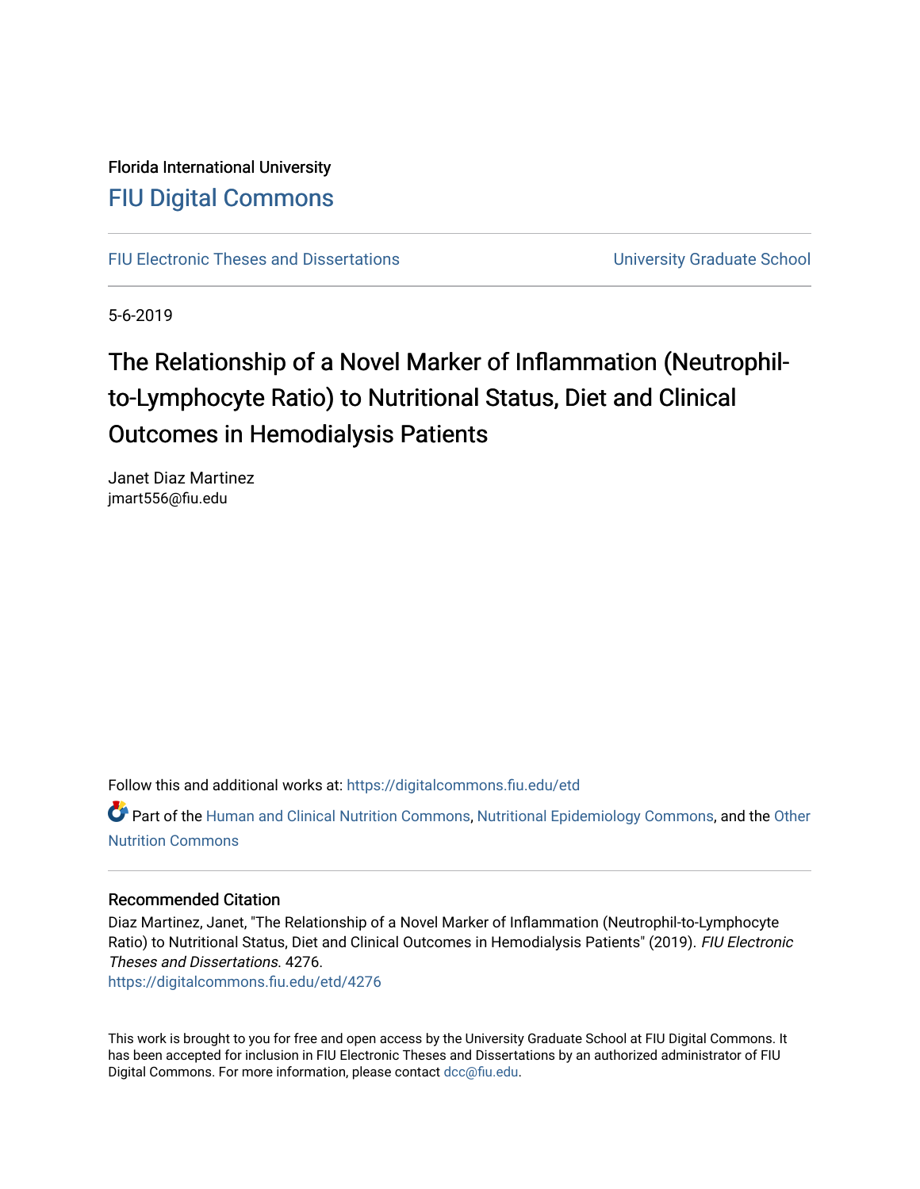Florida International University

# FIU Digital Commons

FIU Electronic Theses and Dissertations | University Graduate School

5-6-2019

## The Relationship of a Novel Marker of Inflammation (Neutrophil-to-Lymphocyte Ratio) to Nutritional Status, Diet and Clinical Outcomes in Hemodialysis Patients

Janet Diaz Martinez
jmart556@fiu.edu

Follow this and additional works at: https://digitalcommons.fiu.edu/etd

Part of the Human and Clinical Nutrition Commons, Nutritional Epidemiology Commons, and the Other Nutrition Commons

### Recommended Citation

Diaz Martinez, Janet, "The Relationship of a Novel Marker of Inflammation (Neutrophil-to-Lymphocyte Ratio) to Nutritional Status, Diet and Clinical Outcomes in Hemodialysis Patients" (2019). *FIU Electronic Theses and Dissertations*. 4276.
https://digitalcommons.fiu.edu/etd/4276

This work is brought to you for free and open access by the University Graduate School at FIU Digital Commons. It has been accepted for inclusion in FIU Electronic Theses and Dissertations by an authorized administrator of FIU Digital Commons. For more information, please contact dcc@fiu.edu.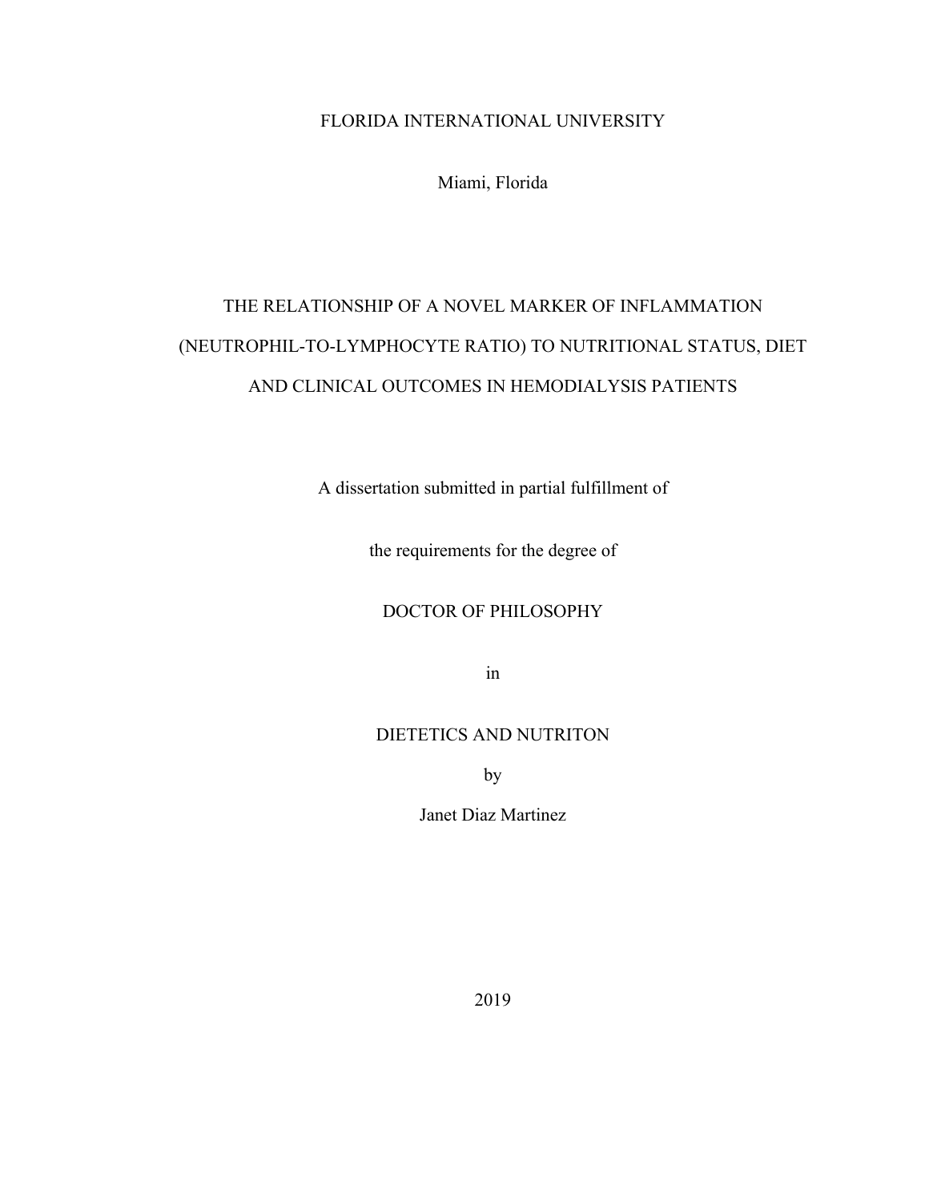FLORIDA INTERNATIONAL UNIVERSITY

Miami, Florida

# THE RELATIONSHIP OF A NOVEL MARKER OF INFLAMMATION (NEUTROPHIL-TO-LYMPHOCYTE RATIO) TO NUTRITIONAL STATUS, DIET AND CLINICAL OUTCOMES IN HEMODIALYSIS PATIENTS

A dissertation submitted in partial fulfillment of

the requirements for the degree of

DOCTOR OF PHILOSOPHY

in

DIETETICS AND NUTRITON

by

Janet Diaz Martinez

2019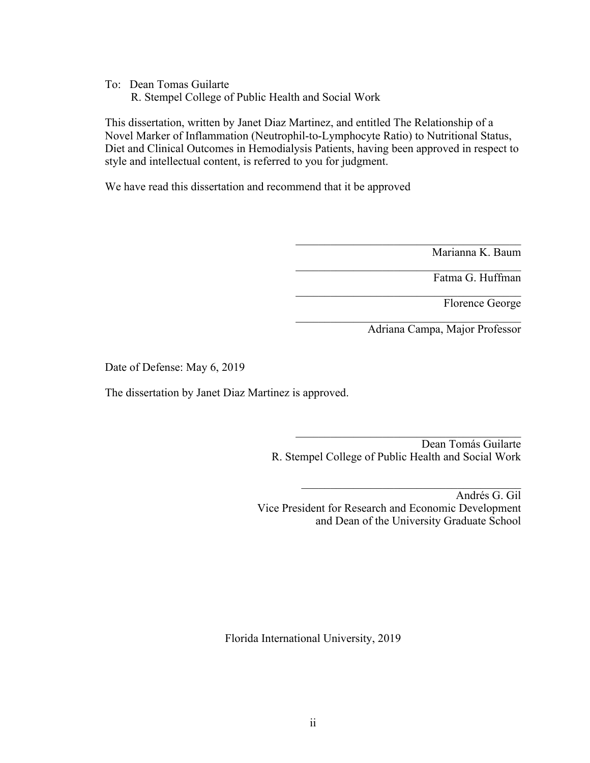To: Dean Tomas Guilarte
R. Stempel College of Public Health and Social Work

This dissertation, written by Janet Diaz Martinez, and entitled The Relationship of a Novel Marker of Inflammation (Neutrophil-to-Lymphocyte Ratio) to Nutritional Status, Diet and Clinical Outcomes in Hemodialysis Patients, having been approved in respect to style and intellectual content, is referred to you for judgment.

We have read this dissertation and recommend that it be approved

\_\_\_\_\_\_\_\_\_\_\_\_\_\_\_\_\_\_\_\_\_\_\_\_\_\_\_\_\_\_\_\_\_\_\_\_\_\_\_
Marianna K. Baum

\_\_\_\_\_\_\_\_\_\_\_\_\_\_\_\_\_\_\_\_\_\_\_\_\_\_\_\_\_\_\_\_\_\_\_\_\_\_\_
Fatma G. Huffman

\_\_\_\_\_\_\_\_\_\_\_\_\_\_\_\_\_\_\_\_\_\_\_\_\_\_\_\_\_\_\_\_\_\_\_\_\_\_\_
Florence George

\_\_\_\_\_\_\_\_\_\_\_\_\_\_\_\_\_\_\_\_\_\_\_\_\_\_\_\_\_\_\_\_\_\_\_\_\_\_\_
Adriana Campa, Major Professor

Date of Defense: May 6, 2019

The dissertation by Janet Diaz Martinez is approved.

\_\_\_\_\_\_\_\_\_\_\_\_\_\_\_\_\_\_\_\_\_\_\_\_\_\_\_\_\_\_\_\_\_\_\_\_\_\_\_
Dean Tomás Guilarte
R. Stempel College of Public Health and Social Work

\_\_\_\_\_\_\_\_\_\_\_\_\_\_\_\_\_\_\_\_\_\_\_\_\_\_\_\_\_\_\_\_\_\_\_\_\_\_\_
Andrés G. Gil
Vice President for Research and Economic Development
and Dean of the University Graduate School

Florida International University, 2019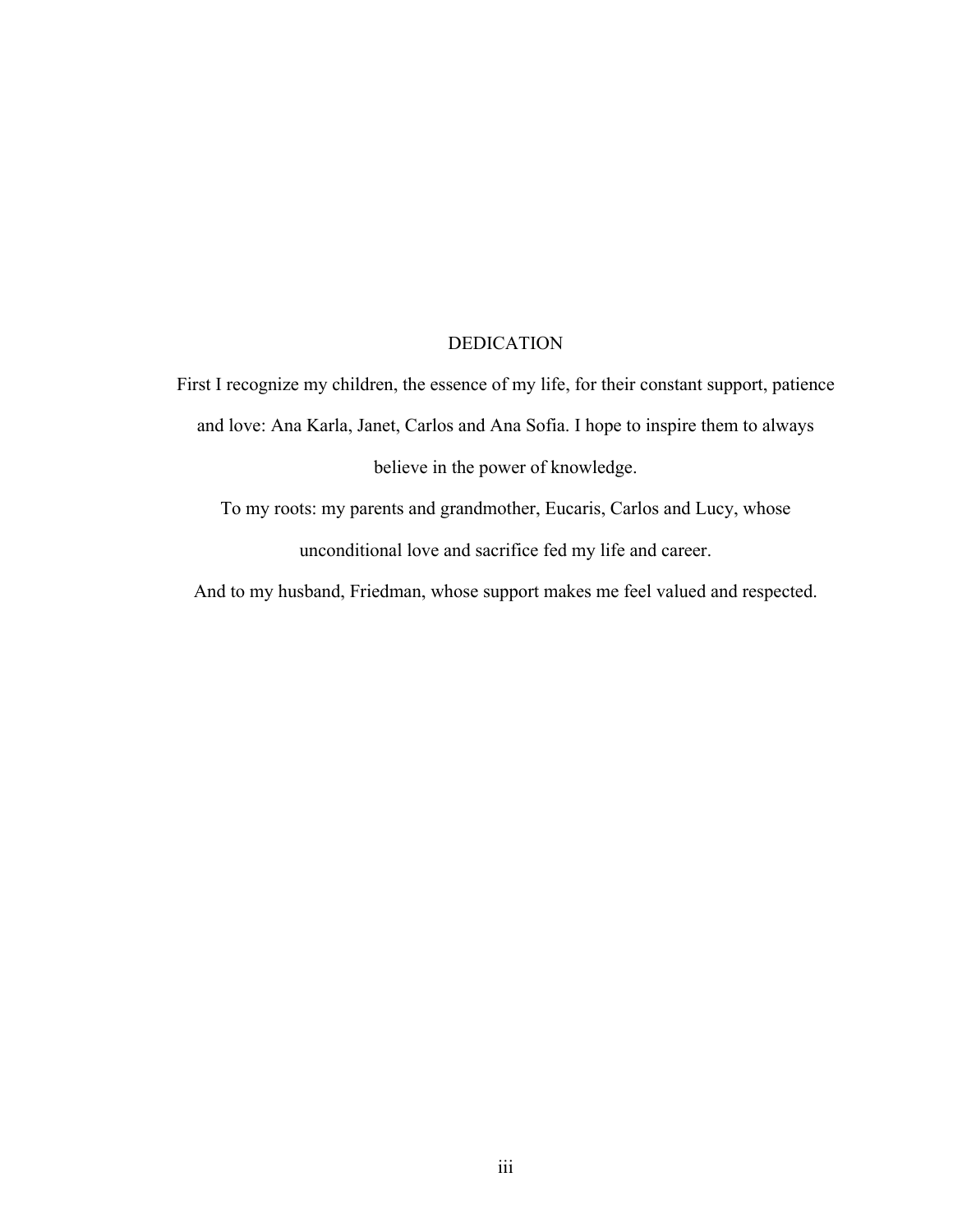# DEDICATION

First I recognize my children, the essence of my life, for their constant support, patience and love: Ana Karla, Janet, Carlos and Ana Sofia. I hope to inspire them to always believe in the power of knowledge.

To my roots: my parents and grandmother, Eucaris, Carlos and Lucy, whose unconditional love and sacrifice fed my life and career.

And to my husband, Friedman, whose support makes me feel valued and respected.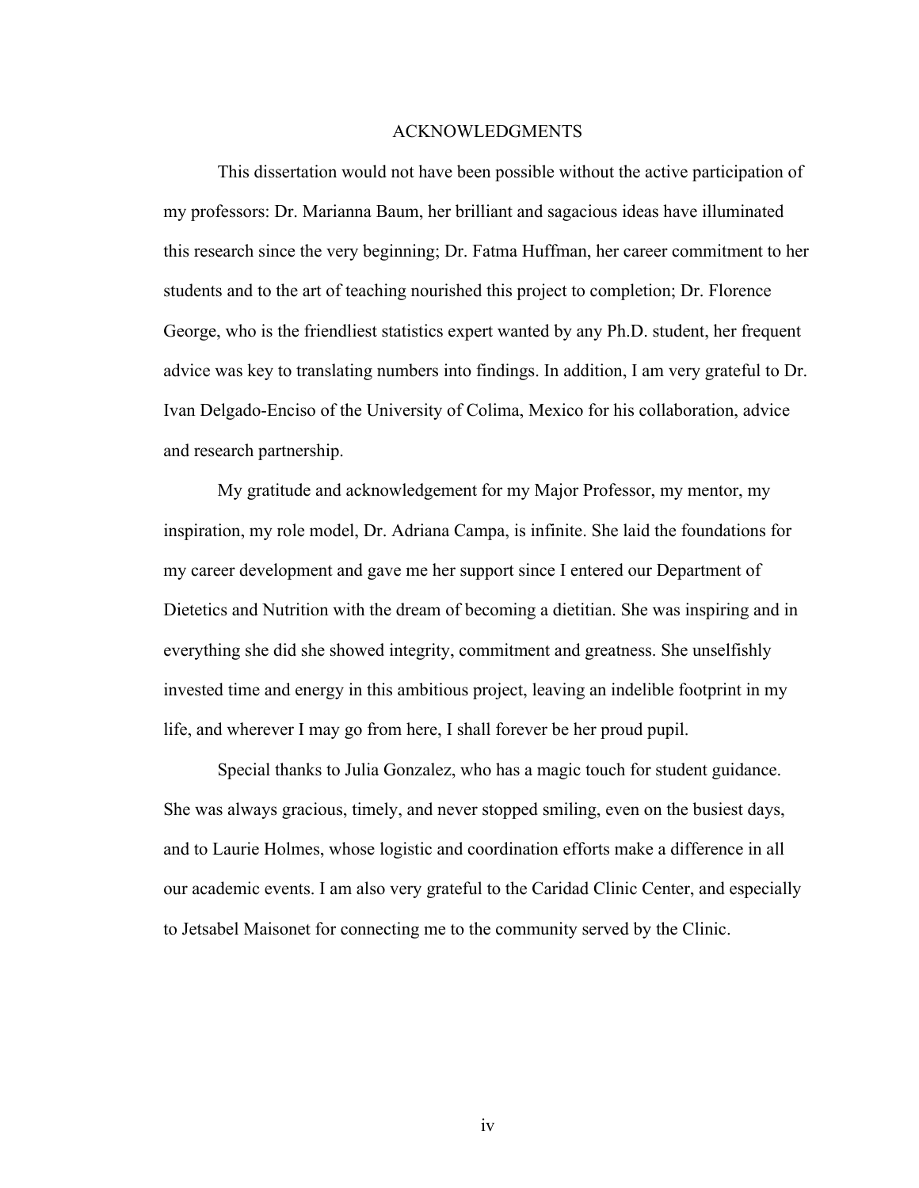# ACKNOWLEDGMENTS

This dissertation would not have been possible without the active participation of my professors: Dr. Marianna Baum, her brilliant and sagacious ideas have illuminated this research since the very beginning; Dr. Fatma Huffman, her career commitment to her students and to the art of teaching nourished this project to completion; Dr. Florence George, who is the friendliest statistics expert wanted by any Ph.D. student, her frequent advice was key to translating numbers into findings. In addition, I am very grateful to Dr. Ivan Delgado-Enciso of the University of Colima, Mexico for his collaboration, advice and research partnership.

My gratitude and acknowledgement for my Major Professor, my mentor, my inspiration, my role model, Dr. Adriana Campa, is infinite. She laid the foundations for my career development and gave me her support since I entered our Department of Dietetics and Nutrition with the dream of becoming a dietitian. She was inspiring and in everything she did she showed integrity, commitment and greatness. She unselfishly invested time and energy in this ambitious project, leaving an indelible footprint in my life, and wherever I may go from here, I shall forever be her proud pupil.

Special thanks to Julia Gonzalez, who has a magic touch for student guidance. She was always gracious, timely, and never stopped smiling, even on the busiest days, and to Laurie Holmes, whose logistic and coordination efforts make a difference in all our academic events. I am also very grateful to the Caridad Clinic Center, and especially to Jetsabel Maisonet for connecting me to the community served by the Clinic.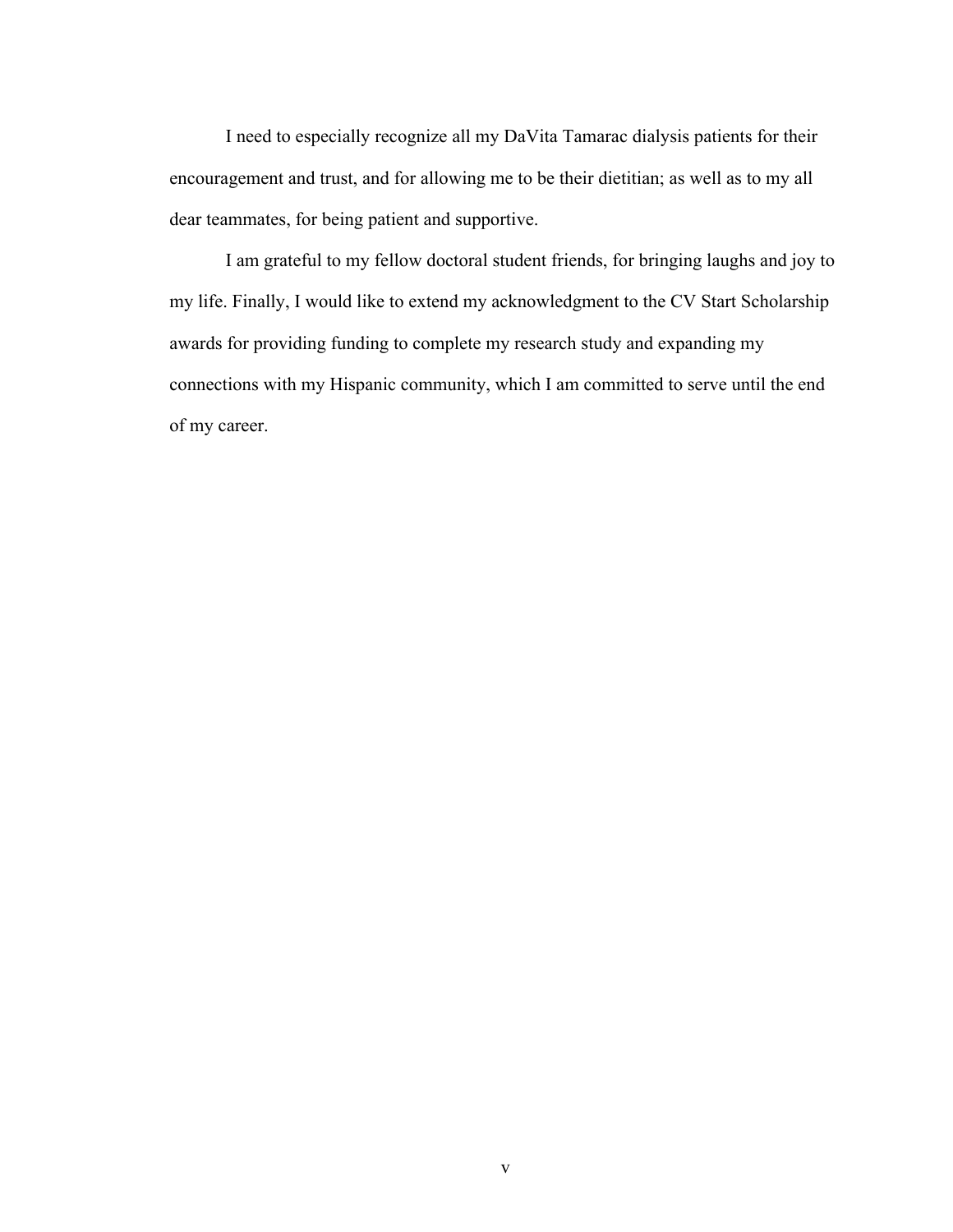I need to especially recognize all my DaVita Tamarac dialysis patients for their encouragement and trust, and for allowing me to be their dietitian; as well as to my all dear teammates, for being patient and supportive.

I am grateful to my fellow doctoral student friends, for bringing laughs and joy to my life. Finally, I would like to extend my acknowledgment to the CV Start Scholarship awards for providing funding to complete my research study and expanding my connections with my Hispanic community, which I am committed to serve until the end of my career.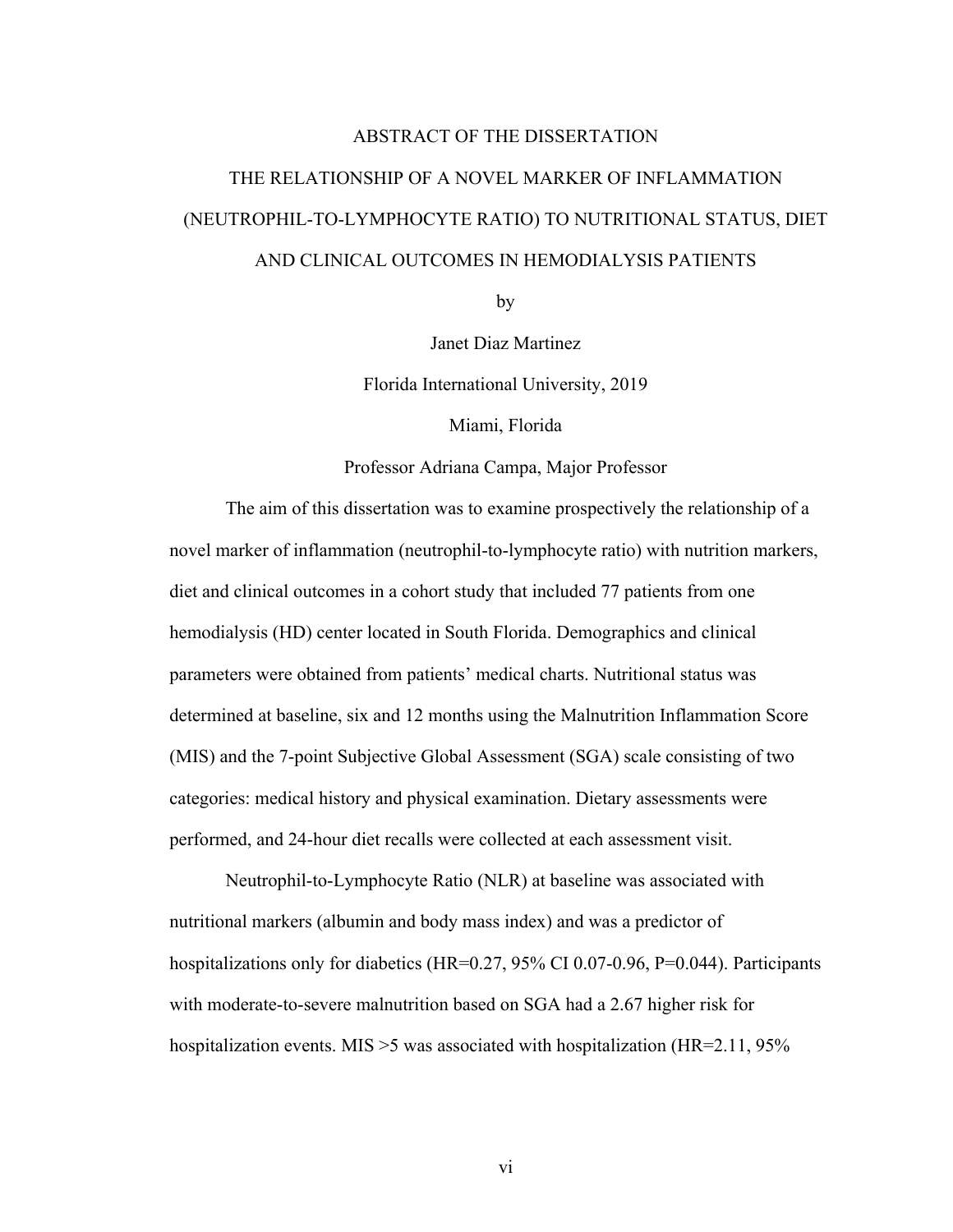# ABSTRACT OF THE DISSERTATION

## THE RELATIONSHIP OF A NOVEL MARKER OF INFLAMMATION (NEUTROPHIL-TO-LYMPHOCYTE RATIO) TO NUTRITIONAL STATUS, DIET AND CLINICAL OUTCOMES IN HEMODIALYSIS PATIENTS

by

Janet Diaz Martinez

Florida International University, 2019

Miami, Florida

Professor Adriana Campa, Major Professor

The aim of this dissertation was to examine prospectively the relationship of a novel marker of inflammation (neutrophil-to-lymphocyte ratio) with nutrition markers, diet and clinical outcomes in a cohort study that included 77 patients from one hemodialysis (HD) center located in South Florida. Demographics and clinical parameters were obtained from patients' medical charts. Nutritional status was determined at baseline, six and 12 months using the Malnutrition Inflammation Score (MIS) and the 7-point Subjective Global Assessment (SGA) scale consisting of two categories: medical history and physical examination. Dietary assessments were performed, and 24-hour diet recalls were collected at each assessment visit.

Neutrophil-to-Lymphocyte Ratio (NLR) at baseline was associated with nutritional markers (albumin and body mass index) and was a predictor of hospitalizations only for diabetics (HR=0.27, 95% CI 0.07-0.96, P=0.044). Participants with moderate-to-severe malnutrition based on SGA had a 2.67 higher risk for hospitalization events. MIS >5 was associated with hospitalization (HR=2.11, 95%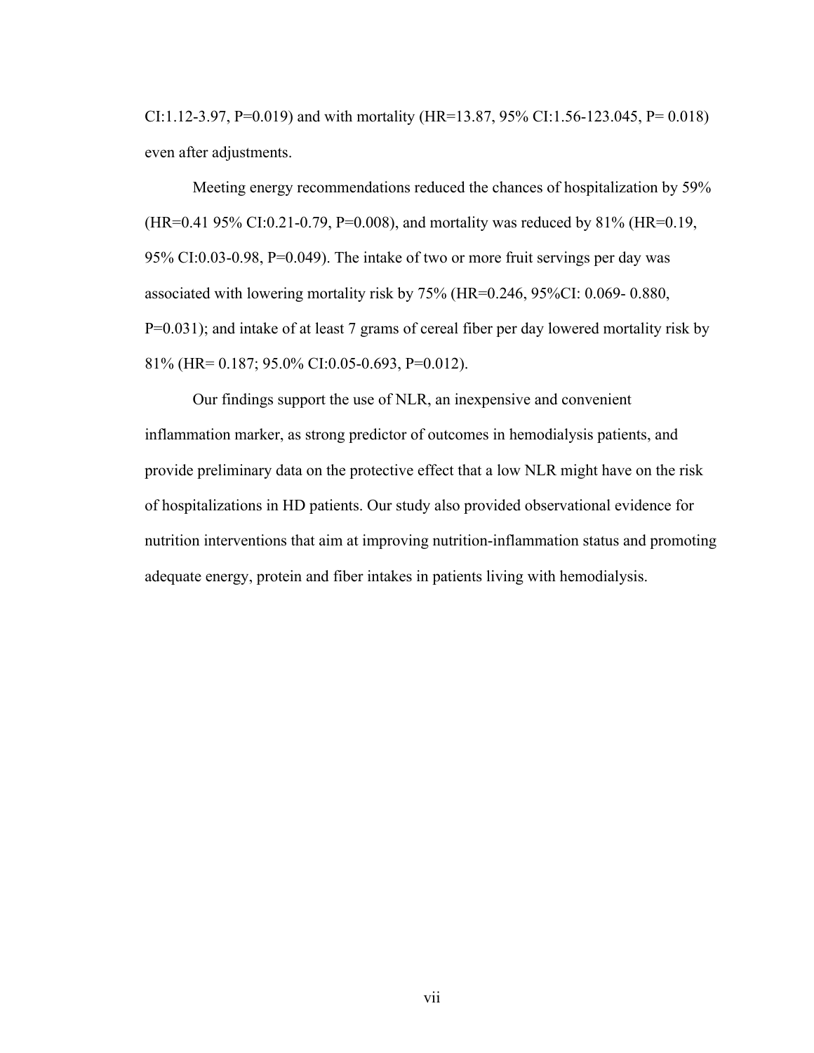CI:1.12-3.97, P=0.019) and with mortality (HR=13.87, 95% CI:1.56-123.045, P= 0.018) even after adjustments.

Meeting energy recommendations reduced the chances of hospitalization by 59% (HR=0.41 95% CI:0.21-0.79, P=0.008), and mortality was reduced by 81% (HR=0.19, 95% CI:0.03-0.98, P=0.049). The intake of two or more fruit servings per day was associated with lowering mortality risk by 75% (HR=0.246, 95%CI: 0.069- 0.880, P=0.031); and intake of at least 7 grams of cereal fiber per day lowered mortality risk by 81% (HR= 0.187; 95.0% CI:0.05-0.693, P=0.012).

Our findings support the use of NLR, an inexpensive and convenient inflammation marker, as strong predictor of outcomes in hemodialysis patients, and provide preliminary data on the protective effect that a low NLR might have on the risk of hospitalizations in HD patients. Our study also provided observational evidence for nutrition interventions that aim at improving nutrition-inflammation status and promoting adequate energy, protein and fiber intakes in patients living with hemodialysis.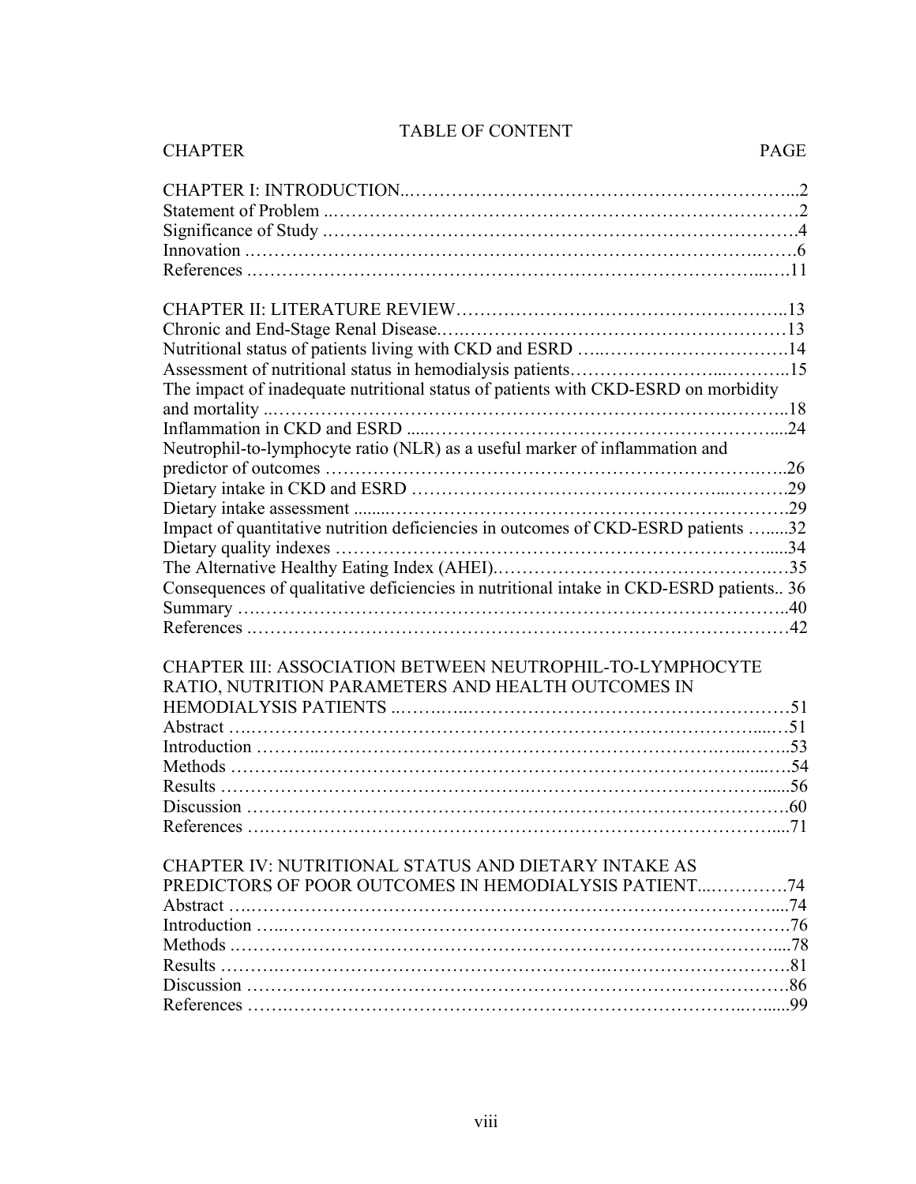# TABLE OF CONTENT

| CHAPTER | PAGE |
|---|---|
| CHAPTER I: INTRODUCTION | 2 |
| Statement of Problem | 2 |
| Significance of Study | 4 |
| Innovation | 6 |
| References | 11 |
| | |
| CHAPTER II: LITERATURE REVIEW | 13 |
| Chronic and End-Stage Renal Disease | 13 |
| Nutritional status of patients living with CKD and ESRD | 14 |
| Assessment of nutritional status in hemodialysis patients | 15 |
| The impact of inadequate nutritional status of patients with CKD-ESRD on morbidity and mortality | 18 |
| Inflammation in CKD and ESRD | 24 |
| Neutrophil-to-lymphocyte ratio (NLR) as a useful marker of inflammation and predictor of outcomes | 26 |
| Dietary intake in CKD and ESRD | 29 |
| Dietary intake assessment | 29 |
| Impact of quantitative nutrition deficiencies in outcomes of CKD-ESRD patients | 32 |
| Dietary quality indexes | 34 |
| The Alternative Healthy Eating Index (AHEI) | 35 |
| Consequences of qualitative deficiencies in nutritional intake in CKD-ESRD patients | 36 |
| Summary | 40 |
| References | 42 |
| | |
| CHAPTER III: ASSOCIATION BETWEEN NEUTROPHIL-TO-LYMPHOCYTE RATIO, NUTRITION PARAMETERS AND HEALTH OUTCOMES IN HEMODIALYSIS PATIENTS | 51 |
| Abstract | 51 |
| Introduction | 53 |
| Methods | 54 |
| Results | 56 |
| Discussion | 60 |
| References | 71 |
| | |
| CHAPTER IV: NUTRITIONAL STATUS AND DIETARY INTAKE AS PREDICTORS OF POOR OUTCOMES IN HEMODIALYSIS PATIENT | 74 |
| Abstract | 74 |
| Introduction | 76 |
| Methods | 78 |
| Results | 81 |
| Discussion | 86 |
| References | 99 |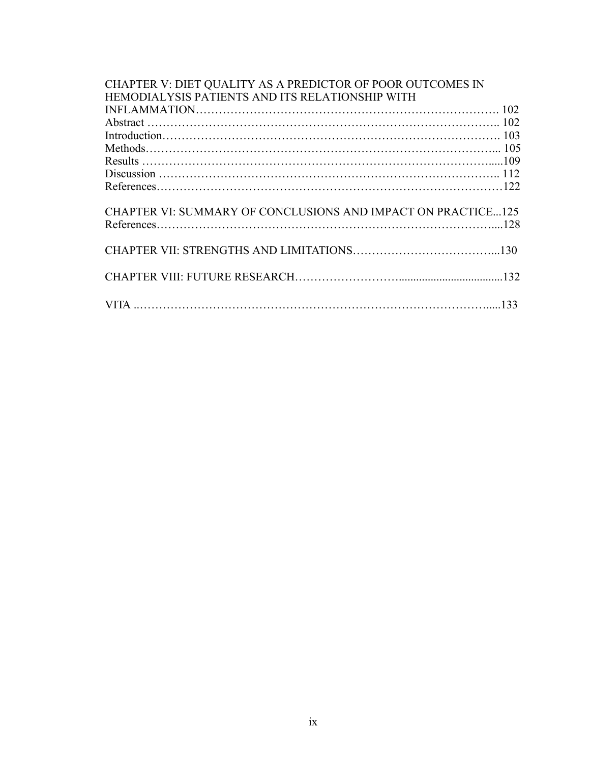CHAPTER V: DIET QUALITY AS A PREDICTOR OF POOR OUTCOMES IN HEMODIALYSIS PATIENTS AND ITS RELATIONSHIP WITH INFLAMMATION………………………………………………………………………. 102
Abstract ………………………………………………………………………………….. 102
Introduction………………………………………………………………………………. 103
Methods…………………………………………………………………………………... 105
Results ……………………………………………………………………………….....109
Discussion ……………………………………………………………………………….. 112
References……………………………………………………………………………122

CHAPTER VI: SUMMARY OF CONCLUSIONS AND IMPACT ON PRACTICE...125
References…………………………………………………………………………....128

CHAPTER VII: STRENGTHS AND LIMITATIONS………………………………...130

CHAPTER VIII: FUTURE RESEARCH……………………….....................................132

VITA ..…………………………………………………………………………….....133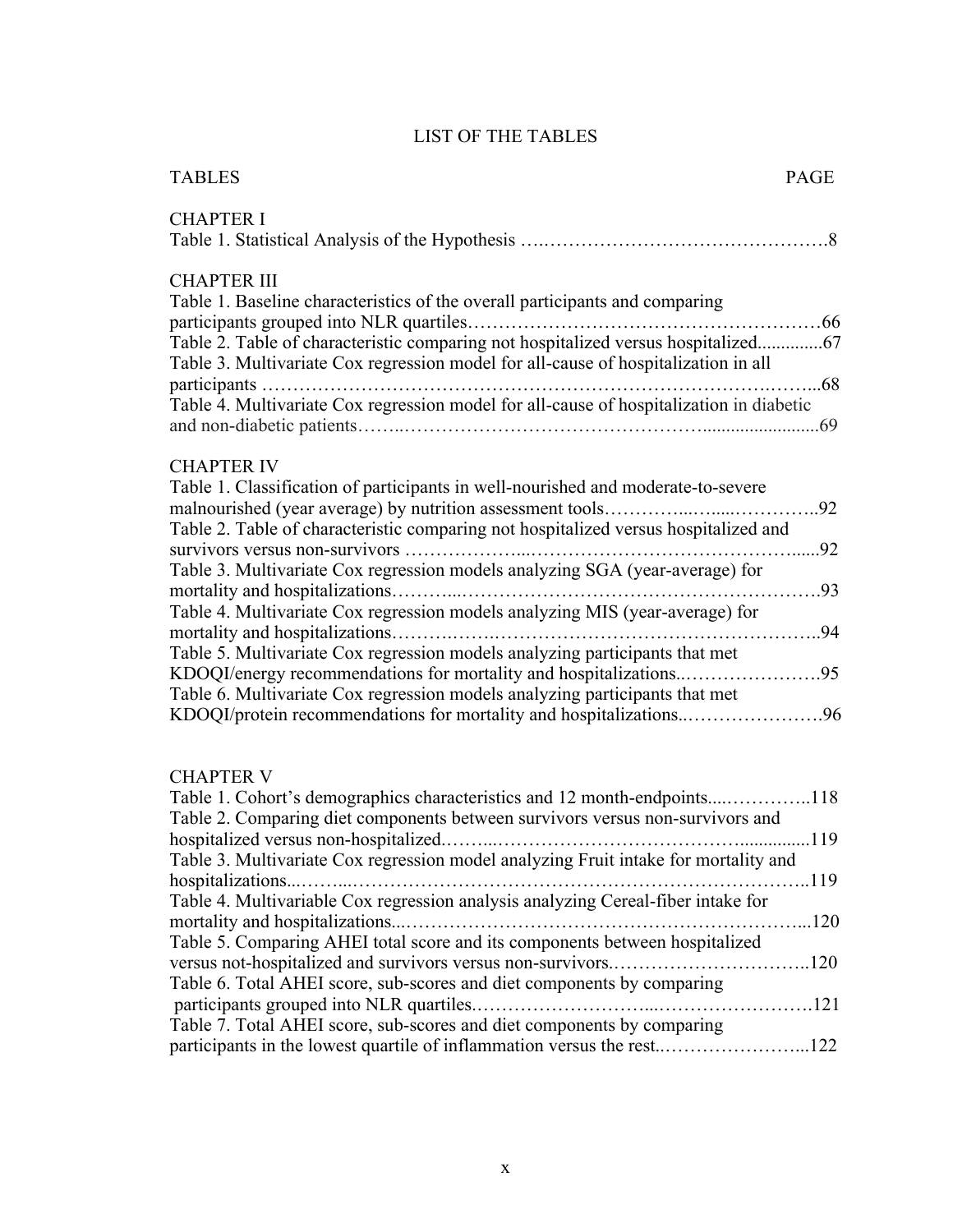# LIST OF THE TABLES

| TABLES | PAGE |
|---|---|
| **CHAPTER I** | |
| Table 1. Statistical Analysis of the Hypothesis | 8 |
| **CHAPTER III** | |
| Table 1. Baseline characteristics of the overall participants and comparing participants grouped into NLR quartiles | 66 |
| Table 2. Table of characteristic comparing not hospitalized versus hospitalized | 67 |
| Table 3. Multivariate Cox regression model for all-cause of hospitalization in all participants | 68 |
| Table 4. Multivariate Cox regression model for all-cause of hospitalization in diabetic and non-diabetic patients | 69 |
| **CHAPTER IV** | |
| Table 1. Classification of participants in well-nourished and moderate-to-severe malnourished (year average) by nutrition assessment tools | 92 |
| Table 2. Table of characteristic comparing not hospitalized versus hospitalized and survivors versus non-survivors | 92 |
| Table 3. Multivariate Cox regression models analyzing SGA (year-average) for mortality and hospitalizations | 93 |
| Table 4. Multivariate Cox regression models analyzing MIS (year-average) for mortality and hospitalizations | 94 |
| Table 5. Multivariate Cox regression models analyzing participants that met KDOQI/energy recommendations for mortality and hospitalizations | 95 |
| Table 6. Multivariate Cox regression models analyzing participants that met KDOQI/protein recommendations for mortality and hospitalizations | 96 |
| **CHAPTER V** | |
| Table 1. Cohort's demographics characteristics and 12 month-endpoints | 118 |
| Table 2. Comparing diet components between survivors versus non-survivors and hospitalized versus non-hospitalized | 119 |
| Table 3. Multivariate Cox regression model analyzing Fruit intake for mortality and hospitalizations | 119 |
| Table 4. Multivariable Cox regression analysis analyzing Cereal-fiber intake for mortality and hospitalizations | 120 |
| Table 5. Comparing AHEI total score and its components between hospitalized versus not-hospitalized and survivors versus non-survivors | 120 |
| Table 6. Total AHEI score, sub-scores and diet components by comparing participants grouped into NLR quartiles | 121 |
| Table 7. Total AHEI score, sub-scores and diet components by comparing participants in the lowest quartile of inflammation versus the rest | 122 |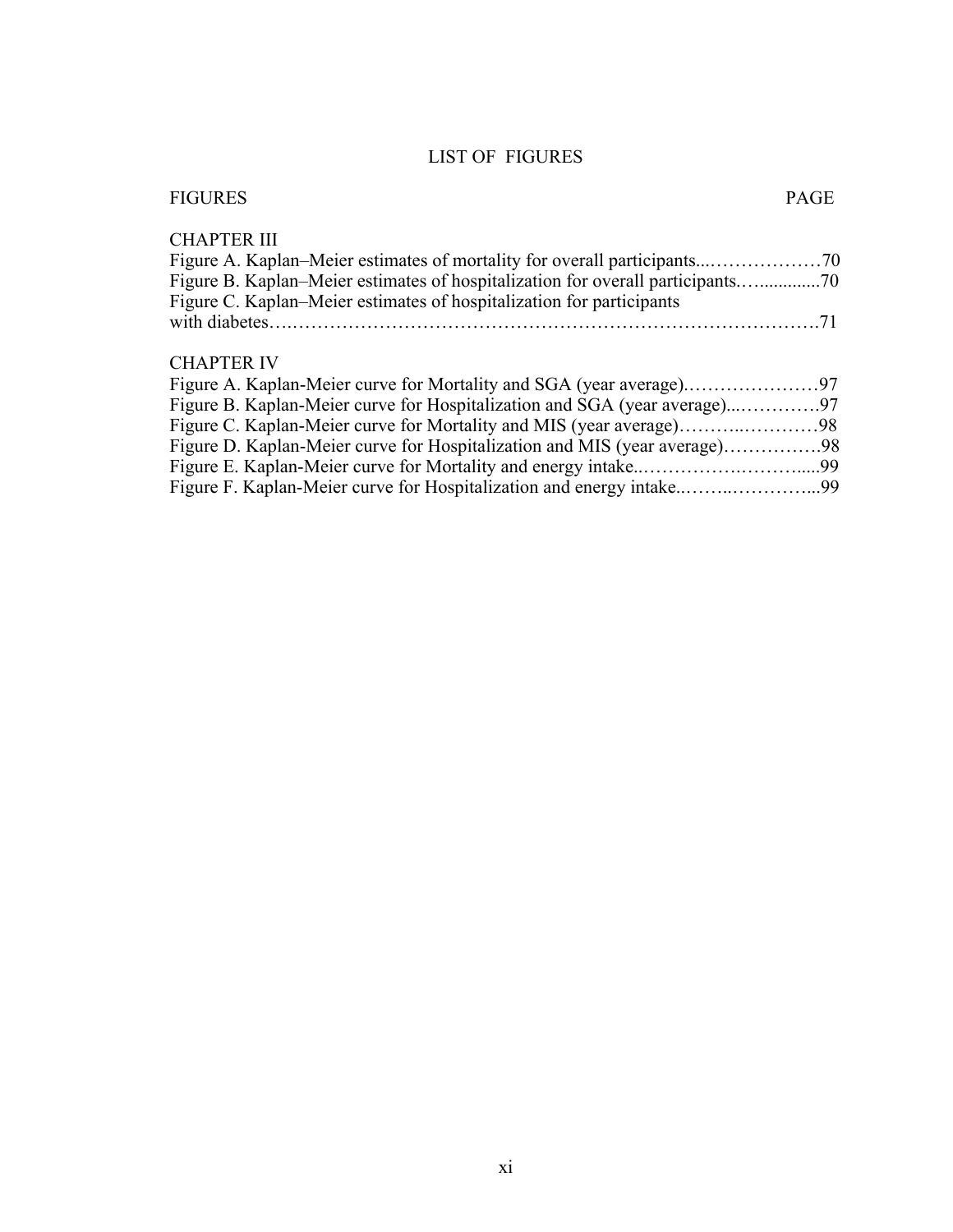# LIST OF FIGURES

FIGURES PAGE

## CHAPTER III

Figure A. Kaplan–Meier estimates of mortality for overall participants....................70

Figure B. Kaplan–Meier estimates of hospitalization for overall participants..................70

Figure C. Kaplan–Meier estimates of hospitalization for participants with diabetes..................................................................................71

## CHAPTER IV

Figure A. Kaplan-Meier curve for Mortality and SGA (year average)......................97

Figure B. Kaplan-Meier curve for Hospitalization and SGA (year average)................97

Figure C. Kaplan-Meier curve for Mortality and MIS (year average)......................98

Figure D. Kaplan-Meier curve for Hospitalization and MIS (year average)................98

Figure E. Kaplan-Meier curve for Mortality and energy intake..............................99

Figure F. Kaplan-Meier curve for Hospitalization and energy intake.......................99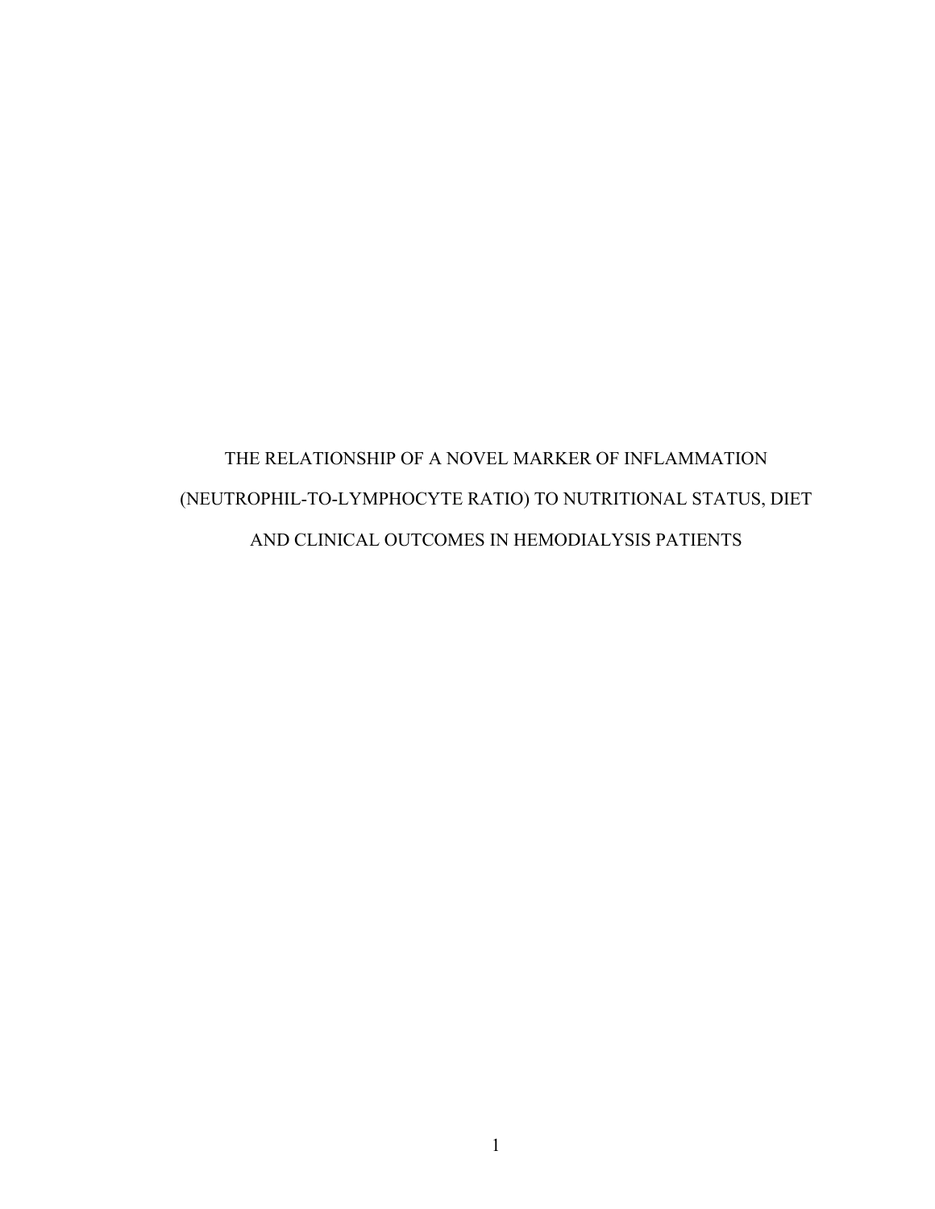# THE RELATIONSHIP OF A NOVEL MARKER OF INFLAMMATION (NEUTROPHIL-TO-LYMPHOCYTE RATIO) TO NUTRITIONAL STATUS, DIET AND CLINICAL OUTCOMES IN HEMODIALYSIS PATIENTS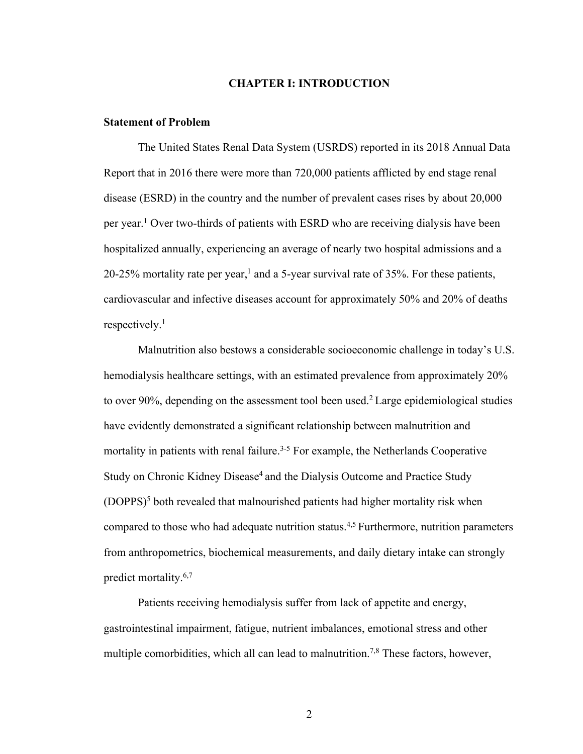# CHAPTER I: INTRODUCTION

## Statement of Problem

The United States Renal Data System (USRDS) reported in its 2018 Annual Data Report that in 2016 there were more than 720,000 patients afflicted by end stage renal disease (ESRD) in the country and the number of prevalent cases rises by about 20,000 per year.[1] Over two-thirds of patients with ESRD who are receiving dialysis have been hospitalized annually, experiencing an average of nearly two hospital admissions and a 20-25% mortality rate per year,[1] and a 5-year survival rate of 35%. For these patients, cardiovascular and infective diseases account for approximately 50% and 20% of deaths respectively.[1]

Malnutrition also bestows a considerable socioeconomic challenge in today's U.S. hemodialysis healthcare settings, with an estimated prevalence from approximately 20% to over 90%, depending on the assessment tool been used.[2] Large epidemiological studies have evidently demonstrated a significant relationship between malnutrition and mortality in patients with renal failure.[3-5] For example, the Netherlands Cooperative Study on Chronic Kidney Disease[4] and the Dialysis Outcome and Practice Study (DOPPS)[5] both revealed that malnourished patients had higher mortality risk when compared to those who had adequate nutrition status.[4,5] Furthermore, nutrition parameters from anthropometrics, biochemical measurements, and daily dietary intake can strongly predict mortality.[6,7]

Patients receiving hemodialysis suffer from lack of appetite and energy, gastrointestinal impairment, fatigue, nutrient imbalances, emotional stress and other multiple comorbidities, which all can lead to malnutrition.[7,8] These factors, however,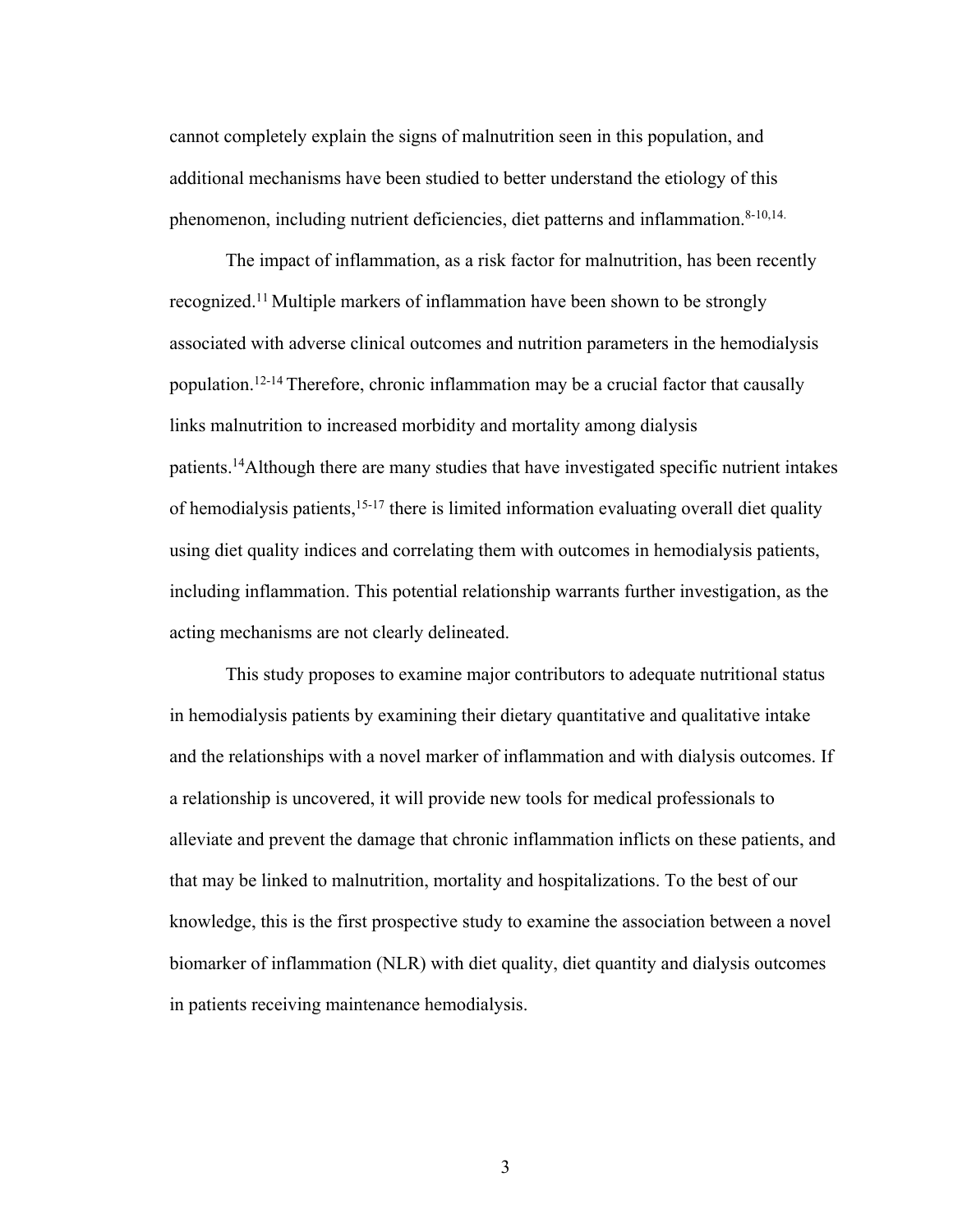cannot completely explain the signs of malnutrition seen in this population, and additional mechanisms have been studied to better understand the etiology of this phenomenon, including nutrient deficiencies, diet patterns and inflammation.[8-10,14.]

The impact of inflammation, as a risk factor for malnutrition, has been recently recognized.[11] Multiple markers of inflammation have been shown to be strongly associated with adverse clinical outcomes and nutrition parameters in the hemodialysis population.[12-14] Therefore, chronic inflammation may be a crucial factor that causally links malnutrition to increased morbidity and mortality among dialysis patients.[14]Although there are many studies that have investigated specific nutrient intakes of hemodialysis patients,[15-17] there is limited information evaluating overall diet quality using diet quality indices and correlating them with outcomes in hemodialysis patients, including inflammation. This potential relationship warrants further investigation, as the acting mechanisms are not clearly delineated.

This study proposes to examine major contributors to adequate nutritional status in hemodialysis patients by examining their dietary quantitative and qualitative intake and the relationships with a novel marker of inflammation and with dialysis outcomes. If a relationship is uncovered, it will provide new tools for medical professionals to alleviate and prevent the damage that chronic inflammation inflicts on these patients, and that may be linked to malnutrition, mortality and hospitalizations. To the best of our knowledge, this is the first prospective study to examine the association between a novel biomarker of inflammation (NLR) with diet quality, diet quantity and dialysis outcomes in patients receiving maintenance hemodialysis.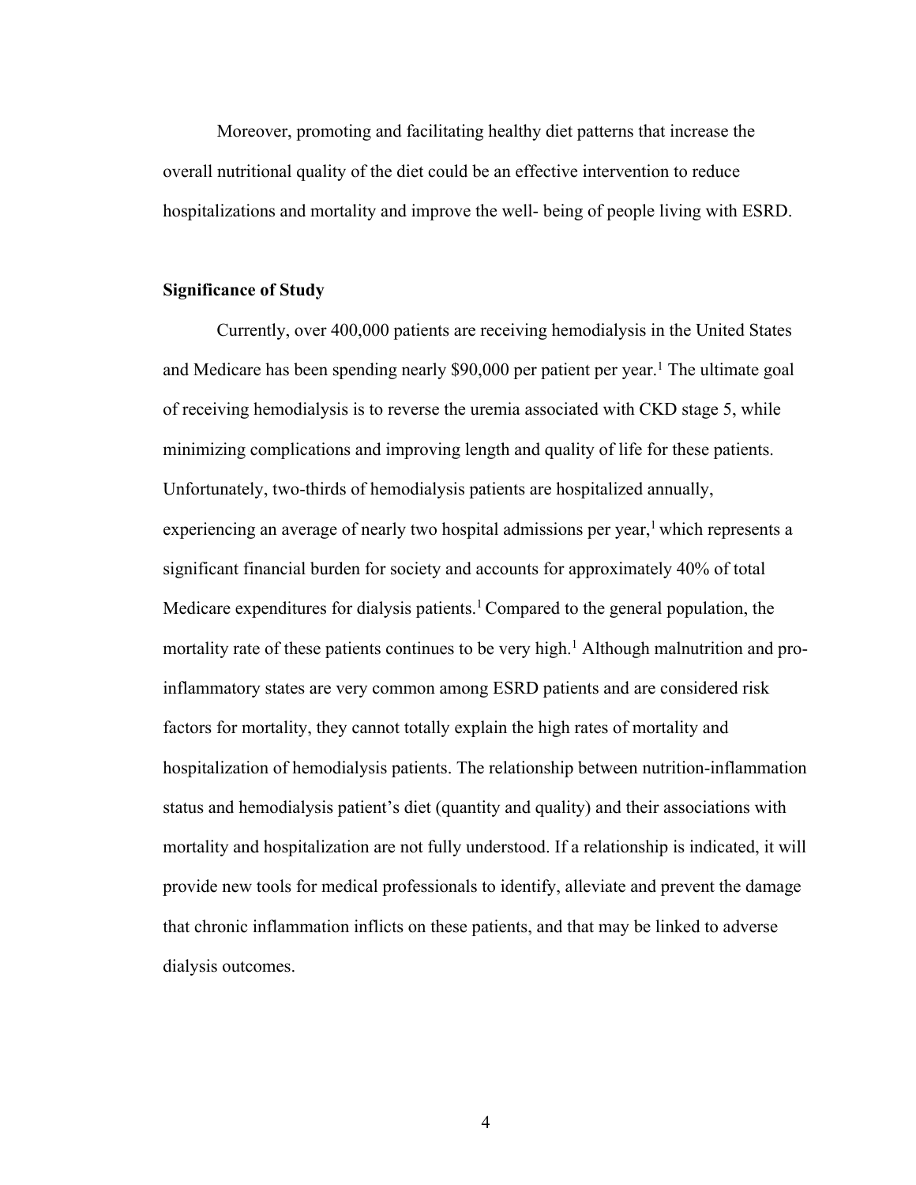Moreover, promoting and facilitating healthy diet patterns that increase the overall nutritional quality of the diet could be an effective intervention to reduce hospitalizations and mortality and improve the well- being of people living with ESRD.

**Significance of Study**

Currently, over 400,000 patients are receiving hemodialysis in the United States and Medicare has been spending nearly $90,000 per patient per year.[1] The ultimate goal of receiving hemodialysis is to reverse the uremia associated with CKD stage 5, while minimizing complications and improving length and quality of life for these patients. Unfortunately, two-thirds of hemodialysis patients are hospitalized annually, experiencing an average of nearly two hospital admissions per year,[1] which represents a significant financial burden for society and accounts for approximately 40% of total Medicare expenditures for dialysis patients.[1] Compared to the general population, the mortality rate of these patients continues to be very high.[1] Although malnutrition and pro-inflammatory states are very common among ESRD patients and are considered risk factors for mortality, they cannot totally explain the high rates of mortality and hospitalization of hemodialysis patients. The relationship between nutrition-inflammation status and hemodialysis patient's diet (quantity and quality) and their associations with mortality and hospitalization are not fully understood. If a relationship is indicated, it will provide new tools for medical professionals to identify, alleviate and prevent the damage that chronic inflammation inflicts on these patients, and that may be linked to adverse dialysis outcomes.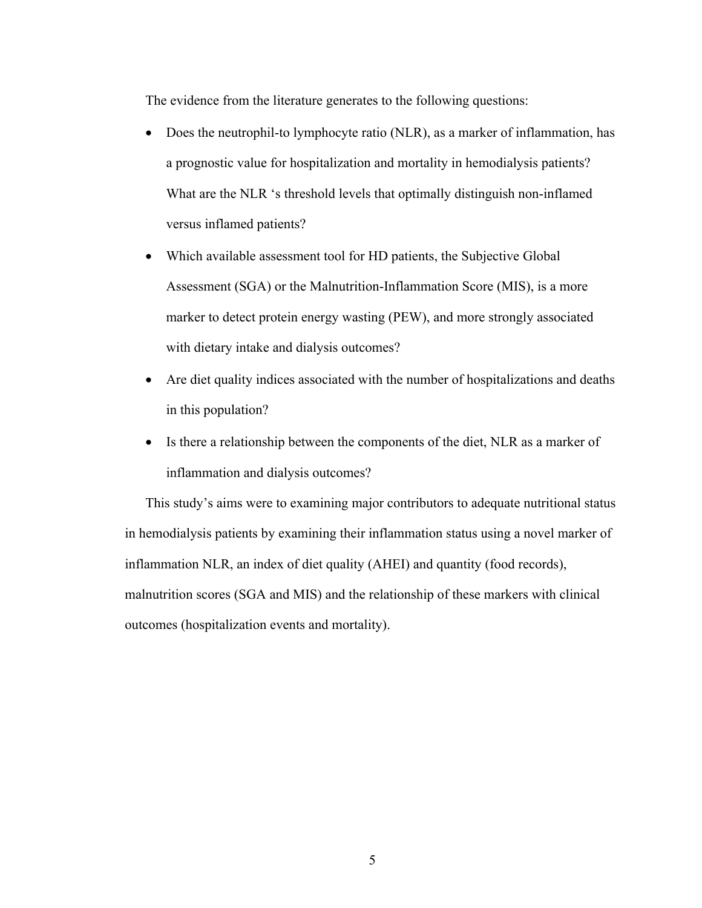The evidence from the literature generates to the following questions:

- Does the neutrophil-to lymphocyte ratio (NLR), as a marker of inflammation, has a prognostic value for hospitalization and mortality in hemodialysis patients? What are the NLR 's threshold levels that optimally distinguish non-inflamed versus inflamed patients?
- Which available assessment tool for HD patients, the Subjective Global Assessment (SGA) or the Malnutrition-Inflammation Score (MIS), is a more marker to detect protein energy wasting (PEW), and more strongly associated with dietary intake and dialysis outcomes?
- Are diet quality indices associated with the number of hospitalizations and deaths in this population?
- Is there a relationship between the components of the diet, NLR as a marker of inflammation and dialysis outcomes?

This study's aims were to examining major contributors to adequate nutritional status in hemodialysis patients by examining their inflammation status using a novel marker of inflammation NLR, an index of diet quality (AHEI) and quantity (food records), malnutrition scores (SGA and MIS) and the relationship of these markers with clinical outcomes (hospitalization events and mortality).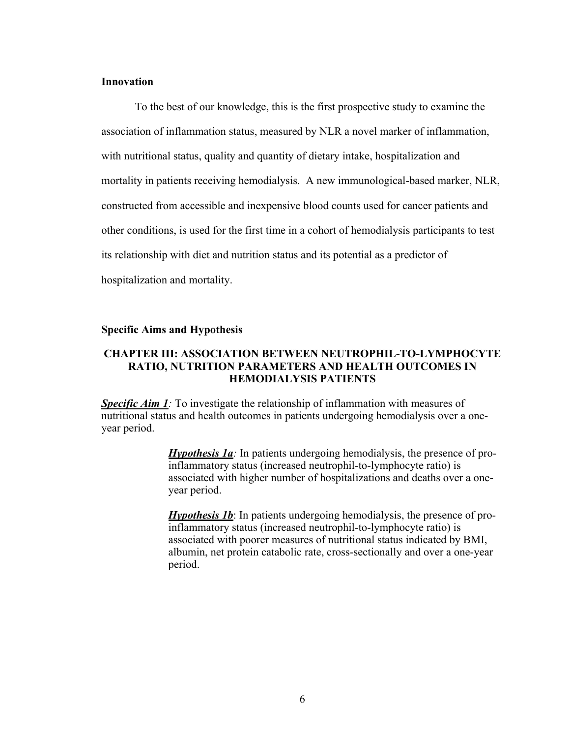### Innovation

To the best of our knowledge, this is the first prospective study to examine the association of inflammation status, measured by NLR a novel marker of inflammation, with nutritional status, quality and quantity of dietary intake, hospitalization and mortality in patients receiving hemodialysis. A new immunological-based marker, NLR, constructed from accessible and inexpensive blood counts used for cancer patients and other conditions, is used for the first time in a cohort of hemodialysis participants to test its relationship with diet and nutrition status and its potential as a predictor of hospitalization and mortality.

### Specific Aims and Hypothesis

#### CHAPTER III: ASSOCIATION BETWEEN NEUTROPHIL-TO-LYMPHOCYTE RATIO, NUTRITION PARAMETERS AND HEALTH OUTCOMES IN HEMODIALYSIS PATIENTS

***Specific Aim 1***: To investigate the relationship of inflammation with measures of nutritional status and health outcomes in patients undergoing hemodialysis over a one-year period.

> ***Hypothesis 1a***: In patients undergoing hemodialysis, the presence of pro-inflammatory status (increased neutrophil-to-lymphocyte ratio) is associated with higher number of hospitalizations and deaths over a one-year period.
>
> ***Hypothesis 1b***: In patients undergoing hemodialysis, the presence of pro-inflammatory status (increased neutrophil-to-lymphocyte ratio) is associated with poorer measures of nutritional status indicated by BMI, albumin, net protein catabolic rate, cross-sectionally and over a one-year period.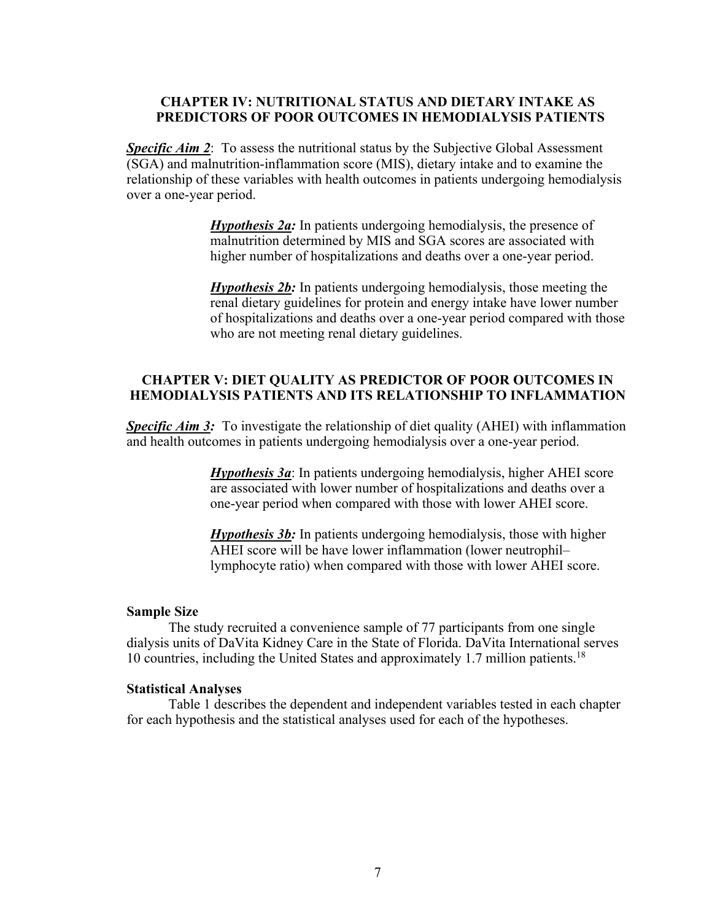## CHAPTER IV: NUTRITIONAL STATUS AND DIETARY INTAKE AS PREDICTORS OF POOR OUTCOMES IN HEMODIALYSIS PATIENTS

***Specific Aim 2***: To assess the nutritional status by the Subjective Global Assessment (SGA) and malnutrition-inflammation score (MIS), dietary intake and to examine the relationship of these variables with health outcomes in patients undergoing hemodialysis over a one-year period.

> ***Hypothesis 2a:*** In patients undergoing hemodialysis, the presence of malnutrition determined by MIS and SGA scores are associated with higher number of hospitalizations and deaths over a one-year period.
>
> ***Hypothesis 2b:*** In patients undergoing hemodialysis, those meeting the renal dietary guidelines for protein and energy intake have lower number of hospitalizations and deaths over a one-year period compared with those who are not meeting renal dietary guidelines.

## CHAPTER V: DIET QUALITY AS PREDICTOR OF POOR OUTCOMES IN HEMODIALYSIS PATIENTS AND ITS RELATIONSHIP TO INFLAMMATION

***Specific Aim 3:*** To investigate the relationship of diet quality (AHEI) with inflammation and health outcomes in patients undergoing hemodialysis over a one-year period.

> ***Hypothesis 3a***: In patients undergoing hemodialysis, higher AHEI score are associated with lower number of hospitalizations and deaths over a one-year period when compared with those with lower AHEI score.
>
> ***Hypothesis 3b:*** In patients undergoing hemodialysis, those with higher AHEI score will be have lower inflammation (lower neutrophil–lymphocyte ratio) when compared with those with lower AHEI score.

### Sample Size

The study recruited a convenience sample of 77 participants from one single dialysis units of DaVita Kidney Care in the State of Florida. DaVita International serves 10 countries, including the United States and approximately 1.7 million patients.[18]

### Statistical Analyses

Table 1 describes the dependent and independent variables tested in each chapter for each hypothesis and the statistical analyses used for each of the hypotheses.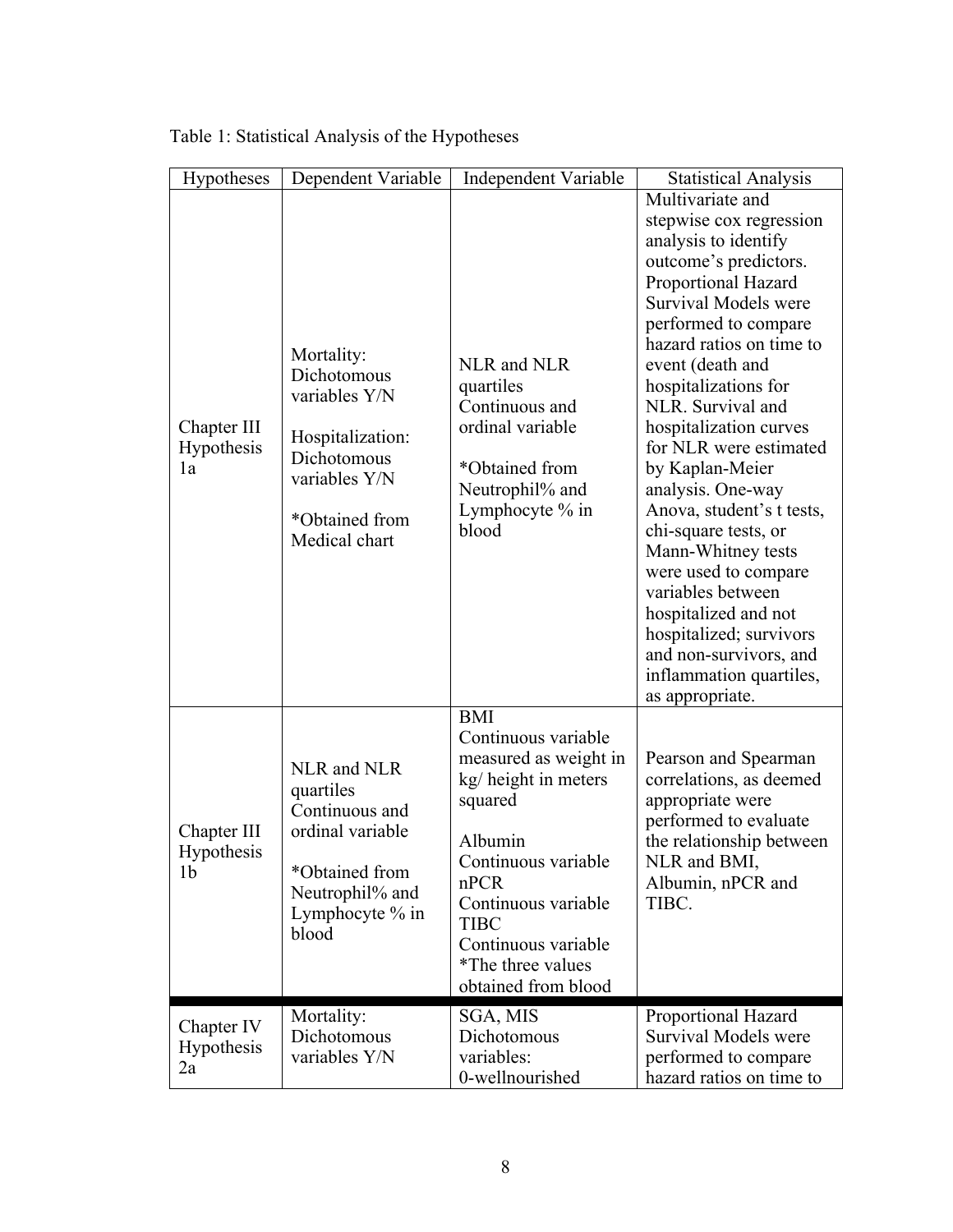Table 1: Statistical Analysis of the Hypotheses

| Hypotheses | Dependent Variable | Independent Variable | Statistical Analysis |
|---|---|---|---|
| Chapter III Hypothesis 1a | Mortality: Dichotomous variables Y/N<br><br>Hospitalization: Dichotomous variables Y/N<br><br>*Obtained from Medical chart | NLR and NLR quartiles Continuous and ordinal variable<br><br>*Obtained from Neutrophil% and Lymphocyte % in blood | Multivariate and stepwise cox regression analysis to identify outcome's predictors. Proportional Hazard Survival Models were performed to compare hazard ratios on time to event (death and hospitalizations for NLR. Survival and hospitalization curves for NLR were estimated by Kaplan-Meier analysis. One-way Anova, student's t tests, chi-square tests, or Mann-Whitney tests were used to compare variables between hospitalized and not hospitalized; survivors and non-survivors, and inflammation quartiles, as appropriate. |
| Chapter III Hypothesis 1b | NLR and NLR quartiles Continuous and ordinal variable<br><br>*Obtained from Neutrophil% and Lymphocyte % in blood | BMI<br>Continuous variable measured as weight in kg/ height in meters squared<br><br>Albumin<br>Continuous variable<br>nPCR<br>Continuous variable<br>TIBC<br>Continuous variable<br>*The three values obtained from blood | Pearson and Spearman correlations, as deemed appropriate were performed to evaluate the relationship between NLR and BMI, Albumin, nPCR and TIBC. |
| Chapter IV Hypothesis 2a | Mortality: Dichotomous variables Y/N | SGA, MIS<br>Dichotomous variables:<br>0-wellnourished | Proportional Hazard Survival Models were performed to compare hazard ratios on time to |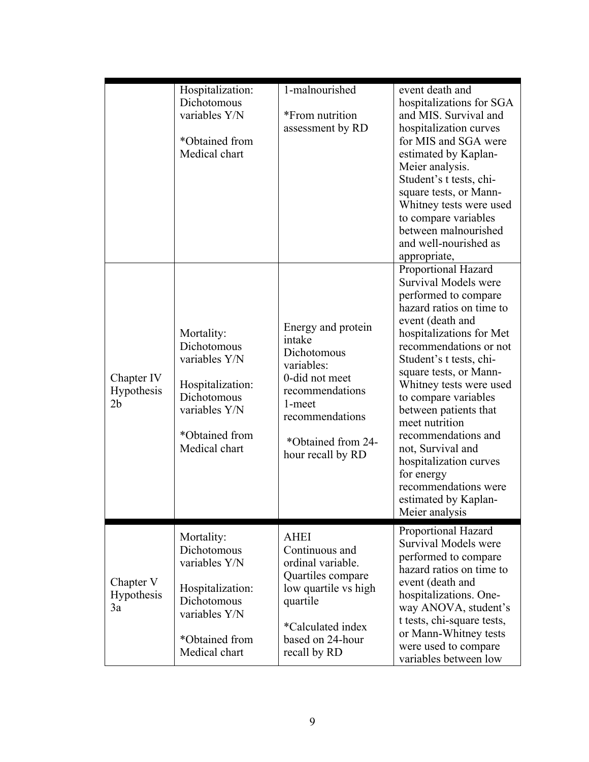| | | | |
|---|---|---|---|
| | Hospitalization: Dichotomous variables Y/N<br><br>*Obtained from Medical chart | 1-malnourished<br><br>*From nutrition assessment by RD | event death and hospitalizations for SGA and MIS. Survival and hospitalization curves for MIS and SGA were estimated by Kaplan-Meier analysis. Student's t tests, chi-square tests, or Mann-Whitney tests were used to compare variables between malnourished and well-nourished as appropriate, |
| Chapter IV Hypothesis 2b | Mortality: Dichotomous variables Y/N<br><br>Hospitalization: Dichotomous variables Y/N<br><br>*Obtained from Medical chart | Energy and protein intake Dichotomous variables:<br>0-did not meet recommendations<br>1-meet recommendations<br><br>*Obtained from 24-hour recall by RD | Proportional Hazard Survival Models were performed to compare hazard ratios on time to event (death and hospitalizations for Met recommendations or not Student's t tests, chi-square tests, or Mann-Whitney tests were used to compare variables between patients that meet nutrition recommendations and not, Survival and hospitalization curves for energy recommendations were estimated by Kaplan-Meier analysis |
| Chapter V Hypothesis 3a | Mortality: Dichotomous variables Y/N<br><br>Hospitalization: Dichotomous variables Y/N<br><br>*Obtained from Medical chart | AHEI<br>Continuous and ordinal variable. Quartiles compare low quartile vs high quartile<br><br>*Calculated index based on 24-hour recall by RD | Proportional Hazard Survival Models were performed to compare hazard ratios on time to event (death and hospitalizations. One-way ANOVA, student's t tests, chi-square tests, or Mann-Whitney tests were used to compare variables between low |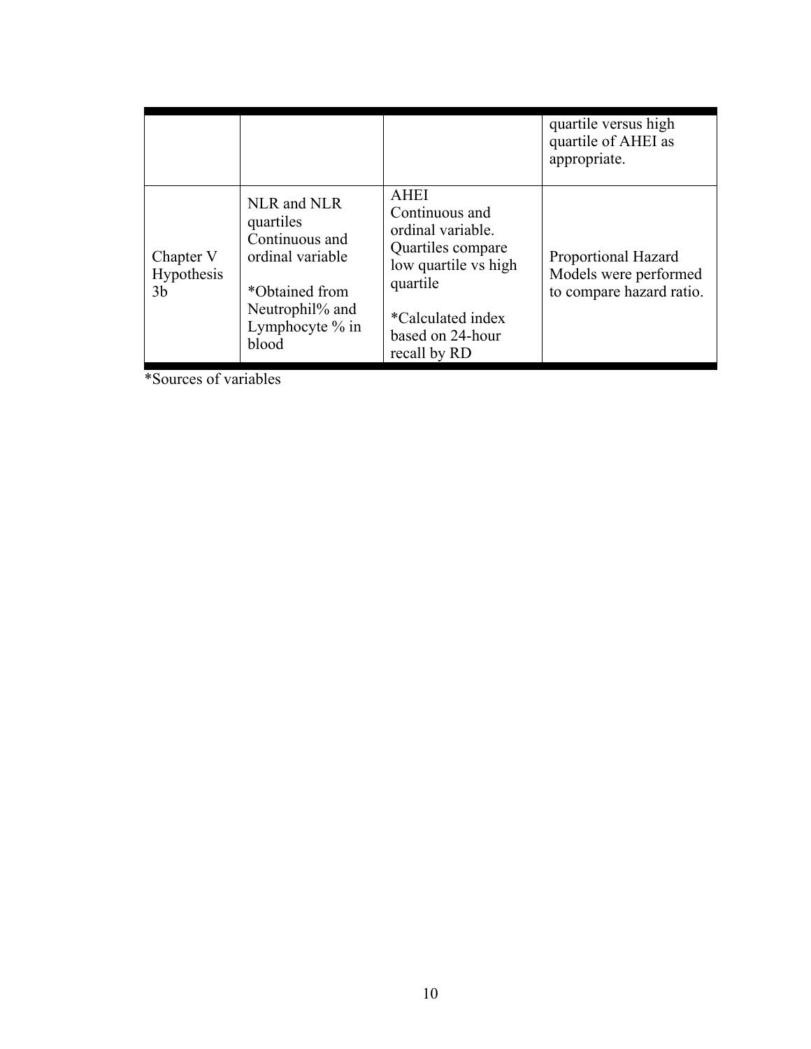| | | | |
|---|---|---|---|
| | | | quartile versus high quartile of AHEI as appropriate. |
| Chapter V Hypothesis 3b | NLR and NLR quartiles Continuous and ordinal variable<br><br>*Obtained from Neutrophil% and Lymphocyte % in blood | AHEI Continuous and ordinal variable. Quartiles compare low quartile vs high quartile<br><br>*Calculated index based on 24-hour recall by RD | Proportional Hazard Models were performed to compare hazard ratio. |

*Sources of variables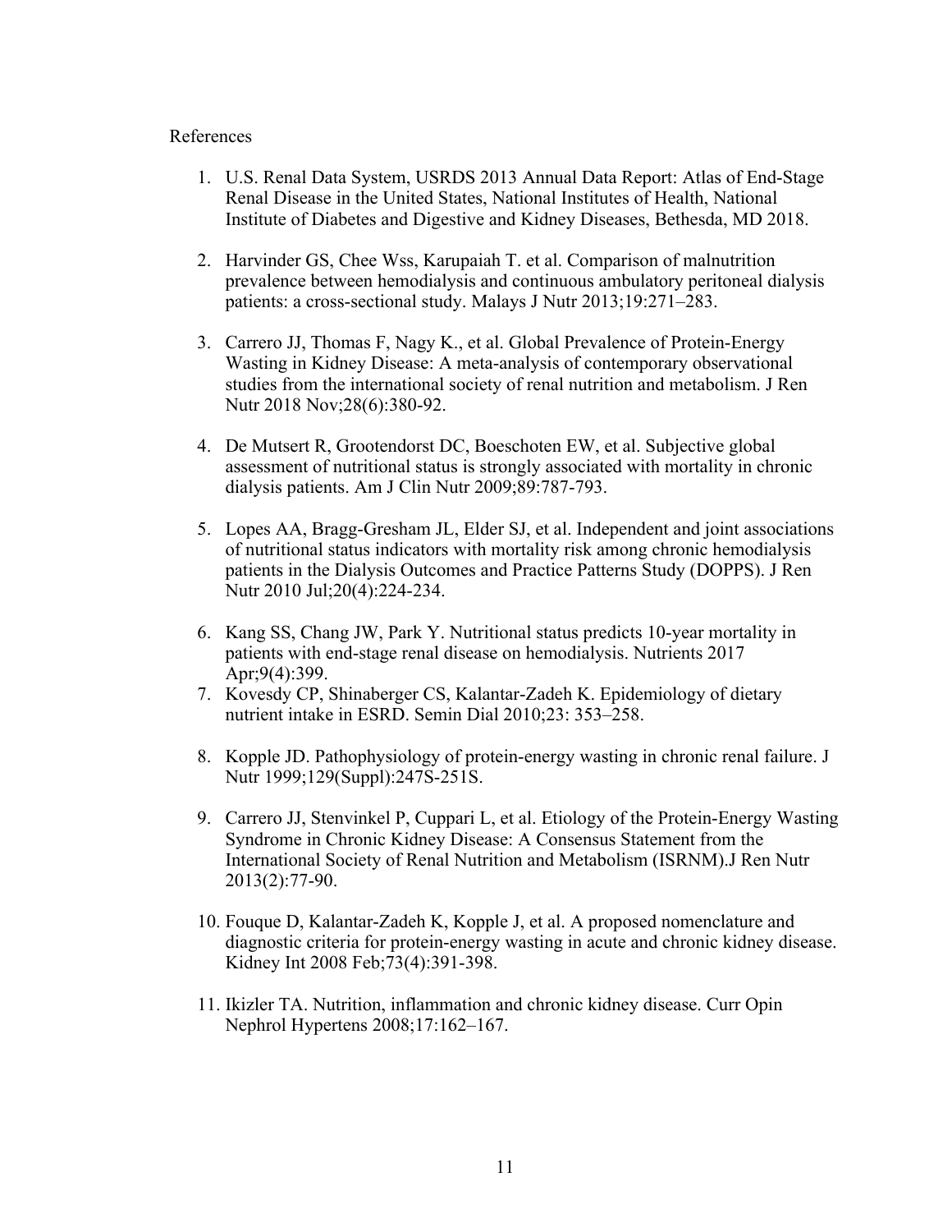References

1. U.S. Renal Data System, USRDS 2013 Annual Data Report: Atlas of End-Stage Renal Disease in the United States, National Institutes of Health, National Institute of Diabetes and Digestive and Kidney Diseases, Bethesda, MD 2018.

2. Harvinder GS, Chee Wss, Karupaiah T. et al. Comparison of malnutrition prevalence between hemodialysis and continuous ambulatory peritoneal dialysis patients: a cross-sectional study. Malays J Nutr 2013;19:271–283.

3. Carrero JJ, Thomas F, Nagy K., et al. Global Prevalence of Protein-Energy Wasting in Kidney Disease: A meta-analysis of contemporary observational studies from the international society of renal nutrition and metabolism. J Ren Nutr 2018 Nov;28(6):380-92.

4. De Mutsert R, Grootendorst DC, Boeschoten EW, et al. Subjective global assessment of nutritional status is strongly associated with mortality in chronic dialysis patients. Am J Clin Nutr 2009;89:787-793.

5. Lopes AA, Bragg-Gresham JL, Elder SJ, et al. Independent and joint associations of nutritional status indicators with mortality risk among chronic hemodialysis patients in the Dialysis Outcomes and Practice Patterns Study (DOPPS). J Ren Nutr 2010 Jul;20(4):224-234.

6. Kang SS, Chang JW, Park Y. Nutritional status predicts 10-year mortality in patients with end-stage renal disease on hemodialysis. Nutrients 2017 Apr;9(4):399.

7. Kovesdy CP, Shinaberger CS, Kalantar-Zadeh K. Epidemiology of dietary nutrient intake in ESRD. Semin Dial 2010;23: 353–258.

8. Kopple JD. Pathophysiology of protein-energy wasting in chronic renal failure. J Nutr 1999;129(Suppl):247S-251S.

9. Carrero JJ, Stenvinkel P, Cuppari L, et al. Etiology of the Protein-Energy Wasting Syndrome in Chronic Kidney Disease: A Consensus Statement from the International Society of Renal Nutrition and Metabolism (ISRNM).J Ren Nutr 2013(2):77-90.

10. Fouque D, Kalantar-Zadeh K, Kopple J, et al. A proposed nomenclature and diagnostic criteria for protein-energy wasting in acute and chronic kidney disease. Kidney Int 2008 Feb;73(4):391-398.

11. Ikizler TA. Nutrition, inflammation and chronic kidney disease. Curr Opin Nephrol Hypertens 2008;17:162–167.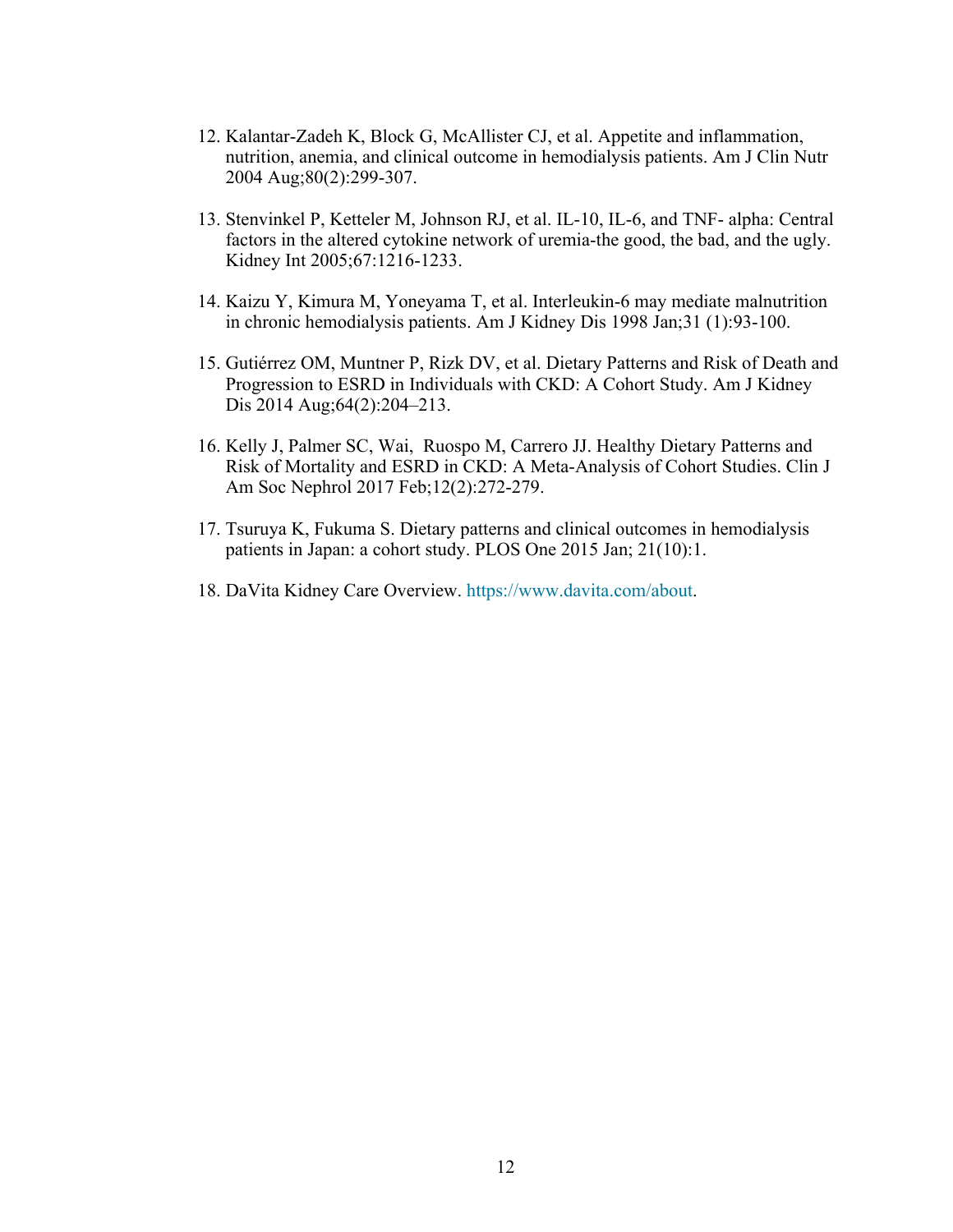12. Kalantar-Zadeh K, Block G, McAllister CJ, et al. Appetite and inflammation, nutrition, anemia, and clinical outcome in hemodialysis patients. Am J Clin Nutr 2004 Aug;80(2):299-307.

13. Stenvinkel P, Ketteler M, Johnson RJ, et al. IL-10, IL-6, and TNF- alpha: Central factors in the altered cytokine network of uremia-the good, the bad, and the ugly. Kidney Int 2005;67:1216-1233.

14. Kaizu Y, Kimura M, Yoneyama T, et al. Interleukin-6 may mediate malnutrition in chronic hemodialysis patients. Am J Kidney Dis 1998 Jan;31 (1):93-100.

15. Gutiérrez OM, Muntner P, Rizk DV, et al. Dietary Patterns and Risk of Death and Progression to ESRD in Individuals with CKD: A Cohort Study. Am J Kidney Dis 2014 Aug;64(2):204–213.

16. Kelly J, Palmer SC, Wai, Ruospo M, Carrero JJ. Healthy Dietary Patterns and Risk of Mortality and ESRD in CKD: A Meta-Analysis of Cohort Studies. Clin J Am Soc Nephrol 2017 Feb;12(2):272-279.

17. Tsuruya K, Fukuma S. Dietary patterns and clinical outcomes in hemodialysis patients in Japan: a cohort study. PLOS One 2015 Jan; 21(10):1.

18. DaVita Kidney Care Overview. https://www.davita.com/about.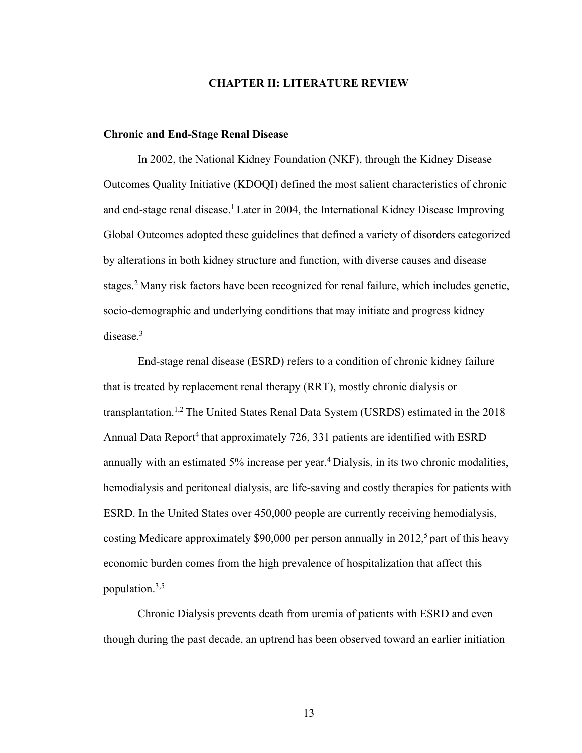# CHAPTER II: LITERATURE REVIEW

## Chronic and End-Stage Renal Disease

In 2002, the National Kidney Foundation (NKF), through the Kidney Disease Outcomes Quality Initiative (KDOQI) defined the most salient characteristics of chronic and end-stage renal disease.[1] Later in 2004, the International Kidney Disease Improving Global Outcomes adopted these guidelines that defined a variety of disorders categorized by alterations in both kidney structure and function, with diverse causes and disease stages.[2] Many risk factors have been recognized for renal failure, which includes genetic, socio-demographic and underlying conditions that may initiate and progress kidney disease.[3]

End-stage renal disease (ESRD) refers to a condition of chronic kidney failure that is treated by replacement renal therapy (RRT), mostly chronic dialysis or transplantation.[1,2] The United States Renal Data System (USRDS) estimated in the 2018 Annual Data Report[4] that approximately 726, 331 patients are identified with ESRD annually with an estimated 5% increase per year.[4] Dialysis, in its two chronic modalities, hemodialysis and peritoneal dialysis, are life-saving and costly therapies for patients with ESRD. In the United States over 450,000 people are currently receiving hemodialysis, costing Medicare approximately $90,000 per person annually in 2012,[5] part of this heavy economic burden comes from the high prevalence of hospitalization that affect this population.[3,5]

Chronic Dialysis prevents death from uremia of patients with ESRD and even though during the past decade, an uptrend has been observed toward an earlier initiation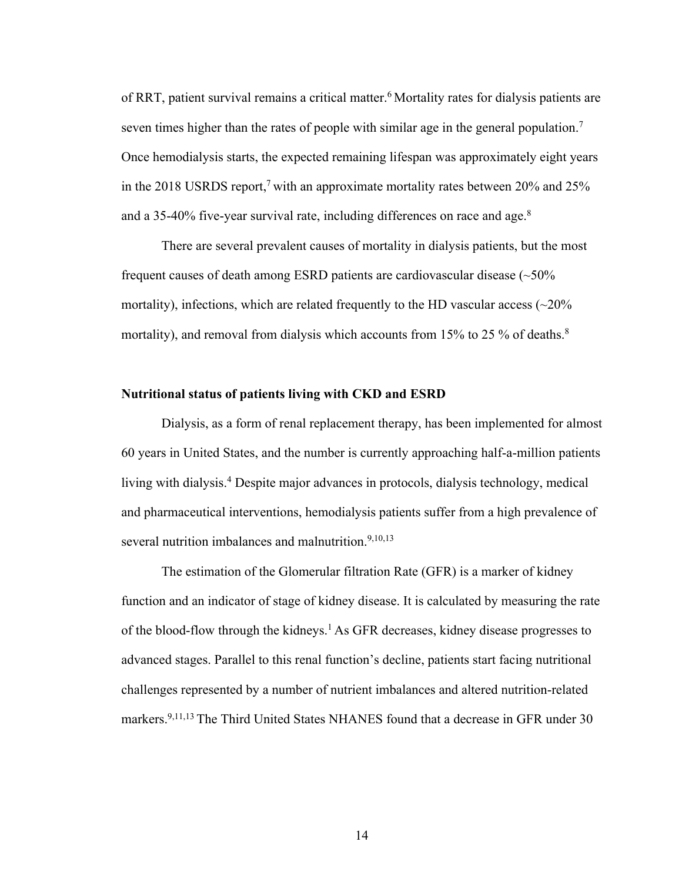of RRT, patient survival remains a critical matter.[6] Mortality rates for dialysis patients are seven times higher than the rates of people with similar age in the general population.[7] Once hemodialysis starts, the expected remaining lifespan was approximately eight years in the 2018 USRDS report,[7] with an approximate mortality rates between 20% and 25% and a 35-40% five-year survival rate, including differences on race and age.[8]

There are several prevalent causes of mortality in dialysis patients, but the most frequent causes of death among ESRD patients are cardiovascular disease (~50% mortality), infections, which are related frequently to the HD vascular access (~20% mortality), and removal from dialysis which accounts from 15% to 25 % of deaths.[8]

**Nutritional status of patients living with CKD and ESRD**

Dialysis, as a form of renal replacement therapy, has been implemented for almost 60 years in United States, and the number is currently approaching half-a-million patients living with dialysis.[4] Despite major advances in protocols, dialysis technology, medical and pharmaceutical interventions, hemodialysis patients suffer from a high prevalence of several nutrition imbalances and malnutrition.[9,10,13]

The estimation of the Glomerular filtration Rate (GFR) is a marker of kidney function and an indicator of stage of kidney disease. It is calculated by measuring the rate of the blood-flow through the kidneys.[1] As GFR decreases, kidney disease progresses to advanced stages. Parallel to this renal function's decline, patients start facing nutritional challenges represented by a number of nutrient imbalances and altered nutrition-related markers.[9,11,13] The Third United States NHANES found that a decrease in GFR under 30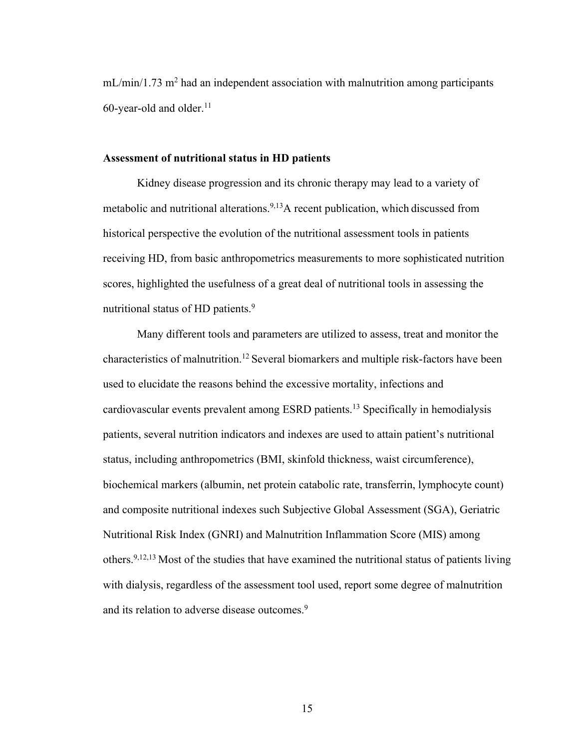mL/min/1.73 $m^2$ had an independent association with malnutrition among participants 60-year-old and older.[11]

### Assessment of nutritional status in HD patients

Kidney disease progression and its chronic therapy may lead to a variety of metabolic and nutritional alterations.[9,13] A recent publication, which discussed from historical perspective the evolution of the nutritional assessment tools in patients receiving HD, from basic anthropometrics measurements to more sophisticated nutrition scores, highlighted the usefulness of a great deal of nutritional tools in assessing the nutritional status of HD patients.[9]

Many different tools and parameters are utilized to assess, treat and monitor the characteristics of malnutrition.[12] Several biomarkers and multiple risk-factors have been used to elucidate the reasons behind the excessive mortality, infections and cardiovascular events prevalent among ESRD patients.[13] Specifically in hemodialysis patients, several nutrition indicators and indexes are used to attain patient's nutritional status, including anthropometrics (BMI, skinfold thickness, waist circumference), biochemical markers (albumin, net protein catabolic rate, transferrin, lymphocyte count) and composite nutritional indexes such Subjective Global Assessment (SGA), Geriatric Nutritional Risk Index (GNRI) and Malnutrition Inflammation Score (MIS) among others.[9,12,13] Most of the studies that have examined the nutritional status of patients living with dialysis, regardless of the assessment tool used, report some degree of malnutrition and its relation to adverse disease outcomes.[9]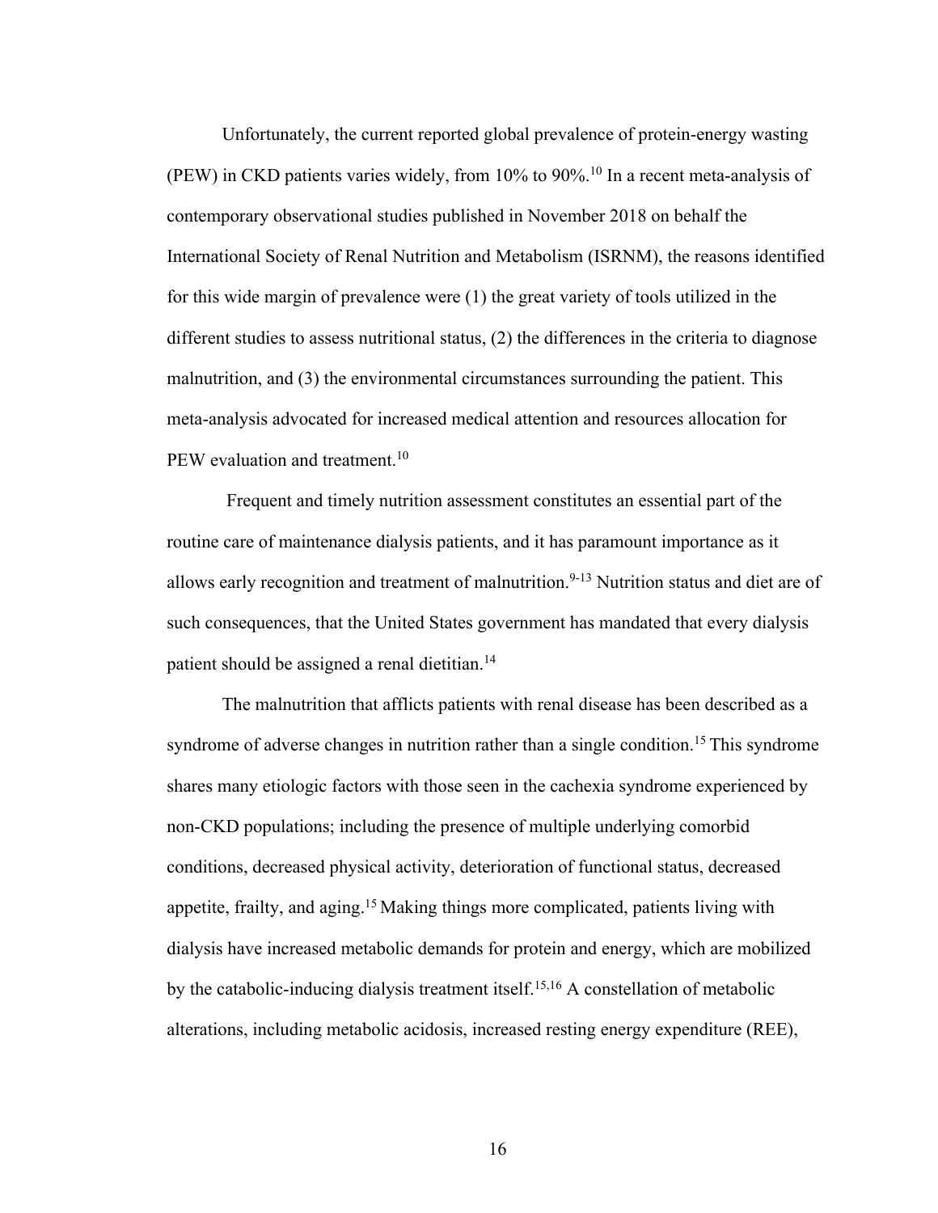Unfortunately, the current reported global prevalence of protein-energy wasting (PEW) in CKD patients varies widely, from 10% to 90%.[10] In a recent meta-analysis of contemporary observational studies published in November 2018 on behalf the International Society of Renal Nutrition and Metabolism (ISRNM), the reasons identified for this wide margin of prevalence were (1) the great variety of tools utilized in the different studies to assess nutritional status, (2) the differences in the criteria to diagnose malnutrition, and (3) the environmental circumstances surrounding the patient. This meta-analysis advocated for increased medical attention and resources allocation for PEW evaluation and treatment.[10]

Frequent and timely nutrition assessment constitutes an essential part of the routine care of maintenance dialysis patients, and it has paramount importance as it allows early recognition and treatment of malnutrition.[9-13] Nutrition status and diet are of such consequences, that the United States government has mandated that every dialysis patient should be assigned a renal dietitian.[14]

The malnutrition that afflicts patients with renal disease has been described as a syndrome of adverse changes in nutrition rather than a single condition.[15] This syndrome shares many etiologic factors with those seen in the cachexia syndrome experienced by non-CKD populations; including the presence of multiple underlying comorbid conditions, decreased physical activity, deterioration of functional status, decreased appetite, frailty, and aging.[15] Making things more complicated, patients living with dialysis have increased metabolic demands for protein and energy, which are mobilized by the catabolic-inducing dialysis treatment itself.[15,16] A constellation of metabolic alterations, including metabolic acidosis, increased resting energy expenditure (REE),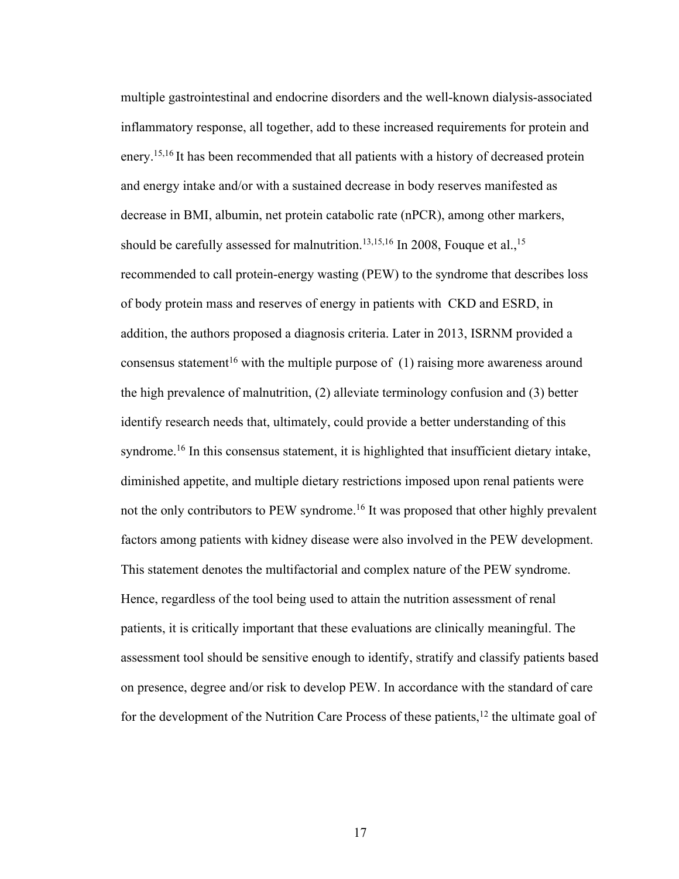multiple gastrointestinal and endocrine disorders and the well-known dialysis-associated inflammatory response, all together, add to these increased requirements for protein and enery.[15,16] It has been recommended that all patients with a history of decreased protein and energy intake and/or with a sustained decrease in body reserves manifested as decrease in BMI, albumin, net protein catabolic rate (nPCR), among other markers, should be carefully assessed for malnutrition.[13,15,16] In 2008, Fouque et al.,[15] recommended to call protein-energy wasting (PEW) to the syndrome that describes loss of body protein mass and reserves of energy in patients with CKD and ESRD, in addition, the authors proposed a diagnosis criteria. Later in 2013, ISRNM provided a consensus statement[16] with the multiple purpose of (1) raising more awareness around the high prevalence of malnutrition, (2) alleviate terminology confusion and (3) better identify research needs that, ultimately, could provide a better understanding of this syndrome.[16] In this consensus statement, it is highlighted that insufficient dietary intake, diminished appetite, and multiple dietary restrictions imposed upon renal patients were not the only contributors to PEW syndrome.[16] It was proposed that other highly prevalent factors among patients with kidney disease were also involved in the PEW development. This statement denotes the multifactorial and complex nature of the PEW syndrome. Hence, regardless of the tool being used to attain the nutrition assessment of renal patients, it is critically important that these evaluations are clinically meaningful. The assessment tool should be sensitive enough to identify, stratify and classify patients based on presence, degree and/or risk to develop PEW. In accordance with the standard of care for the development of the Nutrition Care Process of these patients,[12] the ultimate goal of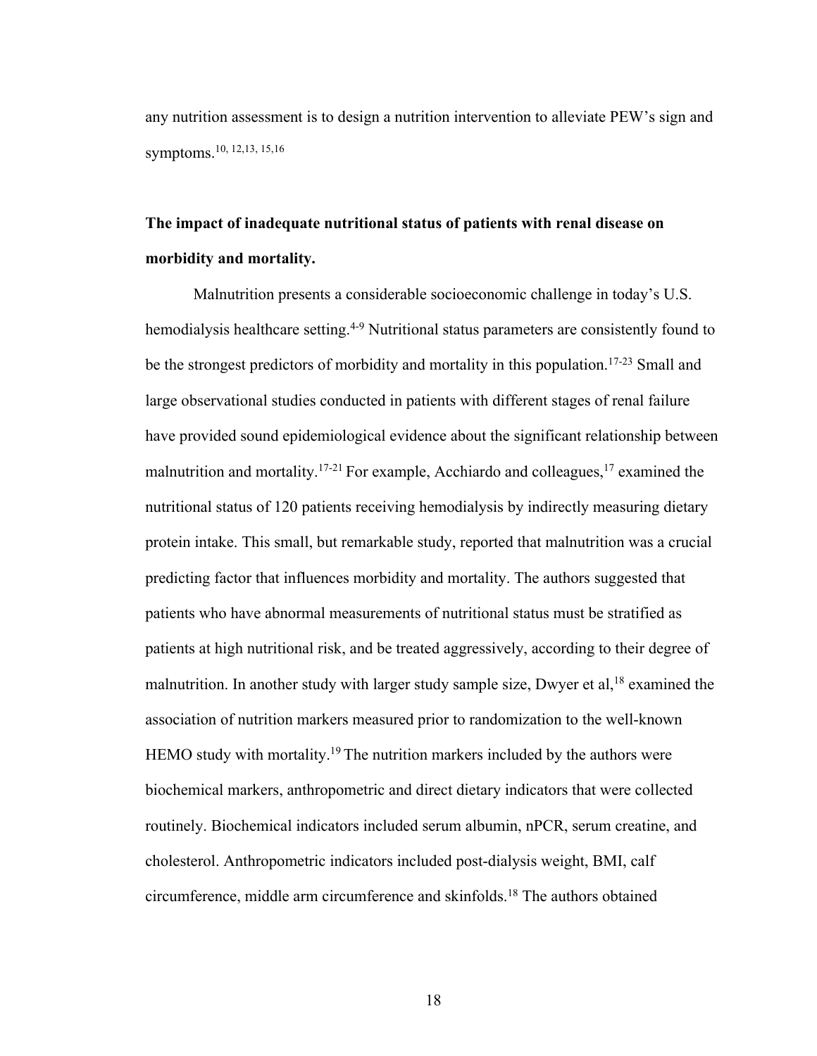any nutrition assessment is to design a nutrition intervention to alleviate PEW's sign and symptoms.[10, 12,13, 15,16]

## The impact of inadequate nutritional status of patients with renal disease on morbidity and mortality.

Malnutrition presents a considerable socioeconomic challenge in today's U.S. hemodialysis healthcare setting.[4-9] Nutritional status parameters are consistently found to be the strongest predictors of morbidity and mortality in this population.[17-23] Small and large observational studies conducted in patients with different stages of renal failure have provided sound epidemiological evidence about the significant relationship between malnutrition and mortality.[17-21] For example, Acchiardo and colleagues,[17] examined the nutritional status of 120 patients receiving hemodialysis by indirectly measuring dietary protein intake. This small, but remarkable study, reported that malnutrition was a crucial predicting factor that influences morbidity and mortality. The authors suggested that patients who have abnormal measurements of nutritional status must be stratified as patients at high nutritional risk, and be treated aggressively, according to their degree of malnutrition. In another study with larger study sample size, Dwyer et al,[18] examined the association of nutrition markers measured prior to randomization to the well-known HEMO study with mortality.[19] The nutrition markers included by the authors were biochemical markers, anthropometric and direct dietary indicators that were collected routinely. Biochemical indicators included serum albumin, nPCR, serum creatine, and cholesterol. Anthropometric indicators included post-dialysis weight, BMI, calf circumference, middle arm circumference and skinfolds.[18] The authors obtained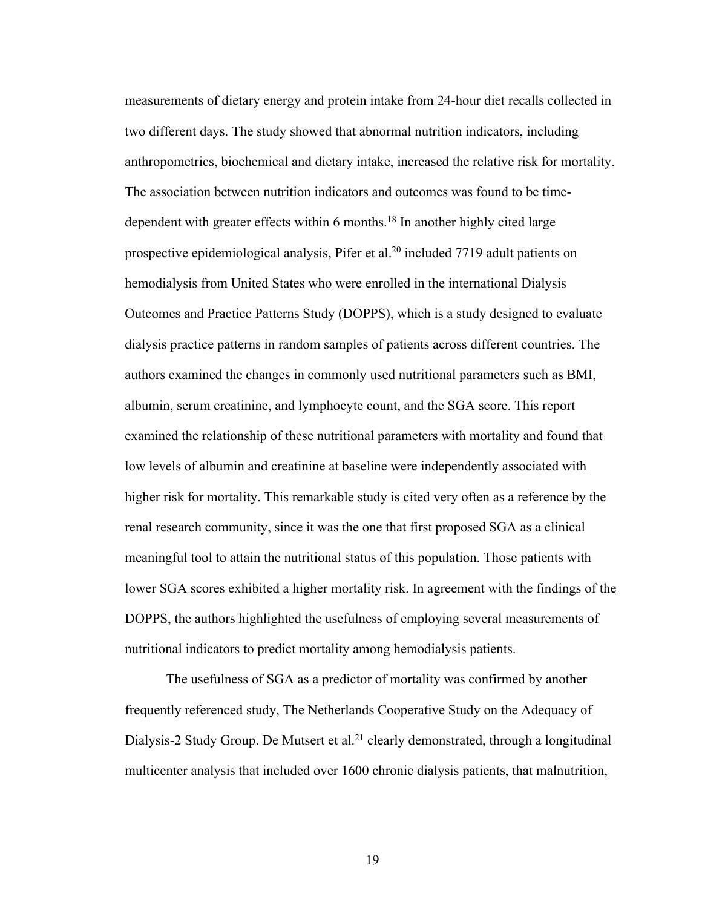measurements of dietary energy and protein intake from 24-hour diet recalls collected in two different days. The study showed that abnormal nutrition indicators, including anthropometrics, biochemical and dietary intake, increased the relative risk for mortality. The association between nutrition indicators and outcomes was found to be time-dependent with greater effects within 6 months.[18] In another highly cited large prospective epidemiological analysis, Pifer et al.[20] included 7719 adult patients on hemodialysis from United States who were enrolled in the international Dialysis Outcomes and Practice Patterns Study (DOPPS), which is a study designed to evaluate dialysis practice patterns in random samples of patients across different countries. The authors examined the changes in commonly used nutritional parameters such as BMI, albumin, serum creatinine, and lymphocyte count, and the SGA score. This report examined the relationship of these nutritional parameters with mortality and found that low levels of albumin and creatinine at baseline were independently associated with higher risk for mortality. This remarkable study is cited very often as a reference by the renal research community, since it was the one that first proposed SGA as a clinical meaningful tool to attain the nutritional status of this population. Those patients with lower SGA scores exhibited a higher mortality risk. In agreement with the findings of the DOPPS, the authors highlighted the usefulness of employing several measurements of nutritional indicators to predict mortality among hemodialysis patients.

The usefulness of SGA as a predictor of mortality was confirmed by another frequently referenced study, The Netherlands Cooperative Study on the Adequacy of Dialysis-2 Study Group. De Mutsert et al.[21] clearly demonstrated, through a longitudinal multicenter analysis that included over 1600 chronic dialysis patients, that malnutrition,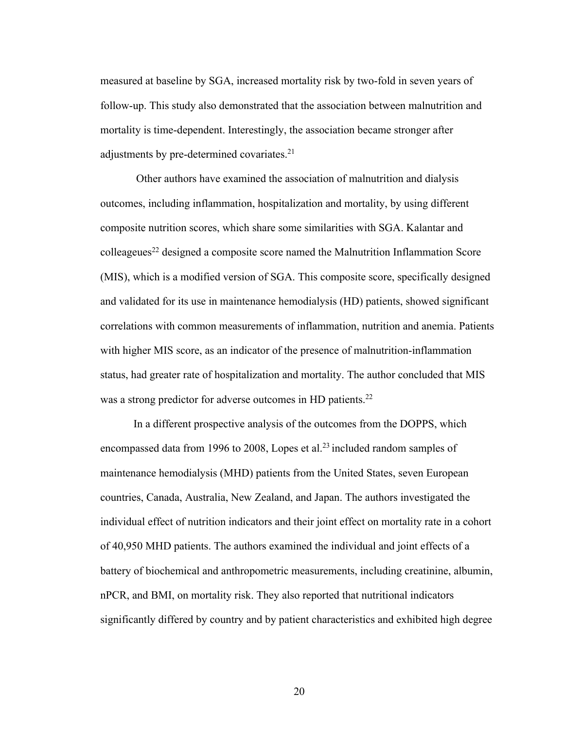measured at baseline by SGA, increased mortality risk by two-fold in seven years of follow-up. This study also demonstrated that the association between malnutrition and mortality is time-dependent. Interestingly, the association became stronger after adjustments by pre-determined covariates.[21]

Other authors have examined the association of malnutrition and dialysis outcomes, including inflammation, hospitalization and mortality, by using different composite nutrition scores, which share some similarities with SGA. Kalantar and colleageues[22] designed a composite score named the Malnutrition Inflammation Score (MIS), which is a modified version of SGA. This composite score, specifically designed and validated for its use in maintenance hemodialysis (HD) patients, showed significant correlations with common measurements of inflammation, nutrition and anemia. Patients with higher MIS score, as an indicator of the presence of malnutrition-inflammation status, had greater rate of hospitalization and mortality. The author concluded that MIS was a strong predictor for adverse outcomes in HD patients.[22]

In a different prospective analysis of the outcomes from the DOPPS, which encompassed data from 1996 to 2008, Lopes et al.[23] included random samples of maintenance hemodialysis (MHD) patients from the United States, seven European countries, Canada, Australia, New Zealand, and Japan. The authors investigated the individual effect of nutrition indicators and their joint effect on mortality rate in a cohort of 40,950 MHD patients. The authors examined the individual and joint effects of a battery of biochemical and anthropometric measurements, including creatinine, albumin, nPCR, and BMI, on mortality risk. They also reported that nutritional indicators significantly differed by country and by patient characteristics and exhibited high degree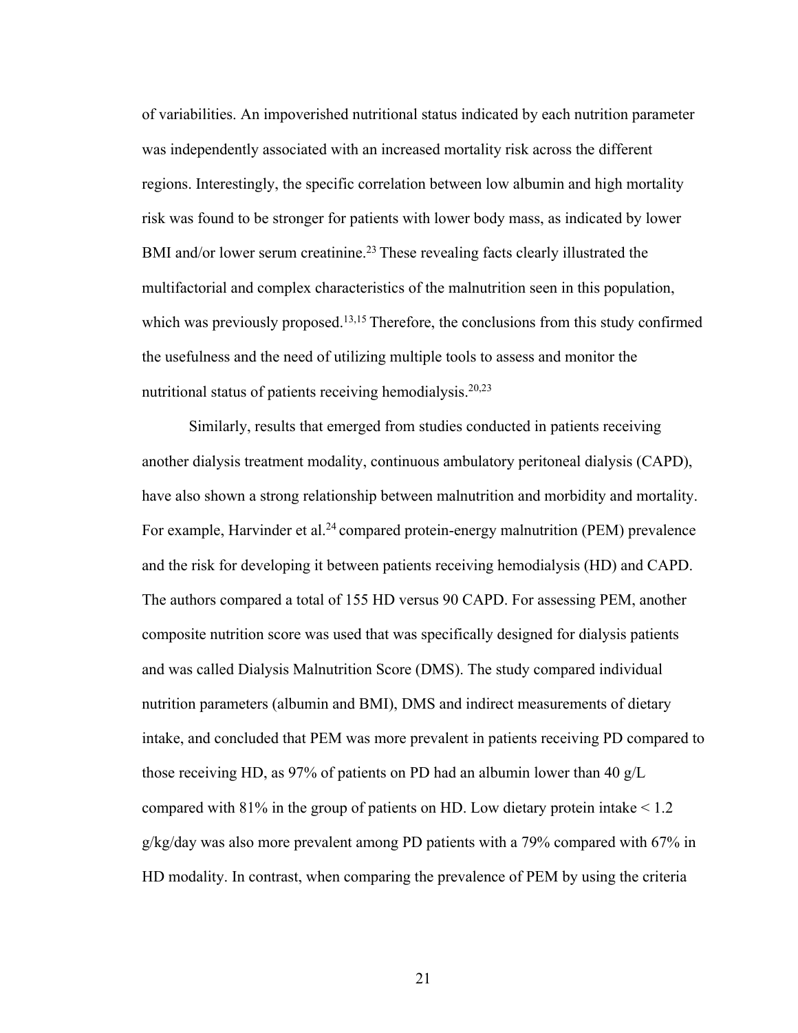of variabilities. An impoverished nutritional status indicated by each nutrition parameter was independently associated with an increased mortality risk across the different regions. Interestingly, the specific correlation between low albumin and high mortality risk was found to be stronger for patients with lower body mass, as indicated by lower BMI and/or lower serum creatinine.[23] These revealing facts clearly illustrated the multifactorial and complex characteristics of the malnutrition seen in this population, which was previously proposed.[13,15] Therefore, the conclusions from this study confirmed the usefulness and the need of utilizing multiple tools to assess and monitor the nutritional status of patients receiving hemodialysis.[20,23]

Similarly, results that emerged from studies conducted in patients receiving another dialysis treatment modality, continuous ambulatory peritoneal dialysis (CAPD), have also shown a strong relationship between malnutrition and morbidity and mortality. For example, Harvinder et al.[24] compared protein-energy malnutrition (PEM) prevalence and the risk for developing it between patients receiving hemodialysis (HD) and CAPD. The authors compared a total of 155 HD versus 90 CAPD. For assessing PEM, another composite nutrition score was used that was specifically designed for dialysis patients and was called Dialysis Malnutrition Score (DMS). The study compared individual nutrition parameters (albumin and BMI), DMS and indirect measurements of dietary intake, and concluded that PEM was more prevalent in patients receiving PD compared to those receiving HD, as 97% of patients on PD had an albumin lower than 40 g/L compared with 81% in the group of patients on HD. Low dietary protein intake < 1.2 g/kg/day was also more prevalent among PD patients with a 79% compared with 67% in HD modality. In contrast, when comparing the prevalence of PEM by using the criteria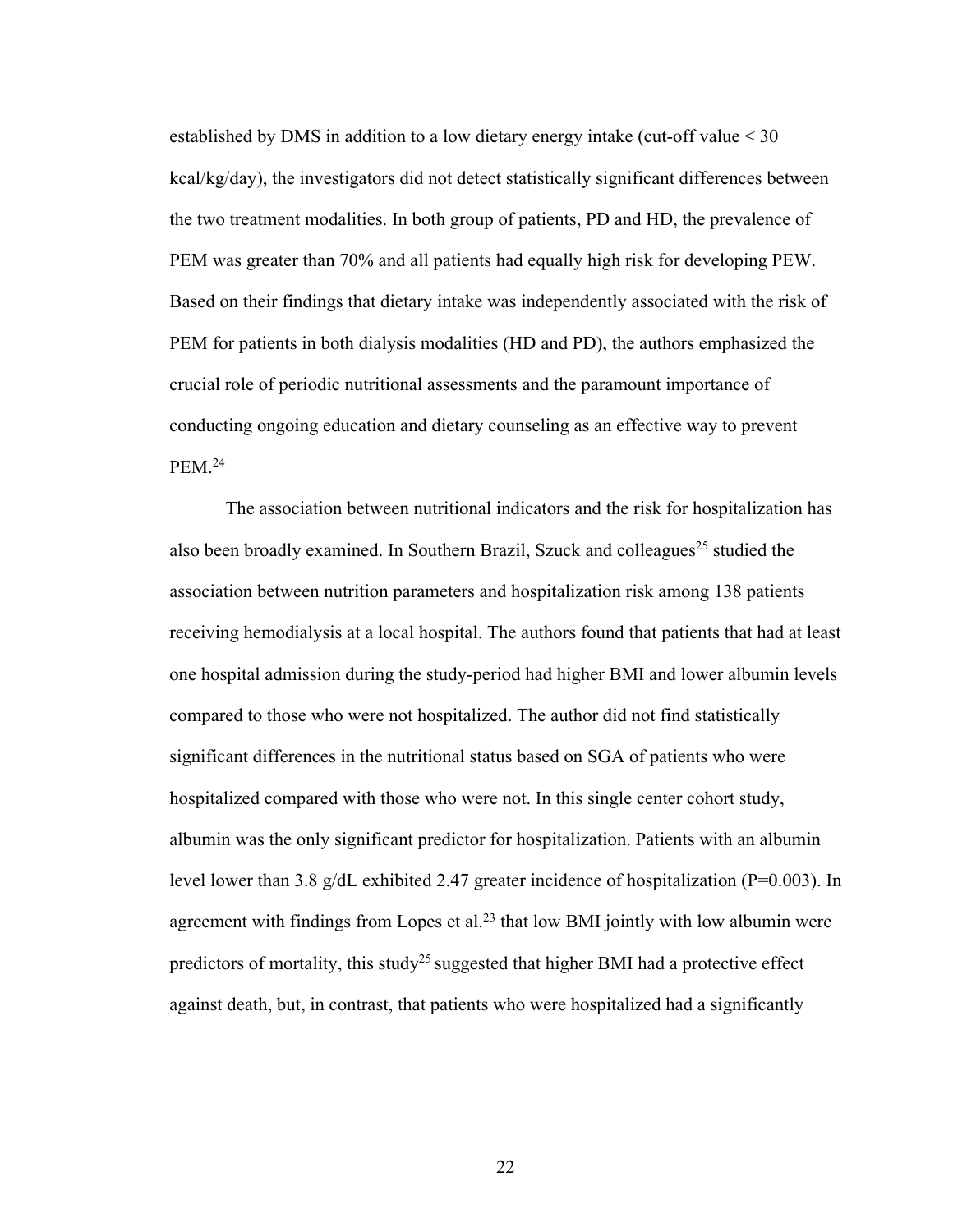established by DMS in addition to a low dietary energy intake (cut-off value < 30 kcal/kg/day), the investigators did not detect statistically significant differences between the two treatment modalities. In both group of patients, PD and HD, the prevalence of PEM was greater than 70% and all patients had equally high risk for developing PEW. Based on their findings that dietary intake was independently associated with the risk of PEM for patients in both dialysis modalities (HD and PD), the authors emphasized the crucial role of periodic nutritional assessments and the paramount importance of conducting ongoing education and dietary counseling as an effective way to prevent PEM.[24]

The association between nutritional indicators and the risk for hospitalization has also been broadly examined. In Southern Brazil, Szuck and colleagues[25] studied the association between nutrition parameters and hospitalization risk among 138 patients receiving hemodialysis at a local hospital. The authors found that patients that had at least one hospital admission during the study-period had higher BMI and lower albumin levels compared to those who were not hospitalized. The author did not find statistically significant differences in the nutritional status based on SGA of patients who were hospitalized compared with those who were not. In this single center cohort study, albumin was the only significant predictor for hospitalization. Patients with an albumin level lower than 3.8 g/dL exhibited 2.47 greater incidence of hospitalization (P=0.003). In agreement with findings from Lopes et al.[23] that low BMI jointly with low albumin were predictors of mortality, this study[25] suggested that higher BMI had a protective effect against death, but, in contrast, that patients who were hospitalized had a significantly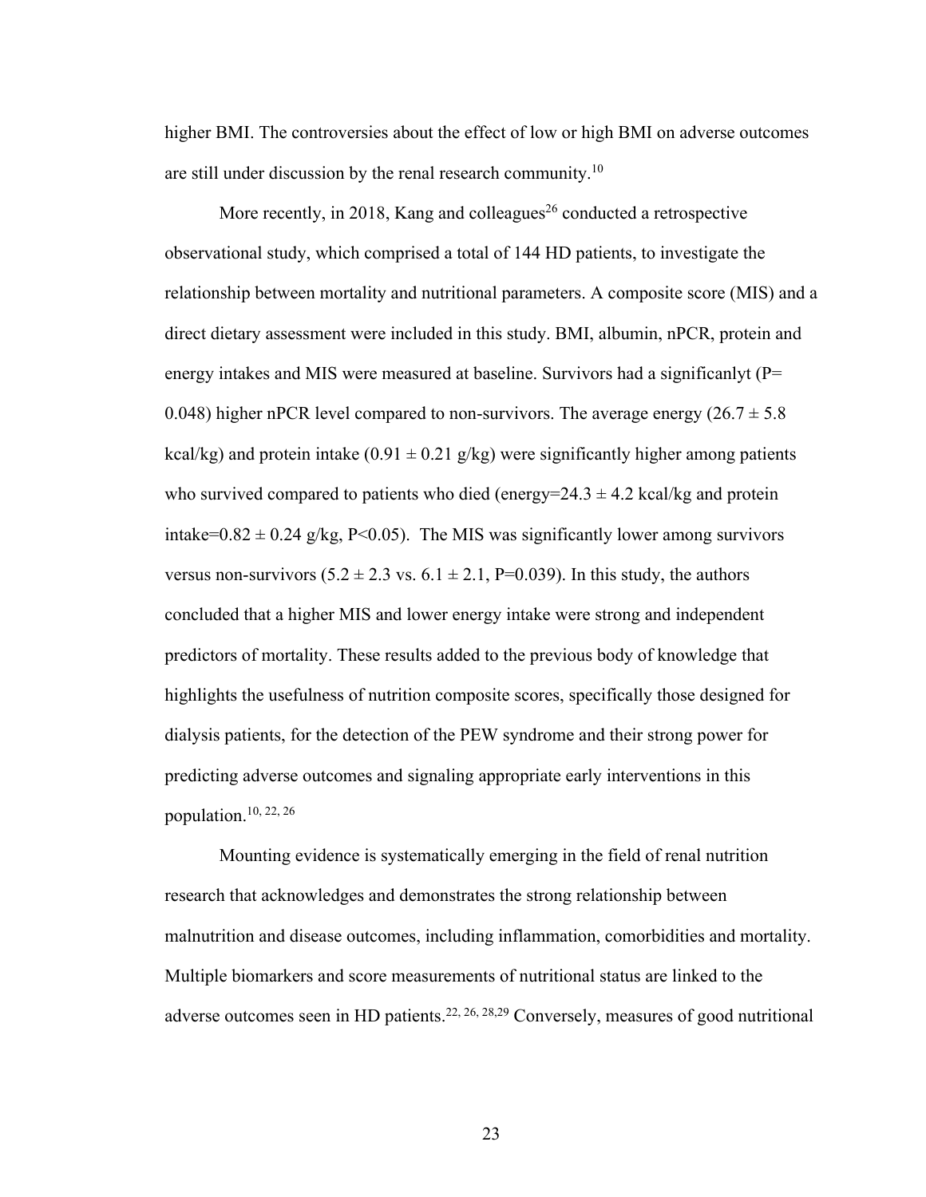higher BMI. The controversies about the effect of low or high BMI on adverse outcomes are still under discussion by the renal research community.[10]

More recently, in 2018, Kang and colleagues[26] conducted a retrospective observational study, which comprised a total of 144 HD patients, to investigate the relationship between mortality and nutritional parameters. A composite score (MIS) and a direct dietary assessment were included in this study. BMI, albumin, nPCR, protein and energy intakes and MIS were measured at baseline. Survivors had a significanlyt (P= 0.048) higher nPCR level compared to non-survivors. The average energy (26.7 ± 5.8 kcal/kg) and protein intake (0.91 ± 0.21 g/kg) were significantly higher among patients who survived compared to patients who died (energy=24.3 ± 4.2 kcal/kg and protein intake=0.82 ± 0.24 g/kg, P<0.05). The MIS was significantly lower among survivors versus non-survivors (5.2 ± 2.3 vs. 6.1 ± 2.1, P=0.039). In this study, the authors concluded that a higher MIS and lower energy intake were strong and independent predictors of mortality. These results added to the previous body of knowledge that highlights the usefulness of nutrition composite scores, specifically those designed for dialysis patients, for the detection of the PEW syndrome and their strong power for predicting adverse outcomes and signaling appropriate early interventions in this population.[10, 22, 26]

Mounting evidence is systematically emerging in the field of renal nutrition research that acknowledges and demonstrates the strong relationship between malnutrition and disease outcomes, including inflammation, comorbidities and mortality. Multiple biomarkers and score measurements of nutritional status are linked to the adverse outcomes seen in HD patients.[22, 26, 28,29] Conversely, measures of good nutritional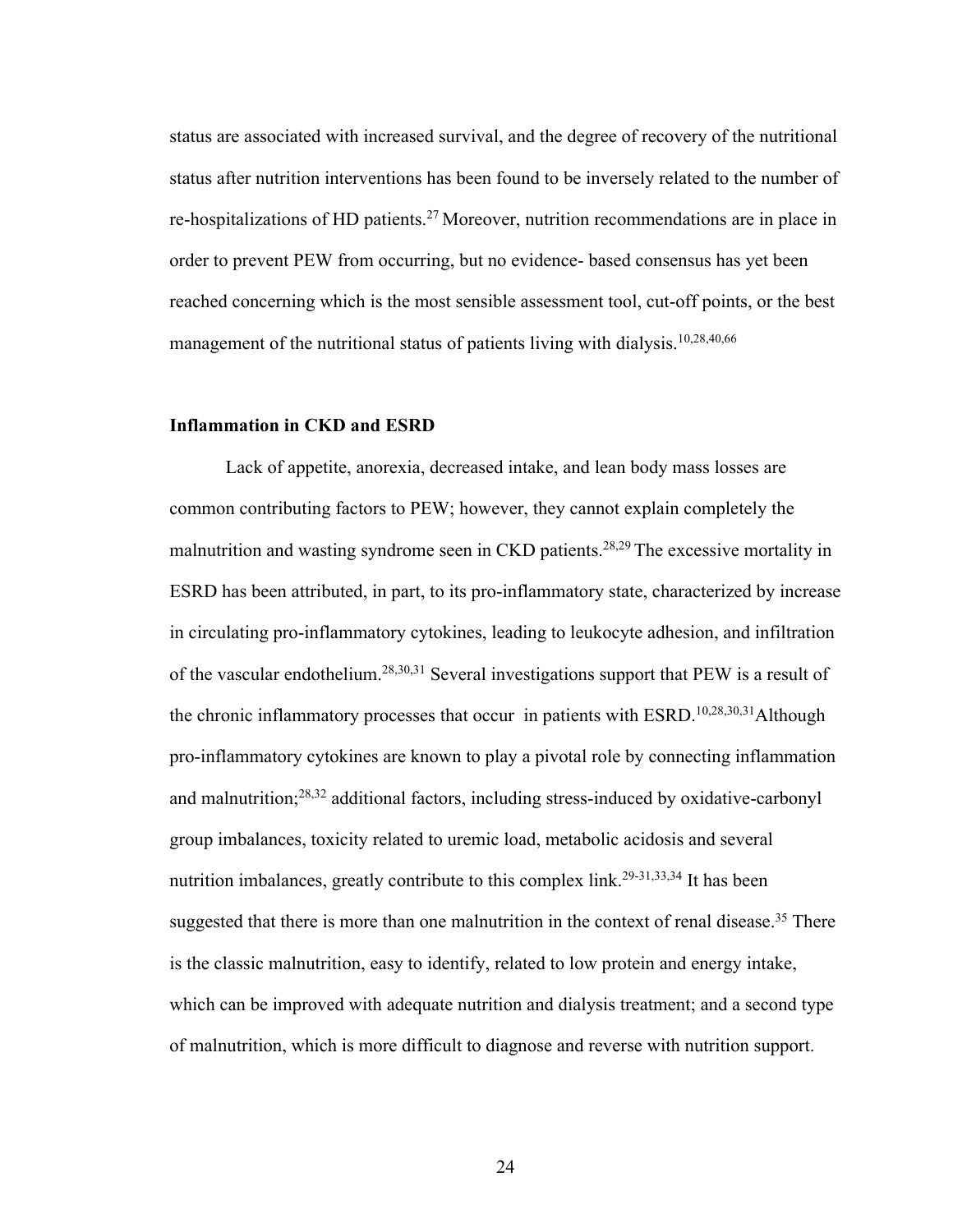status are associated with increased survival, and the degree of recovery of the nutritional status after nutrition interventions has been found to be inversely related to the number of re-hospitalizations of HD patients.[27] Moreover, nutrition recommendations are in place in order to prevent PEW from occurring, but no evidence- based consensus has yet been reached concerning which is the most sensible assessment tool, cut-off points, or the best management of the nutritional status of patients living with dialysis.[10,28,40,66]

### Inflammation in CKD and ESRD

Lack of appetite, anorexia, decreased intake, and lean body mass losses are common contributing factors to PEW; however, they cannot explain completely the malnutrition and wasting syndrome seen in CKD patients.[28,29] The excessive mortality in ESRD has been attributed, in part, to its pro-inflammatory state, characterized by increase in circulating pro-inflammatory cytokines, leading to leukocyte adhesion, and infiltration of the vascular endothelium.[28,30,31] Several investigations support that PEW is a result of the chronic inflammatory processes that occur in patients with ESRD.[10,28,30,31]Although pro-inflammatory cytokines are known to play a pivotal role by connecting inflammation and malnutrition;[28,32] additional factors, including stress-induced by oxidative-carbonyl group imbalances, toxicity related to uremic load, metabolic acidosis and several nutrition imbalances, greatly contribute to this complex link.[29-31,33,34] It has been suggested that there is more than one malnutrition in the context of renal disease.[35] There is the classic malnutrition, easy to identify, related to low protein and energy intake, which can be improved with adequate nutrition and dialysis treatment; and a second type of malnutrition, which is more difficult to diagnose and reverse with nutrition support.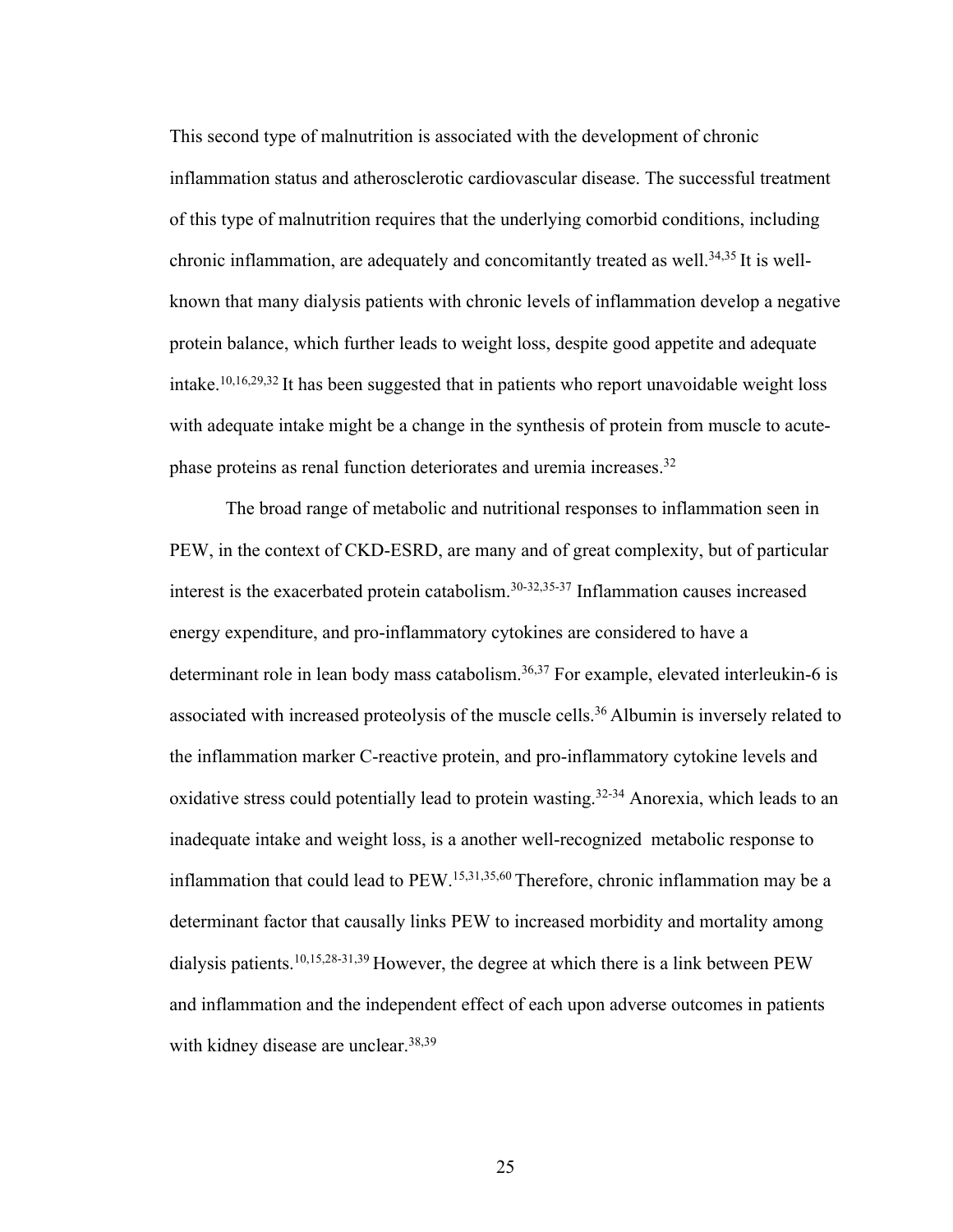This second type of malnutrition is associated with the development of chronic inflammation status and atherosclerotic cardiovascular disease. The successful treatment of this type of malnutrition requires that the underlying comorbid conditions, including chronic inflammation, are adequately and concomitantly treated as well.[34,35] It is well-known that many dialysis patients with chronic levels of inflammation develop a negative protein balance, which further leads to weight loss, despite good appetite and adequate intake.[10,16,29,32] It has been suggested that in patients who report unavoidable weight loss with adequate intake might be a change in the synthesis of protein from muscle to acute-phase proteins as renal function deteriorates and uremia increases.[32]

The broad range of metabolic and nutritional responses to inflammation seen in PEW, in the context of CKD-ESRD, are many and of great complexity, but of particular interest is the exacerbated protein catabolism.[30-32,35-37] Inflammation causes increased energy expenditure, and pro-inflammatory cytokines are considered to have a determinant role in lean body mass catabolism.[36,37] For example, elevated interleukin-6 is associated with increased proteolysis of the muscle cells.[36] Albumin is inversely related to the inflammation marker C-reactive protein, and pro-inflammatory cytokine levels and oxidative stress could potentially lead to protein wasting.[32-34] Anorexia, which leads to an inadequate intake and weight loss, is a another well-recognized metabolic response to inflammation that could lead to PEW.[15,31,35,60] Therefore, chronic inflammation may be a determinant factor that causally links PEW to increased morbidity and mortality among dialysis patients.[10,15,28-31,39] However, the degree at which there is a link between PEW and inflammation and the independent effect of each upon adverse outcomes in patients with kidney disease are unclear.[38,39]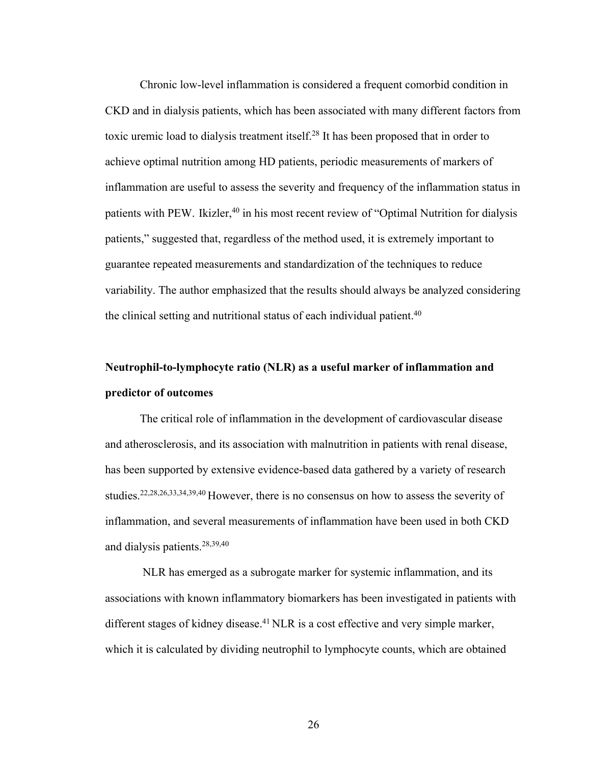Chronic low-level inflammation is considered a frequent comorbid condition in CKD and in dialysis patients, which has been associated with many different factors from toxic uremic load to dialysis treatment itself.[28] It has been proposed that in order to achieve optimal nutrition among HD patients, periodic measurements of markers of inflammation are useful to assess the severity and frequency of the inflammation status in patients with PEW. Ikizler,[40] in his most recent review of "Optimal Nutrition for dialysis patients," suggested that, regardless of the method used, it is extremely important to guarantee repeated measurements and standardization of the techniques to reduce variability. The author emphasized that the results should always be analyzed considering the clinical setting and nutritional status of each individual patient.[40]

## Neutrophil-to-lymphocyte ratio (NLR) as a useful marker of inflammation and predictor of outcomes

The critical role of inflammation in the development of cardiovascular disease and atherosclerosis, and its association with malnutrition in patients with renal disease, has been supported by extensive evidence-based data gathered by a variety of research studies.[22,28,26,33,34,39,40] However, there is no consensus on how to assess the severity of inflammation, and several measurements of inflammation have been used in both CKD and dialysis patients.[28,39,40]

NLR has emerged as a subrogate marker for systemic inflammation, and its associations with known inflammatory biomarkers has been investigated in patients with different stages of kidney disease.[41] NLR is a cost effective and very simple marker, which it is calculated by dividing neutrophil to lymphocyte counts, which are obtained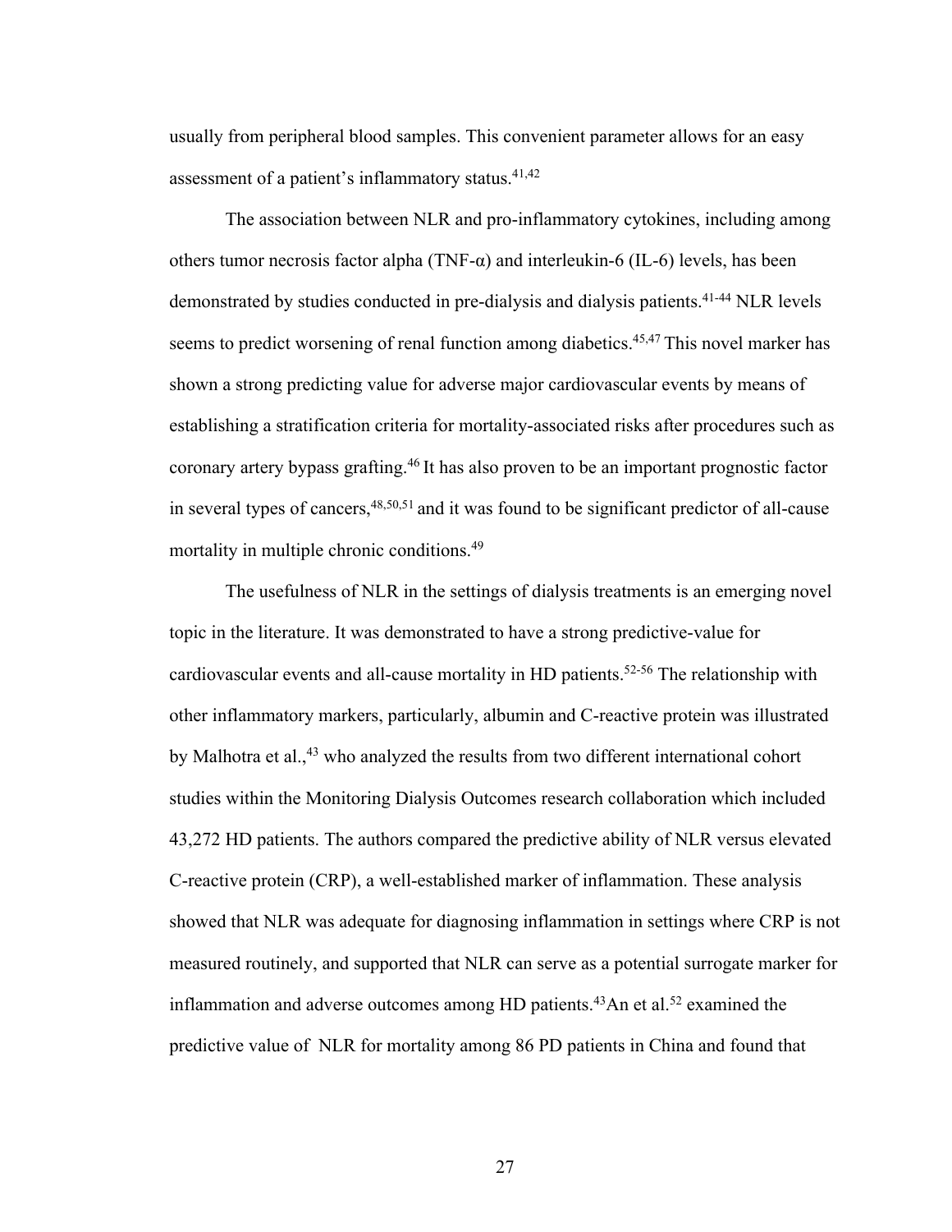usually from peripheral blood samples. This convenient parameter allows for an easy assessment of a patient's inflammatory status.[41,42]

The association between NLR and pro-inflammatory cytokines, including among others tumor necrosis factor alpha (TNF-α) and interleukin-6 (IL-6) levels, has been demonstrated by studies conducted in pre-dialysis and dialysis patients.[41-44] NLR levels seems to predict worsening of renal function among diabetics.[45,47] This novel marker has shown a strong predicting value for adverse major cardiovascular events by means of establishing a stratification criteria for mortality-associated risks after procedures such as coronary artery bypass grafting.[46] It has also proven to be an important prognostic factor in several types of cancers,[48,50,51] and it was found to be significant predictor of all-cause mortality in multiple chronic conditions.[49]

The usefulness of NLR in the settings of dialysis treatments is an emerging novel topic in the literature. It was demonstrated to have a strong predictive-value for cardiovascular events and all-cause mortality in HD patients.[52-56] The relationship with other inflammatory markers, particularly, albumin and C-reactive protein was illustrated by Malhotra et al.,[43] who analyzed the results from two different international cohort studies within the Monitoring Dialysis Outcomes research collaboration which included 43,272 HD patients. The authors compared the predictive ability of NLR versus elevated C-reactive protein (CRP), a well-established marker of inflammation. These analysis showed that NLR was adequate for diagnosing inflammation in settings where CRP is not measured routinely, and supported that NLR can serve as a potential surrogate marker for inflammation and adverse outcomes among HD patients.[43]An et al.[52] examined the predictive value of NLR for mortality among 86 PD patients in China and found that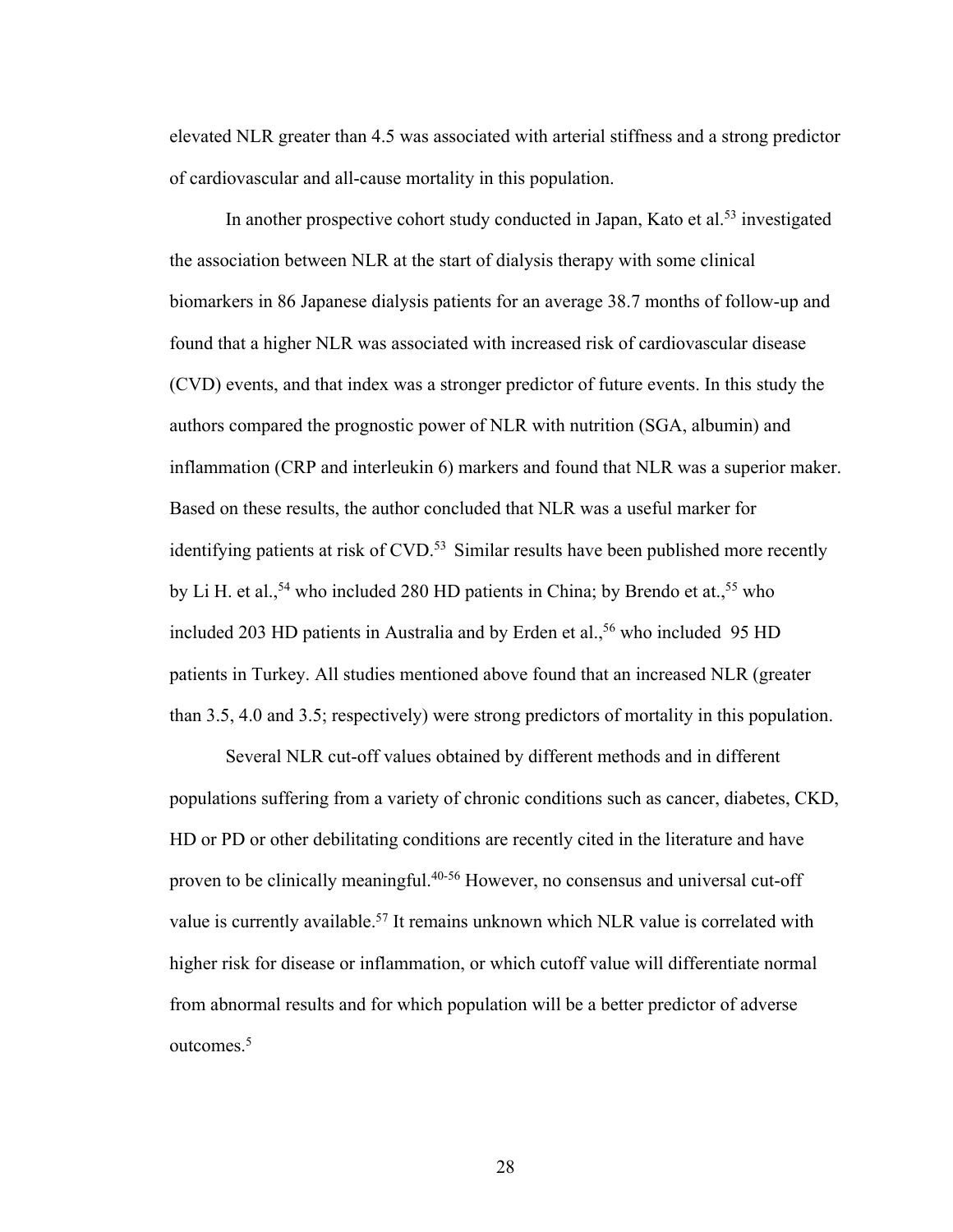elevated NLR greater than 4.5 was associated with arterial stiffness and a strong predictor of cardiovascular and all-cause mortality in this population.

In another prospective cohort study conducted in Japan, Kato et al.[53] investigated the association between NLR at the start of dialysis therapy with some clinical biomarkers in 86 Japanese dialysis patients for an average 38.7 months of follow-up and found that a higher NLR was associated with increased risk of cardiovascular disease (CVD) events, and that index was a stronger predictor of future events. In this study the authors compared the prognostic power of NLR with nutrition (SGA, albumin) and inflammation (CRP and interleukin 6) markers and found that NLR was a superior maker. Based on these results, the author concluded that NLR was a useful marker for identifying patients at risk of CVD.[53] Similar results have been published more recently by Li H. et al.,[54] who included 280 HD patients in China; by Brendo et at.,[55] who included 203 HD patients in Australia and by Erden et al.,[56] who included 95 HD patients in Turkey. All studies mentioned above found that an increased NLR (greater than 3.5, 4.0 and 3.5; respectively) were strong predictors of mortality in this population.

Several NLR cut-off values obtained by different methods and in different populations suffering from a variety of chronic conditions such as cancer, diabetes, CKD, HD or PD or other debilitating conditions are recently cited in the literature and have proven to be clinically meaningful.[40-56] However, no consensus and universal cut-off value is currently available.[57] It remains unknown which NLR value is correlated with higher risk for disease or inflammation, or which cutoff value will differentiate normal from abnormal results and for which population will be a better predictor of adverse outcomes.[5]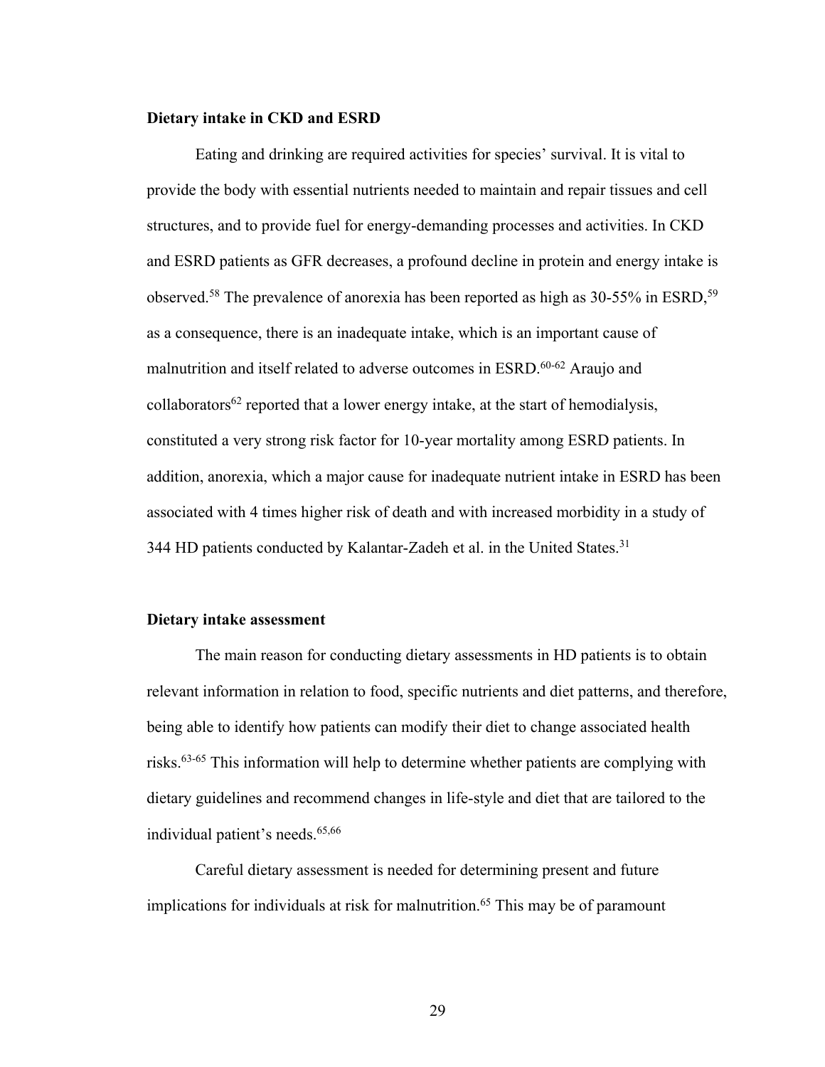**Dietary intake in CKD and ESRD**

Eating and drinking are required activities for species' survival. It is vital to provide the body with essential nutrients needed to maintain and repair tissues and cell structures, and to provide fuel for energy-demanding processes and activities. In CKD and ESRD patients as GFR decreases, a profound decline in protein and energy intake is observed.[58] The prevalence of anorexia has been reported as high as 30-55% in ESRD,[59] as a consequence, there is an inadequate intake, which is an important cause of malnutrition and itself related to adverse outcomes in ESRD.[60-62] Araujo and collaborators[62] reported that a lower energy intake, at the start of hemodialysis, constituted a very strong risk factor for 10-year mortality among ESRD patients. In addition, anorexia, which a major cause for inadequate nutrient intake in ESRD has been associated with 4 times higher risk of death and with increased morbidity in a study of 344 HD patients conducted by Kalantar-Zadeh et al. in the United States.[31]

**Dietary intake assessment**

The main reason for conducting dietary assessments in HD patients is to obtain relevant information in relation to food, specific nutrients and diet patterns, and therefore, being able to identify how patients can modify their diet to change associated health risks.[63-65] This information will help to determine whether patients are complying with dietary guidelines and recommend changes in life-style and diet that are tailored to the individual patient's needs.[65,66]

Careful dietary assessment is needed for determining present and future implications for individuals at risk for malnutrition.[65] This may be of paramount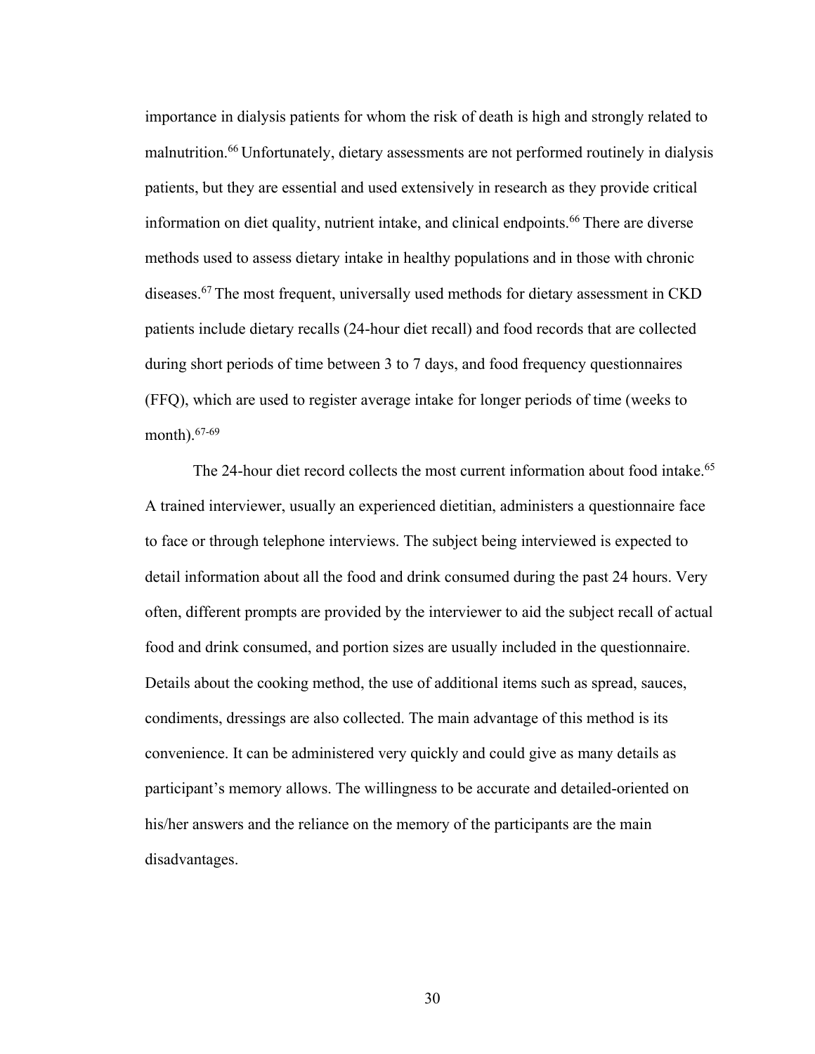importance in dialysis patients for whom the risk of death is high and strongly related to malnutrition.[66] Unfortunately, dietary assessments are not performed routinely in dialysis patients, but they are essential and used extensively in research as they provide critical information on diet quality, nutrient intake, and clinical endpoints.[66] There are diverse methods used to assess dietary intake in healthy populations and in those with chronic diseases.[67] The most frequent, universally used methods for dietary assessment in CKD patients include dietary recalls (24-hour diet recall) and food records that are collected during short periods of time between 3 to 7 days, and food frequency questionnaires (FFQ), which are used to register average intake for longer periods of time (weeks to month).[67-69]

The 24-hour diet record collects the most current information about food intake.[65] A trained interviewer, usually an experienced dietitian, administers a questionnaire face to face or through telephone interviews. The subject being interviewed is expected to detail information about all the food and drink consumed during the past 24 hours. Very often, different prompts are provided by the interviewer to aid the subject recall of actual food and drink consumed, and portion sizes are usually included in the questionnaire. Details about the cooking method, the use of additional items such as spread, sauces, condiments, dressings are also collected. The main advantage of this method is its convenience. It can be administered very quickly and could give as many details as participant's memory allows. The willingness to be accurate and detailed-oriented on his/her answers and the reliance on the memory of the participants are the main disadvantages.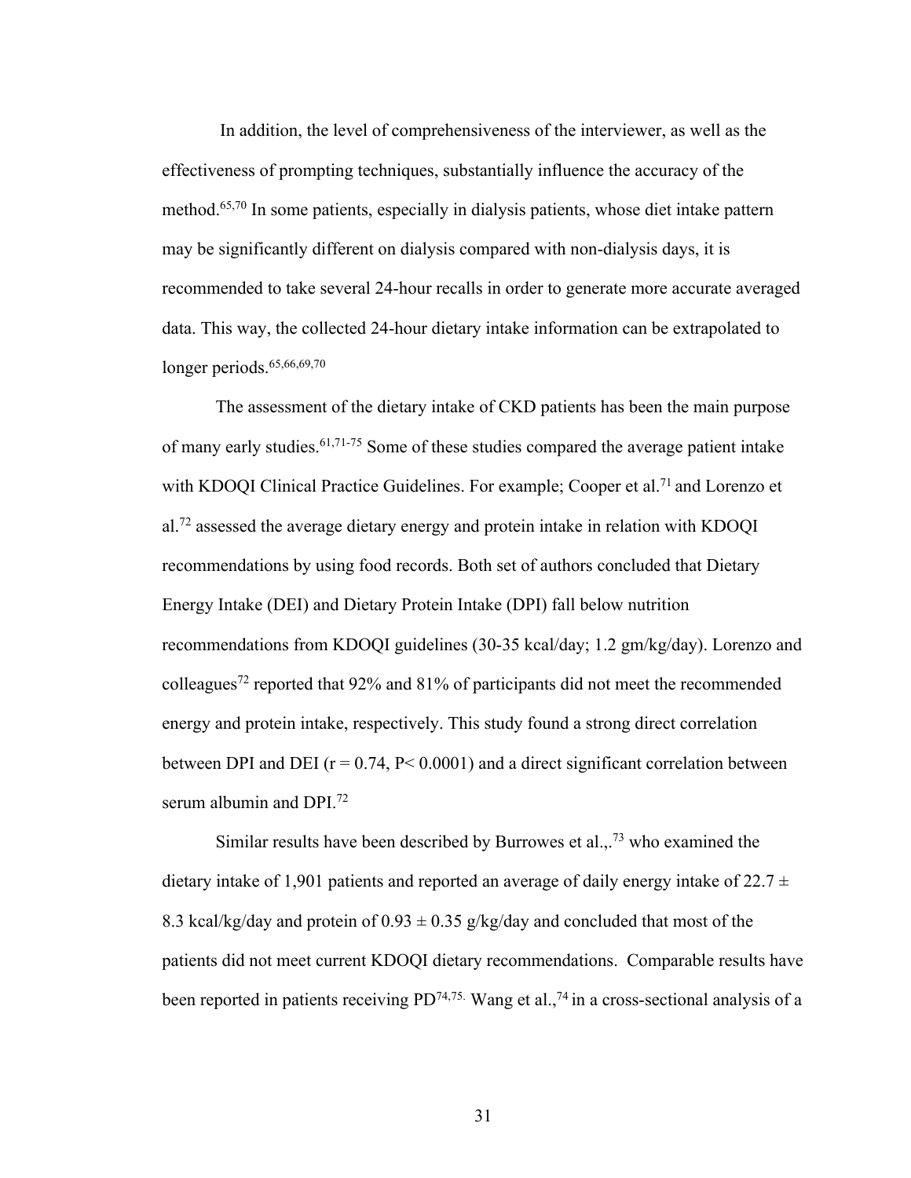In addition, the level of comprehensiveness of the interviewer, as well as the effectiveness of prompting techniques, substantially influence the accuracy of the method.[65,70] In some patients, especially in dialysis patients, whose diet intake pattern may be significantly different on dialysis compared with non-dialysis days, it is recommended to take several 24-hour recalls in order to generate more accurate averaged data. This way, the collected 24-hour dietary intake information can be extrapolated to longer periods.[65,66,69,70]

The assessment of the dietary intake of CKD patients has been the main purpose of many early studies.[61,71-75] Some of these studies compared the average patient intake with KDOQI Clinical Practice Guidelines. For example; Cooper et al.[71] and Lorenzo et al.[72] assessed the average dietary energy and protein intake in relation with KDOQI recommendations by using food records. Both set of authors concluded that Dietary Energy Intake (DEI) and Dietary Protein Intake (DPI) fall below nutrition recommendations from KDOQI guidelines (30-35 kcal/day; 1.2 gm/kg/day). Lorenzo and colleagues[72] reported that 92% and 81% of participants did not meet the recommended energy and protein intake, respectively. This study found a strong direct correlation between DPI and DEI ($r = 0.74$, $P < 0.0001$) and a direct significant correlation between serum albumin and DPI.[72]

Similar results have been described by Burrowes et al.,.[73] who examined the dietary intake of 1,901 patients and reported an average of daily energy intake of $22.7 \pm 8.3$ kcal/kg/day and protein of $0.93 \pm 0.35$ g/kg/day and concluded that most of the patients did not meet current KDOQI dietary recommendations. Comparable results have been reported in patients receiving PD[74,75.] Wang et al.,[74] in a cross-sectional analysis of a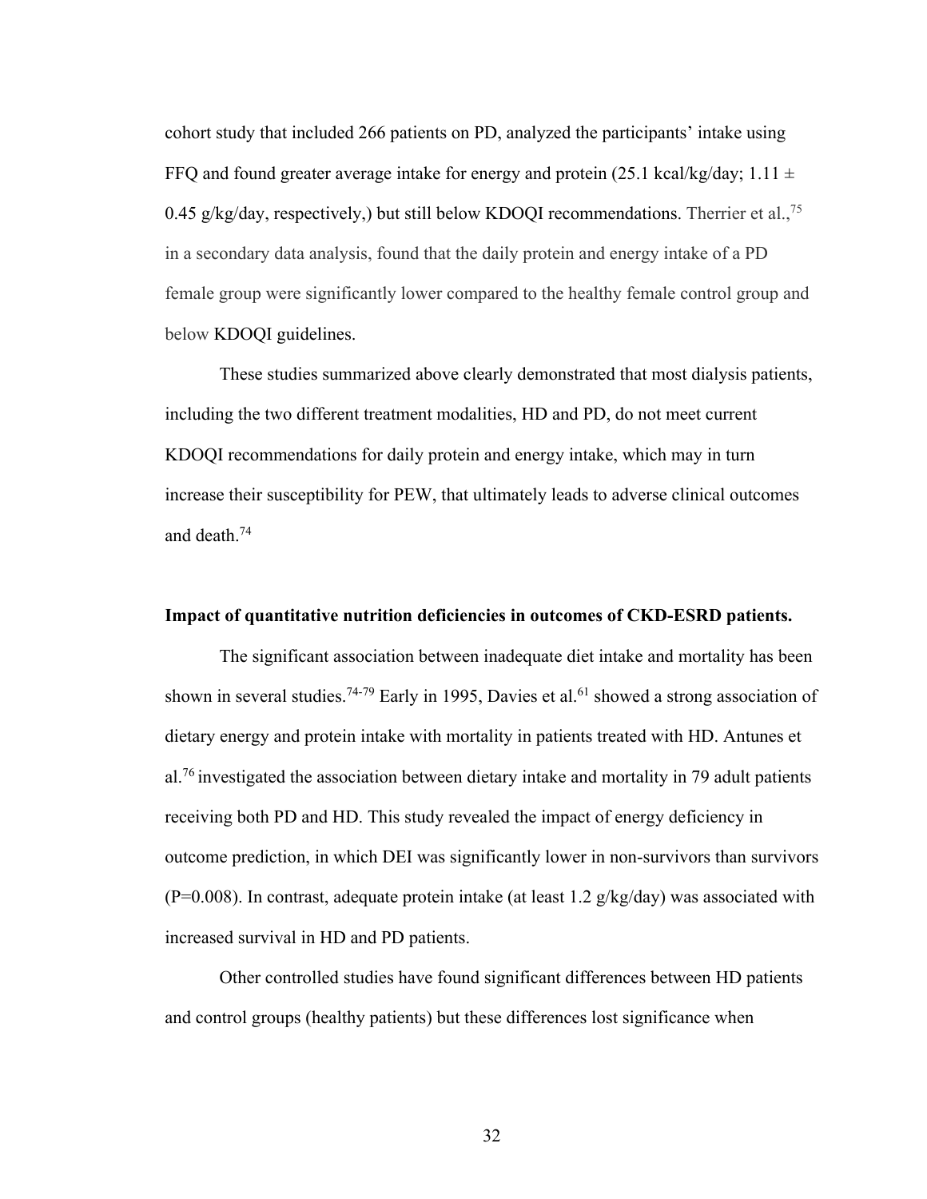cohort study that included 266 patients on PD, analyzed the participants' intake using FFQ and found greater average intake for energy and protein (25.1 kcal/kg/day; $1.11 \pm 0.45$ g/kg/day, respectively,) but still below KDOQI recommendations. Therrier et al.,[75] in a secondary data analysis, found that the daily protein and energy intake of a PD female group were significantly lower compared to the healthy female control group and below KDOQI guidelines.

These studies summarized above clearly demonstrated that most dialysis patients, including the two different treatment modalities, HD and PD, do not meet current KDOQI recommendations for daily protein and energy intake, which may in turn increase their susceptibility for PEW, that ultimately leads to adverse clinical outcomes and death.[74]

**Impact of quantitative nutrition deficiencies in outcomes of CKD-ESRD patients.**

The significant association between inadequate diet intake and mortality has been shown in several studies.[74-79] Early in 1995, Davies et al.[61] showed a strong association of dietary energy and protein intake with mortality in patients treated with HD. Antunes et al.[76] investigated the association between dietary intake and mortality in 79 adult patients receiving both PD and HD. This study revealed the impact of energy deficiency in outcome prediction, in which DEI was significantly lower in non-survivors than survivors ($P=0.008$). In contrast, adequate protein intake (at least 1.2 g/kg/day) was associated with increased survival in HD and PD patients.

Other controlled studies have found significant differences between HD patients and control groups (healthy patients) but these differences lost significance when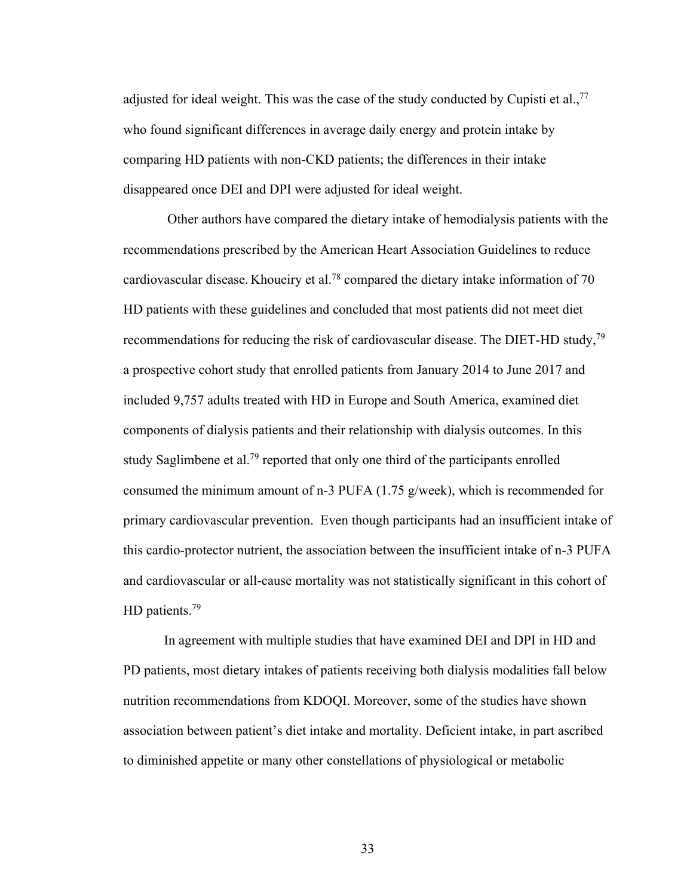adjusted for ideal weight. This was the case of the study conducted by Cupisti et al.,[77] who found significant differences in average daily energy and protein intake by comparing HD patients with non-CKD patients; the differences in their intake disappeared once DEI and DPI were adjusted for ideal weight.

Other authors have compared the dietary intake of hemodialysis patients with the recommendations prescribed by the American Heart Association Guidelines to reduce cardiovascular disease. Khoueiry et al.[78] compared the dietary intake information of 70 HD patients with these guidelines and concluded that most patients did not meet diet recommendations for reducing the risk of cardiovascular disease. The DIET-HD study,[79] a prospective cohort study that enrolled patients from January 2014 to June 2017 and included 9,757 adults treated with HD in Europe and South America, examined diet components of dialysis patients and their relationship with dialysis outcomes. In this study Saglimbene et al.[79] reported that only one third of the participants enrolled consumed the minimum amount of n-3 PUFA (1.75 g/week), which is recommended for primary cardiovascular prevention. Even though participants had an insufficient intake of this cardio-protector nutrient, the association between the insufficient intake of n-3 PUFA and cardiovascular or all-cause mortality was not statistically significant in this cohort of HD patients.[79]

In agreement with multiple studies that have examined DEI and DPI in HD and PD patients, most dietary intakes of patients receiving both dialysis modalities fall below nutrition recommendations from KDOQI. Moreover, some of the studies have shown association between patient's diet intake and mortality. Deficient intake, in part ascribed to diminished appetite or many other constellations of physiological or metabolic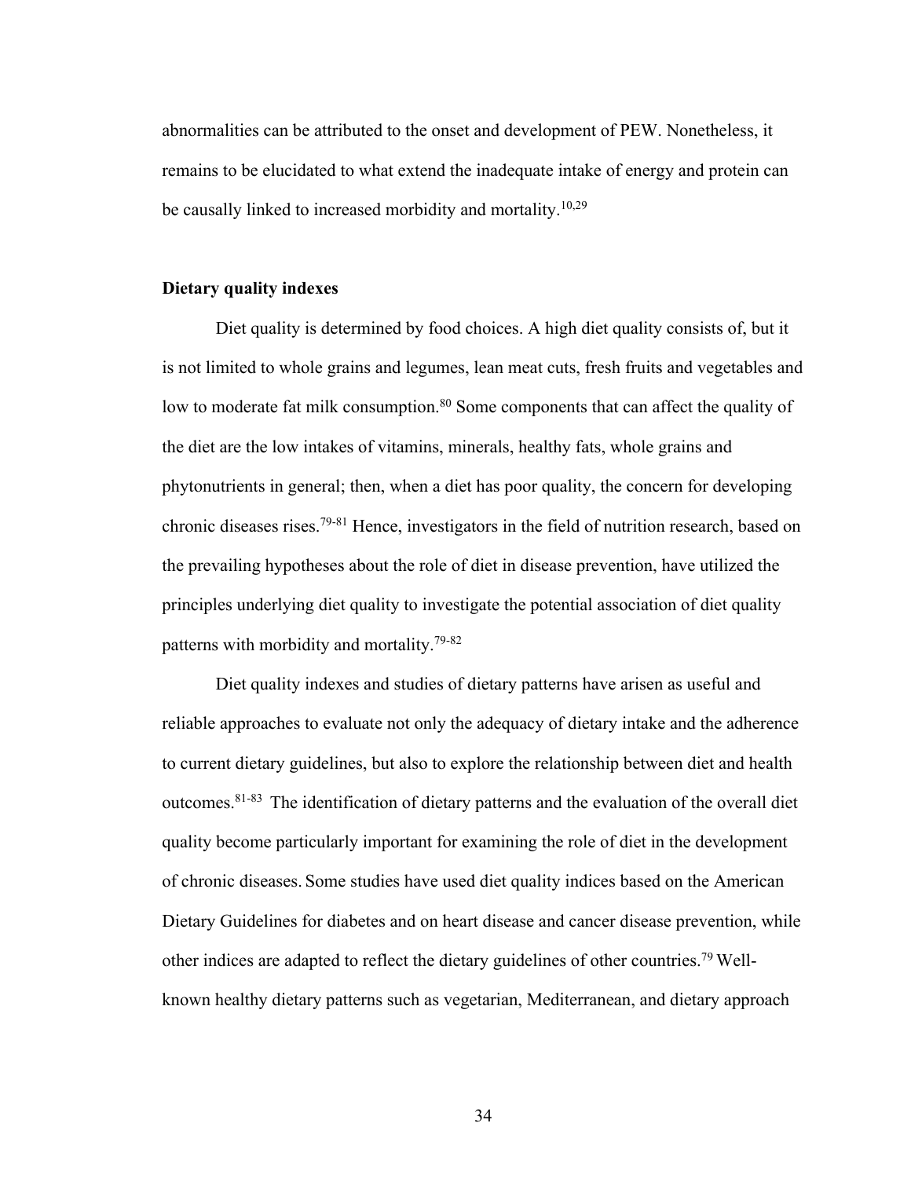abnormalities can be attributed to the onset and development of PEW. Nonetheless, it remains to be elucidated to what extend the inadequate intake of energy and protein can be causally linked to increased morbidity and mortality.[10,29]

### Dietary quality indexes

Diet quality is determined by food choices. A high diet quality consists of, but it is not limited to whole grains and legumes, lean meat cuts, fresh fruits and vegetables and low to moderate fat milk consumption.[80] Some components that can affect the quality of the diet are the low intakes of vitamins, minerals, healthy fats, whole grains and phytonutrients in general; then, when a diet has poor quality, the concern for developing chronic diseases rises.[79-81] Hence, investigators in the field of nutrition research, based on the prevailing hypotheses about the role of diet in disease prevention, have utilized the principles underlying diet quality to investigate the potential association of diet quality patterns with morbidity and mortality.[79-82]

Diet quality indexes and studies of dietary patterns have arisen as useful and reliable approaches to evaluate not only the adequacy of dietary intake and the adherence to current dietary guidelines, but also to explore the relationship between diet and health outcomes.[81-83] The identification of dietary patterns and the evaluation of the overall diet quality become particularly important for examining the role of diet in the development of chronic diseases. Some studies have used diet quality indices based on the American Dietary Guidelines for diabetes and on heart disease and cancer disease prevention, while other indices are adapted to reflect the dietary guidelines of other countries.[79] Well-known healthy dietary patterns such as vegetarian, Mediterranean, and dietary approach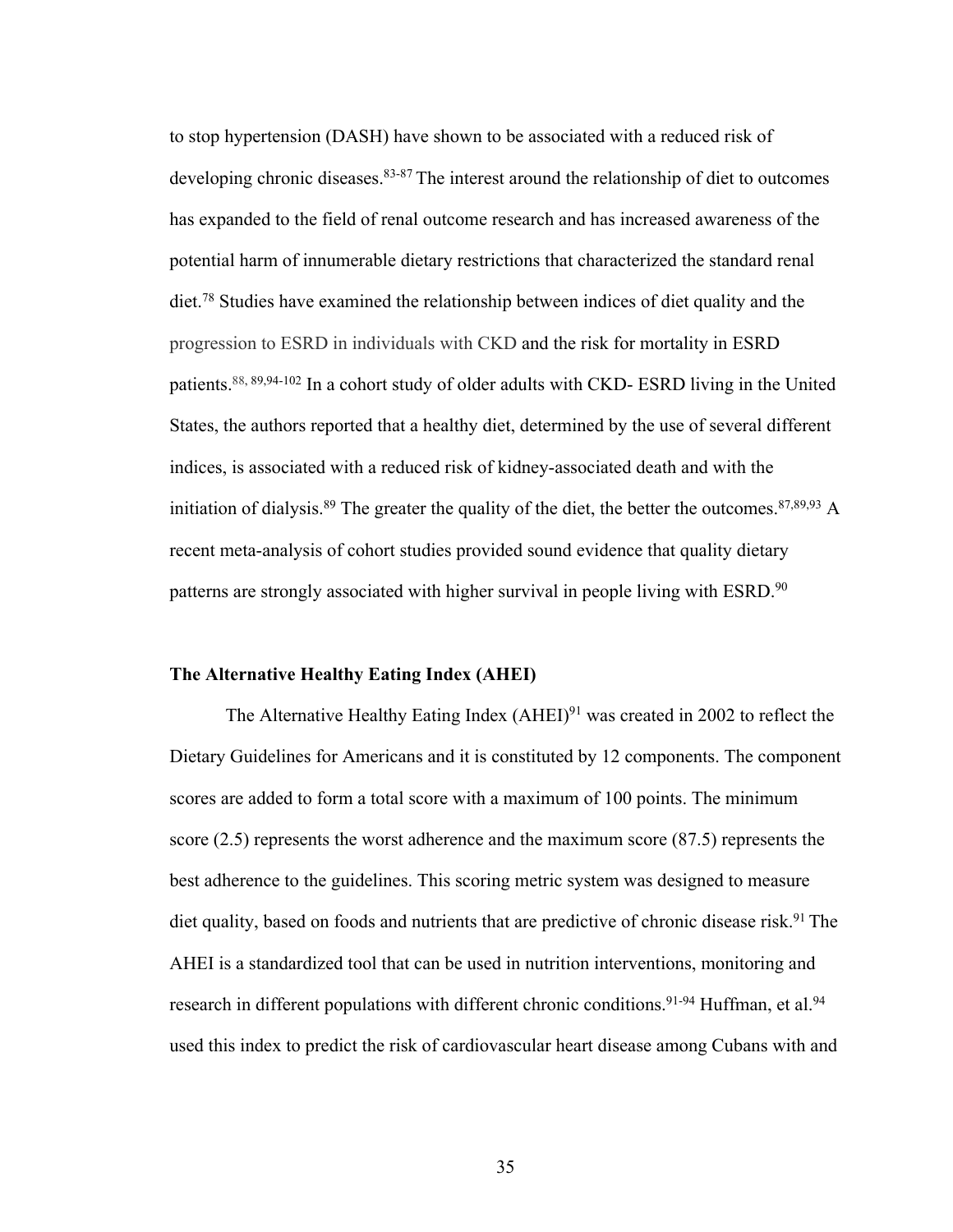to stop hypertension (DASH) have shown to be associated with a reduced risk of developing chronic diseases.[83-87] The interest around the relationship of diet to outcomes has expanded to the field of renal outcome research and has increased awareness of the potential harm of innumerable dietary restrictions that characterized the standard renal diet.[78] Studies have examined the relationship between indices of diet quality and the progression to ESRD in individuals with CKD and the risk for mortality in ESRD patients.[88, 89,94-102] In a cohort study of older adults with CKD- ESRD living in the United States, the authors reported that a healthy diet, determined by the use of several different indices, is associated with a reduced risk of kidney-associated death and with the initiation of dialysis.[89] The greater the quality of the diet, the better the outcomes.[87,89,93] A recent meta-analysis of cohort studies provided sound evidence that quality dietary patterns are strongly associated with higher survival in people living with ESRD.[90]

**The Alternative Healthy Eating Index (AHEI)**

The Alternative Healthy Eating Index (AHEI)[91] was created in 2002 to reflect the Dietary Guidelines for Americans and it is constituted by 12 components. The component scores are added to form a total score with a maximum of 100 points. The minimum score (2.5) represents the worst adherence and the maximum score (87.5) represents the best adherence to the guidelines. This scoring metric system was designed to measure diet quality, based on foods and nutrients that are predictive of chronic disease risk.[91] The AHEI is a standardized tool that can be used in nutrition interventions, monitoring and research in different populations with different chronic conditions.[91-94] Huffman, et al.[94] used this index to predict the risk of cardiovascular heart disease among Cubans with and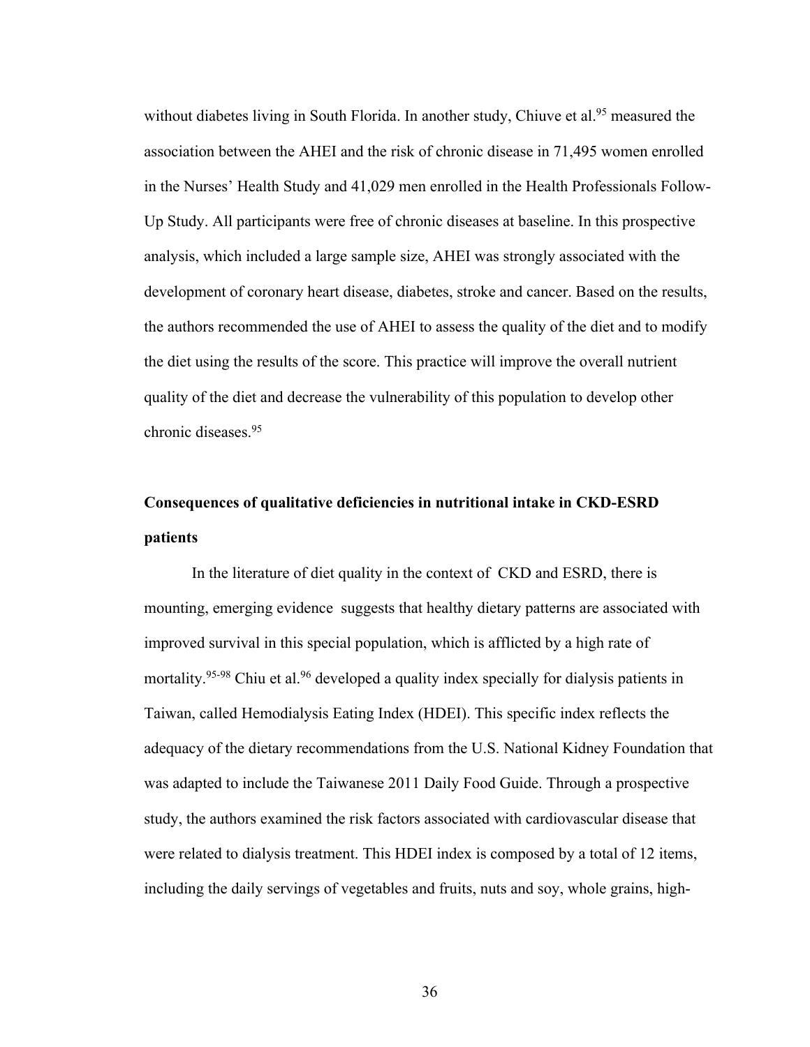without diabetes living in South Florida. In another study, Chiuve et al.[95] measured the association between the AHEI and the risk of chronic disease in 71,495 women enrolled in the Nurses' Health Study and 41,029 men enrolled in the Health Professionals Follow-Up Study. All participants were free of chronic diseases at baseline. In this prospective analysis, which included a large sample size, AHEI was strongly associated with the development of coronary heart disease, diabetes, stroke and cancer. Based on the results, the authors recommended the use of AHEI to assess the quality of the diet and to modify the diet using the results of the score. This practice will improve the overall nutrient quality of the diet and decrease the vulnerability of this population to develop other chronic diseases.[95]

**Consequences of qualitative deficiencies in nutritional intake in CKD-ESRD patients**

In the literature of diet quality in the context of CKD and ESRD, there is mounting, emerging evidence suggests that healthy dietary patterns are associated with improved survival in this special population, which is afflicted by a high rate of mortality.[95-98] Chiu et al.[96] developed a quality index specially for dialysis patients in Taiwan, called Hemodialysis Eating Index (HDEI). This specific index reflects the adequacy of the dietary recommendations from the U.S. National Kidney Foundation that was adapted to include the Taiwanese 2011 Daily Food Guide. Through a prospective study, the authors examined the risk factors associated with cardiovascular disease that were related to dialysis treatment. This HDEI index is composed by a total of 12 items, including the daily servings of vegetables and fruits, nuts and soy, whole grains, high-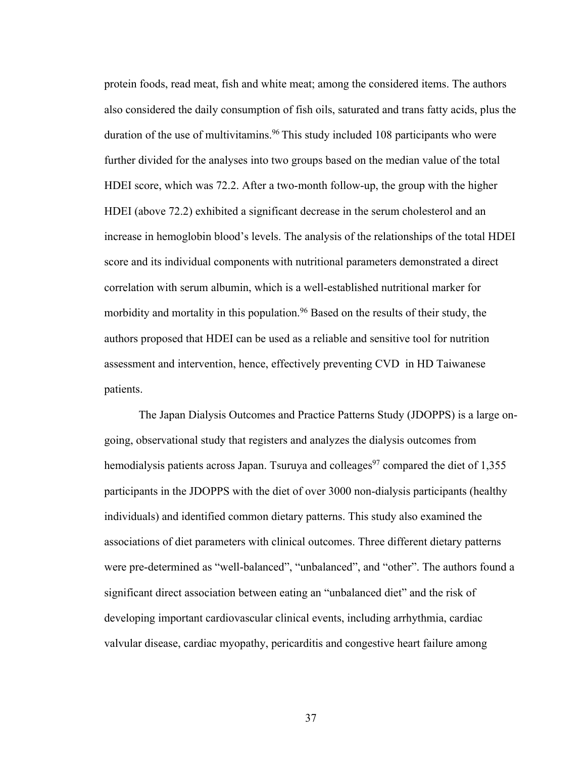protein foods, read meat, fish and white meat; among the considered items. The authors also considered the daily consumption of fish oils, saturated and trans fatty acids, plus the duration of the use of multivitamins.[96] This study included 108 participants who were further divided for the analyses into two groups based on the median value of the total HDEI score, which was 72.2. After a two-month follow-up, the group with the higher HDEI (above 72.2) exhibited a significant decrease in the serum cholesterol and an increase in hemoglobin blood's levels. The analysis of the relationships of the total HDEI score and its individual components with nutritional parameters demonstrated a direct correlation with serum albumin, which is a well-established nutritional marker for morbidity and mortality in this population.[96] Based on the results of their study, the authors proposed that HDEI can be used as a reliable and sensitive tool for nutrition assessment and intervention, hence, effectively preventing CVD in HD Taiwanese patients.

The Japan Dialysis Outcomes and Practice Patterns Study (JDOPPS) is a large on-going, observational study that registers and analyzes the dialysis outcomes from hemodialysis patients across Japan. Tsuruya and colleages[97] compared the diet of 1,355 participants in the JDOPPS with the diet of over 3000 non-dialysis participants (healthy individuals) and identified common dietary patterns. This study also examined the associations of diet parameters with clinical outcomes. Three different dietary patterns were pre-determined as "well-balanced", "unbalanced", and "other". The authors found a significant direct association between eating an "unbalanced diet" and the risk of developing important cardiovascular clinical events, including arrhythmia, cardiac valvular disease, cardiac myopathy, pericarditis and congestive heart failure among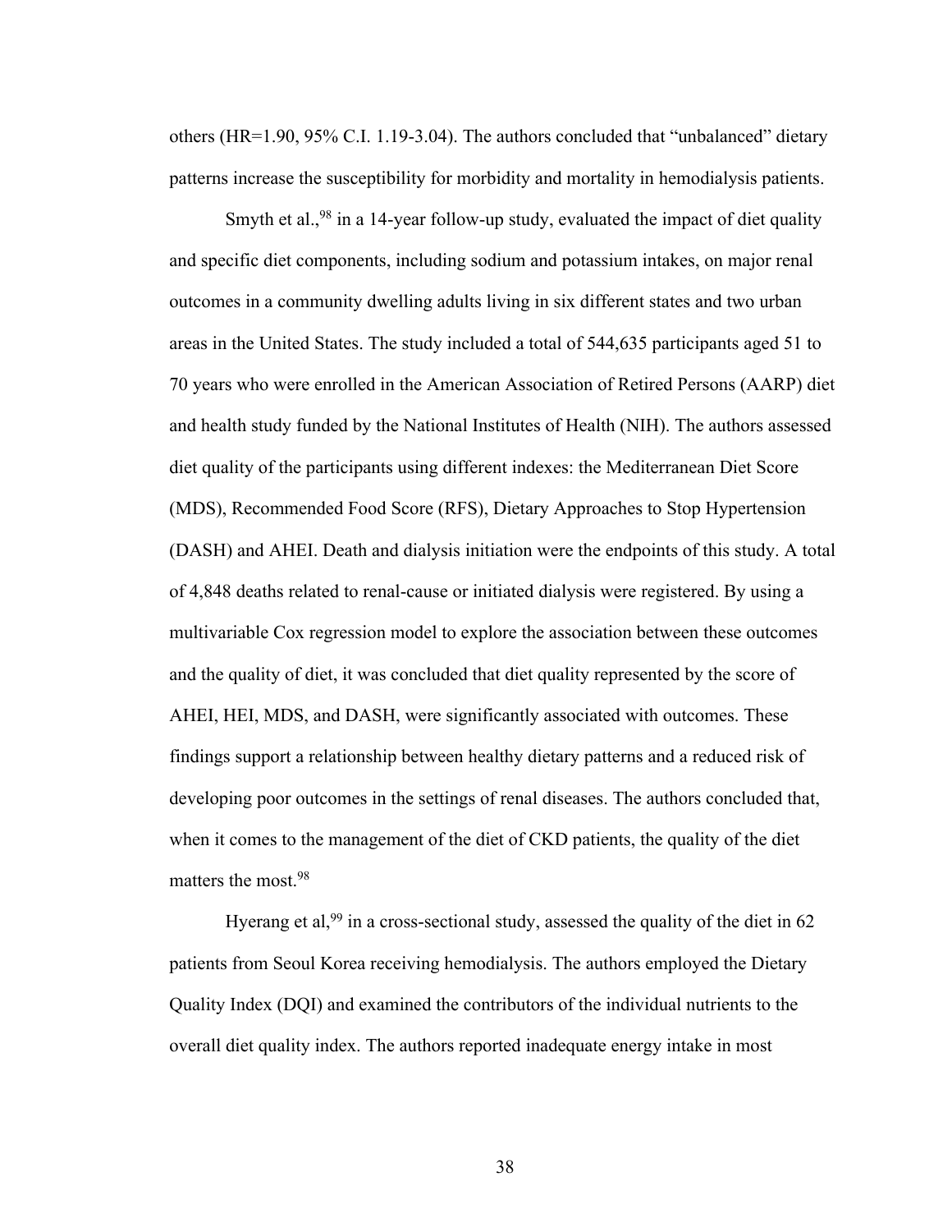others (HR=1.90, 95% C.I. 1.19-3.04). The authors concluded that "unbalanced" dietary patterns increase the susceptibility for morbidity and mortality in hemodialysis patients.

Smyth et al.,[98] in a 14-year follow-up study, evaluated the impact of diet quality and specific diet components, including sodium and potassium intakes, on major renal outcomes in a community dwelling adults living in six different states and two urban areas in the United States. The study included a total of 544,635 participants aged 51 to 70 years who were enrolled in the American Association of Retired Persons (AARP) diet and health study funded by the National Institutes of Health (NIH). The authors assessed diet quality of the participants using different indexes: the Mediterranean Diet Score (MDS), Recommended Food Score (RFS), Dietary Approaches to Stop Hypertension (DASH) and AHEI. Death and dialysis initiation were the endpoints of this study. A total of 4,848 deaths related to renal-cause or initiated dialysis were registered. By using a multivariable Cox regression model to explore the association between these outcomes and the quality of diet, it was concluded that diet quality represented by the score of AHEI, HEI, MDS, and DASH, were significantly associated with outcomes. These findings support a relationship between healthy dietary patterns and a reduced risk of developing poor outcomes in the settings of renal diseases. The authors concluded that, when it comes to the management of the diet of CKD patients, the quality of the diet matters the most.[98]

Hyerang et al,[99] in a cross-sectional study, assessed the quality of the diet in 62 patients from Seoul Korea receiving hemodialysis. The authors employed the Dietary Quality Index (DQI) and examined the contributors of the individual nutrients to the overall diet quality index. The authors reported inadequate energy intake in most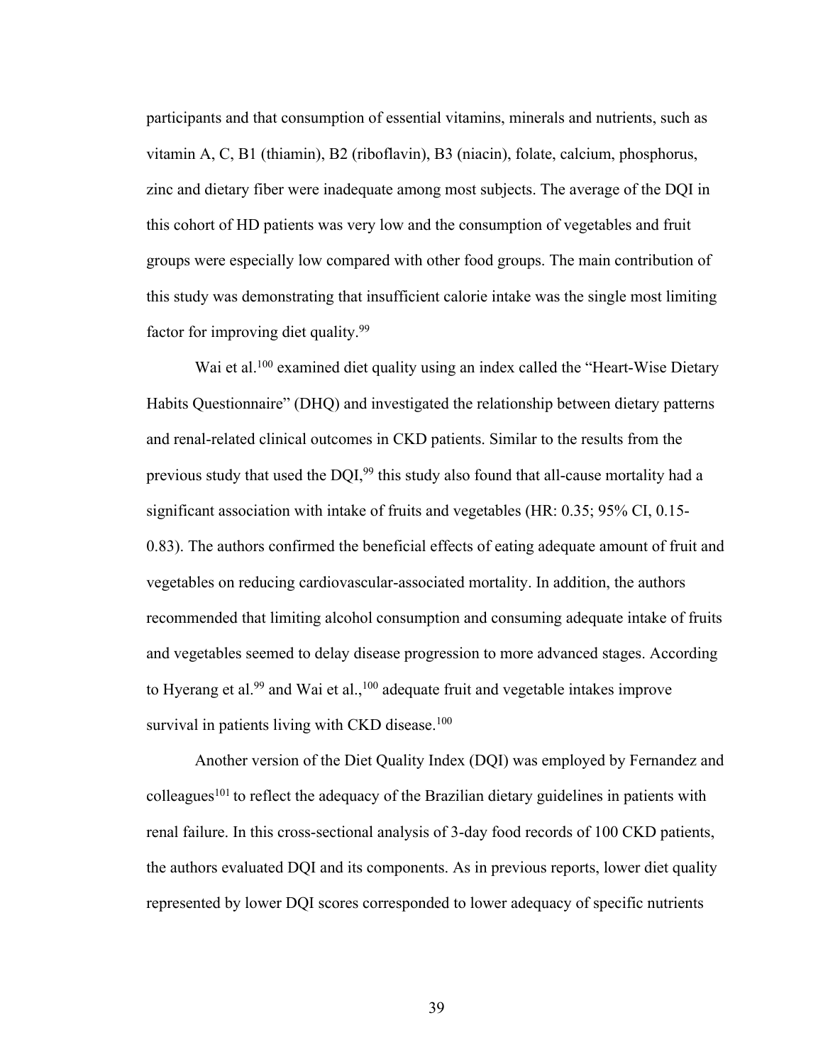participants and that consumption of essential vitamins, minerals and nutrients, such as vitamin A, C, B1 (thiamin), B2 (riboflavin), B3 (niacin), folate, calcium, phosphorus, zinc and dietary fiber were inadequate among most subjects. The average of the DQI in this cohort of HD patients was very low and the consumption of vegetables and fruit groups were especially low compared with other food groups. The main contribution of this study was demonstrating that insufficient calorie intake was the single most limiting factor for improving diet quality.[99]

Wai et al.[100] examined diet quality using an index called the "Heart-Wise Dietary Habits Questionnaire" (DHQ) and investigated the relationship between dietary patterns and renal-related clinical outcomes in CKD patients. Similar to the results from the previous study that used the DQI,[99] this study also found that all-cause mortality had a significant association with intake of fruits and vegetables (HR: 0.35; 95% CI, 0.15-0.83). The authors confirmed the beneficial effects of eating adequate amount of fruit and vegetables on reducing cardiovascular-associated mortality. In addition, the authors recommended that limiting alcohol consumption and consuming adequate intake of fruits and vegetables seemed to delay disease progression to more advanced stages. According to Hyerang et al.[99] and Wai et al.,[100] adequate fruit and vegetable intakes improve survival in patients living with CKD disease.[100]

Another version of the Diet Quality Index (DQI) was employed by Fernandez and colleagues[101] to reflect the adequacy of the Brazilian dietary guidelines in patients with renal failure. In this cross-sectional analysis of 3-day food records of 100 CKD patients, the authors evaluated DQI and its components. As in previous reports, lower diet quality represented by lower DQI scores corresponded to lower adequacy of specific nutrients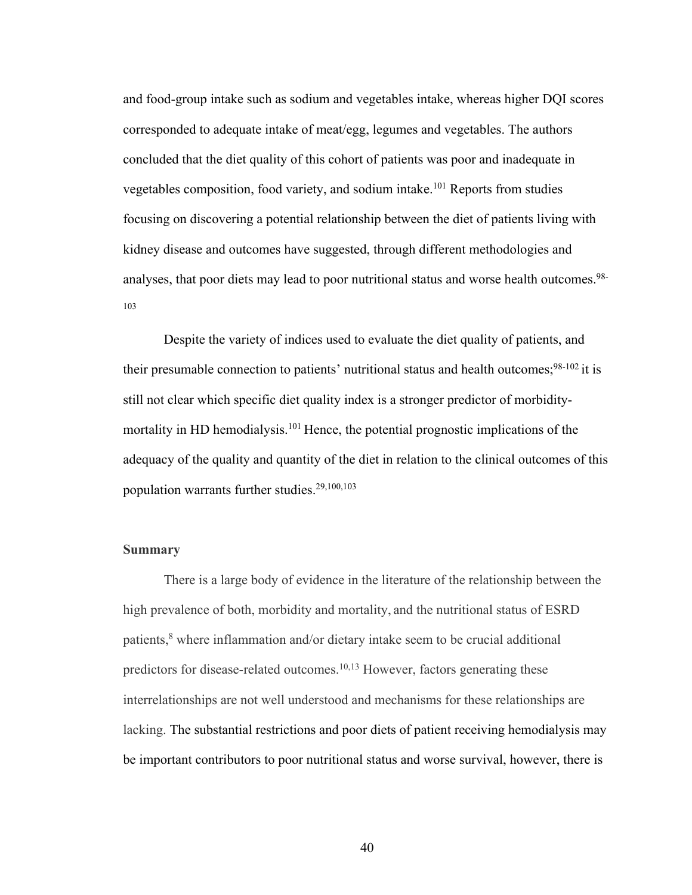and food-group intake such as sodium and vegetables intake, whereas higher DQI scores corresponded to adequate intake of meat/egg, legumes and vegetables. The authors concluded that the diet quality of this cohort of patients was poor and inadequate in vegetables composition, food variety, and sodium intake.[101] Reports from studies focusing on discovering a potential relationship between the diet of patients living with kidney disease and outcomes have suggested, through different methodologies and analyses, that poor diets may lead to poor nutritional status and worse health outcomes.[98-103]

Despite the variety of indices used to evaluate the diet quality of patients, and their presumable connection to patients' nutritional status and health outcomes;[98-102] it is still not clear which specific diet quality index is a stronger predictor of morbidity-mortality in HD hemodialysis.[101] Hence, the potential prognostic implications of the adequacy of the quality and quantity of the diet in relation to the clinical outcomes of this population warrants further studies.[29,100,103]

**Summary**

There is a large body of evidence in the literature of the relationship between the high prevalence of both, morbidity and mortality, and the nutritional status of ESRD patients,[8] where inflammation and/or dietary intake seem to be crucial additional predictors for disease-related outcomes.[10,13] However, factors generating these interrelationships are not well understood and mechanisms for these relationships are lacking. The substantial restrictions and poor diets of patient receiving hemodialysis may be important contributors to poor nutritional status and worse survival, however, there is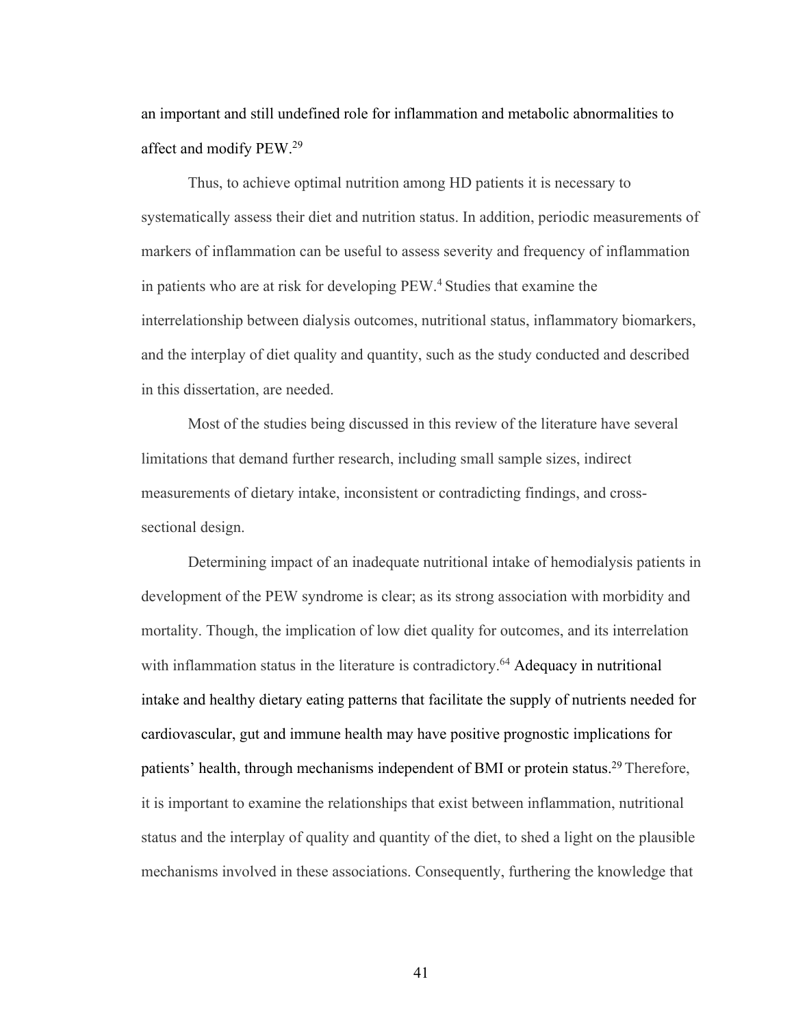an important and still undefined role for inflammation and metabolic abnormalities to affect and modify PEW.[29]

Thus, to achieve optimal nutrition among HD patients it is necessary to systematically assess their diet and nutrition status. In addition, periodic measurements of markers of inflammation can be useful to assess severity and frequency of inflammation in patients who are at risk for developing PEW.[4] Studies that examine the interrelationship between dialysis outcomes, nutritional status, inflammatory biomarkers, and the interplay of diet quality and quantity, such as the study conducted and described in this dissertation, are needed.

Most of the studies being discussed in this review of the literature have several limitations that demand further research, including small sample sizes, indirect measurements of dietary intake, inconsistent or contradicting findings, and cross-sectional design.

Determining impact of an inadequate nutritional intake of hemodialysis patients in development of the PEW syndrome is clear; as its strong association with morbidity and mortality. Though, the implication of low diet quality for outcomes, and its interrelation with inflammation status in the literature is contradictory.[64] Adequacy in nutritional intake and healthy dietary eating patterns that facilitate the supply of nutrients needed for cardiovascular, gut and immune health may have positive prognostic implications for patients' health, through mechanisms independent of BMI or protein status.[29] Therefore, it is important to examine the relationships that exist between inflammation, nutritional status and the interplay of quality and quantity of the diet, to shed a light on the plausible mechanisms involved in these associations. Consequently, furthering the knowledge that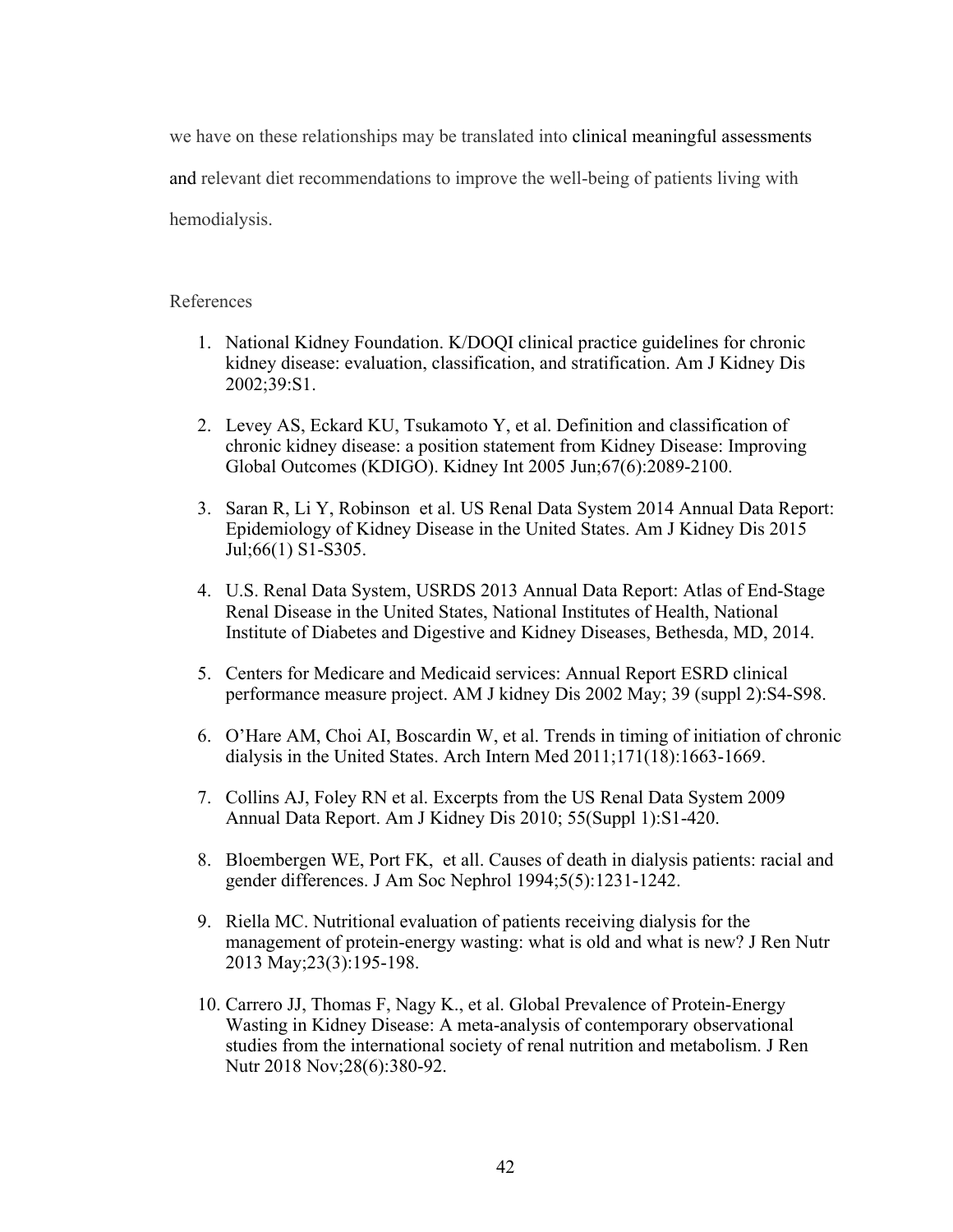we have on these relationships may be translated into clinical meaningful assessments and relevant diet recommendations to improve the well-being of patients living with hemodialysis.

References

1. National Kidney Foundation. K/DOQI clinical practice guidelines for chronic kidney disease: evaluation, classification, and stratification. Am J Kidney Dis 2002;39:S1.

2. Levey AS, Eckard KU, Tsukamoto Y, et al. Definition and classification of chronic kidney disease: a position statement from Kidney Disease: Improving Global Outcomes (KDIGO). Kidney Int 2005 Jun;67(6):2089-2100.

3. Saran R, Li Y, Robinson  et al. US Renal Data System 2014 Annual Data Report: Epidemiology of Kidney Disease in the United States. Am J Kidney Dis 2015 Jul;66(1) S1-S305.

4. U.S. Renal Data System, USRDS 2013 Annual Data Report: Atlas of End-Stage Renal Disease in the United States, National Institutes of Health, National Institute of Diabetes and Digestive and Kidney Diseases, Bethesda, MD, 2014.

5. Centers for Medicare and Medicaid services: Annual Report ESRD clinical performance measure project. AM J kidney Dis 2002 May; 39 (suppl 2):S4-S98.

6. O'Hare AM, Choi AI, Boscardin W, et al. Trends in timing of initiation of chronic dialysis in the United States. Arch Intern Med 2011;171(18):1663-1669.

7. Collins AJ, Foley RN et al. Excerpts from the US Renal Data System 2009 Annual Data Report. Am J Kidney Dis 2010; 55(Suppl 1):S1-420.

8. Bloembergen WE, Port FK,  et all. Causes of death in dialysis patients: racial and gender differences. J Am Soc Nephrol 1994;5(5):1231-1242.

9. Riella MC. Nutritional evaluation of patients receiving dialysis for the management of protein-energy wasting: what is old and what is new? J Ren Nutr 2013 May;23(3):195-198.

10. Carrero JJ, Thomas F, Nagy K., et al. Global Prevalence of Protein-Energy Wasting in Kidney Disease: A meta-analysis of contemporary observational studies from the international society of renal nutrition and metabolism. J Ren Nutr 2018 Nov;28(6):380-92.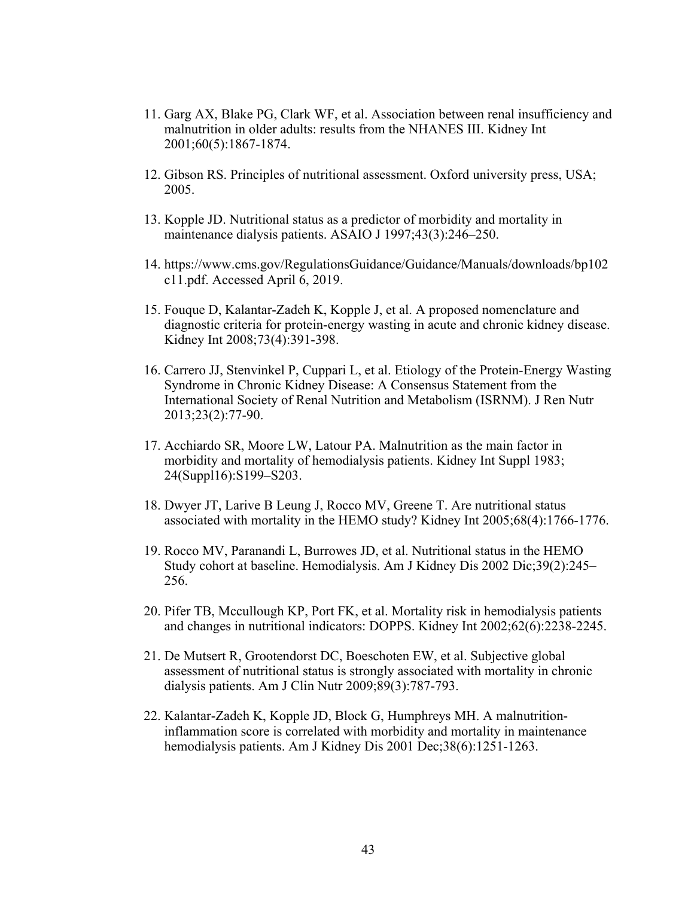11. Garg AX, Blake PG, Clark WF, et al. Association between renal insufficiency and malnutrition in older adults: results from the NHANES III. Kidney Int 2001;60(5):1867-1874.

12. Gibson RS. Principles of nutritional assessment. Oxford university press, USA; 2005.

13. Kopple JD. Nutritional status as a predictor of morbidity and mortality in maintenance dialysis patients. ASAIO J 1997;43(3):246–250.

14. https://www.cms.gov/RegulationsGuidance/Guidance/Manuals/downloads/bp102c11.pdf. Accessed April 6, 2019.

15. Fouque D, Kalantar-Zadeh K, Kopple J, et al. A proposed nomenclature and diagnostic criteria for protein-energy wasting in acute and chronic kidney disease. Kidney Int 2008;73(4):391-398.

16. Carrero JJ, Stenvinkel P, Cuppari L, et al. Etiology of the Protein-Energy Wasting Syndrome in Chronic Kidney Disease: A Consensus Statement from the International Society of Renal Nutrition and Metabolism (ISRNM). J Ren Nutr 2013;23(2):77-90.

17. Acchiardo SR, Moore LW, Latour PA. Malnutrition as the main factor in morbidity and mortality of hemodialysis patients. Kidney Int Suppl 1983; 24(Suppl16):S199–S203.

18. Dwyer JT, Larive B Leung J, Rocco MV, Greene T. Are nutritional status associated with mortality in the HEMO study? Kidney Int 2005;68(4):1766-1776.

19. Rocco MV, Paranandi L, Burrowes JD, et al. Nutritional status in the HEMO Study cohort at baseline. Hemodialysis. Am J Kidney Dis 2002 Dic;39(2):245–256.

20. Pifer TB, Mccullough KP, Port FK, et al. Mortality risk in hemodialysis patients and changes in nutritional indicators: DOPPS. Kidney Int 2002;62(6):2238-2245.

21. De Mutsert R, Grootendorst DC, Boeschoten EW, et al. Subjective global assessment of nutritional status is strongly associated with mortality in chronic dialysis patients. Am J Clin Nutr 2009;89(3):787-793.

22. Kalantar-Zadeh K, Kopple JD, Block G, Humphreys MH. A malnutrition-inflammation score is correlated with morbidity and mortality in maintenance hemodialysis patients. Am J Kidney Dis 2001 Dec;38(6):1251-1263.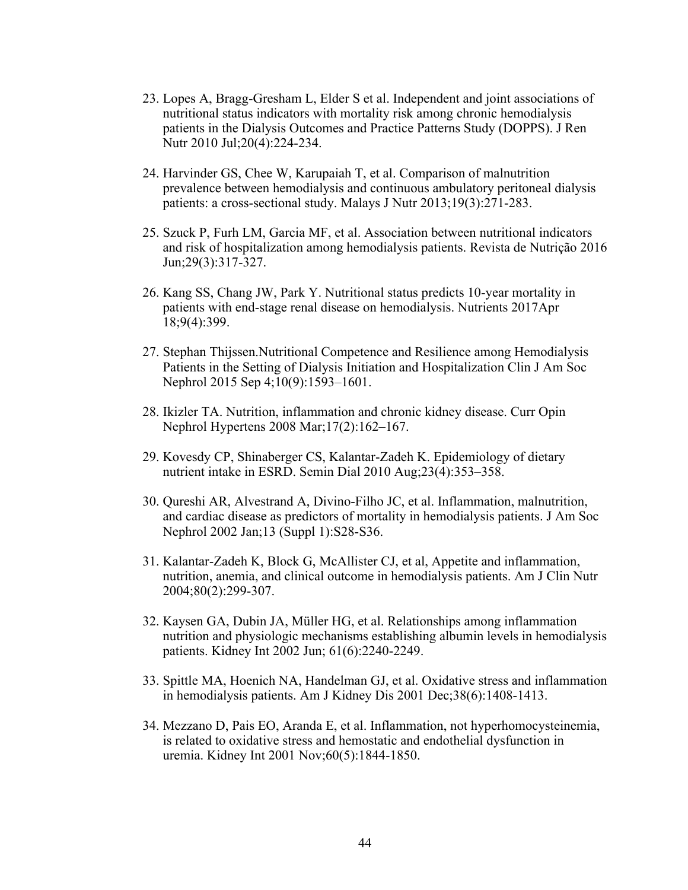23. Lopes A, Bragg-Gresham L, Elder S et al. Independent and joint associations of nutritional status indicators with mortality risk among chronic hemodialysis patients in the Dialysis Outcomes and Practice Patterns Study (DOPPS). J Ren Nutr 2010 Jul;20(4):224-234.

24. Harvinder GS, Chee W, Karupaiah T, et al. Comparison of malnutrition prevalence between hemodialysis and continuous ambulatory peritoneal dialysis patients: a cross-sectional study. Malays J Nutr 2013;19(3):271-283.

25. Szuck P, Furh LM, Garcia MF, et al. Association between nutritional indicators and risk of hospitalization among hemodialysis patients. Revista de Nutrição 2016 Jun;29(3):317-327.

26. Kang SS, Chang JW, Park Y. Nutritional status predicts 10-year mortality in patients with end-stage renal disease on hemodialysis. Nutrients 2017Apr 18;9(4):399.

27. Stephan Thijssen.Nutritional Competence and Resilience among Hemodialysis Patients in the Setting of Dialysis Initiation and Hospitalization Clin J Am Soc Nephrol 2015 Sep 4;10(9):1593–1601.

28. Ikizler TA. Nutrition, inflammation and chronic kidney disease. Curr Opin Nephrol Hypertens 2008 Mar;17(2):162–167.

29. Kovesdy CP, Shinaberger CS, Kalantar-Zadeh K. Epidemiology of dietary nutrient intake in ESRD. Semin Dial 2010 Aug;23(4):353–358.

30. Qureshi AR, Alvestrand A, Divino-Filho JC, et al. Inflammation, malnutrition, and cardiac disease as predictors of mortality in hemodialysis patients. J Am Soc Nephrol 2002 Jan;13 (Suppl 1):S28-S36.

31. Kalantar-Zadeh K, Block G, McAllister CJ, et al, Appetite and inflammation, nutrition, anemia, and clinical outcome in hemodialysis patients. Am J Clin Nutr 2004;80(2):299-307.

32. Kaysen GA, Dubin JA, Müller HG, et al. Relationships among inflammation nutrition and physiologic mechanisms establishing albumin levels in hemodialysis patients. Kidney Int 2002 Jun; 61(6):2240-2249.

33. Spittle MA, Hoenich NA, Handelman GJ, et al. Oxidative stress and inflammation in hemodialysis patients. Am J Kidney Dis 2001 Dec;38(6):1408-1413.

34. Mezzano D, Pais EO, Aranda E, et al. Inflammation, not hyperhomocysteinemia, is related to oxidative stress and hemostatic and endothelial dysfunction in uremia. Kidney Int 2001 Nov;60(5):1844-1850.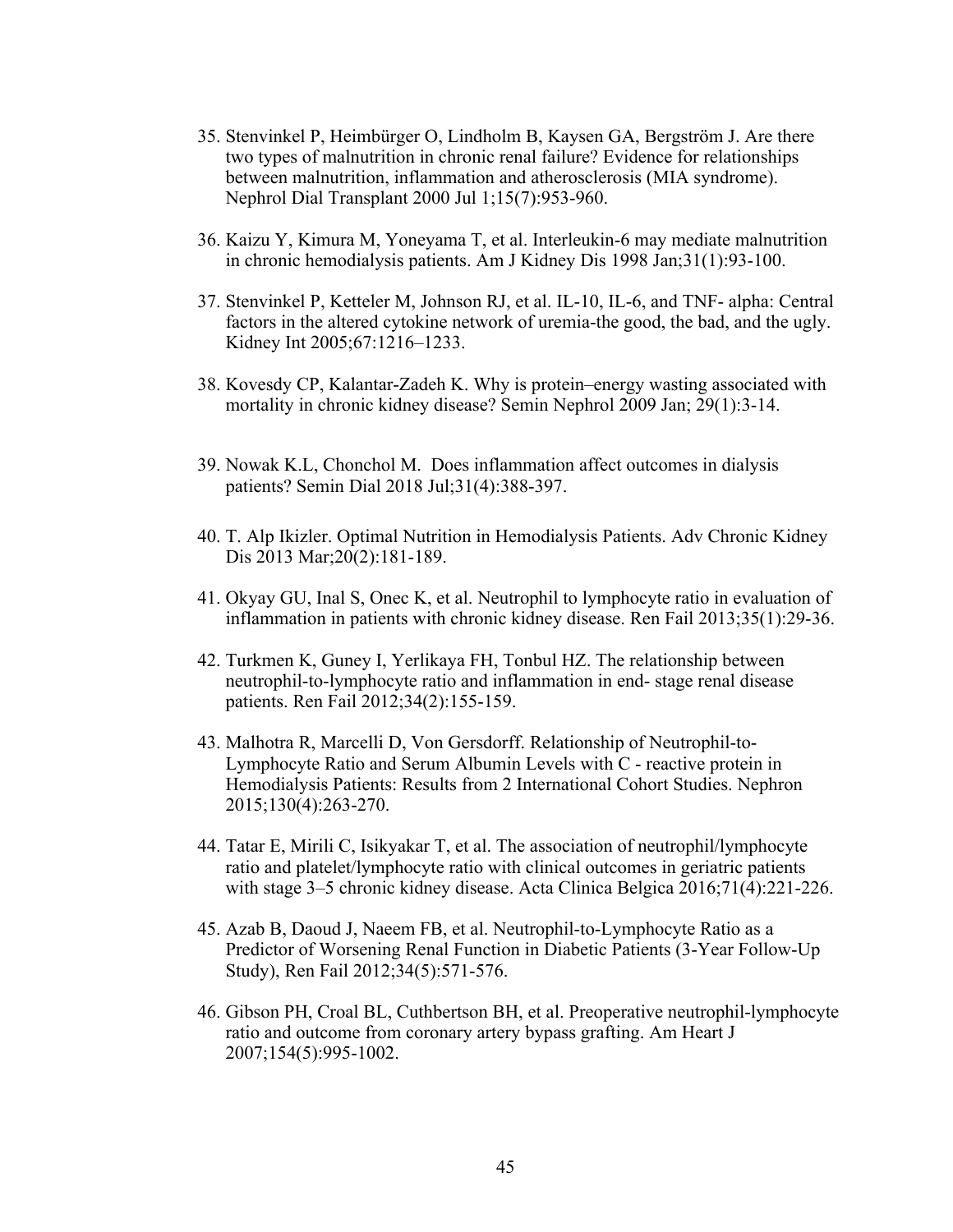35. Stenvinkel P, Heimbürger O, Lindholm B, Kaysen GA, Bergström J. Are there two types of malnutrition in chronic renal failure? Evidence for relationships between malnutrition, inflammation and atherosclerosis (MIA syndrome). Nephrol Dial Transplant 2000 Jul 1;15(7):953-960.

36. Kaizu Y, Kimura M, Yoneyama T, et al. Interleukin-6 may mediate malnutrition in chronic hemodialysis patients. Am J Kidney Dis 1998 Jan;31(1):93-100.

37. Stenvinkel P, Ketteler M, Johnson RJ, et al. IL-10, IL-6, and TNF- alpha: Central factors in the altered cytokine network of uremia-the good, the bad, and the ugly. Kidney Int 2005;67:1216–1233.

38. Kovesdy CP, Kalantar-Zadeh K. Why is protein–energy wasting associated with mortality in chronic kidney disease? Semin Nephrol 2009 Jan; 29(1):3-14.

39. Nowak K.L, Chonchol M. Does inflammation affect outcomes in dialysis patients? Semin Dial 2018 Jul;31(4):388-397.

40. T. Alp Ikizler. Optimal Nutrition in Hemodialysis Patients. Adv Chronic Kidney Dis 2013 Mar;20(2):181-189.

41. Okyay GU, Inal S, Onec K, et al. Neutrophil to lymphocyte ratio in evaluation of inflammation in patients with chronic kidney disease. Ren Fail 2013;35(1):29-36.

42. Turkmen K, Guney I, Yerlikaya FH, Tonbul HZ. The relationship between neutrophil-to-lymphocyte ratio and inflammation in end- stage renal disease patients. Ren Fail 2012;34(2):155-159.

43. Malhotra R, Marcelli D, Von Gersdorff. Relationship of Neutrophil-to-Lymphocyte Ratio and Serum Albumin Levels with C - reactive protein in Hemodialysis Patients: Results from 2 International Cohort Studies. Nephron 2015;130(4):263-270.

44. Tatar E, Mirili C, Isikyakar T, et al. The association of neutrophil/lymphocyte ratio and platelet/lymphocyte ratio with clinical outcomes in geriatric patients with stage 3–5 chronic kidney disease. Acta Clinica Belgica 2016;71(4):221-226.

45. Azab B, Daoud J, Naeem FB, et al. Neutrophil-to-Lymphocyte Ratio as a Predictor of Worsening Renal Function in Diabetic Patients (3-Year Follow-Up Study), Ren Fail 2012;34(5):571-576.

46. Gibson PH, Croal BL, Cuthbertson BH, et al. Preoperative neutrophil-lymphocyte ratio and outcome from coronary artery bypass grafting. Am Heart J 2007;154(5):995-1002.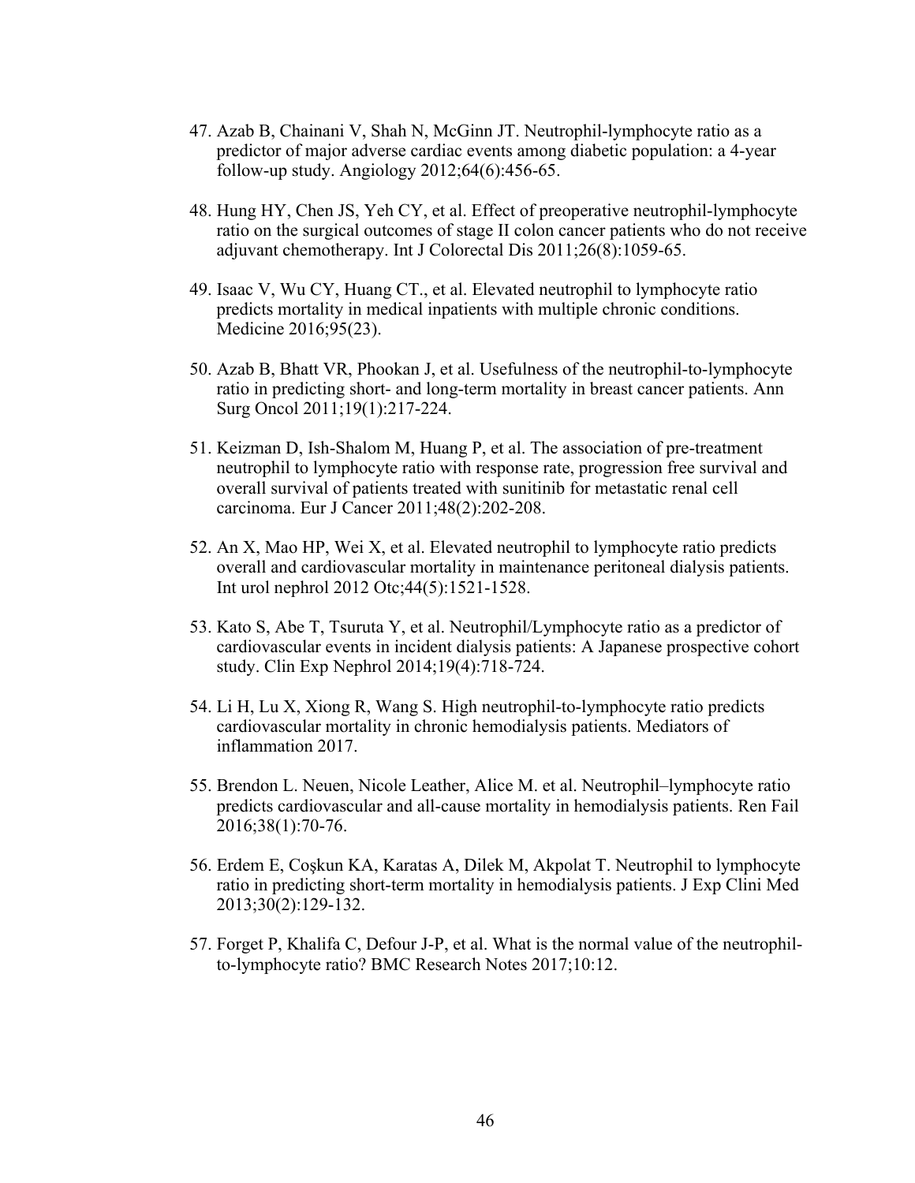47. Azab B, Chainani V, Shah N, McGinn JT. Neutrophil-lymphocyte ratio as a predictor of major adverse cardiac events among diabetic population: a 4-year follow-up study. Angiology 2012;64(6):456-65.

48. Hung HY, Chen JS, Yeh CY, et al. Effect of preoperative neutrophil-lymphocyte ratio on the surgical outcomes of stage II colon cancer patients who do not receive adjuvant chemotherapy. Int J Colorectal Dis 2011;26(8):1059-65.

49. Isaac V, Wu CY, Huang CT., et al. Elevated neutrophil to lymphocyte ratio predicts mortality in medical inpatients with multiple chronic conditions. Medicine 2016;95(23).

50. Azab B, Bhatt VR, Phookan J, et al. Usefulness of the neutrophil-to-lymphocyte ratio in predicting short- and long-term mortality in breast cancer patients. Ann Surg Oncol 2011;19(1):217-224.

51. Keizman D, Ish-Shalom M, Huang P, et al. The association of pre-treatment neutrophil to lymphocyte ratio with response rate, progression free survival and overall survival of patients treated with sunitinib for metastatic renal cell carcinoma. Eur J Cancer 2011;48(2):202-208.

52. An X, Mao HP, Wei X, et al. Elevated neutrophil to lymphocyte ratio predicts overall and cardiovascular mortality in maintenance peritoneal dialysis patients. Int urol nephrol 2012 Otc;44(5):1521-1528.

53. Kato S, Abe T, Tsuruta Y, et al. Neutrophil/Lymphocyte ratio as a predictor of cardiovascular events in incident dialysis patients: A Japanese prospective cohort study. Clin Exp Nephrol 2014;19(4):718-724.

54. Li H, Lu X, Xiong R, Wang S. High neutrophil-to-lymphocyte ratio predicts cardiovascular mortality in chronic hemodialysis patients. Mediators of inflammation 2017.

55. Brendon L. Neuen, Nicole Leather, Alice M. et al. Neutrophil–lymphocyte ratio predicts cardiovascular and all-cause mortality in hemodialysis patients. Ren Fail 2016;38(1):70-76.

56. Erdem E, Coşkun KA, Karatas A, Dilek M, Akpolat T. Neutrophil to lymphocyte ratio in predicting short-term mortality in hemodialysis patients. J Exp Clini Med 2013;30(2):129-132.

57. Forget P, Khalifa C, Defour J-P, et al. What is the normal value of the neutrophil-to-lymphocyte ratio? BMC Research Notes 2017;10:12.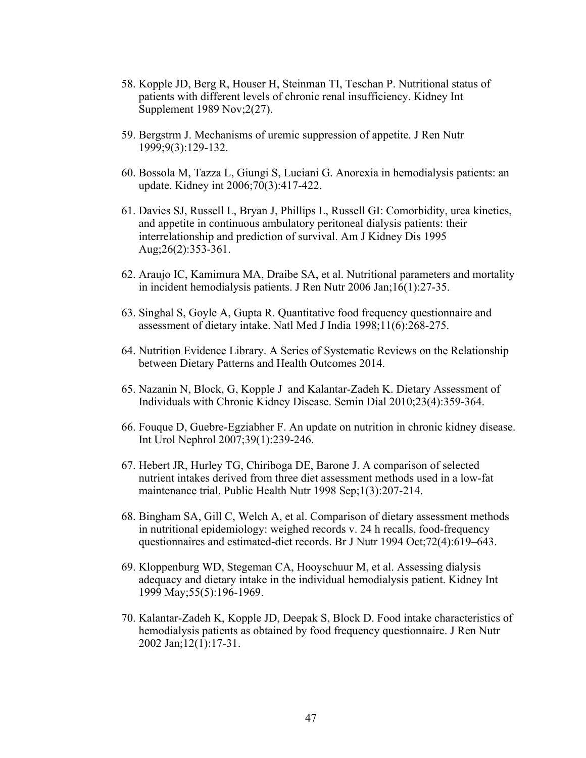58. Kopple JD, Berg R, Houser H, Steinman TI, Teschan P. Nutritional status of patients with different levels of chronic renal insufficiency. Kidney Int Supplement 1989 Nov;2(27).

59. Bergstrm J. Mechanisms of uremic suppression of appetite. J Ren Nutr 1999;9(3):129-132.

60. Bossola M, Tazza L, Giungi S, Luciani G. Anorexia in hemodialysis patients: an update. Kidney int 2006;70(3):417-422.

61. Davies SJ, Russell L, Bryan J, Phillips L, Russell GI: Comorbidity, urea kinetics, and appetite in continuous ambulatory peritoneal dialysis patients: their interrelationship and prediction of survival. Am J Kidney Dis 1995 Aug;26(2):353-361.

62. Araujo IC, Kamimura MA, Draibe SA, et al. Nutritional parameters and mortality in incident hemodialysis patients. J Ren Nutr 2006 Jan;16(1):27-35.

63. Singhal S, Goyle A, Gupta R. Quantitative food frequency questionnaire and assessment of dietary intake. Natl Med J India 1998;11(6):268-275.

64. Nutrition Evidence Library. A Series of Systematic Reviews on the Relationship between Dietary Patterns and Health Outcomes 2014.

65. Nazanin N, Block, G, Kopple J and Kalantar-Zadeh K. Dietary Assessment of Individuals with Chronic Kidney Disease. Semin Dial 2010;23(4):359-364.

66. Fouque D, Guebre-Egziabher F. An update on nutrition in chronic kidney disease. Int Urol Nephrol 2007;39(1):239-246.

67. Hebert JR, Hurley TG, Chiriboga DE, Barone J. A comparison of selected nutrient intakes derived from three diet assessment methods used in a low-fat maintenance trial. Public Health Nutr 1998 Sep;1(3):207-214.

68. Bingham SA, Gill C, Welch A, et al. Comparison of dietary assessment methods in nutritional epidemiology: weighed records v. 24 h recalls, food-frequency questionnaires and estimated-diet records. Br J Nutr 1994 Oct;72(4):619–643.

69. Kloppenburg WD, Stegeman CA, Hooyschuur M, et al. Assessing dialysis adequacy and dietary intake in the individual hemodialysis patient. Kidney Int 1999 May;55(5):196-1969.

70. Kalantar-Zadeh K, Kopple JD, Deepak S, Block D. Food intake characteristics of hemodialysis patients as obtained by food frequency questionnaire. J Ren Nutr 2002 Jan;12(1):17-31.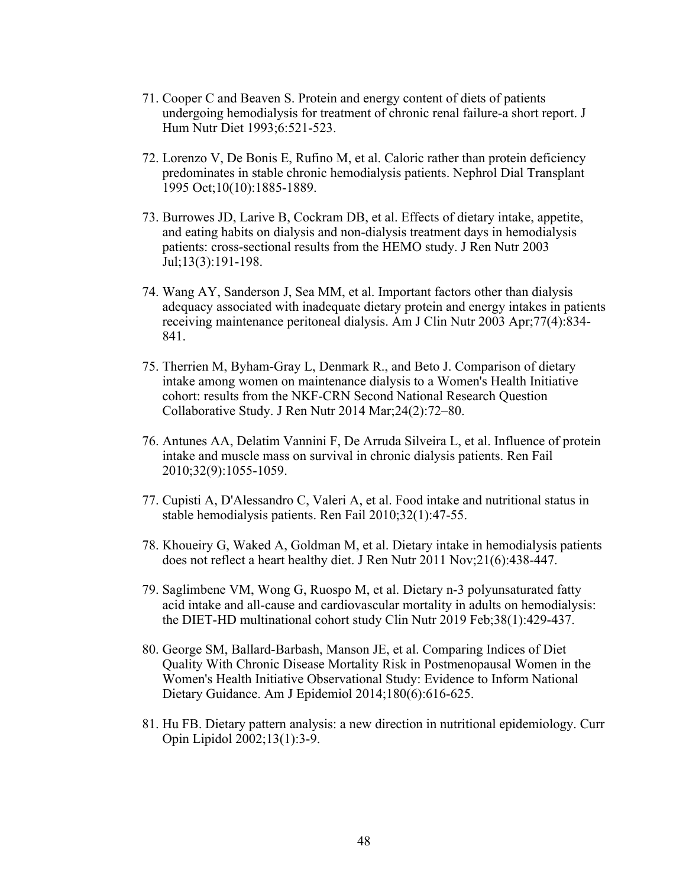71. Cooper C and Beaven S. Protein and energy content of diets of patients undergoing hemodialysis for treatment of chronic renal failure-a short report. J Hum Nutr Diet 1993;6:521-523.

72. Lorenzo V, De Bonis E, Rufino M, et al. Caloric rather than protein deficiency predominates in stable chronic hemodialysis patients. Nephrol Dial Transplant 1995 Oct;10(10):1885-1889.

73. Burrowes JD, Larive B, Cockram DB, et al. Effects of dietary intake, appetite, and eating habits on dialysis and non-dialysis treatment days in hemodialysis patients: cross-sectional results from the HEMO study. J Ren Nutr 2003 Jul;13(3):191-198.

74. Wang AY, Sanderson J, Sea MM, et al. Important factors other than dialysis adequacy associated with inadequate dietary protein and energy intakes in patients receiving maintenance peritoneal dialysis. Am J Clin Nutr 2003 Apr;77(4):834-841.

75. Therrien M, Byham-Gray L, Denmark R., and Beto J. Comparison of dietary intake among women on maintenance dialysis to a Women's Health Initiative cohort: results from the NKF-CRN Second National Research Question Collaborative Study. J Ren Nutr 2014 Mar;24(2):72–80.

76. Antunes AA, Delatim Vannini F, De Arruda Silveira L, et al. Influence of protein intake and muscle mass on survival in chronic dialysis patients. Ren Fail 2010;32(9):1055-1059.

77. Cupisti A, D'Alessandro C, Valeri A, et al. Food intake and nutritional status in stable hemodialysis patients. Ren Fail 2010;32(1):47-55.

78. Khoueiry G, Waked A, Goldman M, et al. Dietary intake in hemodialysis patients does not reflect a heart healthy diet. J Ren Nutr 2011 Nov;21(6):438-447.

79. Saglimbene VM, Wong G, Ruospo M, et al. Dietary n-3 polyunsaturated fatty acid intake and all-cause and cardiovascular mortality in adults on hemodialysis: the DIET-HD multinational cohort study Clin Nutr 2019 Feb;38(1):429-437.

80. George SM, Ballard-Barbash, Manson JE, et al. Comparing Indices of Diet Quality With Chronic Disease Mortality Risk in Postmenopausal Women in the Women's Health Initiative Observational Study: Evidence to Inform National Dietary Guidance. Am J Epidemiol 2014;180(6):616-625.

81. Hu FB. Dietary pattern analysis: a new direction in nutritional epidemiology. Curr Opin Lipidol 2002;13(1):3-9.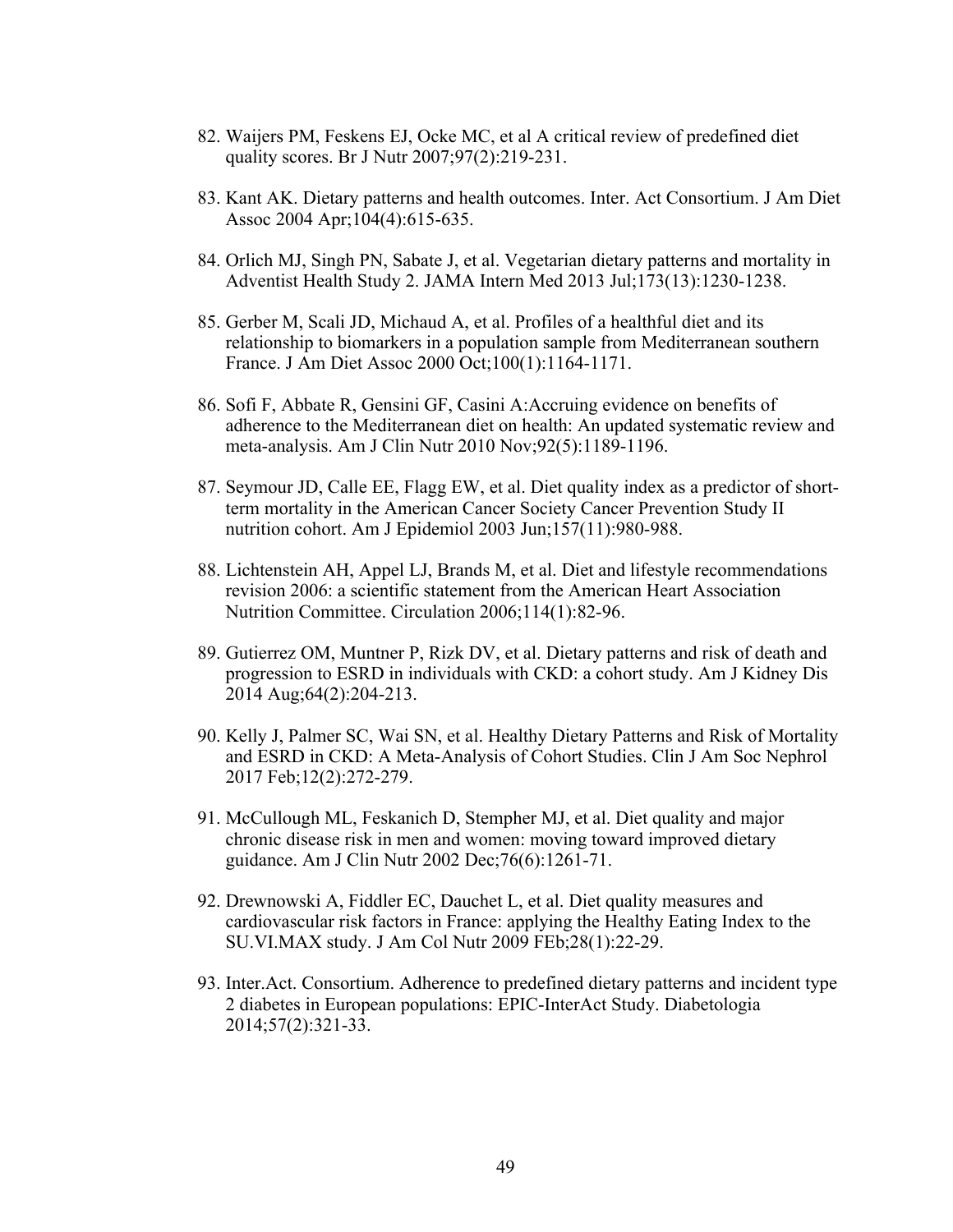82. Waijers PM, Feskens EJ, Ocke MC, et al A critical review of predefined diet quality scores. Br J Nutr 2007;97(2):219-231.

83. Kant AK. Dietary patterns and health outcomes. Inter. Act Consortium. J Am Diet Assoc 2004 Apr;104(4):615-635.

84. Orlich MJ, Singh PN, Sabate J, et al. Vegetarian dietary patterns and mortality in Adventist Health Study 2. JAMA Intern Med 2013 Jul;173(13):1230-1238.

85. Gerber M, Scali JD, Michaud A, et al. Profiles of a healthful diet and its relationship to biomarkers in a population sample from Mediterranean southern France. J Am Diet Assoc 2000 Oct;100(1):1164-1171.

86. Sofi F, Abbate R, Gensini GF, Casini A:Accruing evidence on benefits of adherence to the Mediterranean diet on health: An updated systematic review and meta-analysis. Am J Clin Nutr 2010 Nov;92(5):1189-1196.

87. Seymour JD, Calle EE, Flagg EW, et al. Diet quality index as a predictor of short-term mortality in the American Cancer Society Cancer Prevention Study II nutrition cohort. Am J Epidemiol 2003 Jun;157(11):980-988.

88. Lichtenstein AH, Appel LJ, Brands M, et al. Diet and lifestyle recommendations revision 2006: a scientific statement from the American Heart Association Nutrition Committee. Circulation 2006;114(1):82-96.

89. Gutierrez OM, Muntner P, Rizk DV, et al. Dietary patterns and risk of death and progression to ESRD in individuals with CKD: a cohort study. Am J Kidney Dis 2014 Aug;64(2):204-213.

90. Kelly J, Palmer SC, Wai SN, et al. Healthy Dietary Patterns and Risk of Mortality and ESRD in CKD: A Meta-Analysis of Cohort Studies. Clin J Am Soc Nephrol 2017 Feb;12(2):272-279.

91. McCullough ML, Feskanich D, Stempher MJ, et al. Diet quality and major chronic disease risk in men and women: moving toward improved dietary guidance. Am J Clin Nutr 2002 Dec;76(6):1261-71.

92. Drewnowski A, Fiddler EC, Dauchet L, et al. Diet quality measures and cardiovascular risk factors in France: applying the Healthy Eating Index to the SU.VI.MAX study. J Am Col Nutr 2009 FEb;28(1):22-29.

93. Inter.Act. Consortium. Adherence to predefined dietary patterns and incident type 2 diabetes in European populations: EPIC-InterAct Study. Diabetologia 2014;57(2):321-33.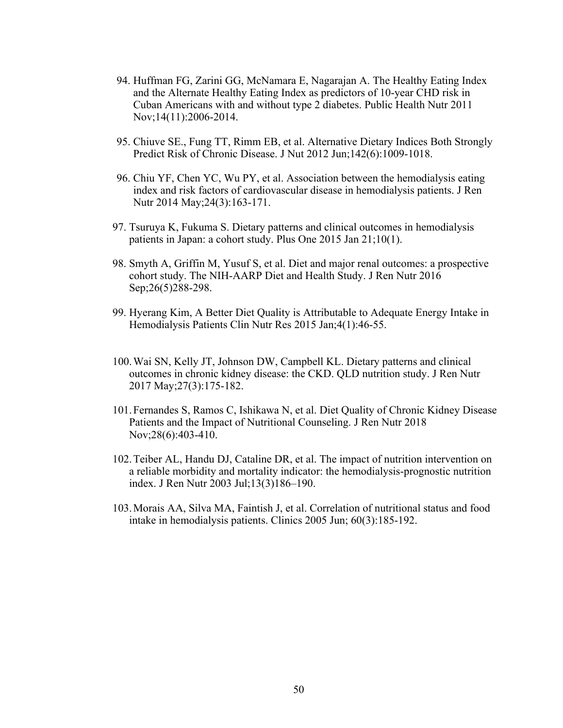94. Huffman FG, Zarini GG, McNamara E, Nagarajan A. The Healthy Eating Index and the Alternate Healthy Eating Index as predictors of 10-year CHD risk in Cuban Americans with and without type 2 diabetes. Public Health Nutr 2011 Nov;14(11):2006-2014.

95. Chiuve SE., Fung TT, Rimm EB, et al. Alternative Dietary Indices Both Strongly Predict Risk of Chronic Disease. J Nut 2012 Jun;142(6):1009-1018.

96. Chiu YF, Chen YC, Wu PY, et al. Association between the hemodialysis eating index and risk factors of cardiovascular disease in hemodialysis patients. J Ren Nutr 2014 May;24(3):163-171.

97. Tsuruya K, Fukuma S. Dietary patterns and clinical outcomes in hemodialysis patients in Japan: a cohort study. Plus One 2015 Jan 21;10(1).

98. Smyth A, Griffin M, Yusuf S, et al. Diet and major renal outcomes: a prospective cohort study. The NIH-AARP Diet and Health Study. J Ren Nutr 2016 Sep;26(5)288-298.

99. Hyerang Kim, A Better Diet Quality is Attributable to Adequate Energy Intake in Hemodialysis Patients Clin Nutr Res 2015 Jan;4(1):46-55.

100. Wai SN, Kelly JT, Johnson DW, Campbell KL. Dietary patterns and clinical outcomes in chronic kidney disease: the CKD. QLD nutrition study. J Ren Nutr 2017 May;27(3):175-182.

101. Fernandes S, Ramos C, Ishikawa N, et al. Diet Quality of Chronic Kidney Disease Patients and the Impact of Nutritional Counseling. J Ren Nutr 2018 Nov;28(6):403-410.

102. Teiber AL, Handu DJ, Cataline DR, et al. The impact of nutrition intervention on a reliable morbidity and mortality indicator: the hemodialysis-prognostic nutrition index. J Ren Nutr 2003 Jul;13(3)186–190.

103. Morais AA, Silva MA, Faintish J, et al. Correlation of nutritional status and food intake in hemodialysis patients. Clinics 2005 Jun; 60(3):185-192.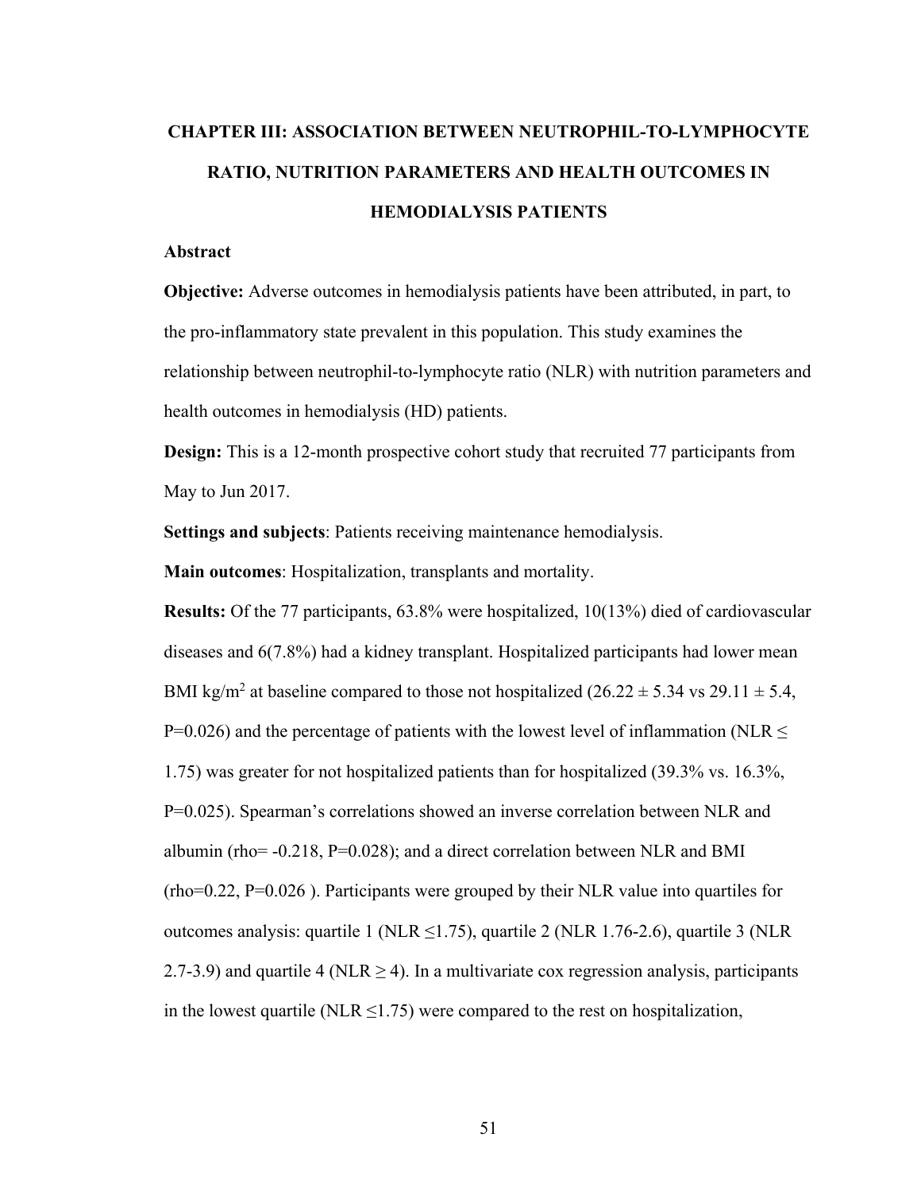# CHAPTER III: ASSOCIATION BETWEEN NEUTROPHIL-TO-LYMPHOCYTE RATIO, NUTRITION PARAMETERS AND HEALTH OUTCOMES IN HEMODIALYSIS PATIENTS

## Abstract

**Objective:** Adverse outcomes in hemodialysis patients have been attributed, in part, to the pro-inflammatory state prevalent in this population. This study examines the relationship between neutrophil-to-lymphocyte ratio (NLR) with nutrition parameters and health outcomes in hemodialysis (HD) patients.

**Design:** This is a 12-month prospective cohort study that recruited 77 participants from May to Jun 2017.

**Settings and subjects**: Patients receiving maintenance hemodialysis.

**Main outcomes**: Hospitalization, transplants and mortality.

**Results:** Of the 77 participants, 63.8% were hospitalized, 10(13%) died of cardiovascular diseases and 6(7.8%) had a kidney transplant. Hospitalized participants had lower mean BMI kg/m$^2$ at baseline compared to those not hospitalized (26.22 ± 5.34 vs 29.11 ± 5.4, P=0.026) and the percentage of patients with the lowest level of inflammation (NLR ≤ 1.75) was greater for not hospitalized patients than for hospitalized (39.3% vs. 16.3%, P=0.025). Spearman's correlations showed an inverse correlation between NLR and albumin (rho= -0.218, P=0.028); and a direct correlation between NLR and BMI (rho=0.22, P=0.026 ). Participants were grouped by their NLR value into quartiles for outcomes analysis: quartile 1 (NLR ≤1.75), quartile 2 (NLR 1.76-2.6), quartile 3 (NLR 2.7-3.9) and quartile 4 (NLR ≥ 4). In a multivariate cox regression analysis, participants in the lowest quartile (NLR ≤1.75) were compared to the rest on hospitalization,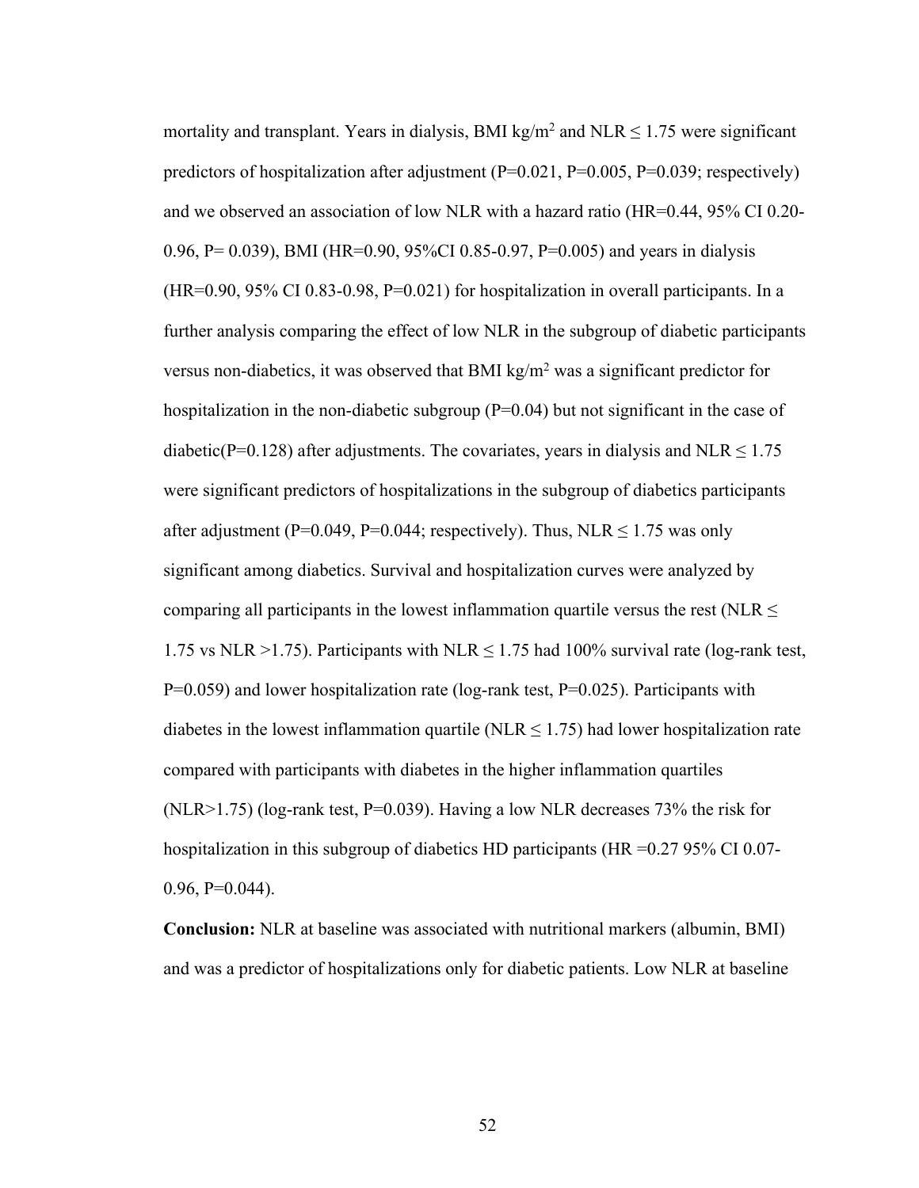mortality and transplant. Years in dialysis, BMI kg/m$^2$ and NLR ≤ 1.75 were significant predictors of hospitalization after adjustment (P=0.021, P=0.005, P=0.039; respectively) and we observed an association of low NLR with a hazard ratio (HR=0.44, 95% CI 0.20-0.96, P= 0.039), BMI (HR=0.90, 95%CI 0.85-0.97, P=0.005) and years in dialysis (HR=0.90, 95% CI 0.83-0.98, P=0.021) for hospitalization in overall participants. In a further analysis comparing the effect of low NLR in the subgroup of diabetic participants versus non-diabetics, it was observed that BMI kg/m$^2$ was a significant predictor for hospitalization in the non-diabetic subgroup (P=0.04) but not significant in the case of diabetic(P=0.128) after adjustments. The covariates, years in dialysis and NLR ≤ 1.75 were significant predictors of hospitalizations in the subgroup of diabetics participants after adjustment (P=0.049, P=0.044; respectively). Thus, NLR ≤ 1.75 was only significant among diabetics. Survival and hospitalization curves were analyzed by comparing all participants in the lowest inflammation quartile versus the rest (NLR ≤ 1.75 vs NLR >1.75). Participants with NLR ≤ 1.75 had 100% survival rate (log-rank test, P=0.059) and lower hospitalization rate (log-rank test, P=0.025). Participants with diabetes in the lowest inflammation quartile (NLR ≤ 1.75) had lower hospitalization rate compared with participants with diabetes in the higher inflammation quartiles (NLR>1.75) (log-rank test, P=0.039). Having a low NLR decreases 73% the risk for hospitalization in this subgroup of diabetics HD participants (HR =0.27 95% CI 0.07-0.96, P=0.044).

**Conclusion:** NLR at baseline was associated with nutritional markers (albumin, BMI) and was a predictor of hospitalizations only for diabetic patients. Low NLR at baseline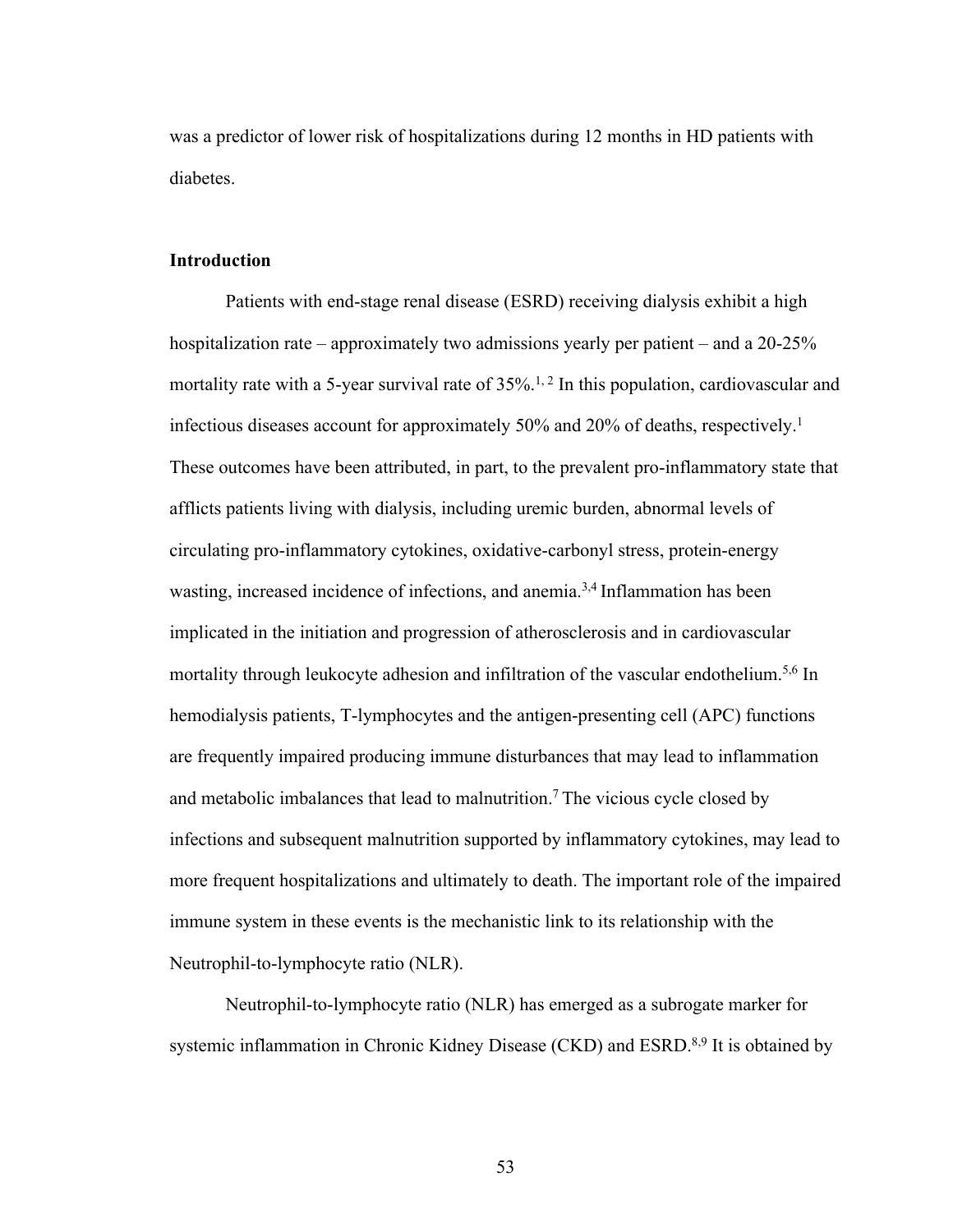was a predictor of lower risk of hospitalizations during 12 months in HD patients with diabetes.

**Introduction**

Patients with end-stage renal disease (ESRD) receiving dialysis exhibit a high hospitalization rate – approximately two admissions yearly per patient – and a 20-25% mortality rate with a 5-year survival rate of 35%.[1, 2] In this population, cardiovascular and infectious diseases account for approximately 50% and 20% of deaths, respectively.[1] These outcomes have been attributed, in part, to the prevalent pro-inflammatory state that afflicts patients living with dialysis, including uremic burden, abnormal levels of circulating pro-inflammatory cytokines, oxidative-carbonyl stress, protein-energy wasting, increased incidence of infections, and anemia.[3,4] Inflammation has been implicated in the initiation and progression of atherosclerosis and in cardiovascular mortality through leukocyte adhesion and infiltration of the vascular endothelium.[5,6] In hemodialysis patients, T-lymphocytes and the antigen-presenting cell (APC) functions are frequently impaired producing immune disturbances that may lead to inflammation and metabolic imbalances that lead to malnutrition.[7] The vicious cycle closed by infections and subsequent malnutrition supported by inflammatory cytokines, may lead to more frequent hospitalizations and ultimately to death. The important role of the impaired immune system in these events is the mechanistic link to its relationship with the Neutrophil-to-lymphocyte ratio (NLR).

Neutrophil-to-lymphocyte ratio (NLR) has emerged as a subrogate marker for systemic inflammation in Chronic Kidney Disease (CKD) and ESRD.[8,9] It is obtained by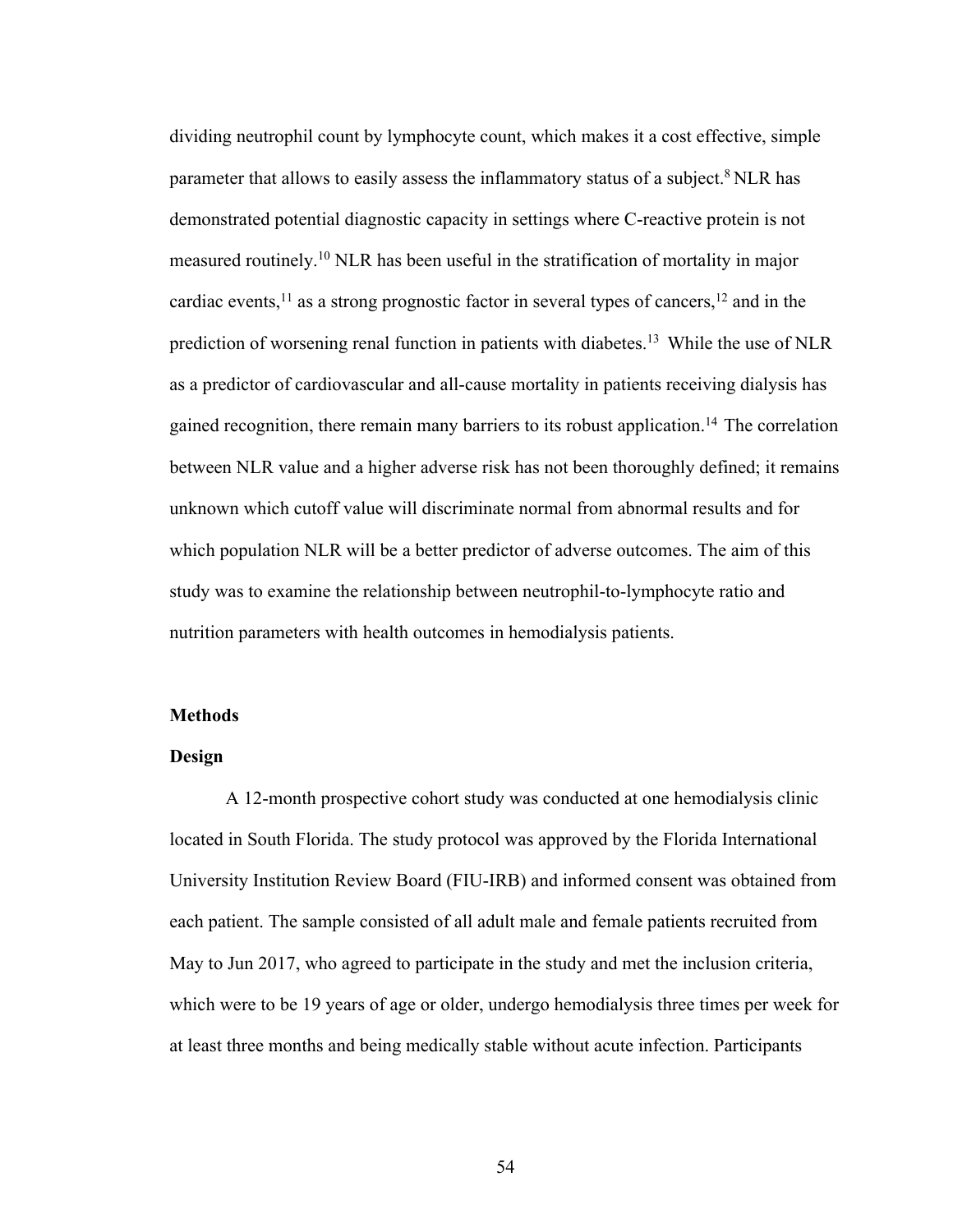dividing neutrophil count by lymphocyte count, which makes it a cost effective, simple parameter that allows to easily assess the inflammatory status of a subject.[8] NLR has demonstrated potential diagnostic capacity in settings where C-reactive protein is not measured routinely.[10] NLR has been useful in the stratification of mortality in major cardiac events,[11] as a strong prognostic factor in several types of cancers,[12] and in the prediction of worsening renal function in patients with diabetes.[13] While the use of NLR as a predictor of cardiovascular and all-cause mortality in patients receiving dialysis has gained recognition, there remain many barriers to its robust application.[14] The correlation between NLR value and a higher adverse risk has not been thoroughly defined; it remains unknown which cutoff value will discriminate normal from abnormal results and for which population NLR will be a better predictor of adverse outcomes. The aim of this study was to examine the relationship between neutrophil-to-lymphocyte ratio and nutrition parameters with health outcomes in hemodialysis patients.

## Methods

### Design

A 12-month prospective cohort study was conducted at one hemodialysis clinic located in South Florida. The study protocol was approved by the Florida International University Institution Review Board (FIU-IRB) and informed consent was obtained from each patient. The sample consisted of all adult male and female patients recruited from May to Jun 2017, who agreed to participate in the study and met the inclusion criteria, which were to be 19 years of age or older, undergo hemodialysis three times per week for at least three months and being medically stable without acute infection. Participants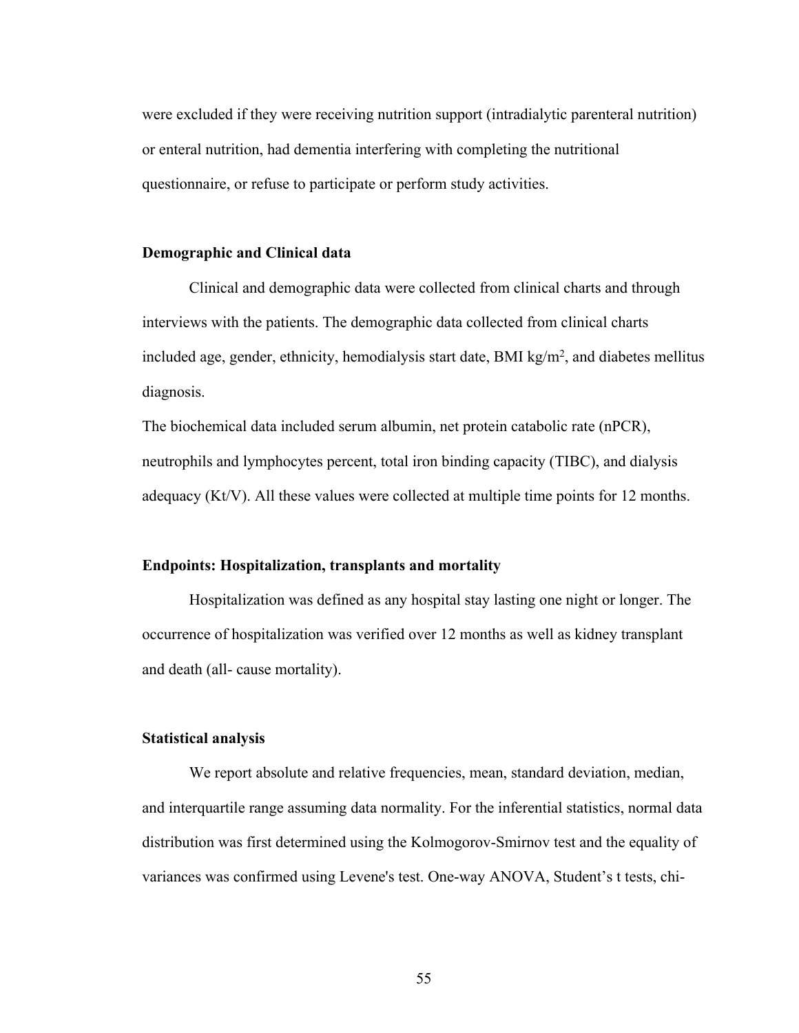were excluded if they were receiving nutrition support (intradialytic parenteral nutrition) or enteral nutrition, had dementia interfering with completing the nutritional questionnaire, or refuse to participate or perform study activities.

**Demographic and Clinical data**

Clinical and demographic data were collected from clinical charts and through interviews with the patients. The demographic data collected from clinical charts included age, gender, ethnicity, hemodialysis start date, BMI $kg/m^2$, and diabetes mellitus diagnosis.

The biochemical data included serum albumin, net protein catabolic rate (nPCR), neutrophils and lymphocytes percent, total iron binding capacity (TIBC), and dialysis adequacy (Kt/V). All these values were collected at multiple time points for 12 months.

**Endpoints: Hospitalization, transplants and mortality**

Hospitalization was defined as any hospital stay lasting one night or longer. The occurrence of hospitalization was verified over 12 months as well as kidney transplant and death (all- cause mortality).

**Statistical analysis**

We report absolute and relative frequencies, mean, standard deviation, median, and interquartile range assuming data normality. For the inferential statistics, normal data distribution was first determined using the Kolmogorov-Smirnov test and the equality of variances was confirmed using Levene's test. One-way ANOVA, Student's t tests, chi-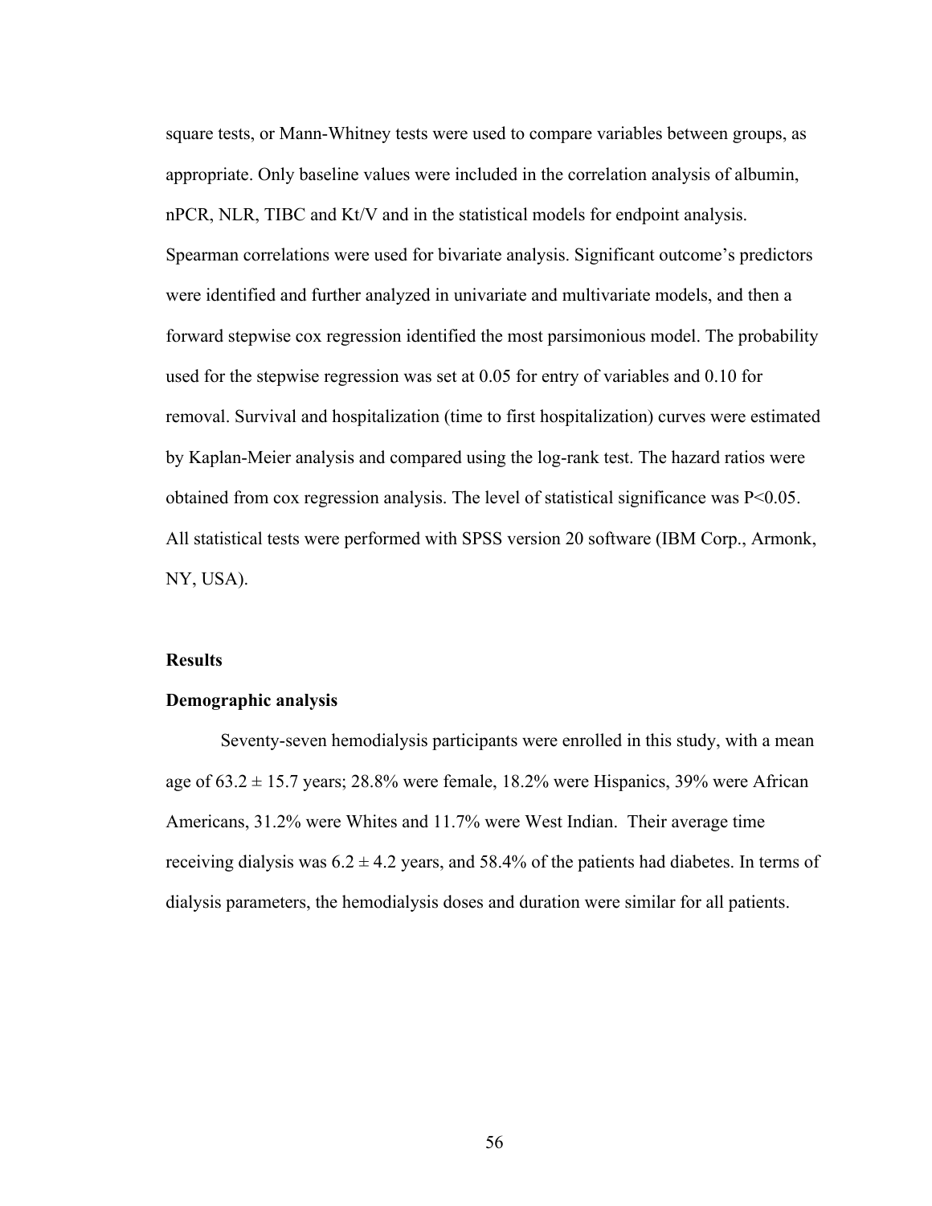square tests, or Mann-Whitney tests were used to compare variables between groups, as appropriate. Only baseline values were included in the correlation analysis of albumin, nPCR, NLR, TIBC and Kt/V and in the statistical models for endpoint analysis. Spearman correlations were used for bivariate analysis. Significant outcome's predictors were identified and further analyzed in univariate and multivariate models, and then a forward stepwise cox regression identified the most parsimonious model. The probability used for the stepwise regression was set at 0.05 for entry of variables and 0.10 for removal. Survival and hospitalization (time to first hospitalization) curves were estimated by Kaplan-Meier analysis and compared using the log-rank test. The hazard ratios were obtained from cox regression analysis. The level of statistical significance was $P<0.05$. All statistical tests were performed with SPSS version 20 software (IBM Corp., Armonk, NY, USA).

## Results

### Demographic analysis

Seventy-seven hemodialysis participants were enrolled in this study, with a mean age of $63.2 \pm 15.7$ years; 28.8% were female, 18.2% were Hispanics, 39% were African Americans, 31.2% were Whites and 11.7% were West Indian. Their average time receiving dialysis was $6.2 \pm 4.2$ years, and 58.4% of the patients had diabetes. In terms of dialysis parameters, the hemodialysis doses and duration were similar for all patients.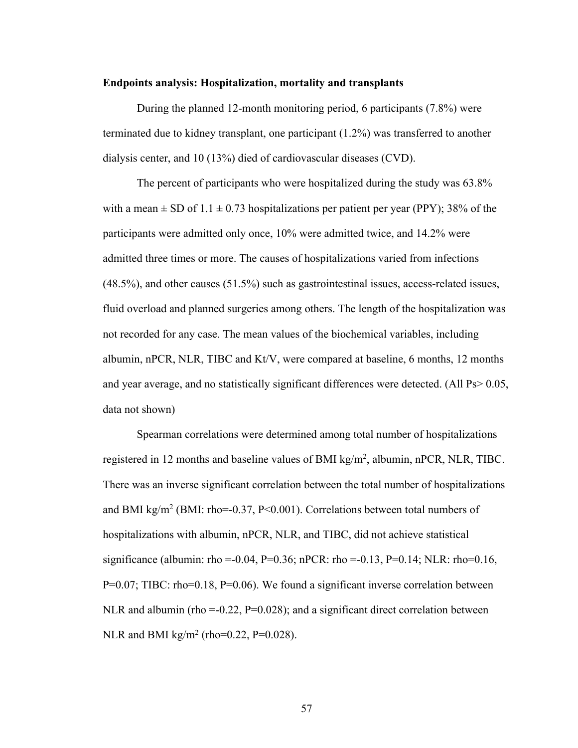**Endpoints analysis: Hospitalization, mortality and transplants**

During the planned 12-month monitoring period, 6 participants (7.8%) were terminated due to kidney transplant, one participant (1.2%) was transferred to another dialysis center, and 10 (13%) died of cardiovascular diseases (CVD).

The percent of participants who were hospitalized during the study was 63.8% with a mean ± SD of 1.1 ± 0.73 hospitalizations per patient per year (PPY); 38% of the participants were admitted only once, 10% were admitted twice, and 14.2% were admitted three times or more. The causes of hospitalizations varied from infections (48.5%), and other causes (51.5%) such as gastrointestinal issues, access-related issues, fluid overload and planned surgeries among others. The length of the hospitalization was not recorded for any case. The mean values of the biochemical variables, including albumin, nPCR, NLR, TIBC and Kt/V, were compared at baseline, 6 months, 12 months and year average, and no statistically significant differences were detected. (All Ps> 0.05, data not shown)

Spearman correlations were determined among total number of hospitalizations registered in 12 months and baseline values of BMI kg/$m^2$, albumin, nPCR, NLR, TIBC. There was an inverse significant correlation between the total number of hospitalizations and BMI kg/$m^2$ (BMI: rho=-0.37, P<0.001). Correlations between total numbers of hospitalizations with albumin, nPCR, NLR, and TIBC, did not achieve statistical significance (albumin: rho =-0.04, P=0.36; nPCR: rho =-0.13, P=0.14; NLR: rho=0.16, P=0.07; TIBC: rho=0.18, P=0.06). We found a significant inverse correlation between NLR and albumin (rho =-0.22, P=0.028); and a significant direct correlation between NLR and BMI kg/$m^2$ (rho=0.22, P=0.028).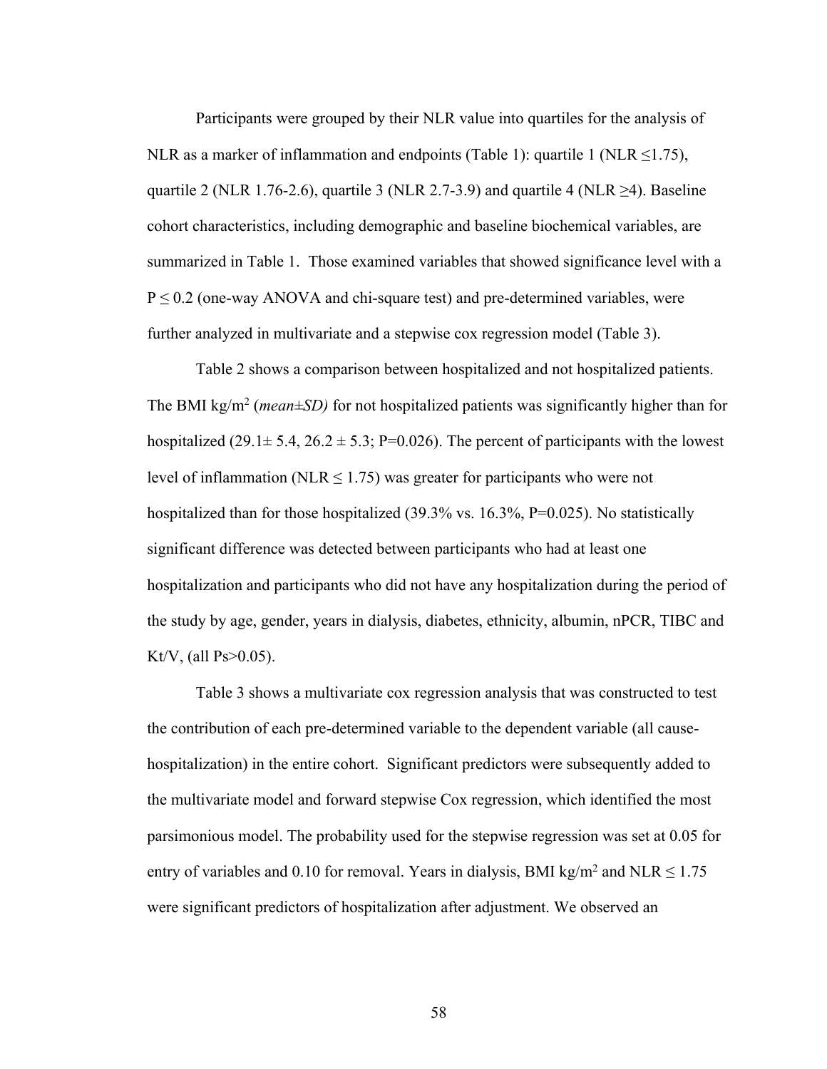Participants were grouped by their NLR value into quartiles for the analysis of NLR as a marker of inflammation and endpoints (Table 1): quartile 1 (NLR ≤1.75), quartile 2 (NLR 1.76-2.6), quartile 3 (NLR 2.7-3.9) and quartile 4 (NLR ≥4). Baseline cohort characteristics, including demographic and baseline biochemical variables, are summarized in Table 1. Those examined variables that showed significance level with a P ≤ 0.2 (one-way ANOVA and chi-square test) and pre-determined variables, were further analyzed in multivariate and a stepwise cox regression model (Table 3).

Table 2 shows a comparison between hospitalized and not hospitalized patients. The BMI kg/m$^2$ (*mean±SD)* for not hospitalized patients was significantly higher than for hospitalized (29.1± 5.4, 26.2 ± 5.3; P=0.026). The percent of participants with the lowest level of inflammation (NLR ≤ 1.75) was greater for participants who were not hospitalized than for those hospitalized (39.3% vs. 16.3%, P=0.025). No statistically significant difference was detected between participants who had at least one hospitalization and participants who did not have any hospitalization during the period of the study by age, gender, years in dialysis, diabetes, ethnicity, albumin, nPCR, TIBC and Kt/V, (all Ps>0.05).

Table 3 shows a multivariate cox regression analysis that was constructed to test the contribution of each pre-determined variable to the dependent variable (all cause-hospitalization) in the entire cohort. Significant predictors were subsequently added to the multivariate model and forward stepwise Cox regression, which identified the most parsimonious model. The probability used for the stepwise regression was set at 0.05 for entry of variables and 0.10 for removal. Years in dialysis, BMI kg/m$^2$ and NLR ≤ 1.75 were significant predictors of hospitalization after adjustment. We observed an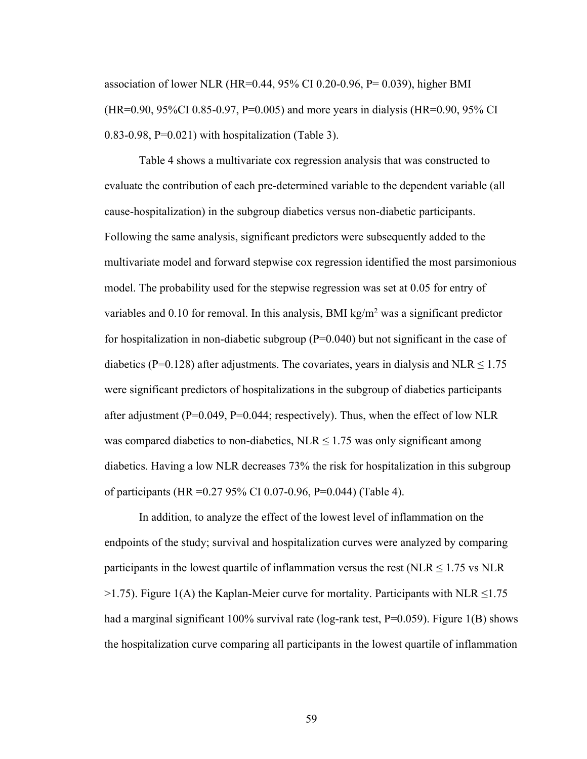association of lower NLR (HR=0.44, 95% CI 0.20-0.96, P= 0.039), higher BMI (HR=0.90, 95%CI 0.85-0.97, P=0.005) and more years in dialysis (HR=0.90, 95% CI 0.83-0.98, P=0.021) with hospitalization (Table 3).

Table 4 shows a multivariate cox regression analysis that was constructed to evaluate the contribution of each pre-determined variable to the dependent variable (all cause-hospitalization) in the subgroup diabetics versus non-diabetic participants. Following the same analysis, significant predictors were subsequently added to the multivariate model and forward stepwise cox regression identified the most parsimonious model. The probability used for the stepwise regression was set at 0.05 for entry of variables and 0.10 for removal. In this analysis, BMI kg/$m^2$ was a significant predictor for hospitalization in non-diabetic subgroup (P=0.040) but not significant in the case of diabetics (P=0.128) after adjustments. The covariates, years in dialysis and NLR ≤ 1.75 were significant predictors of hospitalizations in the subgroup of diabetics participants after adjustment (P=0.049, P=0.044; respectively). Thus, when the effect of low NLR was compared diabetics to non-diabetics, NLR ≤ 1.75 was only significant among diabetics. Having a low NLR decreases 73% the risk for hospitalization in this subgroup of participants (HR =0.27 95% CI 0.07-0.96, P=0.044) (Table 4).

In addition, to analyze the effect of the lowest level of inflammation on the endpoints of the study; survival and hospitalization curves were analyzed by comparing participants in the lowest quartile of inflammation versus the rest (NLR ≤ 1.75 vs NLR >1.75). Figure 1(A) the Kaplan-Meier curve for mortality. Participants with NLR ≤1.75 had a marginal significant 100% survival rate (log-rank test, P=0.059). Figure 1(B) shows the hospitalization curve comparing all participants in the lowest quartile of inflammation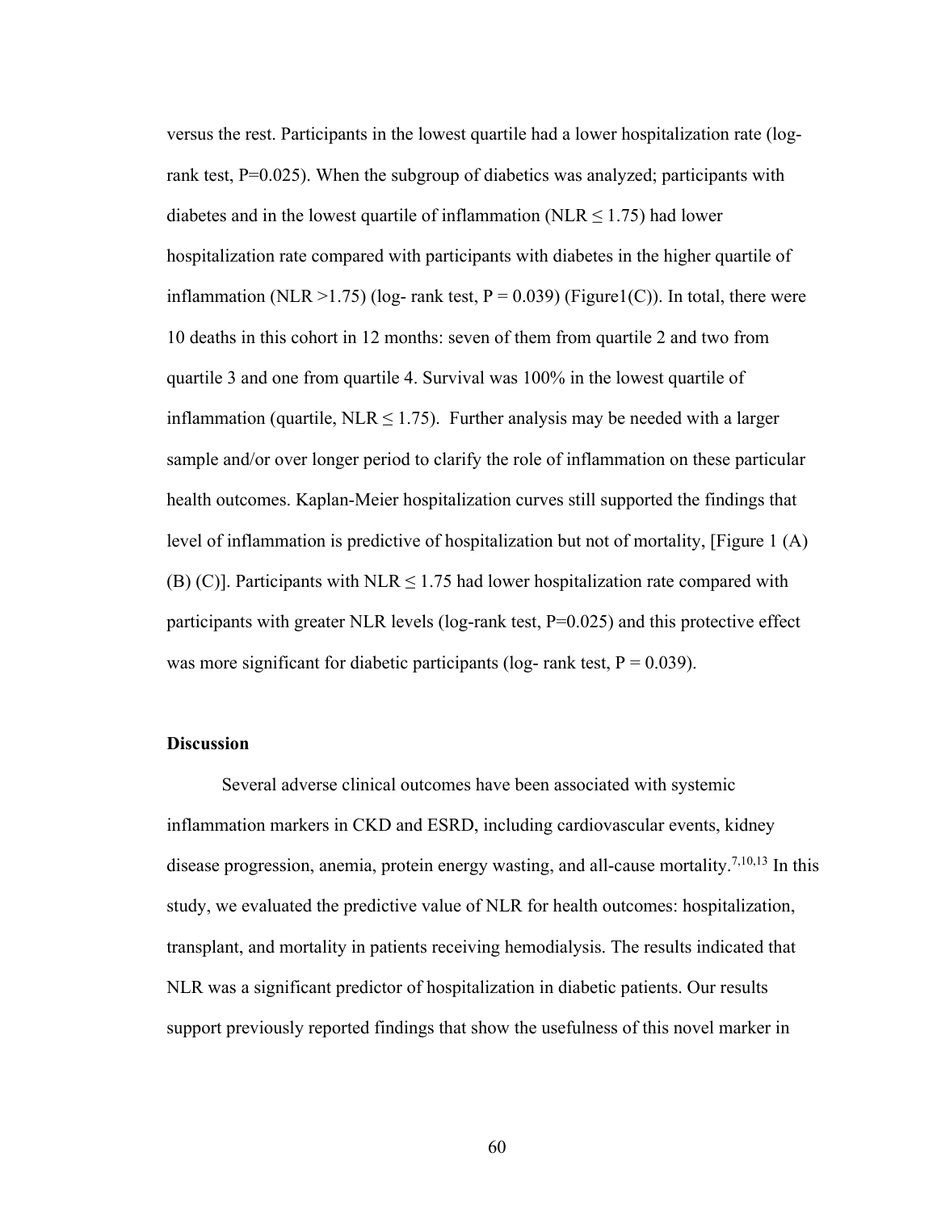versus the rest. Participants in the lowest quartile had a lower hospitalization rate (log-rank test, P=0.025). When the subgroup of diabetics was analyzed; participants with diabetes and in the lowest quartile of inflammation (NLR ≤ 1.75) had lower hospitalization rate compared with participants with diabetes in the higher quartile of inflammation (NLR >1.75) (log- rank test, P = 0.039) (Figure1(C)). In total, there were 10 deaths in this cohort in 12 months: seven of them from quartile 2 and two from quartile 3 and one from quartile 4. Survival was 100% in the lowest quartile of inflammation (quartile, NLR ≤ 1.75). Further analysis may be needed with a larger sample and/or over longer period to clarify the role of inflammation on these particular health outcomes. Kaplan-Meier hospitalization curves still supported the findings that level of inflammation is predictive of hospitalization but not of mortality, [Figure 1 (A) (B) (C)]. Participants with NLR ≤ 1.75 had lower hospitalization rate compared with participants with greater NLR levels (log-rank test, P=0.025) and this protective effect was more significant for diabetic participants (log- rank test, P = 0.039).

**Discussion**

Several adverse clinical outcomes have been associated with systemic inflammation markers in CKD and ESRD, including cardiovascular events, kidney disease progression, anemia, protein energy wasting, and all-cause mortality.[7,10,13] In this study, we evaluated the predictive value of NLR for health outcomes: hospitalization, transplant, and mortality in patients receiving hemodialysis. The results indicated that NLR was a significant predictor of hospitalization in diabetic patients. Our results support previously reported findings that show the usefulness of this novel marker in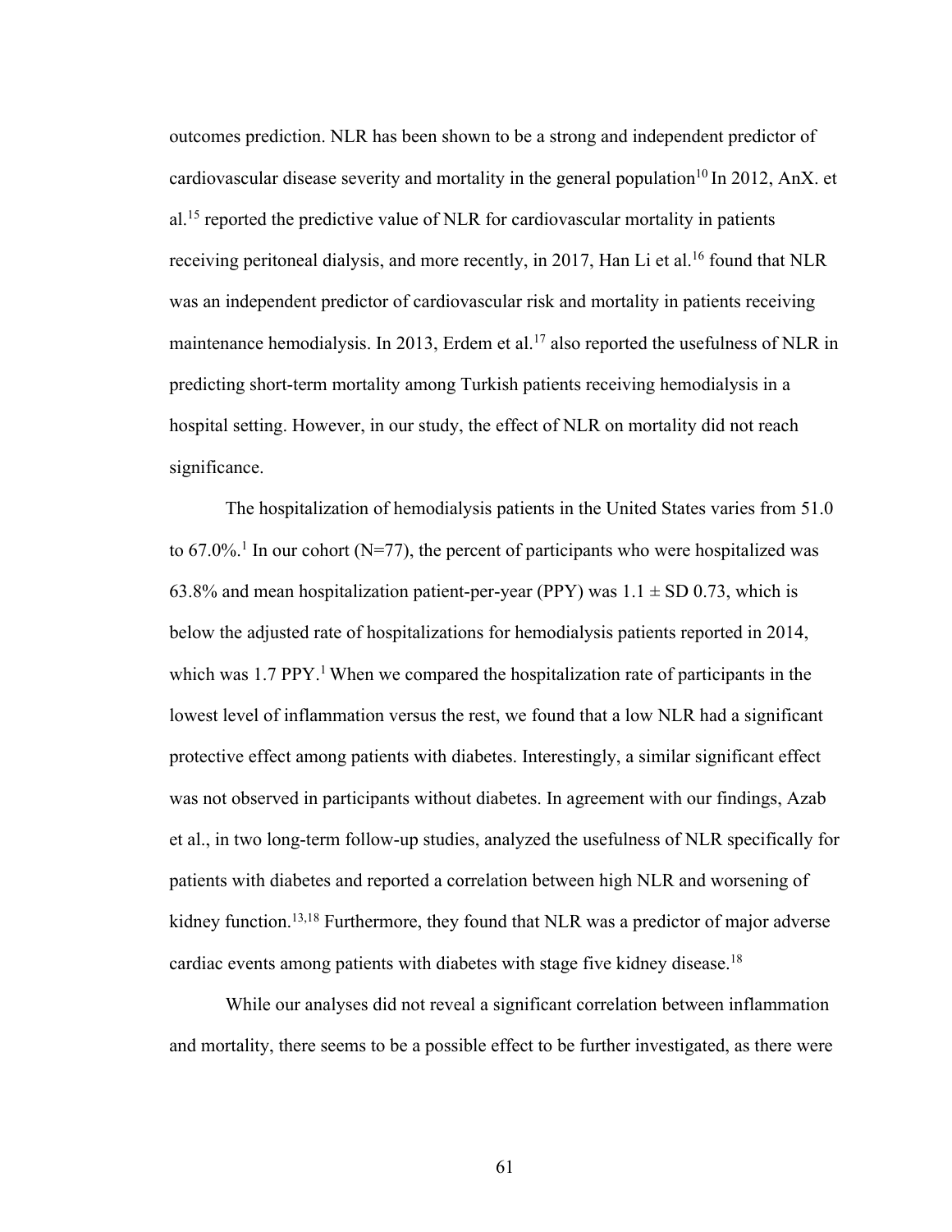outcomes prediction. NLR has been shown to be a strong and independent predictor of cardiovascular disease severity and mortality in the general population[10] In 2012, AnX. et al.[15] reported the predictive value of NLR for cardiovascular mortality in patients receiving peritoneal dialysis, and more recently, in 2017, Han Li et al.[16] found that NLR was an independent predictor of cardiovascular risk and mortality in patients receiving maintenance hemodialysis. In 2013, Erdem et al.[17] also reported the usefulness of NLR in predicting short-term mortality among Turkish patients receiving hemodialysis in a hospital setting. However, in our study, the effect of NLR on mortality did not reach significance.

The hospitalization of hemodialysis patients in the United States varies from 51.0 to 67.0%.[1] In our cohort (N=77), the percent of participants who were hospitalized was 63.8% and mean hospitalization patient-per-year (PPY) was 1.1 ± SD 0.73, which is below the adjusted rate of hospitalizations for hemodialysis patients reported in 2014, which was 1.7 PPY.[1] When we compared the hospitalization rate of participants in the lowest level of inflammation versus the rest, we found that a low NLR had a significant protective effect among patients with diabetes. Interestingly, a similar significant effect was not observed in participants without diabetes. In agreement with our findings, Azab et al., in two long-term follow-up studies, analyzed the usefulness of NLR specifically for patients with diabetes and reported a correlation between high NLR and worsening of kidney function.[13,18] Furthermore, they found that NLR was a predictor of major adverse cardiac events among patients with diabetes with stage five kidney disease.[18]

While our analyses did not reveal a significant correlation between inflammation and mortality, there seems to be a possible effect to be further investigated, as there were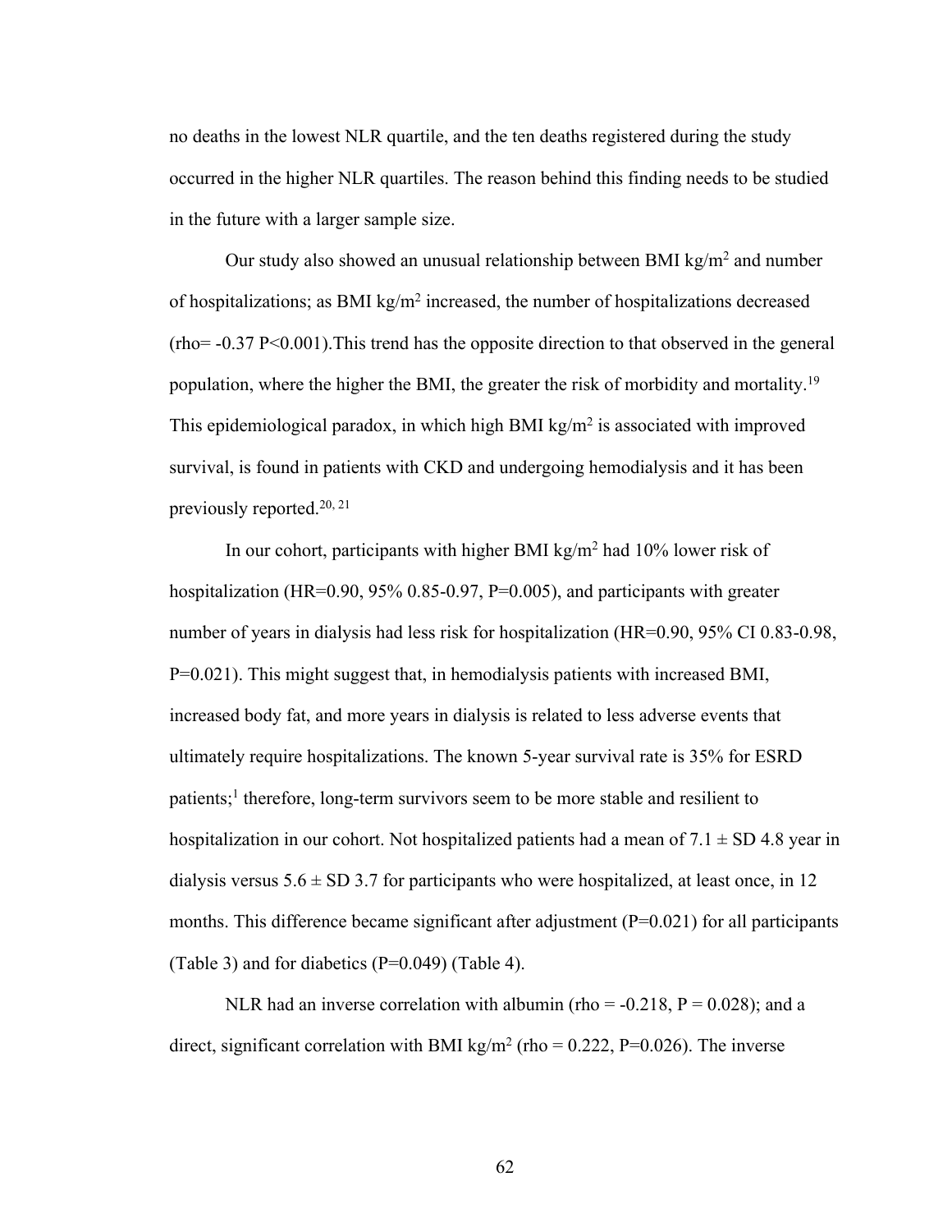no deaths in the lowest NLR quartile, and the ten deaths registered during the study occurred in the higher NLR quartiles. The reason behind this finding needs to be studied in the future with a larger sample size.

Our study also showed an unusual relationship between BMI kg/$m^2$ and number of hospitalizations; as BMI kg/$m^2$ increased, the number of hospitalizations decreased (rho= -0.37 P<0.001).This trend has the opposite direction to that observed in the general population, where the higher the BMI, the greater the risk of morbidity and mortality.[19] This epidemiological paradox, in which high BMI kg/$m^2$ is associated with improved survival, is found in patients with CKD and undergoing hemodialysis and it has been previously reported.[20, 21]

In our cohort, participants with higher BMI kg/$m^2$ had 10% lower risk of hospitalization (HR=0.90, 95% 0.85-0.97, P=0.005), and participants with greater number of years in dialysis had less risk for hospitalization (HR=0.90, 95% CI 0.83-0.98, P=0.021). This might suggest that, in hemodialysis patients with increased BMI, increased body fat, and more years in dialysis is related to less adverse events that ultimately require hospitalizations. The known 5-year survival rate is 35% for ESRD patients;[1] therefore, long-term survivors seem to be more stable and resilient to hospitalization in our cohort. Not hospitalized patients had a mean of 7.1 ± SD 4.8 year in dialysis versus 5.6 ± SD 3.7 for participants who were hospitalized, at least once, in 12 months. This difference became significant after adjustment (P=0.021) for all participants (Table 3) and for diabetics (P=0.049) (Table 4).

NLR had an inverse correlation with albumin (rho = -0.218, P = 0.028); and a direct, significant correlation with BMI kg/$m^2$ (rho = 0.222, P=0.026). The inverse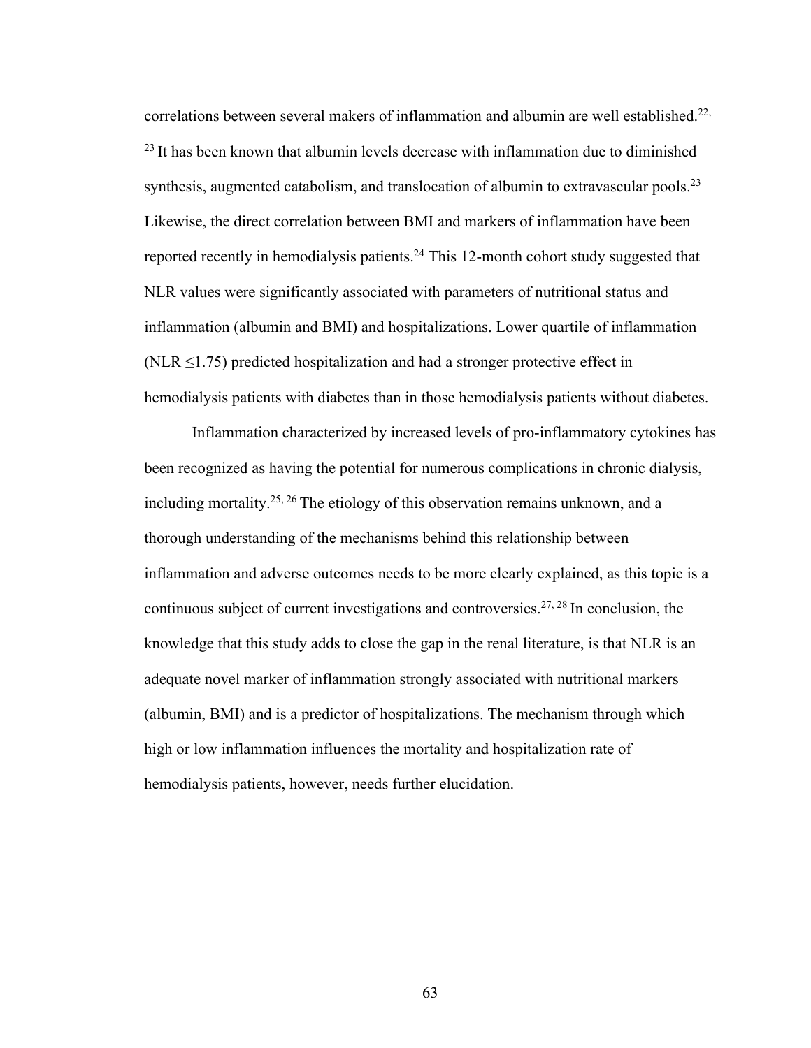correlations between several makers of inflammation and albumin are well established.[22, 23] It has been known that albumin levels decrease with inflammation due to diminished synthesis, augmented catabolism, and translocation of albumin to extravascular pools.[23] Likewise, the direct correlation between BMI and markers of inflammation have been reported recently in hemodialysis patients.[24] This 12-month cohort study suggested that NLR values were significantly associated with parameters of nutritional status and inflammation (albumin and BMI) and hospitalizations. Lower quartile of inflammation (NLR $\leq$1.75) predicted hospitalization and had a stronger protective effect in hemodialysis patients with diabetes than in those hemodialysis patients without diabetes.

Inflammation characterized by increased levels of pro-inflammatory cytokines has been recognized as having the potential for numerous complications in chronic dialysis, including mortality.[25, 26] The etiology of this observation remains unknown, and a thorough understanding of the mechanisms behind this relationship between inflammation and adverse outcomes needs to be more clearly explained, as this topic is a continuous subject of current investigations and controversies.[27, 28] In conclusion, the knowledge that this study adds to close the gap in the renal literature, is that NLR is an adequate novel marker of inflammation strongly associated with nutritional markers (albumin, BMI) and is a predictor of hospitalizations. The mechanism through which high or low inflammation influences the mortality and hospitalization rate of hemodialysis patients, however, needs further elucidation.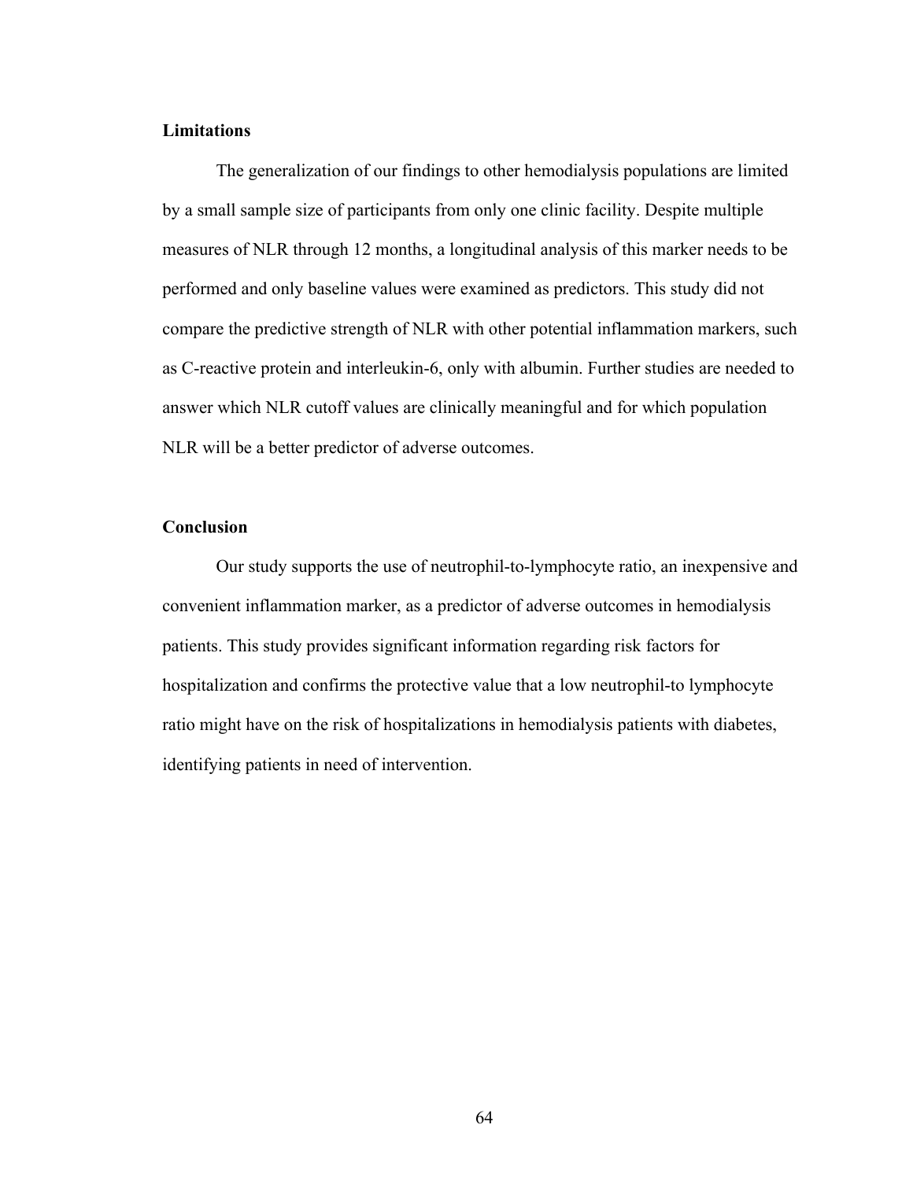**Limitations**

The generalization of our findings to other hemodialysis populations are limited by a small sample size of participants from only one clinic facility. Despite multiple measures of NLR through 12 months, a longitudinal analysis of this marker needs to be performed and only baseline values were examined as predictors. This study did not compare the predictive strength of NLR with other potential inflammation markers, such as C-reactive protein and interleukin-6, only with albumin. Further studies are needed to answer which NLR cutoff values are clinically meaningful and for which population NLR will be a better predictor of adverse outcomes.

**Conclusion**

Our study supports the use of neutrophil-to-lymphocyte ratio, an inexpensive and convenient inflammation marker, as a predictor of adverse outcomes in hemodialysis patients. This study provides significant information regarding risk factors for hospitalization and confirms the protective value that a low neutrophil-to lymphocyte ratio might have on the risk of hospitalizations in hemodialysis patients with diabetes, identifying patients in need of intervention.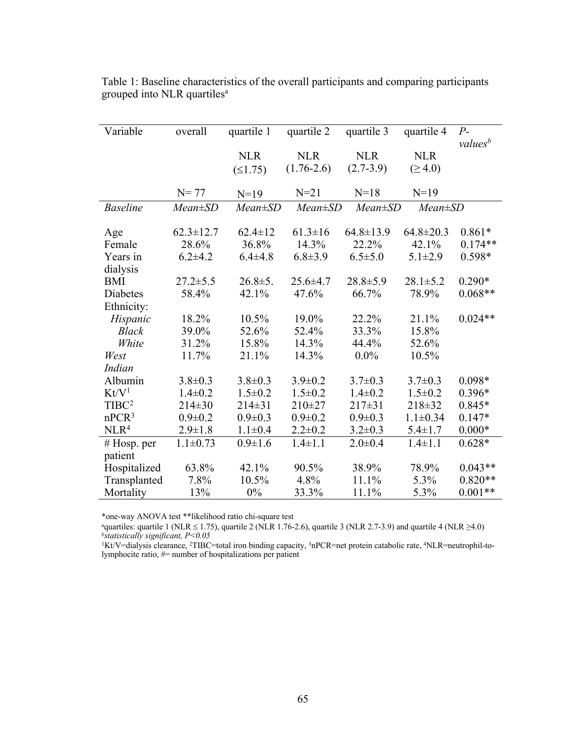Table 1: Baseline characteristics of the overall participants and comparing participants grouped into NLR quartiles[a]

| Variable | overall | quartile 1 | quartile 2 | quartile 3 | quartile 4 | *P-values*[b] |
|---|---|---|---|---|---|---|
| | | NLR (≤1.75) | NLR (1.76-2.6) | NLR (2.7-3.9) | NLR (≥ 4.0) | |
| | N= 77 | N=19 | N=21 | N=18 | N=19 | |
| *Baseline* | *Mean±SD* | *Mean±SD* | *Mean±SD* | *Mean±SD* | *Mean±SD* | |
| Age | 62.3±12.7 | 62.4±12 | 61.3±16 | 64.8±13.9 | 64.8±20.3 | 0.861* |
| Female | 28.6% | 36.8% | 14.3% | 22.2% | 42.1% | 0.174** |
| Years in dialysis | 6.2±4.2 | 6.4±4.8 | 6.8±3.9 | 6.5±5.0 | 5.1±2.9 | 0.598* |
| BMI | 27.2±5.5 | 26.8±5. | 25.6±4.7 | 28.8±5.9 | 28.1±5.2 | 0.290* |
| Diabetes | 58.4% | 42.1% | 47.6% | 66.7% | 78.9% | 0.068** |
| Ethnicity: | | | | | | |
| *Hispanic* | 18.2% | 10.5% | 19.0% | 22.2% | 21.1% | 0.024** |
| *Black* | 39.0% | 52.6% | 52.4% | 33.3% | 15.8% | |
| *White* | 31.2% | 15.8% | 14.3% | 44.4% | 52.6% | |
| *West Indian* | 11.7% | 21.1% | 14.3% | 0.0% | 10.5% | |
| Albumin | 3.8±0.3 | 3.8±0.3 | 3.9±0.2 | 3.7±0.3 | 3.7±0.3 | 0.098* |
| Kt/V[1] | 1.4±0.2 | 1.5±0.2 | 1.5±0.2 | 1.4±0.2 | 1.5±0.2 | 0.396* |
| TIBC[2] | 214±30 | 214±31 | 210±27 | 217±31 | 218±32 | 0.845* |
| nPCR[3] | 0.9±0.2 | 0.9±0.3 | 0.9±0.2 | 0.9±0.3 | 1.1±0.34 | 0.147* |
| NLR[4] | 2.9±1.8 | 1.1±0.4 | 2.2±0.2 | 3.2±0.3 | 5.4±1.7 | 0.000* |
| # Hosp. per patient | 1.1±0.73 | 0.9±1.6 | 1.4±1.1 | 2.0±0.4 | 1.4±1.1 | 0.628* |
| Hospitalized | 63.8% | 42.1% | 90.5% | 38.9% | 78.9% | 0.043** |
| Transplanted | 7.8% | 10.5% | 4.8% | 11.1% | 5.3% | 0.820** |
| Mortality | 13% | 0% | 33.3% | 11.1% | 5.3% | 0.001** |

*one-way ANOVA test **likelihood ratio chi-square test

[a]quartiles: quartile 1 (NLR ≤ 1.75), quartile 2 (NLR 1.76-2.6), quartile 3 (NLR 2.7-3.9) and quartile 4 (NLR ≥4.0)

[b]*statistically significant, $P<0.05$*

[1]Kt/V=dialysis clearance, [2]TIBC=total iron binding capacity, [3]nPCR=net protein catabolic rate, [4]NLR=neutrophil-to-lymphocite ratio, #= number of hospitalizations per patient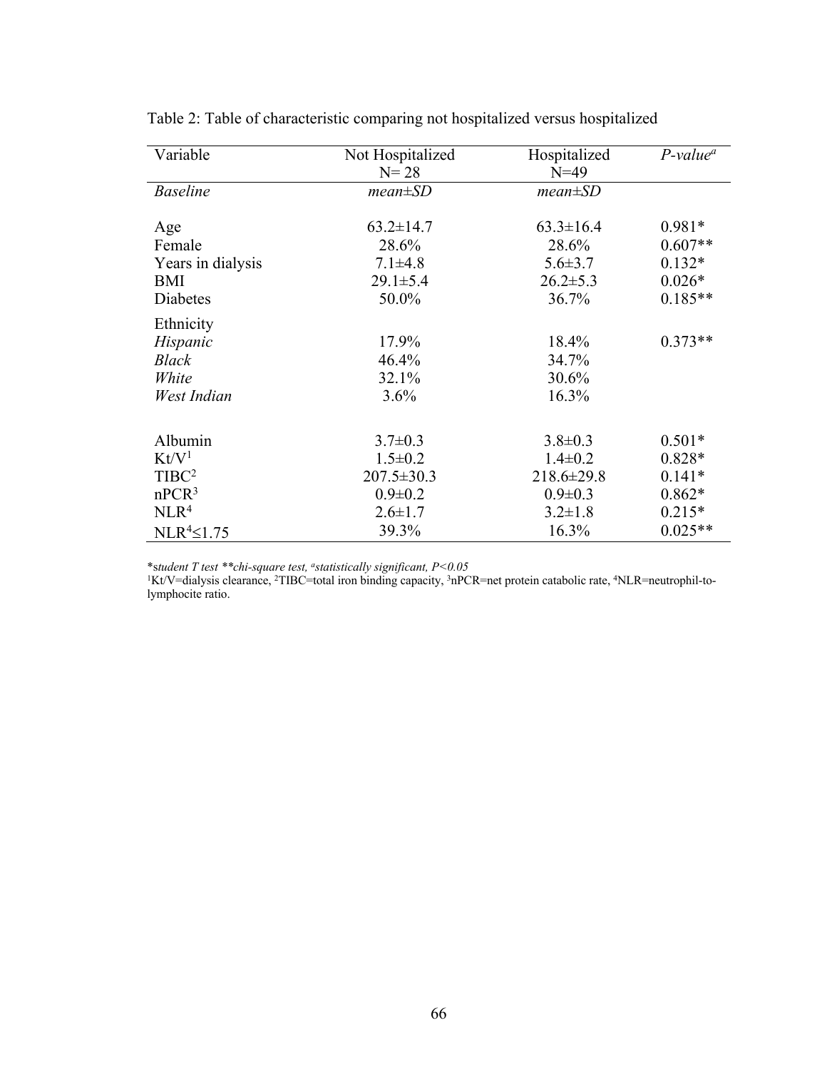Table 2: Table of characteristic comparing not hospitalized versus hospitalized

| Variable | Not Hospitalized N= 28 | Hospitalized N=49 | *P-value*[a] |
|---|---|---|---|
| *Baseline* | *mean±SD* | *mean±SD* | |
| Age | 63.2±14.7 | 63.3±16.4 | 0.981* |
| Female | 28.6% | 28.6% | 0.607** |
| Years in dialysis | 7.1±4.8 | 5.6±3.7 | 0.132* |
| BMI | 29.1±5.4 | 26.2±5.3 | 0.026* |
| Diabetes | 50.0% | 36.7% | 0.185** |
| Ethnicity | | | |
| *Hispanic* | 17.9% | 18.4% | 0.373** |
| *Black* | 46.4% | 34.7% | |
| *White* | 32.1% | 30.6% | |
| *West Indian* | 3.6% | 16.3% | |
| Albumin | 3.7±0.3 | 3.8±0.3 | 0.501* |
| Kt/V[1] | 1.5±0.2 | 1.4±0.2 | 0.828* |
| TIBC[2] | 207.5±30.3 | 218.6±29.8 | 0.141* |
| nPCR[3] | 0.9±0.2 | 0.9±0.3 | 0.862* |
| NLR[4] | 2.6±1.7 | 3.2±1.8 | 0.215* |
| NLR[4]≤1.75 | 39.3% | 16.3% | 0.025** |

*\*student T test \*\*chi-square test, [a]statistically significant, P<0.05*

[1]Kt/V=dialysis clearance, [2]TIBC=total iron binding capacity, [3]nPCR=net protein catabolic rate, [4]NLR=neutrophil-to-lymphocite ratio.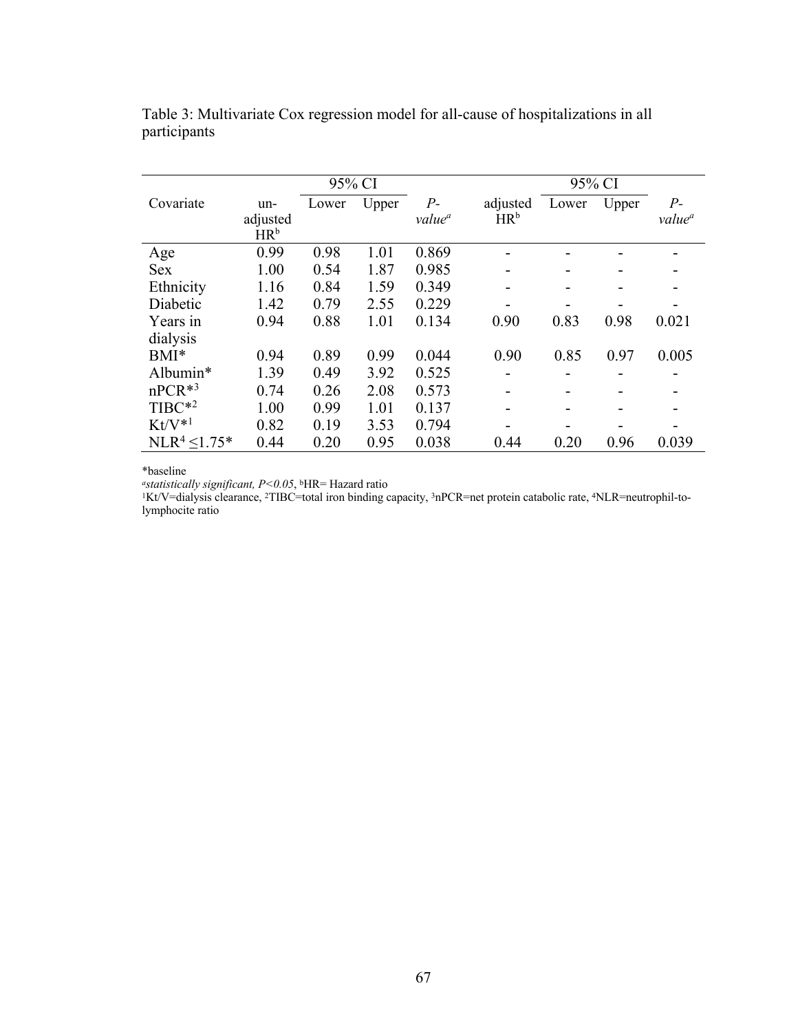Table 3: Multivariate Cox regression model for all-cause of hospitalizations in all participants

| Covariate | un-adjusted HR[b] | 95% CI | | *P-value[a]* | adjusted HR[b] | 95% CI | | *P-value[a]* |
|---|---|---|---|---|---|---|---|---|
| | | Lower | Upper | | | Lower | Upper | |
| Age | 0.99 | 0.98 | 1.01 | 0.869 | - | - | - | - |
| Sex | 1.00 | 0.54 | 1.87 | 0.985 | - | - | - | - |
| Ethnicity | 1.16 | 0.84 | 1.59 | 0.349 | - | - | - | - |
| Diabetic | 1.42 | 0.79 | 2.55 | 0.229 | - | - | - | - |
| Years in dialysis | 0.94 | 0.88 | 1.01 | 0.134 | 0.90 | 0.83 | 0.98 | 0.021 |
| BMI* | 0.94 | 0.89 | 0.99 | 0.044 | 0.90 | 0.85 | 0.97 | 0.005 |
| Albumin* | 1.39 | 0.49 | 3.92 | 0.525 | - | - | - | - |
| nPCR*[3] | 0.74 | 0.26 | 2.08 | 0.573 | - | - | - | - |
| TIBC*[2] | 1.00 | 0.99 | 1.01 | 0.137 | - | - | - | - |
| Kt/V*[1] | 0.82 | 0.19 | 3.53 | 0.794 | - | - | - | - |
| NLR[4] ≤1.75* | 0.44 | 0.20 | 0.95 | 0.038 | 0.44 | 0.20 | 0.96 | 0.039 |

*baseline

[a]*statistically significant, $P<0.05$*, [b]HR= Hazard ratio

[1]Kt/V=dialysis clearance, [2]TIBC=total iron binding capacity, [3]nPCR=net protein catabolic rate, [4]NLR=neutrophil-to-lymphocite ratio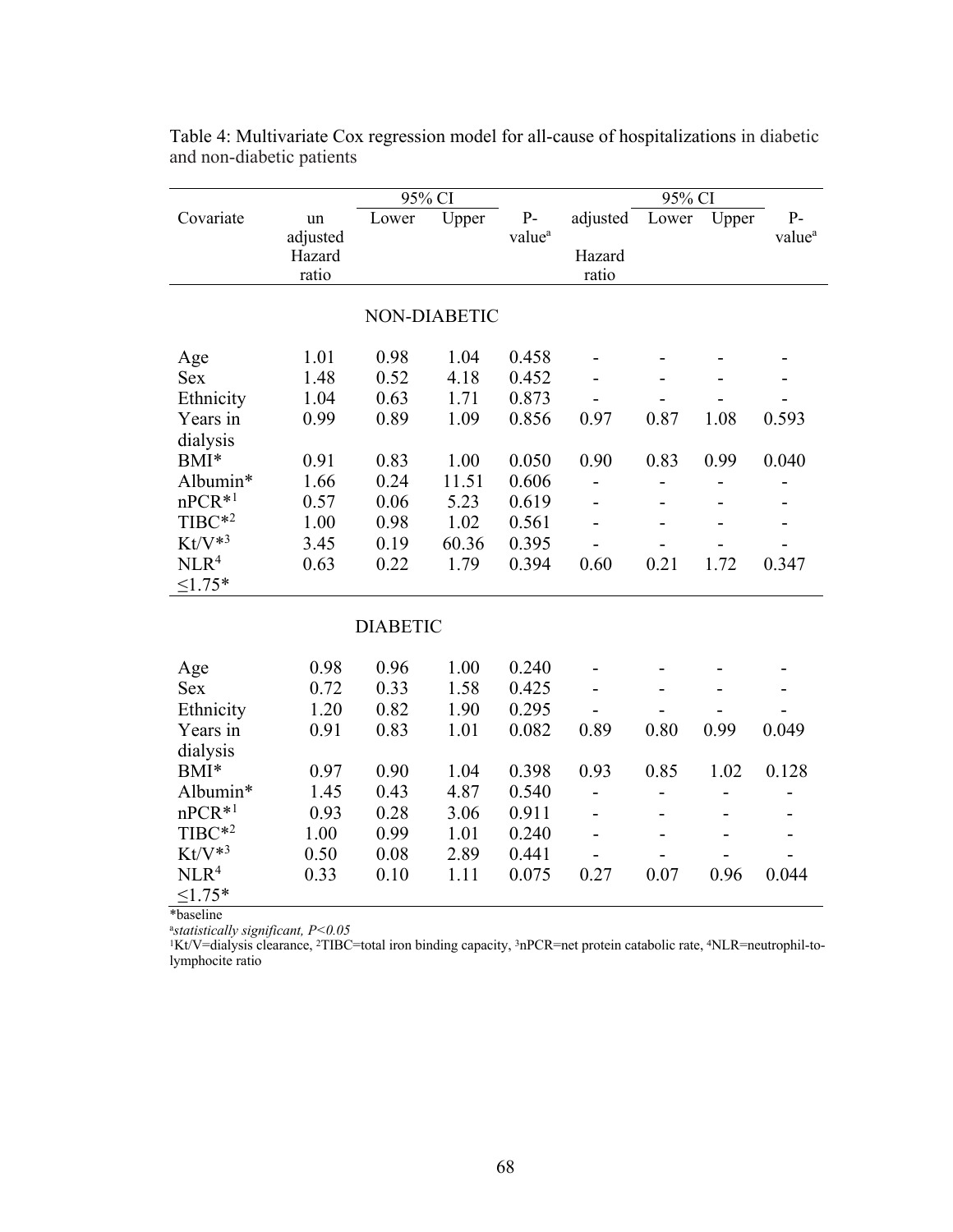Table 4: Multivariate Cox regression model for all-cause of hospitalizations in diabetic and non-diabetic patients

| Covariate | un adjusted Hazard ratio | 95% CI Lower | 95% CI Upper | P-value[a] | adjusted Hazard ratio | 95% CI Lower | 95% CI Upper | P-value[a] |
|---|---|---|---|---|---|---|---|---|
| **NON-DIABETIC** | | | | | | | | |
| Age | 1.01 | 0.98 | 1.04 | 0.458 | - | - | - | - |
| Sex | 1.48 | 0.52 | 4.18 | 0.452 | - | - | - | - |
| Ethnicity | 1.04 | 0.63 | 1.71 | 0.873 | - | - | - | - |
| Years in dialysis | 0.99 | 0.89 | 1.09 | 0.856 | 0.97 | 0.87 | 1.08 | 0.593 |
| BMI* | 0.91 | 0.83 | 1.00 | 0.050 | 0.90 | 0.83 | 0.99 | 0.040 |
| Albumin* | 1.66 | 0.24 | 11.51 | 0.606 | - | - | - | - |
| nPCR*[1] | 0.57 | 0.06 | 5.23 | 0.619 | - | - | - | - |
| TIBC*[2] | 1.00 | 0.98 | 1.02 | 0.561 | - | - | - | - |
| Kt/V*[3] | 3.45 | 0.19 | 60.36 | 0.395 | - | - | - | - |
| NLR[4] ≤1.75* | 0.63 | 0.22 | 1.79 | 0.394 | 0.60 | 0.21 | 1.72 | 0.347 |
| **DIABETIC** | | | | | | | | |
| Age | 0.98 | 0.96 | 1.00 | 0.240 | - | - | - | - |
| Sex | 0.72 | 0.33 | 1.58 | 0.425 | - | - | - | - |
| Ethnicity | 1.20 | 0.82 | 1.90 | 0.295 | - | - | - | - |
| Years in dialysis | 0.91 | 0.83 | 1.01 | 0.082 | 0.89 | 0.80 | 0.99 | 0.049 |
| BMI* | 0.97 | 0.90 | 1.04 | 0.398 | 0.93 | 0.85 | 1.02 | 0.128 |
| Albumin* | 1.45 | 0.43 | 4.87 | 0.540 | - | - | - | - |
| nPCR*[1] | 0.93 | 0.28 | 3.06 | 0.911 | - | - | - | - |
| TIBC*[2] | 1.00 | 0.99 | 1.01 | 0.240 | - | - | - | - |
| Kt/V*[3] | 0.50 | 0.08 | 2.89 | 0.441 | - | - | - | - |
| NLR[4] ≤1.75* | 0.33 | 0.10 | 1.11 | 0.075 | 0.27 | 0.07 | 0.96 | 0.044 |

*baseline

[a]*statistically significant, $P<0.05$*

[1]Kt/V=dialysis clearance, [2]TIBC=total iron binding capacity, [3]nPCR=net protein catabolic rate, [4]NLR=neutrophil-to-lymphocite ratio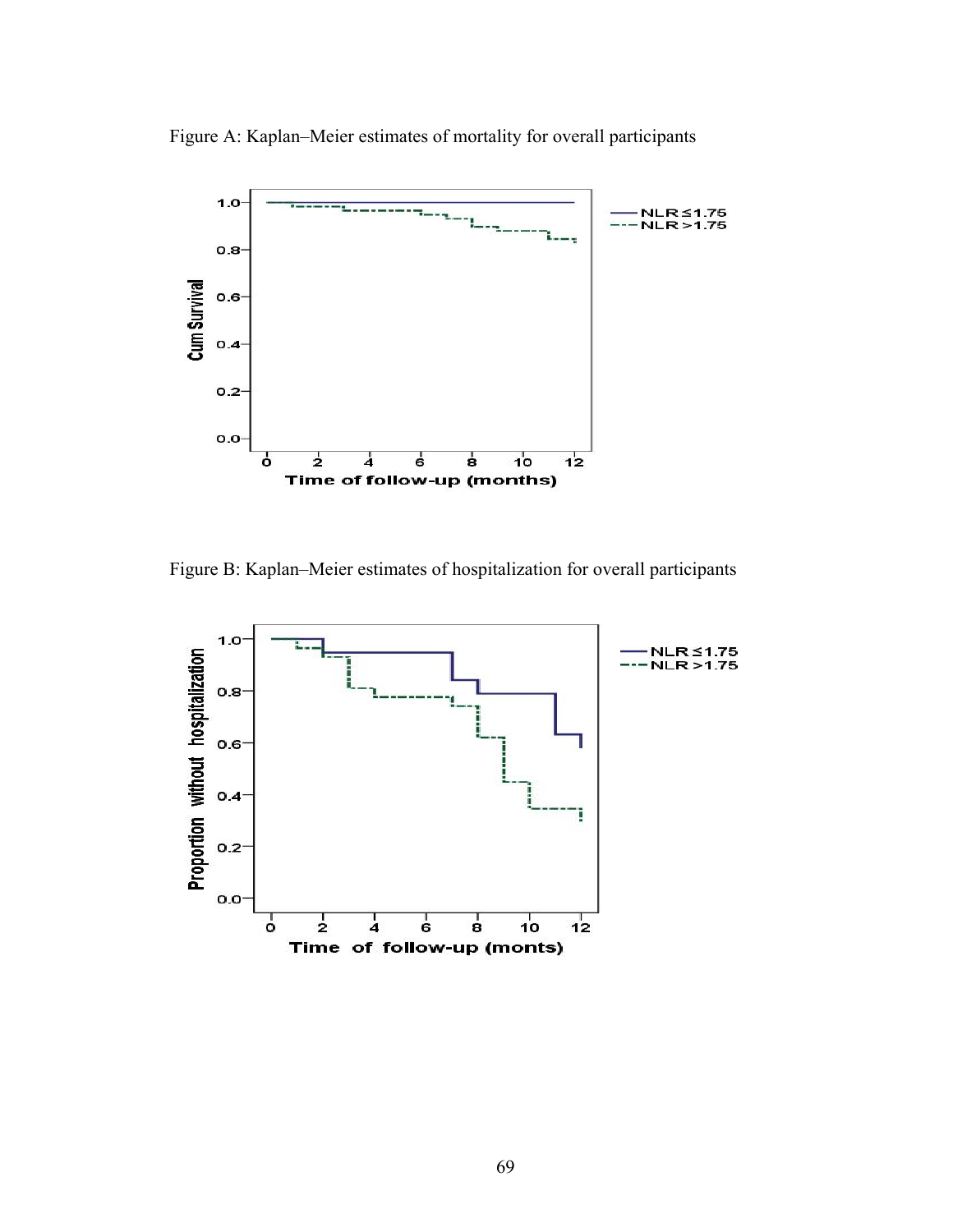Figure A: Kaplan–Meier estimates of mortality for overall participants

Figure B: Kaplan–Meier estimates of hospitalization for overall participants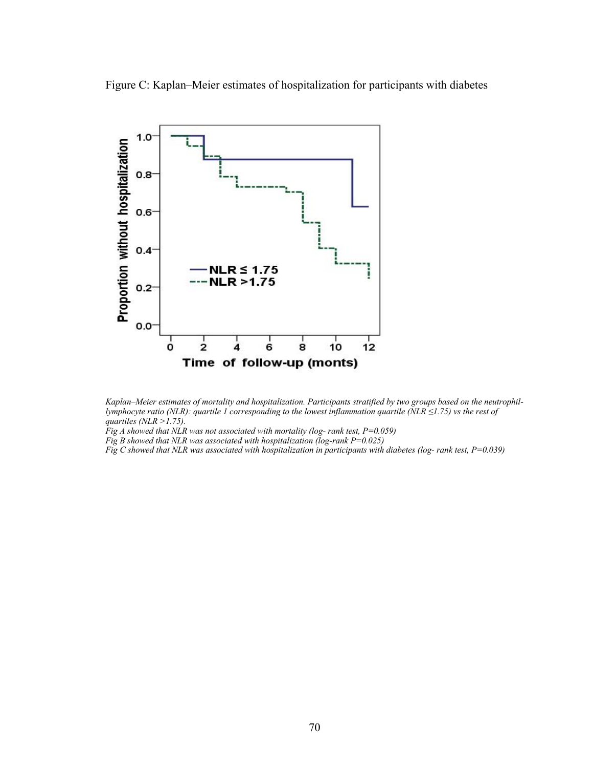Figure C: Kaplan–Meier estimates of hospitalization for participants with diabetes

*Kaplan–Meier estimates of mortality and hospitalization. Participants stratified by two groups based on the neutrophil-lymphocyte ratio (NLR): quartile 1 corresponding to the lowest inflammation quartile (NLR ≤1.75) vs the rest of quartiles (NLR >1.75).*
*Fig A showed that NLR was not associated with mortality (log- rank test, P=0.059)*
*Fig B showed that NLR was associated with hospitalization (log-rank P=0.025)*
*Fig C showed that NLR was associated with hospitalization in participants with diabetes (log- rank test, P=0.039)*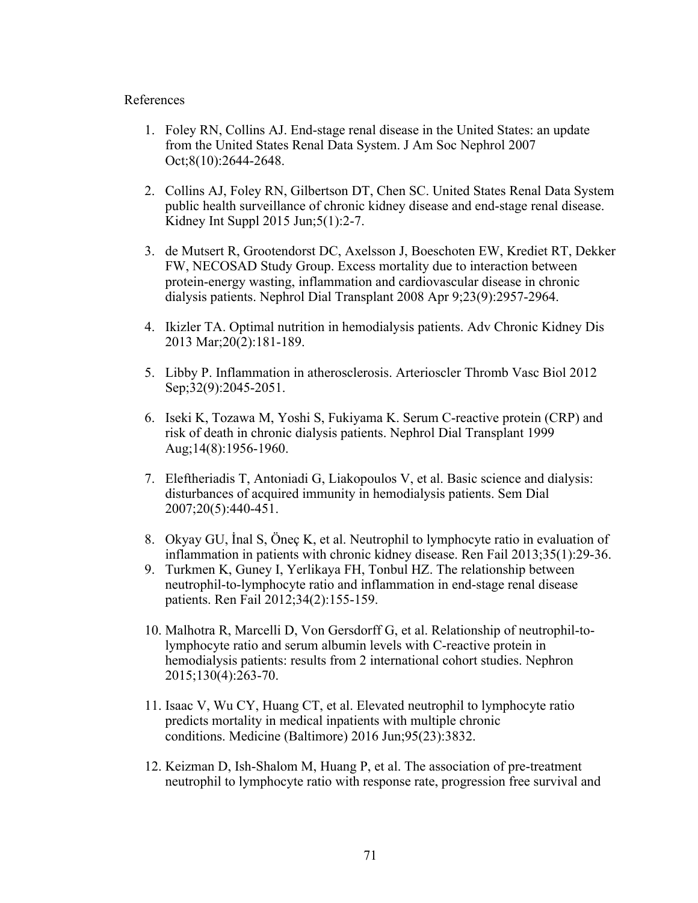References

1. Foley RN, Collins AJ. End-stage renal disease in the United States: an update from the United States Renal Data System. J Am Soc Nephrol 2007 Oct;8(10):2644-2648.

2. Collins AJ, Foley RN, Gilbertson DT, Chen SC. United States Renal Data System public health surveillance of chronic kidney disease and end-stage renal disease. Kidney Int Suppl 2015 Jun;5(1):2-7.

3. de Mutsert R, Grootendorst DC, Axelsson J, Boeschoten EW, Krediet RT, Dekker FW, NECOSAD Study Group. Excess mortality due to interaction between protein-energy wasting, inflammation and cardiovascular disease in chronic dialysis patients. Nephrol Dial Transplant 2008 Apr 9;23(9):2957-2964.

4. Ikizler TA. Optimal nutrition in hemodialysis patients. Adv Chronic Kidney Dis 2013 Mar;20(2):181-189.

5. Libby P. Inflammation in atherosclerosis. Arterioscler Thromb Vasc Biol 2012 Sep;32(9):2045-2051.

6. Iseki K, Tozawa M, Yoshi S, Fukiyama K. Serum C-reactive protein (CRP) and risk of death in chronic dialysis patients. Nephrol Dial Transplant 1999 Aug;14(8):1956-1960.

7. Eleftheriadis T, Antoniadi G, Liakopoulos V, et al. Basic science and dialysis: disturbances of acquired immunity in hemodialysis patients. Sem Dial 2007;20(5):440-451.

8. Okyay GU, İnal S, Öneç K, et al. Neutrophil to lymphocyte ratio in evaluation of inflammation in patients with chronic kidney disease. Ren Fail 2013;35(1):29-36.

9. Turkmen K, Guney I, Yerlikaya FH, Tonbul HZ. The relationship between neutrophil-to-lymphocyte ratio and inflammation in end-stage renal disease patients. Ren Fail 2012;34(2):155-159.

10. Malhotra R, Marcelli D, Von Gersdorff G, et al. Relationship of neutrophil-to-lymphocyte ratio and serum albumin levels with C-reactive protein in hemodialysis patients: results from 2 international cohort studies. Nephron 2015;130(4):263-70.

11. Isaac V, Wu CY, Huang CT, et al. Elevated neutrophil to lymphocyte ratio predicts mortality in medical inpatients with multiple chronic conditions. Medicine (Baltimore) 2016 Jun;95(23):3832.

12. Keizman D, Ish-Shalom M, Huang P, et al. The association of pre-treatment neutrophil to lymphocyte ratio with response rate, progression free survival and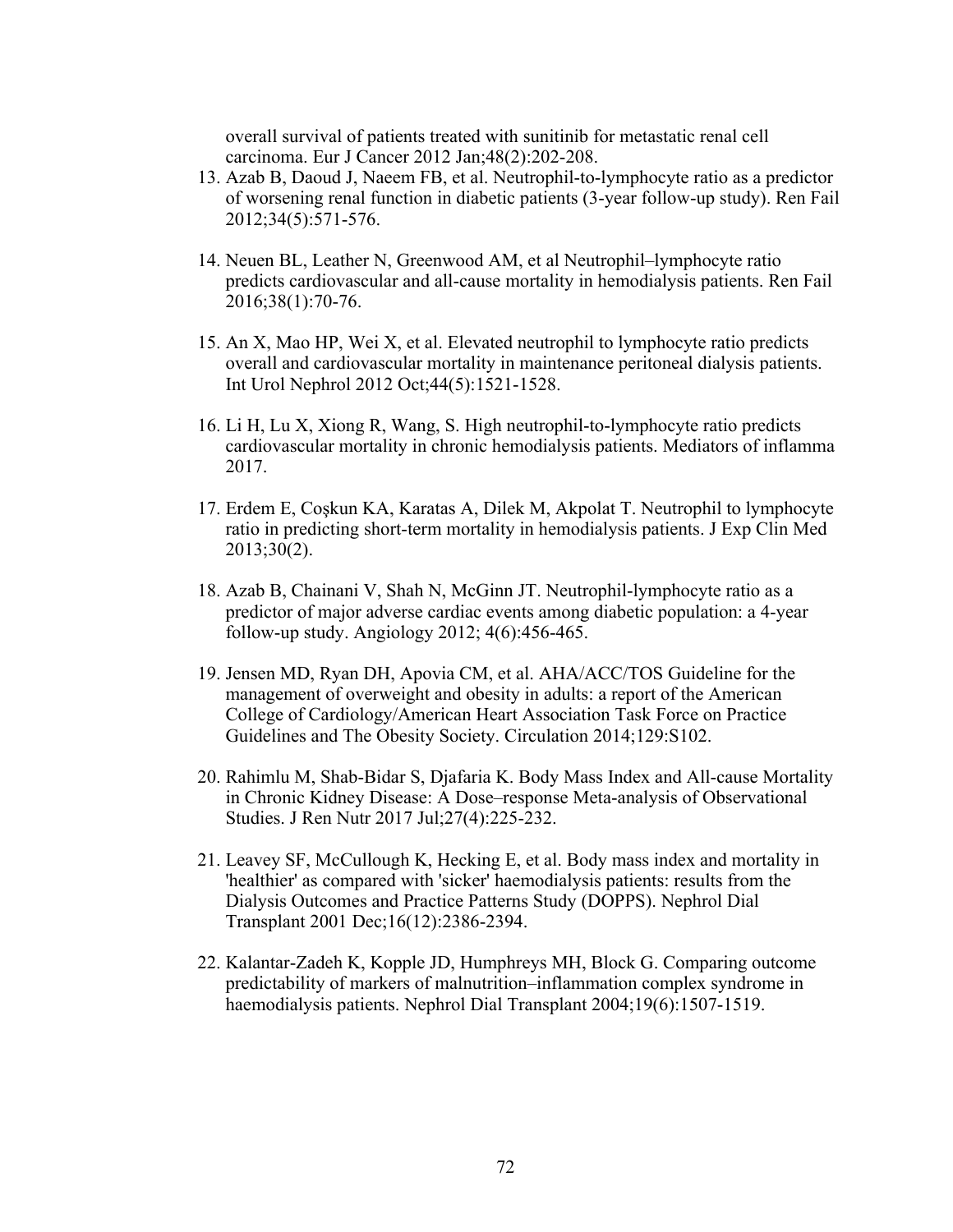overall survival of patients treated with sunitinib for metastatic renal cell carcinoma. Eur J Cancer 2012 Jan;48(2):202-208.

13. Azab B, Daoud J, Naeem FB, et al. Neutrophil-to-lymphocyte ratio as a predictor of worsening renal function in diabetic patients (3-year follow-up study). Ren Fail 2012;34(5):571-576.

14. Neuen BL, Leather N, Greenwood AM, et al Neutrophil–lymphocyte ratio predicts cardiovascular and all-cause mortality in hemodialysis patients. Ren Fail 2016;38(1):70-76.

15. An X, Mao HP, Wei X, et al. Elevated neutrophil to lymphocyte ratio predicts overall and cardiovascular mortality in maintenance peritoneal dialysis patients. Int Urol Nephrol 2012 Oct;44(5):1521-1528.

16. Li H, Lu X, Xiong R, Wang, S. High neutrophil-to-lymphocyte ratio predicts cardiovascular mortality in chronic hemodialysis patients. Mediators of inflamma 2017.

17. Erdem E, Coşkun KA, Karatas A, Dilek M, Akpolat T. Neutrophil to lymphocyte ratio in predicting short-term mortality in hemodialysis patients. J Exp Clin Med 2013;30(2).

18. Azab B, Chainani V, Shah N, McGinn JT. Neutrophil-lymphocyte ratio as a predictor of major adverse cardiac events among diabetic population: a 4-year follow-up study. Angiology 2012; 4(6):456-465.

19. Jensen MD, Ryan DH, Apovia CM, et al. AHA/ACC/TOS Guideline for the management of overweight and obesity in adults: a report of the American College of Cardiology/American Heart Association Task Force on Practice Guidelines and The Obesity Society. Circulation 2014;129:S102.

20. Rahimlu M, Shab-Bidar S, Djafaria K. Body Mass Index and All-cause Mortality in Chronic Kidney Disease: A Dose–response Meta-analysis of Observational Studies. J Ren Nutr 2017 Jul;27(4):225-232.

21. Leavey SF, McCullough K, Hecking E, et al. Body mass index and mortality in 'healthier' as compared with 'sicker' haemodialysis patients: results from the Dialysis Outcomes and Practice Patterns Study (DOPPS). Nephrol Dial Transplant 2001 Dec;16(12):2386-2394.

22. Kalantar-Zadeh K, Kopple JD, Humphreys MH, Block G. Comparing outcome predictability of markers of malnutrition–inflammation complex syndrome in haemodialysis patients. Nephrol Dial Transplant 2004;19(6):1507-1519.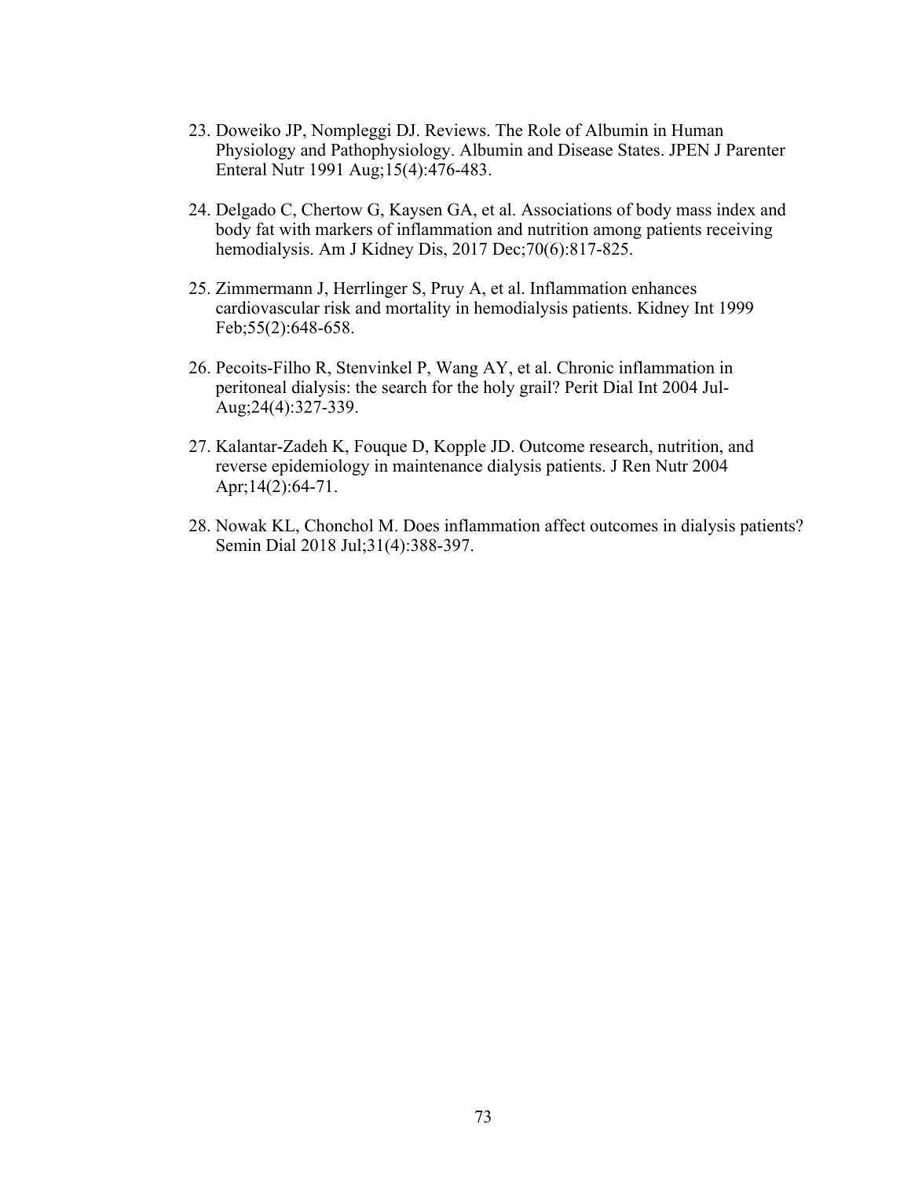23. Doweiko JP, Nompleggi DJ. Reviews. The Role of Albumin in Human Physiology and Pathophysiology. Albumin and Disease States. JPEN J Parenter Enteral Nutr 1991 Aug;15(4):476-483.

24. Delgado C, Chertow G, Kaysen GA, et al. Associations of body mass index and body fat with markers of inflammation and nutrition among patients receiving hemodialysis. Am J Kidney Dis, 2017 Dec;70(6):817-825.

25. Zimmermann J, Herrlinger S, Pruy A, et al. Inflammation enhances cardiovascular risk and mortality in hemodialysis patients. Kidney Int 1999 Feb;55(2):648-658.

26. Pecoits-Filho R, Stenvinkel P, Wang AY, et al. Chronic inflammation in peritoneal dialysis: the search for the holy grail? Perit Dial Int 2004 Jul-Aug;24(4):327-339.

27. Kalantar-Zadeh K, Fouque D, Kopple JD. Outcome research, nutrition, and reverse epidemiology in maintenance dialysis patients. J Ren Nutr 2004 Apr;14(2):64-71.

28. Nowak KL, Chonchol M. Does inflammation affect outcomes in dialysis patients? Semin Dial 2018 Jul;31(4):388-397.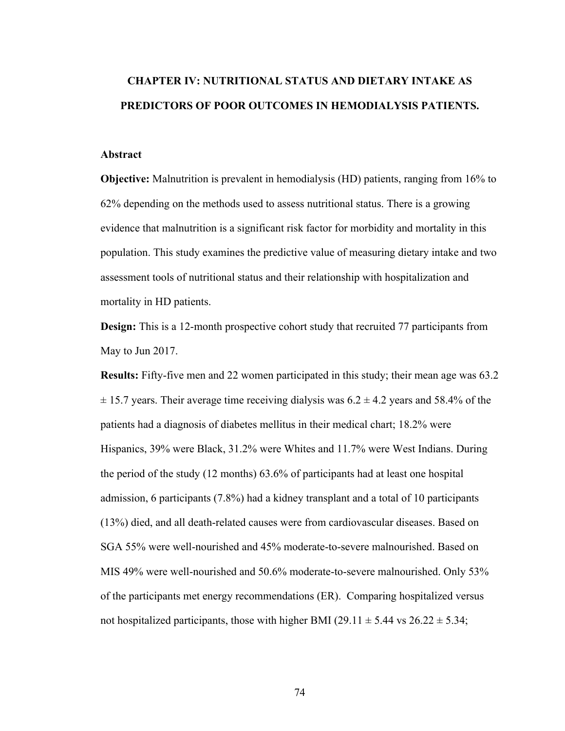# CHAPTER IV: NUTRITIONAL STATUS AND DIETARY INTAKE AS PREDICTORS OF POOR OUTCOMES IN HEMODIALYSIS PATIENTS.

## Abstract

**Objective:** Malnutrition is prevalent in hemodialysis (HD) patients, ranging from 16% to 62% depending on the methods used to assess nutritional status. There is a growing evidence that malnutrition is a significant risk factor for morbidity and mortality in this population. This study examines the predictive value of measuring dietary intake and two assessment tools of nutritional status and their relationship with hospitalization and mortality in HD patients.

**Design:** This is a 12-month prospective cohort study that recruited 77 participants from May to Jun 2017.

**Results:** Fifty-five men and 22 women participated in this study; their mean age was 63.2 ± 15.7 years. Their average time receiving dialysis was 6.2 ± 4.2 years and 58.4% of the patients had a diagnosis of diabetes mellitus in their medical chart; 18.2% were Hispanics, 39% were Black, 31.2% were Whites and 11.7% were West Indians. During the period of the study (12 months) 63.6% of participants had at least one hospital admission, 6 participants (7.8%) had a kidney transplant and a total of 10 participants (13%) died, and all death-related causes were from cardiovascular diseases. Based on SGA 55% were well-nourished and 45% moderate-to-severe malnourished. Based on MIS 49% were well-nourished and 50.6% moderate-to-severe malnourished. Only 53% of the participants met energy recommendations (ER). Comparing hospitalized versus not hospitalized participants, those with higher BMI (29.11 ± 5.44 vs 26.22 ± 5.34;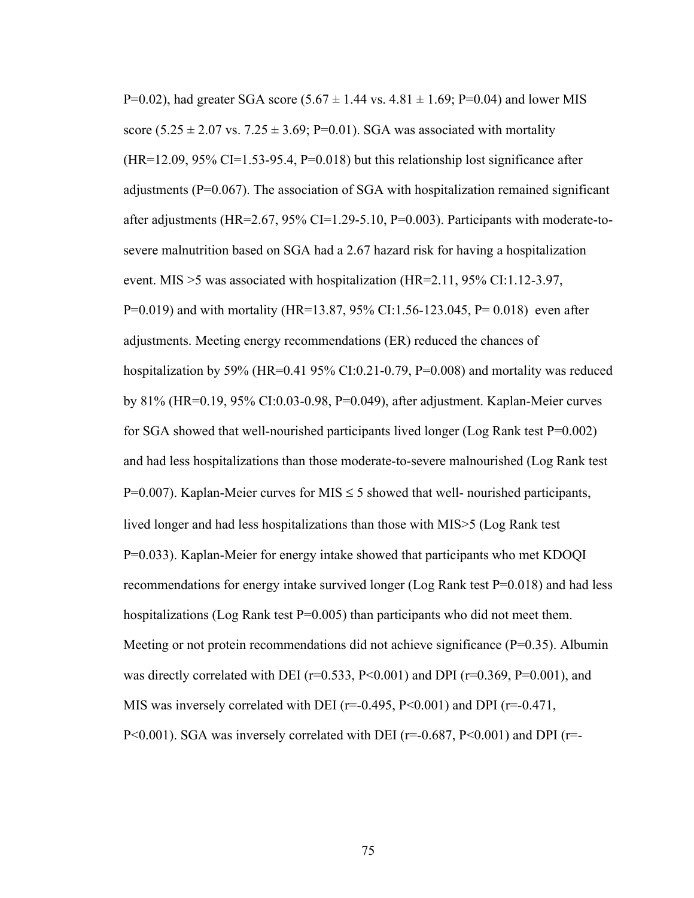P=0.02), had greater SGA score (5.67 ± 1.44 vs. 4.81 ± 1.69; P=0.04) and lower MIS score (5.25 ± 2.07 vs. 7.25 ± 3.69; P=0.01). SGA was associated with mortality (HR=12.09, 95% CI=1.53-95.4, P=0.018) but this relationship lost significance after adjustments (P=0.067). The association of SGA with hospitalization remained significant after adjustments (HR=2.67, 95% CI=1.29-5.10, P=0.003). Participants with moderate-to-severe malnutrition based on SGA had a 2.67 hazard risk for having a hospitalization event. MIS >5 was associated with hospitalization (HR=2.11, 95% CI:1.12-3.97, P=0.019) and with mortality (HR=13.87, 95% CI:1.56-123.045, P= 0.018) even after adjustments. Meeting energy recommendations (ER) reduced the chances of hospitalization by 59% (HR=0.41 95% CI:0.21-0.79, P=0.008) and mortality was reduced by 81% (HR=0.19, 95% CI:0.03-0.98, P=0.049), after adjustment. Kaplan-Meier curves for SGA showed that well-nourished participants lived longer (Log Rank test P=0.002) and had less hospitalizations than those moderate-to-severe malnourished (Log Rank test P=0.007). Kaplan-Meier curves for MIS ≤ 5 showed that well- nourished participants, lived longer and had less hospitalizations than those with MIS>5 (Log Rank test P=0.033). Kaplan-Meier for energy intake showed that participants who met KDOQI recommendations for energy intake survived longer (Log Rank test P=0.018) and had less hospitalizations (Log Rank test P=0.005) than participants who did not meet them. Meeting or not protein recommendations did not achieve significance (P=0.35). Albumin was directly correlated with DEI (r=0.533, P<0.001) and DPI (r=0.369, P=0.001), and MIS was inversely correlated with DEI (r=-0.495, P<0.001) and DPI (r=-0.471, P<0.001). SGA was inversely correlated with DEI (r=-0.687, P<0.001) and DPI (r=-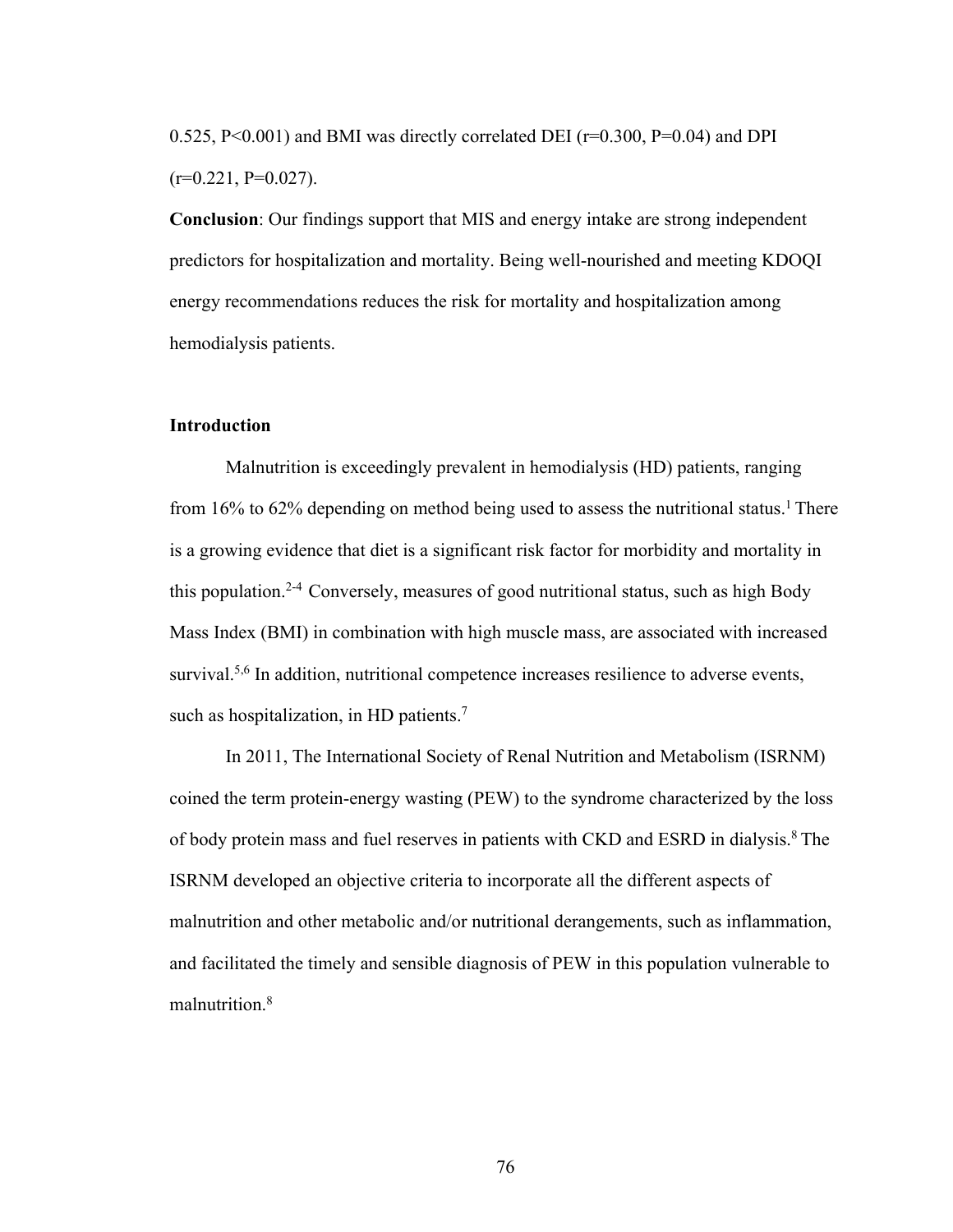0.525, P<0.001) and BMI was directly correlated DEI (r=0.300, P=0.04) and DPI (r=0.221, P=0.027).

**Conclusion**: Our findings support that MIS and energy intake are strong independent predictors for hospitalization and mortality. Being well-nourished and meeting KDOQI energy recommendations reduces the risk for mortality and hospitalization among hemodialysis patients.

## Introduction

Malnutrition is exceedingly prevalent in hemodialysis (HD) patients, ranging from 16% to 62% depending on method being used to assess the nutritional status.[1] There is a growing evidence that diet is a significant risk factor for morbidity and mortality in this population.[2-4] Conversely, measures of good nutritional status, such as high Body Mass Index (BMI) in combination with high muscle mass, are associated with increased survival.[5,6] In addition, nutritional competence increases resilience to adverse events, such as hospitalization, in HD patients.[7]

In 2011, The International Society of Renal Nutrition and Metabolism (ISRNM) coined the term protein-energy wasting (PEW) to the syndrome characterized by the loss of body protein mass and fuel reserves in patients with CKD and ESRD in dialysis.[8] The ISRNM developed an objective criteria to incorporate all the different aspects of malnutrition and other metabolic and/or nutritional derangements, such as inflammation, and facilitated the timely and sensible diagnosis of PEW in this population vulnerable to malnutrition.[8]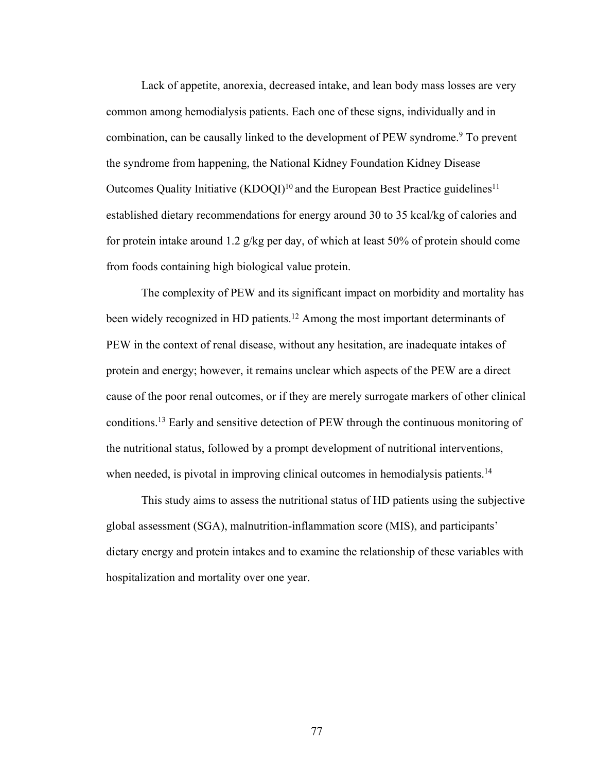Lack of appetite, anorexia, decreased intake, and lean body mass losses are very common among hemodialysis patients. Each one of these signs, individually and in combination, can be causally linked to the development of PEW syndrome.[9] To prevent the syndrome from happening, the National Kidney Foundation Kidney Disease Outcomes Quality Initiative (KDOQI)[10] and the European Best Practice guidelines[11] established dietary recommendations for energy around 30 to 35 kcal/kg of calories and for protein intake around 1.2 g/kg per day, of which at least 50% of protein should come from foods containing high biological value protein.

The complexity of PEW and its significant impact on morbidity and mortality has been widely recognized in HD patients.[12] Among the most important determinants of PEW in the context of renal disease, without any hesitation, are inadequate intakes of protein and energy; however, it remains unclear which aspects of the PEW are a direct cause of the poor renal outcomes, or if they are merely surrogate markers of other clinical conditions.[13] Early and sensitive detection of PEW through the continuous monitoring of the nutritional status, followed by a prompt development of nutritional interventions, when needed, is pivotal in improving clinical outcomes in hemodialysis patients.[14]

This study aims to assess the nutritional status of HD patients using the subjective global assessment (SGA), malnutrition-inflammation score (MIS), and participants' dietary energy and protein intakes and to examine the relationship of these variables with hospitalization and mortality over one year.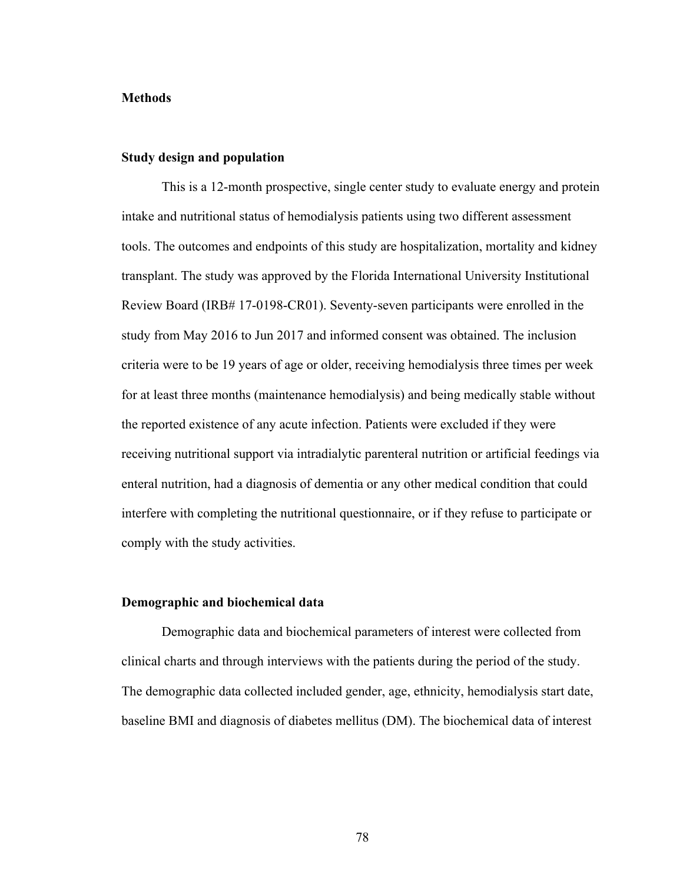## Methods

### Study design and population

This is a 12-month prospective, single center study to evaluate energy and protein intake and nutritional status of hemodialysis patients using two different assessment tools. The outcomes and endpoints of this study are hospitalization, mortality and kidney transplant. The study was approved by the Florida International University Institutional Review Board (IRB# 17-0198-CR01). Seventy-seven participants were enrolled in the study from May 2016 to Jun 2017 and informed consent was obtained. The inclusion criteria were to be 19 years of age or older, receiving hemodialysis three times per week for at least three months (maintenance hemodialysis) and being medically stable without the reported existence of any acute infection. Patients were excluded if they were receiving nutritional support via intradialytic parenteral nutrition or artificial feedings via enteral nutrition, had a diagnosis of dementia or any other medical condition that could interfere with completing the nutritional questionnaire, or if they refuse to participate or comply with the study activities.

### Demographic and biochemical data

Demographic data and biochemical parameters of interest were collected from clinical charts and through interviews with the patients during the period of the study. The demographic data collected included gender, age, ethnicity, hemodialysis start date, baseline BMI and diagnosis of diabetes mellitus (DM). The biochemical data of interest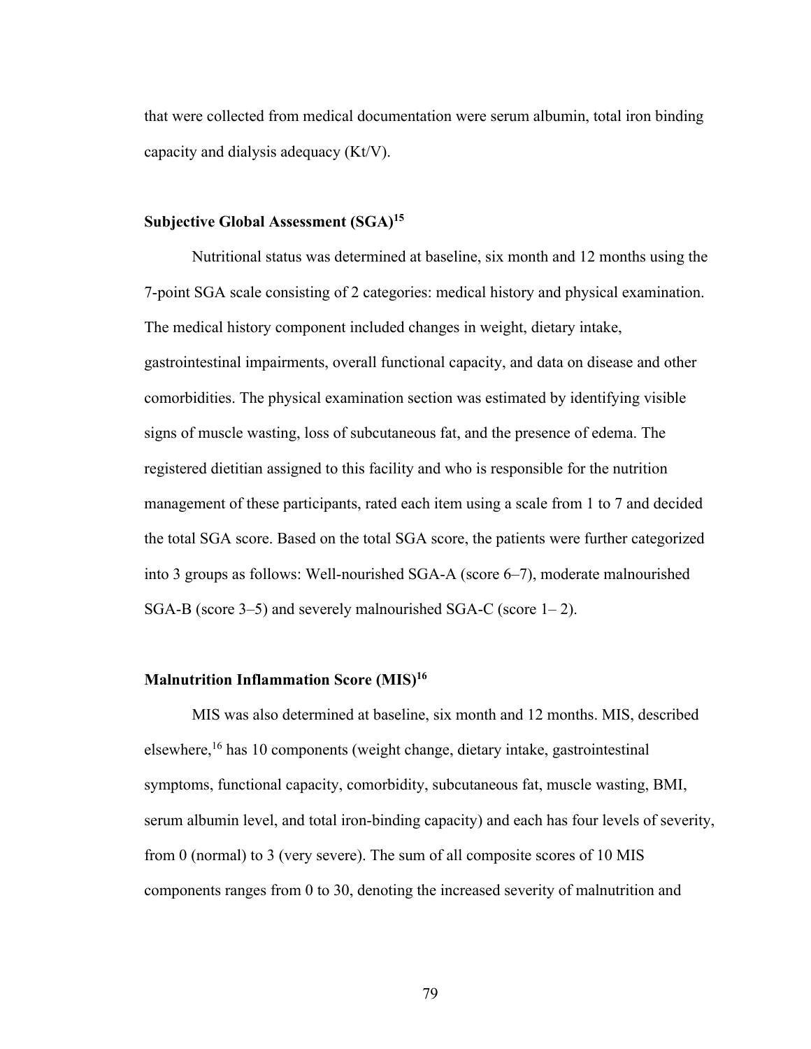that were collected from medical documentation were serum albumin, total iron binding capacity and dialysis adequacy (Kt/V).

### Subjective Global Assessment (SGA)[15]

Nutritional status was determined at baseline, six month and 12 months using the 7-point SGA scale consisting of 2 categories: medical history and physical examination. The medical history component included changes in weight, dietary intake, gastrointestinal impairments, overall functional capacity, and data on disease and other comorbidities. The physical examination section was estimated by identifying visible signs of muscle wasting, loss of subcutaneous fat, and the presence of edema. The registered dietitian assigned to this facility and who is responsible for the nutrition management of these participants, rated each item using a scale from 1 to 7 and decided the total SGA score. Based on the total SGA score, the patients were further categorized into 3 groups as follows: Well-nourished SGA-A (score 6–7), moderate malnourished SGA-B (score 3–5) and severely malnourished SGA-C (score 1– 2).

### Malnutrition Inflammation Score (MIS)[16]

MIS was also determined at baseline, six month and 12 months. MIS, described elsewhere,[16] has 10 components (weight change, dietary intake, gastrointestinal symptoms, functional capacity, comorbidity, subcutaneous fat, muscle wasting, BMI, serum albumin level, and total iron-binding capacity) and each has four levels of severity, from 0 (normal) to 3 (very severe). The sum of all composite scores of 10 MIS components ranges from 0 to 30, denoting the increased severity of malnutrition and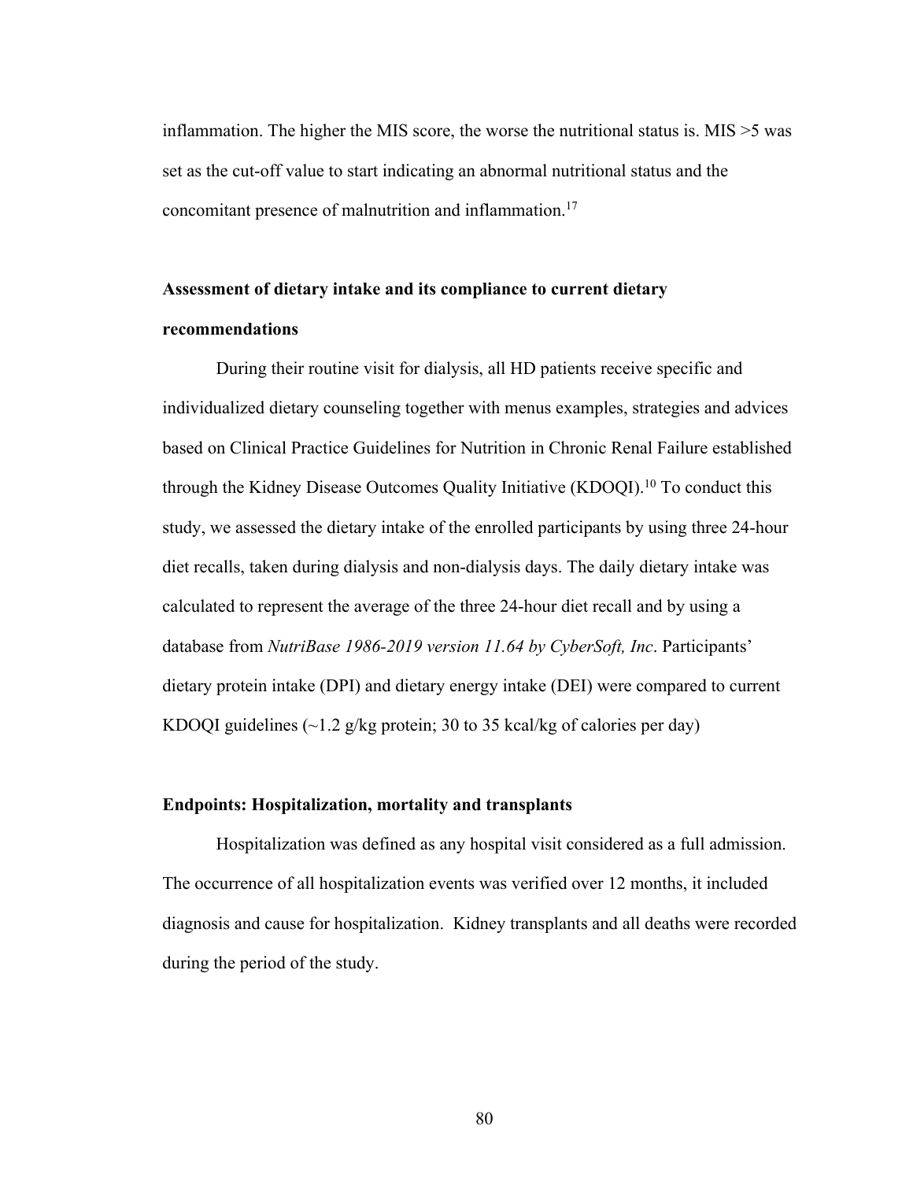inflammation. The higher the MIS score, the worse the nutritional status is. MIS >5 was set as the cut-off value to start indicating an abnormal nutritional status and the concomitant presence of malnutrition and inflammation.[17]

### Assessment of dietary intake and its compliance to current dietary recommendations

During their routine visit for dialysis, all HD patients receive specific and individualized dietary counseling together with menus examples, strategies and advices based on Clinical Practice Guidelines for Nutrition in Chronic Renal Failure established through the Kidney Disease Outcomes Quality Initiative (KDOQI).[10] To conduct this study, we assessed the dietary intake of the enrolled participants by using three 24-hour diet recalls, taken during dialysis and non-dialysis days. The daily dietary intake was calculated to represent the average of the three 24-hour diet recall and by using a database from *NutriBase 1986-2019 version 11.64 by CyberSoft, Inc*. Participants' dietary protein intake (DPI) and dietary energy intake (DEI) were compared to current KDOQI guidelines (~1.2 g/kg protein; 30 to 35 kcal/kg of calories per day)

### Endpoints: Hospitalization, mortality and transplants

Hospitalization was defined as any hospital visit considered as a full admission. The occurrence of all hospitalization events was verified over 12 months, it included diagnosis and cause for hospitalization. Kidney transplants and all deaths were recorded during the period of the study.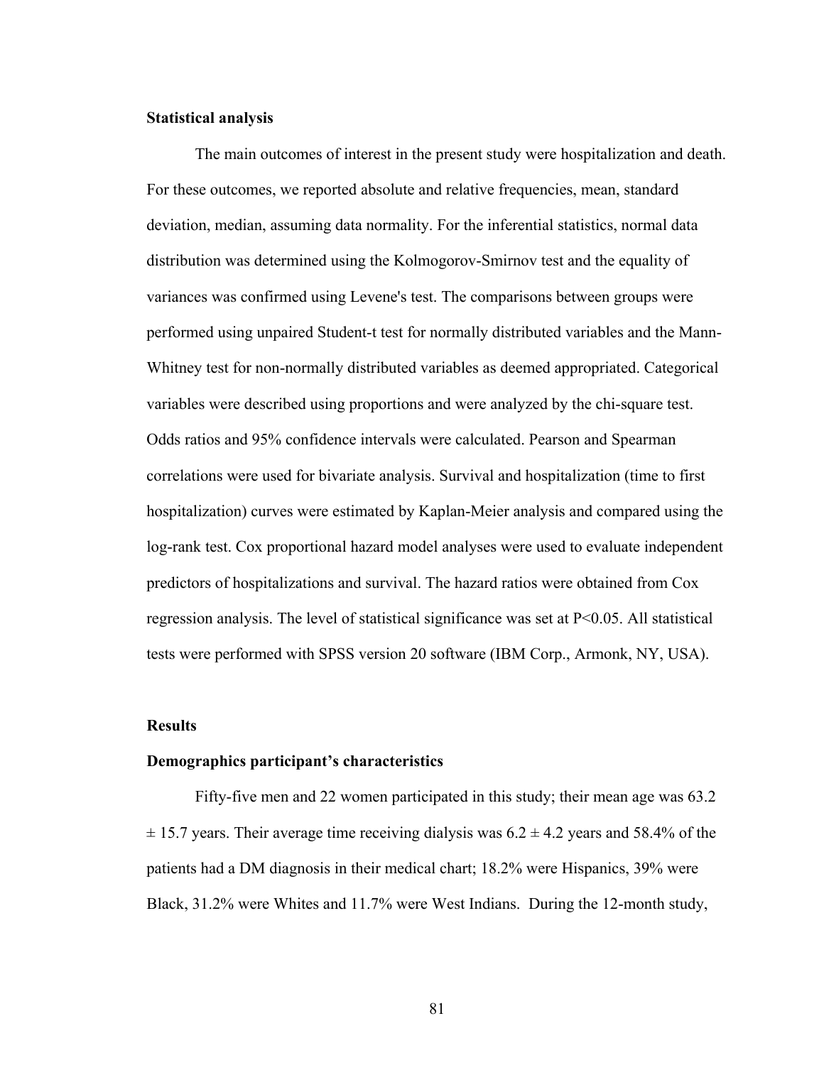### Statistical analysis

The main outcomes of interest in the present study were hospitalization and death. For these outcomes, we reported absolute and relative frequencies, mean, standard deviation, median, assuming data normality. For the inferential statistics, normal data distribution was determined using the Kolmogorov-Smirnov test and the equality of variances was confirmed using Levene's test. The comparisons between groups were performed using unpaired Student-t test for normally distributed variables and the Mann-Whitney test for non-normally distributed variables as deemed appropriated. Categorical variables were described using proportions and were analyzed by the chi-square test. Odds ratios and 95% confidence intervals were calculated. Pearson and Spearman correlations were used for bivariate analysis. Survival and hospitalization (time to first hospitalization) curves were estimated by Kaplan-Meier analysis and compared using the log-rank test. Cox proportional hazard model analyses were used to evaluate independent predictors of hospitalizations and survival. The hazard ratios were obtained from Cox regression analysis. The level of statistical significance was set at $P<0.05$. All statistical tests were performed with SPSS version 20 software (IBM Corp., Armonk, NY, USA).

## Results

### Demographics participant's characteristics

Fifty-five men and 22 women participated in this study; their mean age was 63.2 $\pm$ 15.7 years. Their average time receiving dialysis was 6.2 $\pm$ 4.2 years and 58.4% of the patients had a DM diagnosis in their medical chart; 18.2% were Hispanics, 39% were Black, 31.2% were Whites and 11.7% were West Indians. During the 12-month study,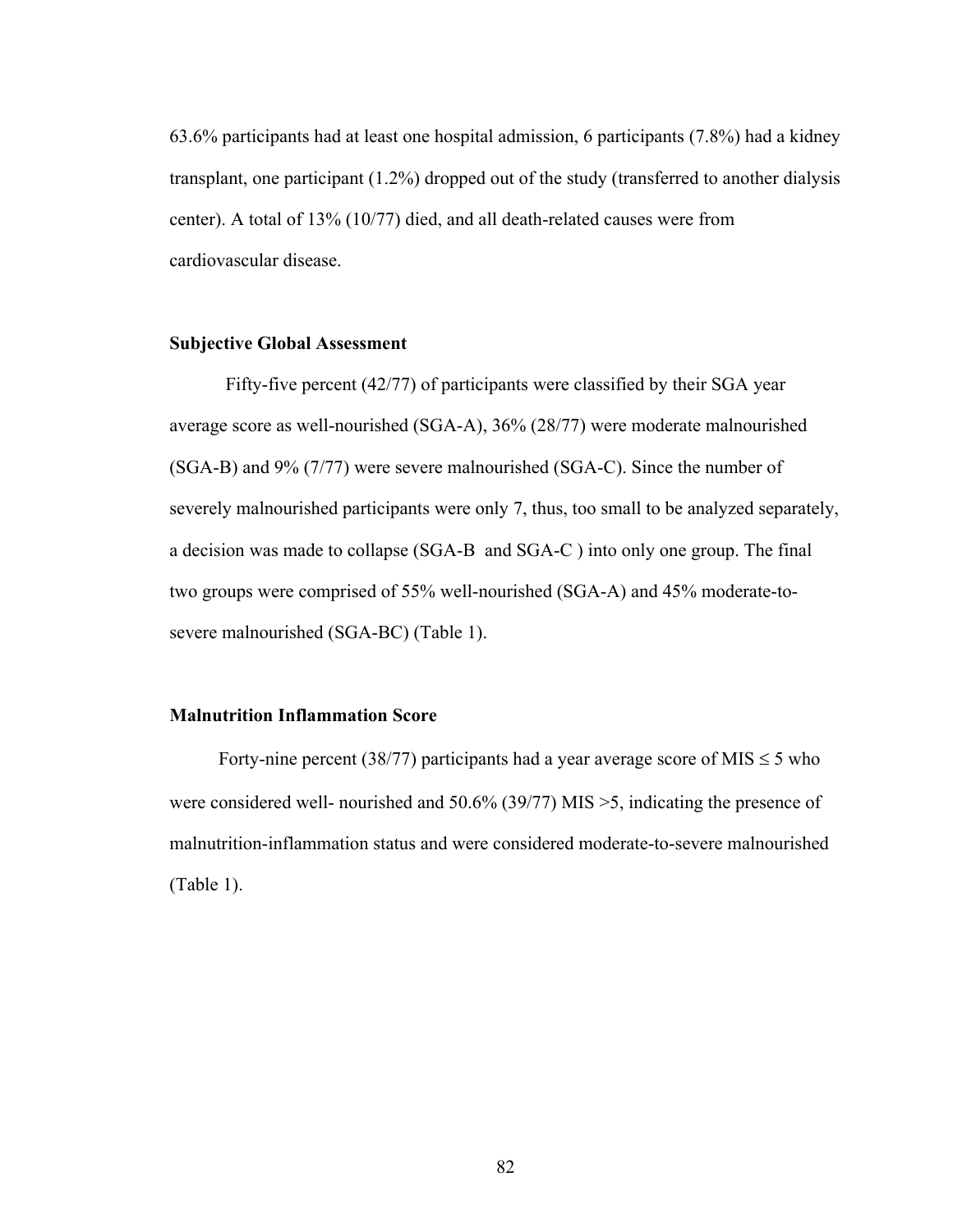63.6% participants had at least one hospital admission, 6 participants (7.8%) had a kidney transplant, one participant (1.2%) dropped out of the study (transferred to another dialysis center). A total of 13% (10/77) died, and all death-related causes were from cardiovascular disease.

### Subjective Global Assessment

Fifty-five percent (42/77) of participants were classified by their SGA year average score as well-nourished (SGA-A), 36% (28/77) were moderate malnourished (SGA-B) and 9% (7/77) were severe malnourished (SGA-C). Since the number of severely malnourished participants were only 7, thus, too small to be analyzed separately, a decision was made to collapse (SGA-B and SGA-C ) into only one group. The final two groups were comprised of 55% well-nourished (SGA-A) and 45% moderate-to-severe malnourished (SGA-BC) (Table 1).

### Malnutrition Inflammation Score

Forty-nine percent (38/77) participants had a year average score of MIS $\leq 5$ who were considered well- nourished and 50.6% (39/77) MIS $>5$, indicating the presence of malnutrition-inflammation status and were considered moderate-to-severe malnourished (Table 1).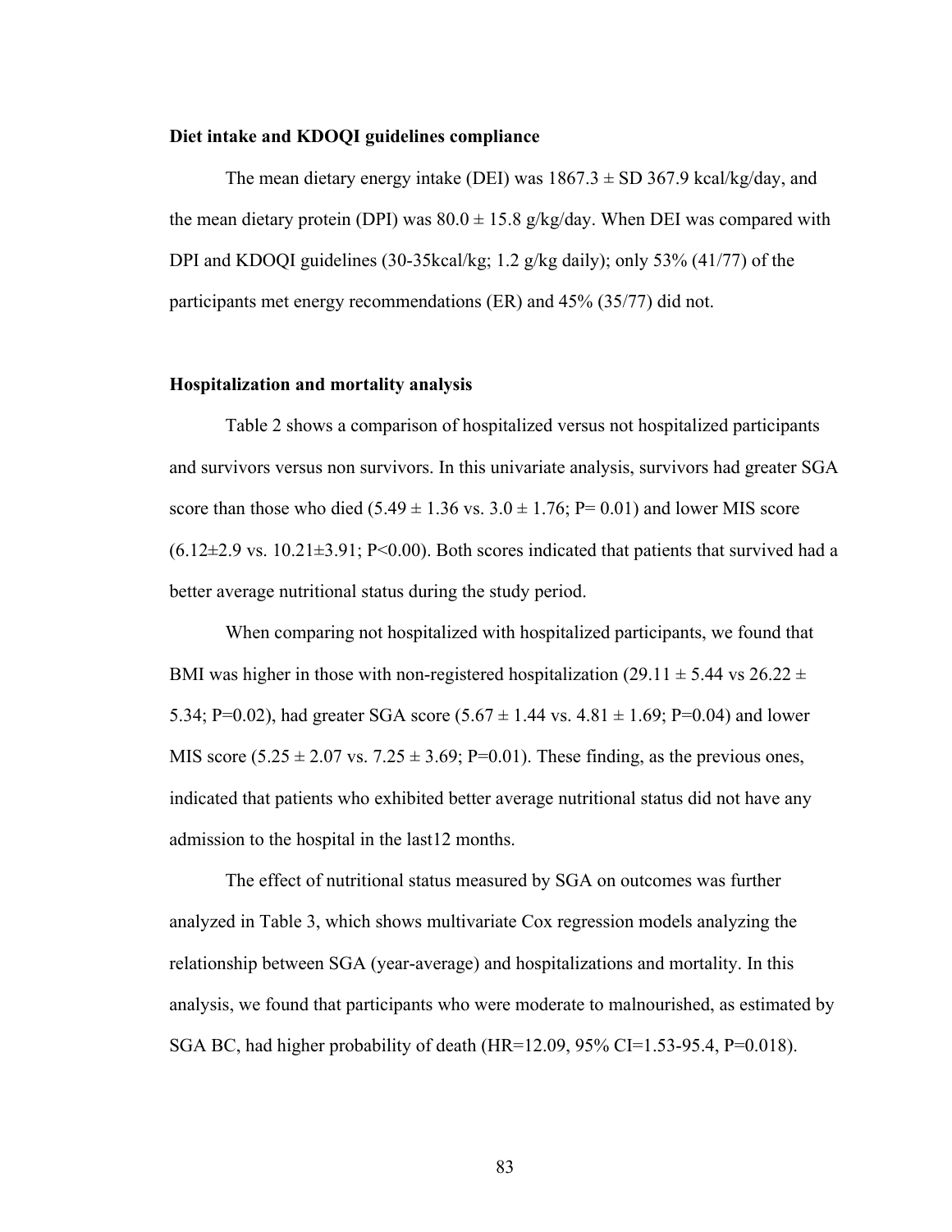### Diet intake and KDOQI guidelines compliance

The mean dietary energy intake (DEI) was 1867.3 ± SD 367.9 kcal/kg/day, and the mean dietary protein (DPI) was 80.0 ± 15.8 g/kg/day. When DEI was compared with DPI and KDOQI guidelines (30-35kcal/kg; 1.2 g/kg daily); only 53% (41/77) of the participants met energy recommendations (ER) and 45% (35/77) did not.

### Hospitalization and mortality analysis

Table 2 shows a comparison of hospitalized versus not hospitalized participants and survivors versus non survivors. In this univariate analysis, survivors had greater SGA score than those who died (5.49 ± 1.36 vs. 3.0 ± 1.76; P= 0.01) and lower MIS score (6.12±2.9 vs. 10.21±3.91; P<0.00). Both scores indicated that patients that survived had a better average nutritional status during the study period.

When comparing not hospitalized with hospitalized participants, we found that BMI was higher in those with non-registered hospitalization (29.11 ± 5.44 vs 26.22 ± 5.34; P=0.02), had greater SGA score (5.67 ± 1.44 vs. 4.81 ± 1.69; P=0.04) and lower MIS score (5.25 ± 2.07 vs. 7.25 ± 3.69; P=0.01). These finding, as the previous ones, indicated that patients who exhibited better average nutritional status did not have any admission to the hospital in the last12 months.

The effect of nutritional status measured by SGA on outcomes was further analyzed in Table 3, which shows multivariate Cox regression models analyzing the relationship between SGA (year-average) and hospitalizations and mortality. In this analysis, we found that participants who were moderate to malnourished, as estimated by SGA BC, had higher probability of death (HR=12.09, 95% CI=1.53-95.4, P=0.018).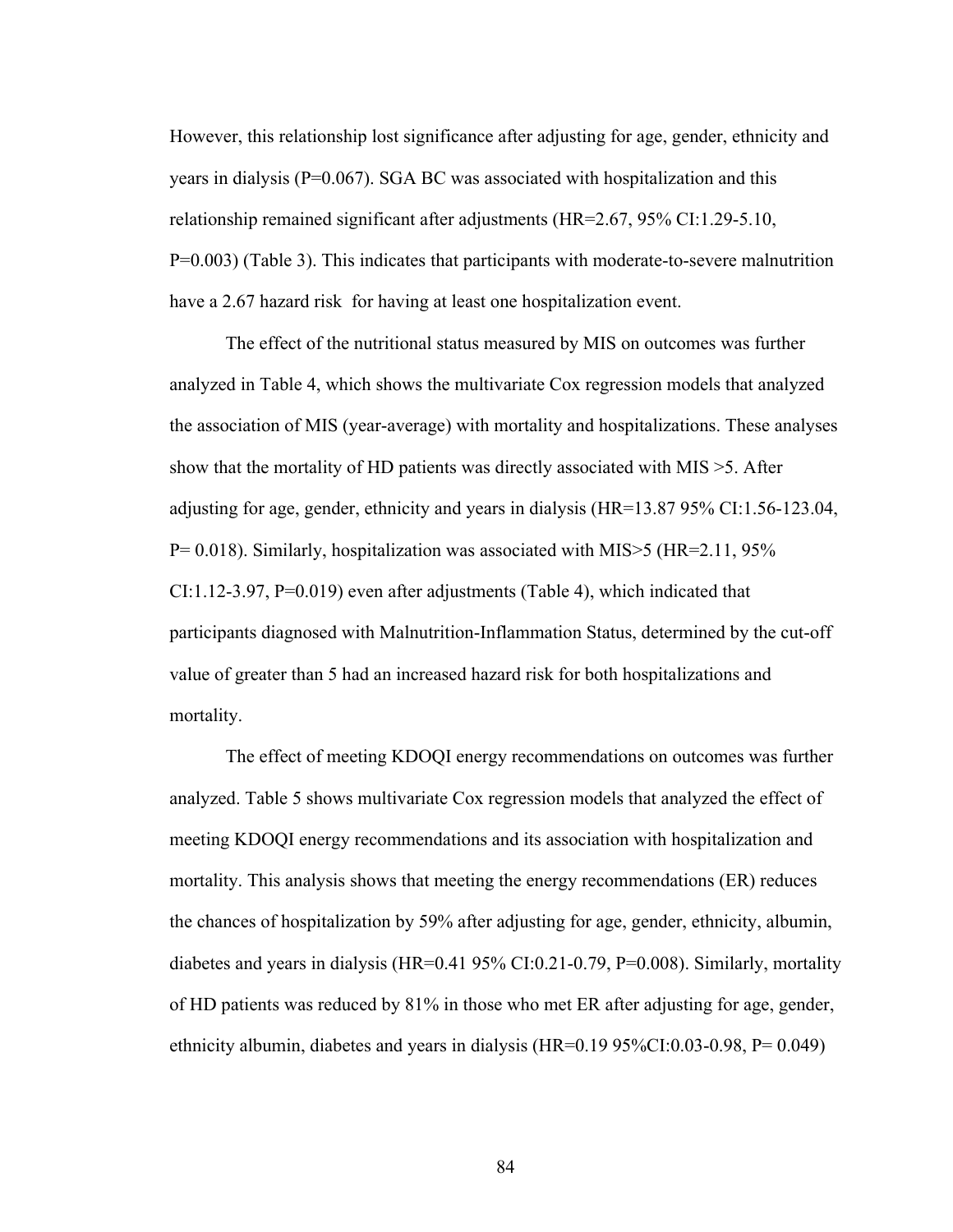However, this relationship lost significance after adjusting for age, gender, ethnicity and years in dialysis ($P=0.067$). SGA BC was associated with hospitalization and this relationship remained significant after adjustments (HR=2.67, 95% CI:1.29-5.10, $P=0.003$) (Table 3). This indicates that participants with moderate-to-severe malnutrition have a 2.67 hazard risk for having at least one hospitalization event.

The effect of the nutritional status measured by MIS on outcomes was further analyzed in Table 4, which shows the multivariate Cox regression models that analyzed the association of MIS (year-average) with mortality and hospitalizations. These analyses show that the mortality of HD patients was directly associated with MIS >5. After adjusting for age, gender, ethnicity and years in dialysis (HR=13.87 95% CI:1.56-123.04, $P= 0.018$). Similarly, hospitalization was associated with MIS>5 (HR=2.11, 95% CI:1.12-3.97, $P=0.019$) even after adjustments (Table 4), which indicated that participants diagnosed with Malnutrition-Inflammation Status, determined by the cut-off value of greater than 5 had an increased hazard risk for both hospitalizations and mortality.

The effect of meeting KDOQI energy recommendations on outcomes was further analyzed. Table 5 shows multivariate Cox regression models that analyzed the effect of meeting KDOQI energy recommendations and its association with hospitalization and mortality. This analysis shows that meeting the energy recommendations (ER) reduces the chances of hospitalization by 59% after adjusting for age, gender, ethnicity, albumin, diabetes and years in dialysis (HR=0.41 95% CI:0.21-0.79, $P=0.008$). Similarly, mortality of HD patients was reduced by 81% in those who met ER after adjusting for age, gender, ethnicity albumin, diabetes and years in dialysis (HR=0.19 95%CI:0.03-0.98, $P= 0.049$)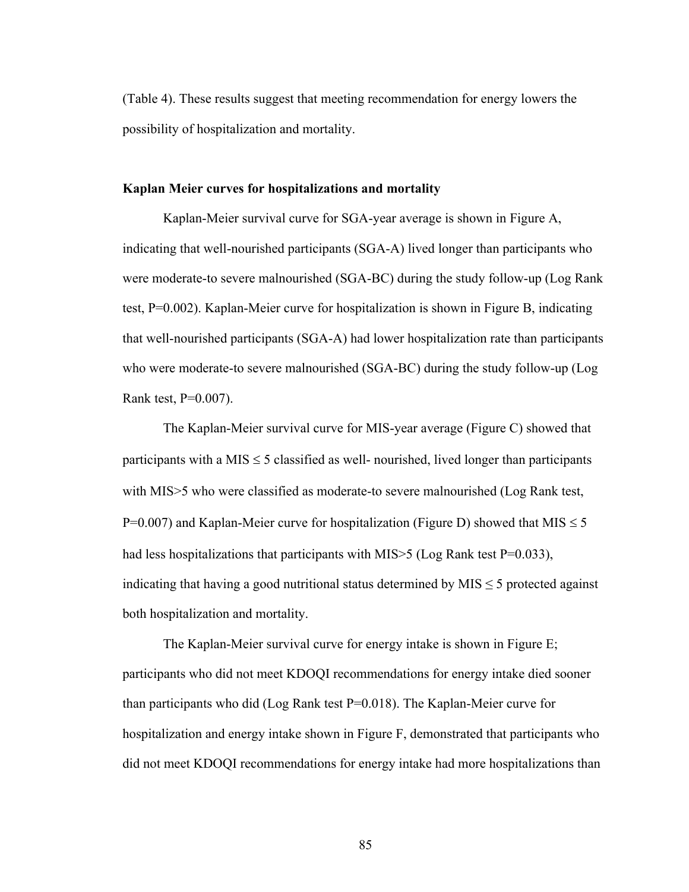(Table 4). These results suggest that meeting recommendation for energy lowers the possibility of hospitalization and mortality.

**Kaplan Meier curves for hospitalizations and mortality**

Kaplan-Meier survival curve for SGA-year average is shown in Figure A, indicating that well-nourished participants (SGA-A) lived longer than participants who were moderate-to severe malnourished (SGA-BC) during the study follow-up (Log Rank test, P=0.002). Kaplan-Meier curve for hospitalization is shown in Figure B, indicating that well-nourished participants (SGA-A) had lower hospitalization rate than participants who were moderate-to severe malnourished (SGA-BC) during the study follow-up (Log Rank test, P=0.007).

The Kaplan-Meier survival curve for MIS-year average (Figure C) showed that participants with a MIS ≤ 5 classified as well- nourished, lived longer than participants with MIS>5 who were classified as moderate-to severe malnourished (Log Rank test, P=0.007) and Kaplan-Meier curve for hospitalization (Figure D) showed that MIS ≤ 5 had less hospitalizations that participants with MIS>5 (Log Rank test P=0.033), indicating that having a good nutritional status determined by MIS ≤ 5 protected against both hospitalization and mortality.

The Kaplan-Meier survival curve for energy intake is shown in Figure E; participants who did not meet KDOQI recommendations for energy intake died sooner than participants who did (Log Rank test P=0.018). The Kaplan-Meier curve for hospitalization and energy intake shown in Figure F, demonstrated that participants who did not meet KDOQI recommendations for energy intake had more hospitalizations than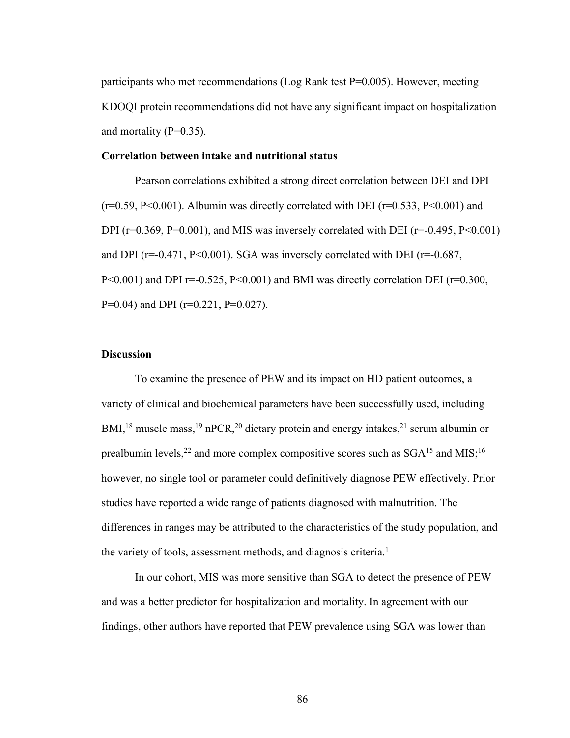participants who met recommendations (Log Rank test P=0.005). However, meeting KDOQI protein recommendations did not have any significant impact on hospitalization and mortality (P=0.35).

**Correlation between intake and nutritional status**

Pearson correlations exhibited a strong direct correlation between DEI and DPI (r=0.59, P<0.001). Albumin was directly correlated with DEI (r=0.533, P<0.001) and DPI (r=0.369, P=0.001), and MIS was inversely correlated with DEI (r=-0.495, P<0.001) and DPI (r=-0.471, P<0.001). SGA was inversely correlated with DEI (r=-0.687, P<0.001) and DPI r=-0.525, P<0.001) and BMI was directly correlation DEI (r=0.300, P=0.04) and DPI (r=0.221, P=0.027).

**Discussion**

To examine the presence of PEW and its impact on HD patient outcomes, a variety of clinical and biochemical parameters have been successfully used, including BMI,[18] muscle mass,[19] nPCR,[20] dietary protein and energy intakes,[21] serum albumin or prealbumin levels,[22] and more complex compositive scores such as SGA[15] and MIS;[16] however, no single tool or parameter could definitively diagnose PEW effectively. Prior studies have reported a wide range of patients diagnosed with malnutrition. The differences in ranges may be attributed to the characteristics of the study population, and the variety of tools, assessment methods, and diagnosis criteria.[1]

In our cohort, MIS was more sensitive than SGA to detect the presence of PEW and was a better predictor for hospitalization and mortality. In agreement with our findings, other authors have reported that PEW prevalence using SGA was lower than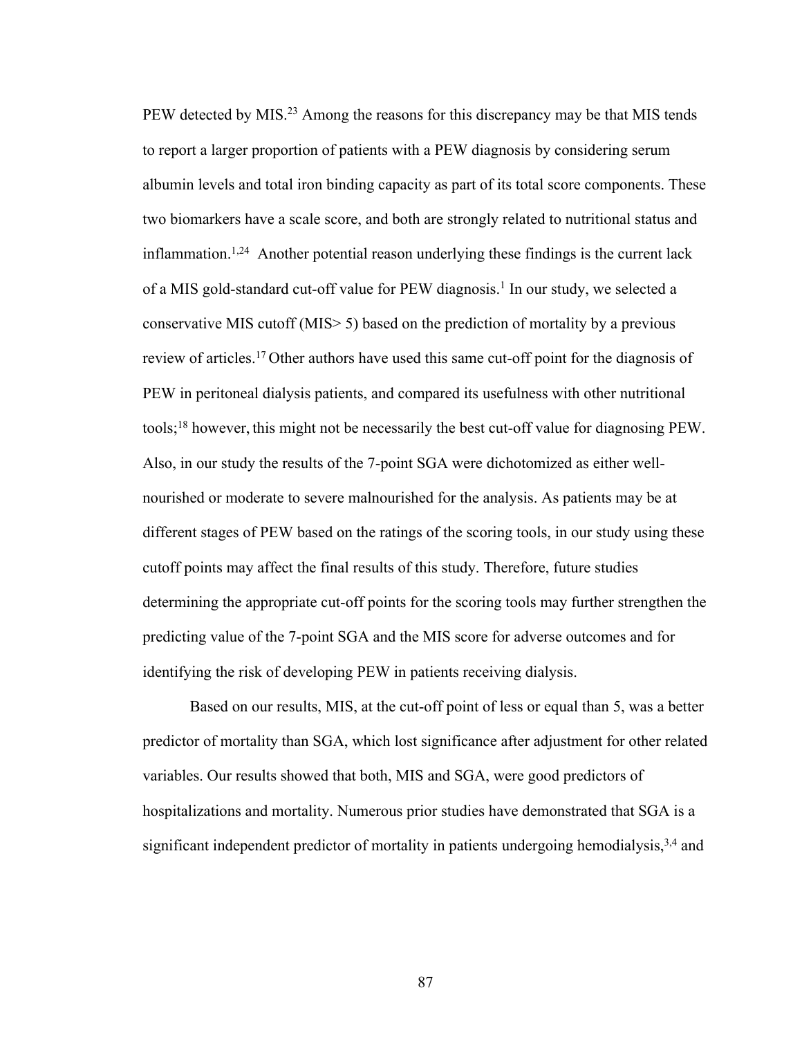PEW detected by MIS.[23] Among the reasons for this discrepancy may be that MIS tends to report a larger proportion of patients with a PEW diagnosis by considering serum albumin levels and total iron binding capacity as part of its total score components. These two biomarkers have a scale score, and both are strongly related to nutritional status and inflammation.[1,24] Another potential reason underlying these findings is the current lack of a MIS gold-standard cut-off value for PEW diagnosis.[1] In our study, we selected a conservative MIS cutoff (MIS> 5) based on the prediction of mortality by a previous review of articles.[17] Other authors have used this same cut-off point for the diagnosis of PEW in peritoneal dialysis patients, and compared its usefulness with other nutritional tools;[18] however, this might not be necessarily the best cut-off value for diagnosing PEW. Also, in our study the results of the 7-point SGA were dichotomized as either well-nourished or moderate to severe malnourished for the analysis. As patients may be at different stages of PEW based on the ratings of the scoring tools, in our study using these cutoff points may affect the final results of this study. Therefore, future studies determining the appropriate cut-off points for the scoring tools may further strengthen the predicting value of the 7-point SGA and the MIS score for adverse outcomes and for identifying the risk of developing PEW in patients receiving dialysis.

Based on our results, MIS, at the cut-off point of less or equal than 5, was a better predictor of mortality than SGA, which lost significance after adjustment for other related variables. Our results showed that both, MIS and SGA, were good predictors of hospitalizations and mortality. Numerous prior studies have demonstrated that SGA is a significant independent predictor of mortality in patients undergoing hemodialysis,[3,4] and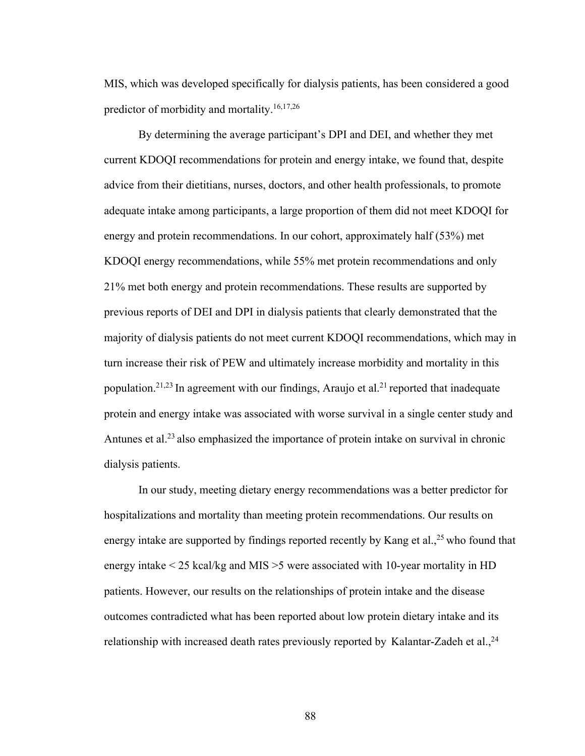MIS, which was developed specifically for dialysis patients, has been considered a good predictor of morbidity and mortality.[16,17,26]

By determining the average participant's DPI and DEI, and whether they met current KDOQI recommendations for protein and energy intake, we found that, despite advice from their dietitians, nurses, doctors, and other health professionals, to promote adequate intake among participants, a large proportion of them did not meet KDOQI for energy and protein recommendations. In our cohort, approximately half (53%) met KDOQI energy recommendations, while 55% met protein recommendations and only 21% met both energy and protein recommendations. These results are supported by previous reports of DEI and DPI in dialysis patients that clearly demonstrated that the majority of dialysis patients do not meet current KDOQI recommendations, which may in turn increase their risk of PEW and ultimately increase morbidity and mortality in this population.[21,23] In agreement with our findings, Araujo et al.[21] reported that inadequate protein and energy intake was associated with worse survival in a single center study and Antunes et al.[23] also emphasized the importance of protein intake on survival in chronic dialysis patients.

In our study, meeting dietary energy recommendations was a better predictor for hospitalizations and mortality than meeting protein recommendations. Our results on energy intake are supported by findings reported recently by Kang et al.,[25] who found that energy intake < 25 kcal/kg and MIS >5 were associated with 10-year mortality in HD patients. However, our results on the relationships of protein intake and the disease outcomes contradicted what has been reported about low protein dietary intake and its relationship with increased death rates previously reported by Kalantar-Zadeh et al.,[24]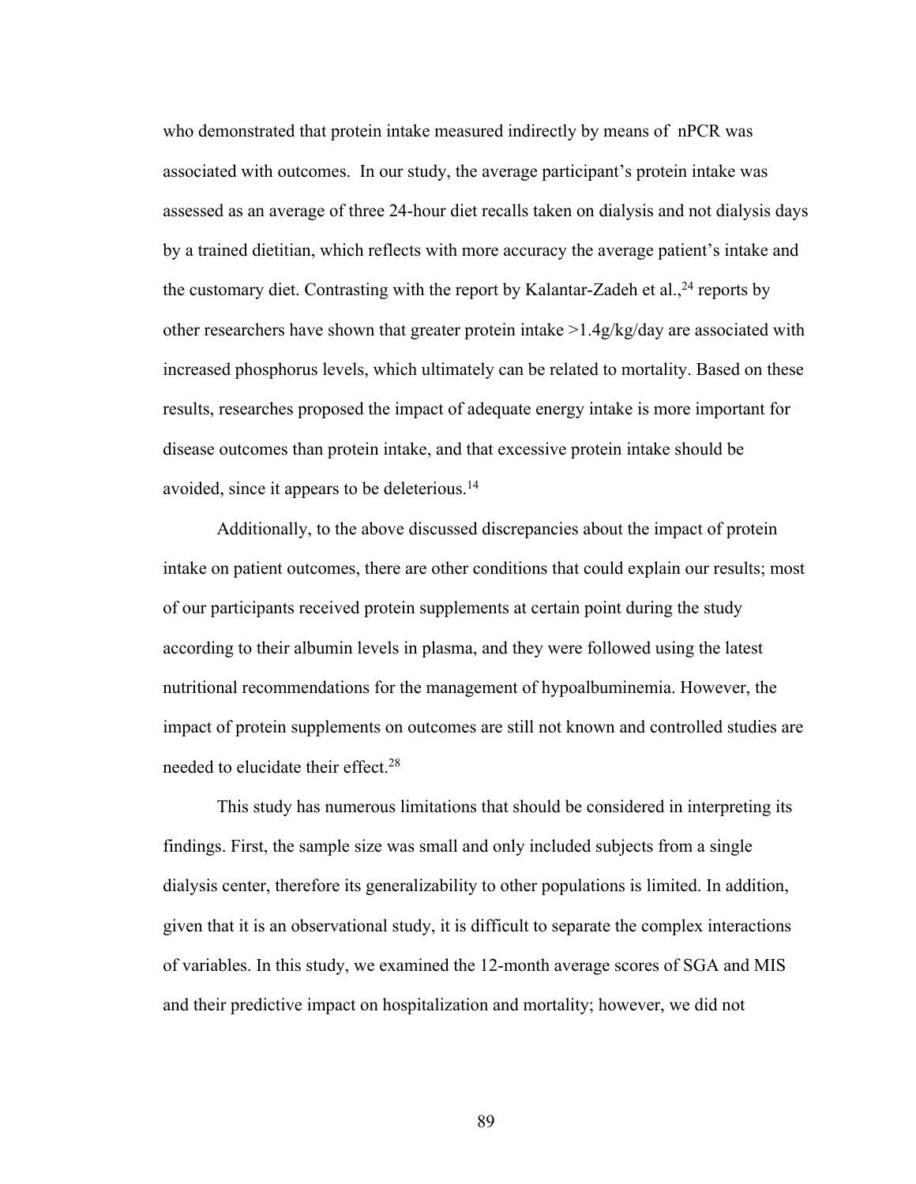who demonstrated that protein intake measured indirectly by means of nPCR was associated with outcomes. In our study, the average participant's protein intake was assessed as an average of three 24-hour diet recalls taken on dialysis and not dialysis days by a trained dietitian, which reflects with more accuracy the average patient's intake and the customary diet. Contrasting with the report by Kalantar-Zadeh et al.,[24] reports by other researchers have shown that greater protein intake >1.4g/kg/day are associated with increased phosphorus levels, which ultimately can be related to mortality. Based on these results, researches proposed the impact of adequate energy intake is more important for disease outcomes than protein intake, and that excessive protein intake should be avoided, since it appears to be deleterious.[14]

Additionally, to the above discussed discrepancies about the impact of protein intake on patient outcomes, there are other conditions that could explain our results; most of our participants received protein supplements at certain point during the study according to their albumin levels in plasma, and they were followed using the latest nutritional recommendations for the management of hypoalbuminemia. However, the impact of protein supplements on outcomes are still not known and controlled studies are needed to elucidate their effect.[28]

This study has numerous limitations that should be considered in interpreting its findings. First, the sample size was small and only included subjects from a single dialysis center, therefore its generalizability to other populations is limited. In addition, given that it is an observational study, it is difficult to separate the complex interactions of variables. In this study, we examined the 12-month average scores of SGA and MIS and their predictive impact on hospitalization and mortality; however, we did not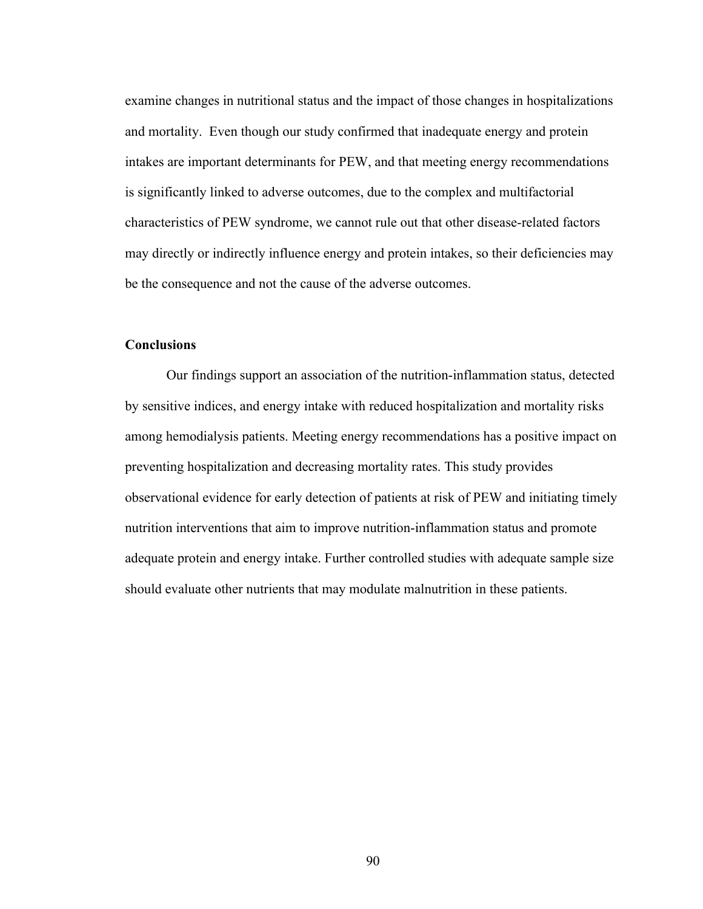examine changes in nutritional status and the impact of those changes in hospitalizations and mortality. Even though our study confirmed that inadequate energy and protein intakes are important determinants for PEW, and that meeting energy recommendations is significantly linked to adverse outcomes, due to the complex and multifactorial characteristics of PEW syndrome, we cannot rule out that other disease-related factors may directly or indirectly influence energy and protein intakes, so their deficiencies may be the consequence and not the cause of the adverse outcomes.

## Conclusions

Our findings support an association of the nutrition-inflammation status, detected by sensitive indices, and energy intake with reduced hospitalization and mortality risks among hemodialysis patients. Meeting energy recommendations has a positive impact on preventing hospitalization and decreasing mortality rates. This study provides observational evidence for early detection of patients at risk of PEW and initiating timely nutrition interventions that aim to improve nutrition-inflammation status and promote adequate protein and energy intake. Further controlled studies with adequate sample size should evaluate other nutrients that may modulate malnutrition in these patients.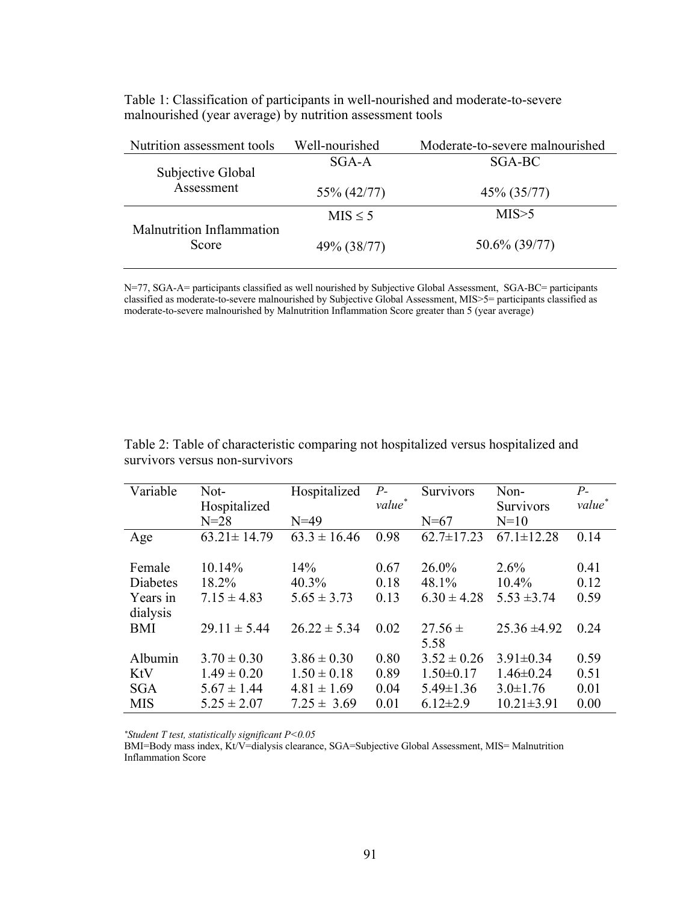Table 1: Classification of participants in well-nourished and moderate-to-severe malnourished (year average) by nutrition assessment tools

| Nutrition assessment tools | Well-nourished | Moderate-to-severe malnourished |
|---|---|---|
| Subjective Global Assessment | SGA-A | SGA-BC |
| | 55% (42/77) | 45% (35/77) |
| Malnutrition Inflammation Score | MIS ≤ 5 | MIS>5 |
| | 49% (38/77) | 50.6% (39/77) |

N=77, SGA-A= participants classified as well nourished by Subjective Global Assessment, SGA-BC= participants classified as moderate-to-severe malnourished by Subjective Global Assessment, MIS>5= participants classified as moderate-to-severe malnourished by Malnutrition Inflammation Score greater than 5 (year average)

Table 2: Table of characteristic comparing not hospitalized versus hospitalized and survivors versus non-survivors

| Variable | Not-Hospitalized N=28 | Hospitalized N=49 | P-value* | Survivors N=67 | Non-Survivors N=10 | P-value* |
|---|---|---|---|---|---|---|
| Age | 63.21± 14.79 | 63.3 ± 16.46 | 0.98 | 62.7±17.23 | 67.1±12.28 | 0.14 |
| Female | 10.14% | 14% | 0.67 | 26.0% | 2.6% | 0.41 |
| Diabetes | 18.2% | 40.3% | 0.18 | 48.1% | 10.4% | 0.12 |
| Years in dialysis | 7.15 ± 4.83 | 5.65 ± 3.73 | 0.13 | 6.30 ± 4.28 | 5.53 ±3.74 | 0.59 |
| BMI | 29.11 ± 5.44 | 26.22 ± 5.34 | 0.02 | 27.56 ± 5.58 | 25.36 ±4.92 | 0.24 |
| Albumin | 3.70 ± 0.30 | 3.86 ± 0.30 | 0.80 | 3.52 ± 0.26 | 3.91±0.34 | 0.59 |
| KtV | 1.49 ± 0.20 | 1.50 ± 0.18 | 0.89 | 1.50±0.17 | 1.46±0.24 | 0.51 |
| SGA | 5.67 ± 1.44 | 4.81 ± 1.69 | 0.04 | 5.49±1.36 | 3.0±1.76 | 0.01 |
| MIS | 5.25 ± 2.07 | 7.25 ± 3.69 | 0.01 | 6.12±2.9 | 10.21±3.91 | 0.00 |

*\*Student T test, statistically significant P<0.05*

BMI=Body mass index, Kt/V=dialysis clearance, SGA=Subjective Global Assessment, MIS= Malnutrition Inflammation Score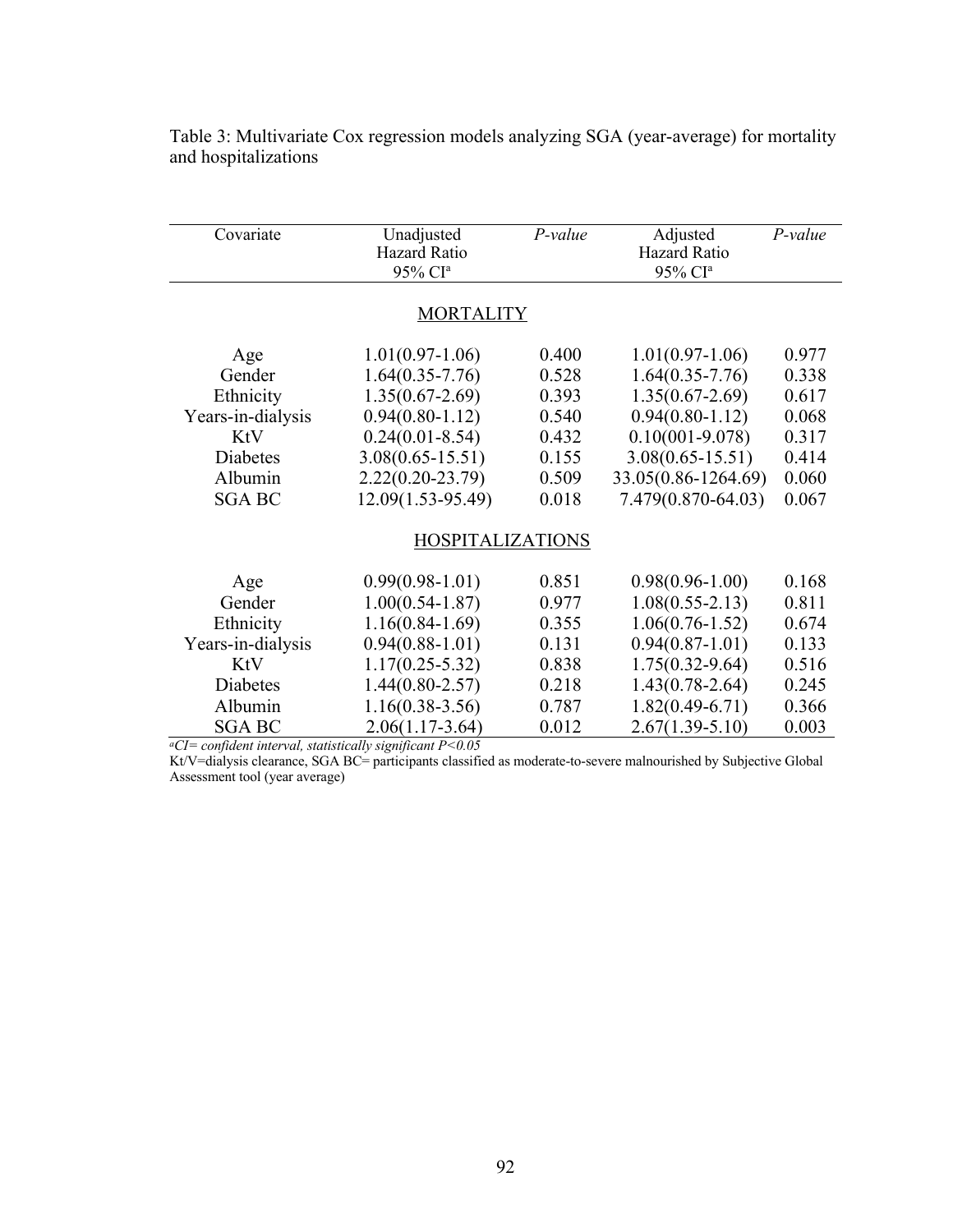Table 3: Multivariate Cox regression models analyzing SGA (year-average) for mortality and hospitalizations

| Covariate | Unadjusted Hazard Ratio 95% CI[a] | *P-value* | Adjusted Hazard Ratio 95% CI[a] | *P-value* |
|---|---|---|---|---|
| | MORTALITY | | | |
| Age | 1.01(0.97-1.06) | 0.400 | 1.01(0.97-1.06) | 0.977 |
| Gender | 1.64(0.35-7.76) | 0.528 | 1.64(0.35-7.76) | 0.338 |
| Ethnicity | 1.35(0.67-2.69) | 0.393 | 1.35(0.67-2.69) | 0.617 |
| Years-in-dialysis | 0.94(0.80-1.12) | 0.540 | 0.94(0.80-1.12) | 0.068 |
| KtV | 0.24(0.01-8.54) | 0.432 | 0.10(001-9.078) | 0.317 |
| Diabetes | 3.08(0.65-15.51) | 0.155 | 3.08(0.65-15.51) | 0.414 |
| Albumin | 2.22(0.20-23.79) | 0.509 | 33.05(0.86-1264.69) | 0.060 |
| SGA BC | 12.09(1.53-95.49) | 0.018 | 7.479(0.870-64.03) | 0.067 |
| | HOSPITALIZATIONS | | | |
| Age | 0.99(0.98-1.01) | 0.851 | 0.98(0.96-1.00) | 0.168 |
| Gender | 1.00(0.54-1.87) | 0.977 | 1.08(0.55-2.13) | 0.811 |
| Ethnicity | 1.16(0.84-1.69) | 0.355 | 1.06(0.76-1.52) | 0.674 |
| Years-in-dialysis | 0.94(0.88-1.01) | 0.131 | 0.94(0.87-1.01) | 0.133 |
| KtV | 1.17(0.25-5.32) | 0.838 | 1.75(0.32-9.64) | 0.516 |
| Diabetes | 1.44(0.80-2.57) | 0.218 | 1.43(0.78-2.64) | 0.245 |
| Albumin | 1.16(0.38-3.56) | 0.787 | 1.82(0.49-6.71) | 0.366 |
| SGA BC | 2.06(1.17-3.64) | 0.012 | 2.67(1.39-5.10) | 0.003 |

[a]*CI= confident interval, statistically significant $P<0.05$*

Kt/V=dialysis clearance, SGA BC= participants classified as moderate-to-severe malnourished by Subjective Global Assessment tool (year average)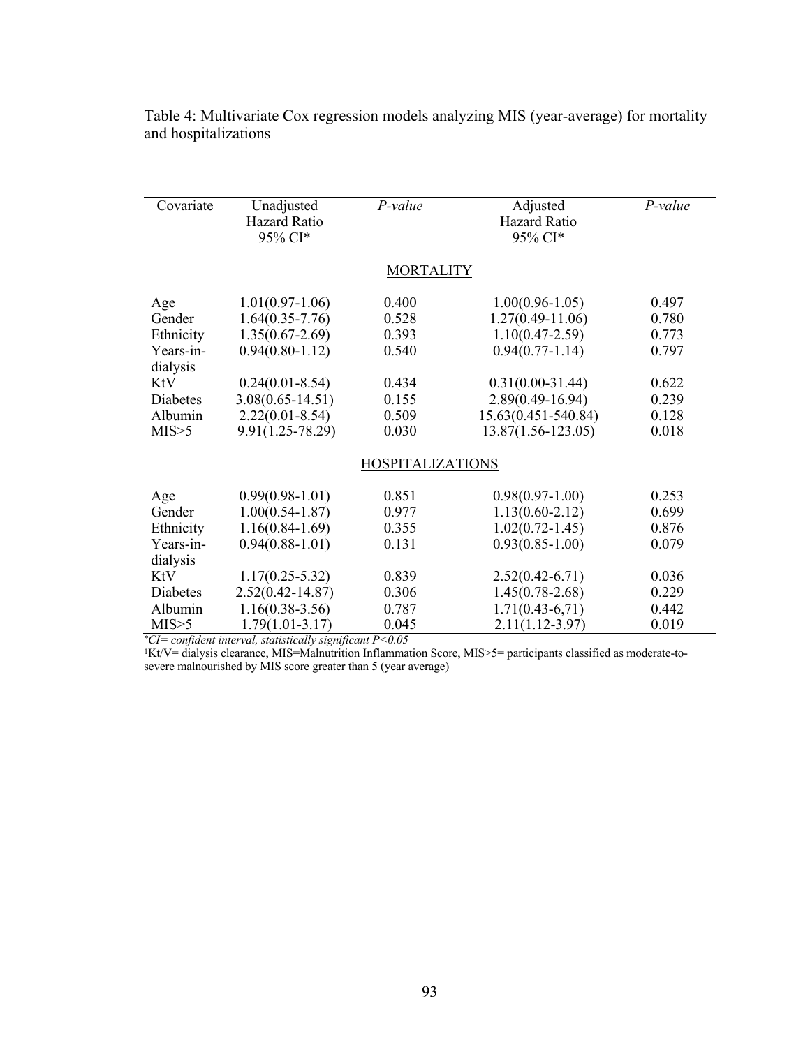Table 4: Multivariate Cox regression models analyzing MIS (year-average) for mortality and hospitalizations

| Covariate | Unadjusted Hazard Ratio 95% CI* | *P-value* | Adjusted Hazard Ratio 95% CI* | *P-value* |
|---|---|---|---|---|
| | | MORTALITY | | |
| Age | 1.01(0.97-1.06) | 0.400 | 1.00(0.96-1.05) | 0.497 |
| Gender | 1.64(0.35-7.76) | 0.528 | 1.27(0.49-11.06) | 0.780 |
| Ethnicity | 1.35(0.67-2.69) | 0.393 | 1.10(0.47-2.59) | 0.773 |
| Years-in-dialysis | 0.94(0.80-1.12) | 0.540 | 0.94(0.77-1.14) | 0.797 |
| KtV | 0.24(0.01-8.54) | 0.434 | 0.31(0.00-31.44) | 0.622 |
| Diabetes | 3.08(0.65-14.51) | 0.155 | 2.89(0.49-16.94) | 0.239 |
| Albumin | 2.22(0.01-8.54) | 0.509 | 15.63(0.451-540.84) | 0.128 |
| MIS>5 | 9.91(1.25-78.29) | 0.030 | 13.87(1.56-123.05) | 0.018 |
| | | HOSPITALIZATIONS | | |
| Age | 0.99(0.98-1.01) | 0.851 | 0.98(0.97-1.00) | 0.253 |
| Gender | 1.00(0.54-1.87) | 0.977 | 1.13(0.60-2.12) | 0.699 |
| Ethnicity | 1.16(0.84-1.69) | 0.355 | 1.02(0.72-1.45) | 0.876 |
| Years-in-dialysis | 0.94(0.88-1.01) | 0.131 | 0.93(0.85-1.00) | 0.079 |
| KtV | 1.17(0.25-5.32) | 0.839 | 2.52(0.42-6.71) | 0.036 |
| Diabetes | 2.52(0.42-14.87) | 0.306 | 1.45(0.78-2.68) | 0.229 |
| Albumin | 1.16(0.38-3.56) | 0.787 | 1.71(0.43-6,71) | 0.442 |
| MIS>5 | 1.79(1.01-3.17) | 0.045 | 2.11(1.12-3.97) | 0.019 |

**CI= confident interval, statistically significant P<0.05*

[1]Kt/V= dialysis clearance, MIS=Malnutrition Inflammation Score, MIS>5= participants classified as moderate-to-severe malnourished by MIS score greater than 5 (year average)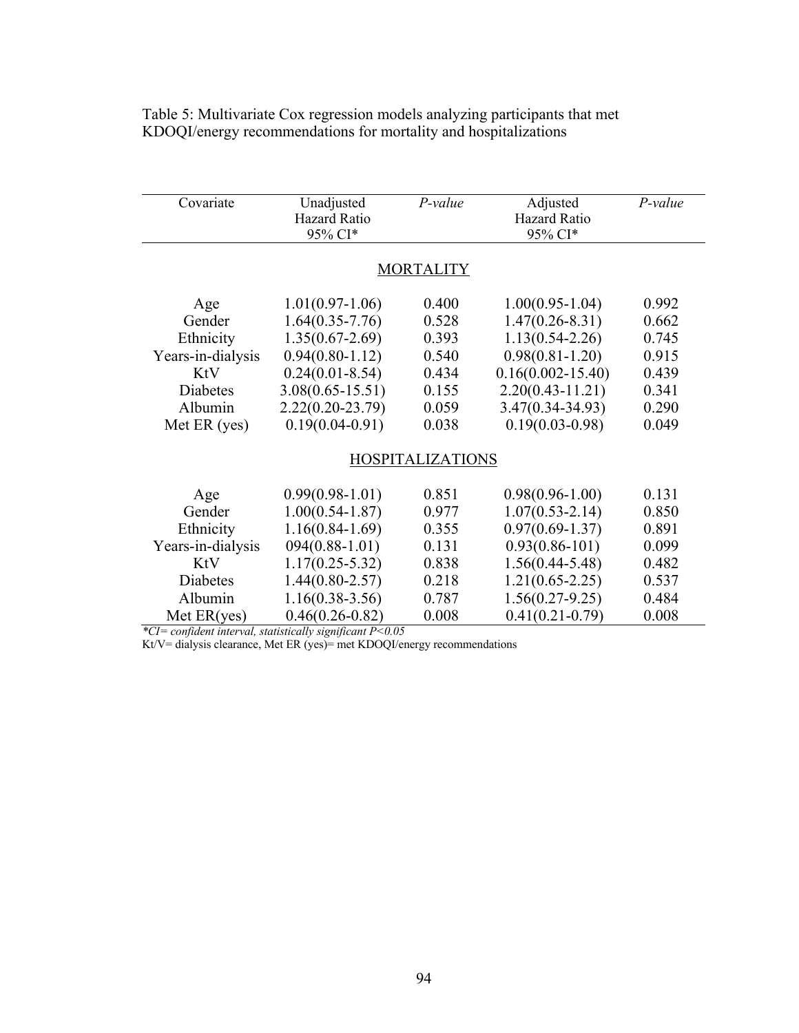Table 5: Multivariate Cox regression models analyzing participants that met KDOQI/energy recommendations for mortality and hospitalizations

| Covariate | Unadjusted Hazard Ratio 95% CI* | *P-value* | Adjusted Hazard Ratio 95% CI* | *P-value* |
|---|---|---|---|---|
| | | MORTALITY | | |
| Age | 1.01(0.97-1.06) | 0.400 | 1.00(0.95-1.04) | 0.992 |
| Gender | 1.64(0.35-7.76) | 0.528 | 1.47(0.26-8.31) | 0.662 |
| Ethnicity | 1.35(0.67-2.69) | 0.393 | 1.13(0.54-2.26) | 0.745 |
| Years-in-dialysis | 0.94(0.80-1.12) | 0.540 | 0.98(0.81-1.20) | 0.915 |
| KtV | 0.24(0.01-8.54) | 0.434 | 0.16(0.002-15.40) | 0.439 |
| Diabetes | 3.08(0.65-15.51) | 0.155 | 2.20(0.43-11.21) | 0.341 |
| Albumin | 2.22(0.20-23.79) | 0.059 | 3.47(0.34-34.93) | 0.290 |
| Met ER (yes) | 0.19(0.04-0.91) | 0.038 | 0.19(0.03-0.98) | 0.049 |
| | | HOSPITALIZATIONS | | |
| Age | 0.99(0.98-1.01) | 0.851 | 0.98(0.96-1.00) | 0.131 |
| Gender | 1.00(0.54-1.87) | 0.977 | 1.07(0.53-2.14) | 0.850 |
| Ethnicity | 1.16(0.84-1.69) | 0.355 | 0.97(0.69-1.37) | 0.891 |
| Years-in-dialysis | 094(0.88-1.01) | 0.131 | 0.93(0.86-101) | 0.099 |
| KtV | 1.17(0.25-5.32) | 0.838 | 1.56(0.44-5.48) | 0.482 |
| Diabetes | 1.44(0.80-2.57) | 0.218 | 1.21(0.65-2.25) | 0.537 |
| Albumin | 1.16(0.38-3.56) | 0.787 | 1.56(0.27-9.25) | 0.484 |
| Met ER(yes) | 0.46(0.26-0.82) | 0.008 | 0.41(0.21-0.79) | 0.008 |

*\*CI= confident interval, statistically significant $P<0.05$*

Kt/V= dialysis clearance, Met ER (yes)= met KDOQI/energy recommendations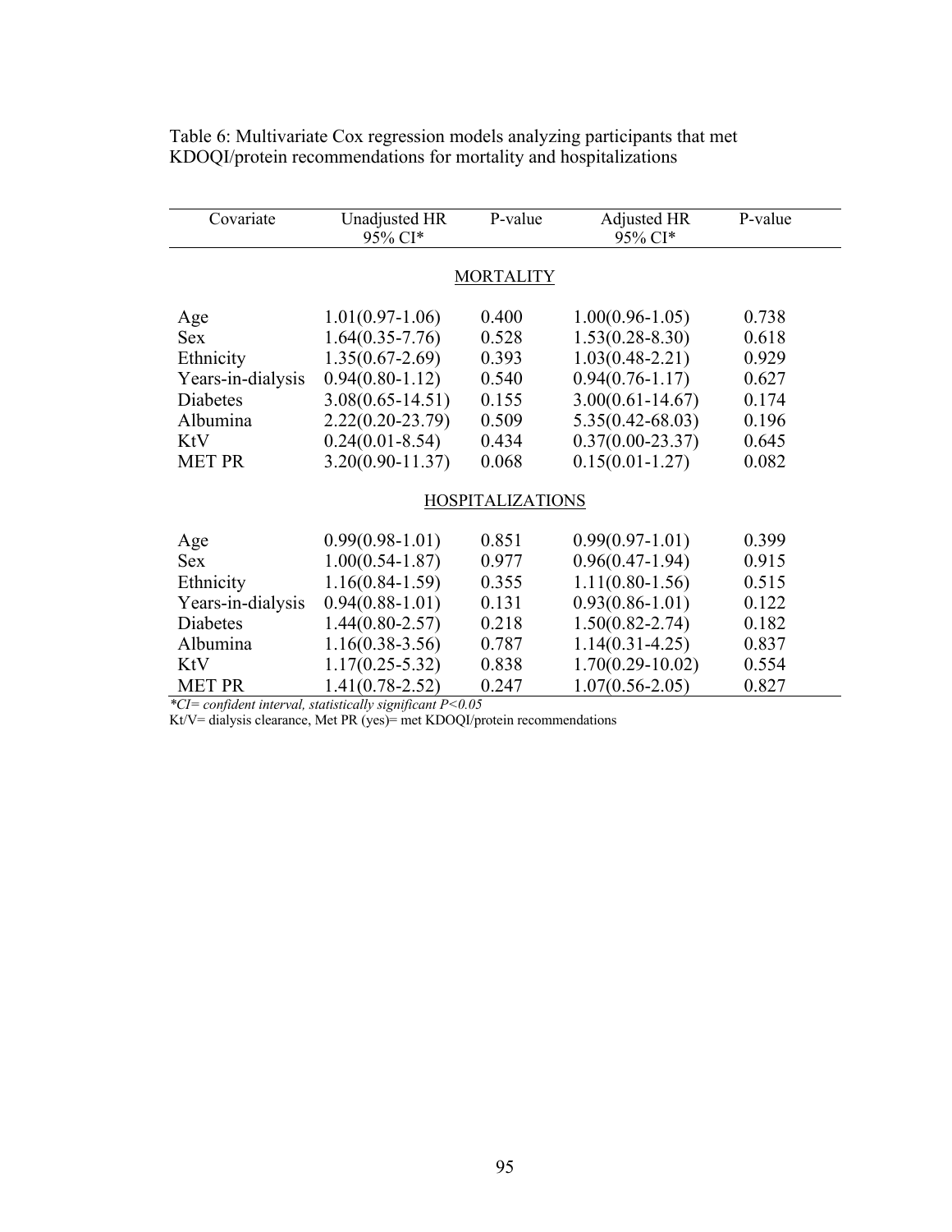Table 6: Multivariate Cox regression models analyzing participants that met KDOQI/protein recommendations for mortality and hospitalizations

| Covariate | Unadjusted HR 95% CI* | P-value | Adjusted HR 95% CI* | P-value |
|---|---|---|---|---|
| | | MORTALITY | | |
| Age | 1.01(0.97-1.06) | 0.400 | 1.00(0.96-1.05) | 0.738 |
| Sex | 1.64(0.35-7.76) | 0.528 | 1.53(0.28-8.30) | 0.618 |
| Ethnicity | 1.35(0.67-2.69) | 0.393 | 1.03(0.48-2.21) | 0.929 |
| Years-in-dialysis | 0.94(0.80-1.12) | 0.540 | 0.94(0.76-1.17) | 0.627 |
| Diabetes | 3.08(0.65-14.51) | 0.155 | 3.00(0.61-14.67) | 0.174 |
| Albumina | 2.22(0.20-23.79) | 0.509 | 5.35(0.42-68.03) | 0.196 |
| KtV | 0.24(0.01-8.54) | 0.434 | 0.37(0.00-23.37) | 0.645 |
| MET PR | 3.20(0.90-11.37) | 0.068 | 0.15(0.01-1.27) | 0.082 |
| | | HOSPITALIZATIONS | | |
| Age | 0.99(0.98-1.01) | 0.851 | 0.99(0.97-1.01) | 0.399 |
| Sex | 1.00(0.54-1.87) | 0.977 | 0.96(0.47-1.94) | 0.915 |
| Ethnicity | 1.16(0.84-1.59) | 0.355 | 1.11(0.80-1.56) | 0.515 |
| Years-in-dialysis | 0.94(0.88-1.01) | 0.131 | 0.93(0.86-1.01) | 0.122 |
| Diabetes | 1.44(0.80-2.57) | 0.218 | 1.50(0.82-2.74) | 0.182 |
| Albumina | 1.16(0.38-3.56) | 0.787 | 1.14(0.31-4.25) | 0.837 |
| KtV | 1.17(0.25-5.32) | 0.838 | 1.70(0.29-10.02) | 0.554 |
| MET PR | 1.41(0.78-2.52) | 0.247 | 1.07(0.56-2.05) | 0.827 |

*\*CI= confident interval, statistically significant P<0.05*

Kt/V= dialysis clearance, Met PR (yes)= met KDOQI/protein recommendations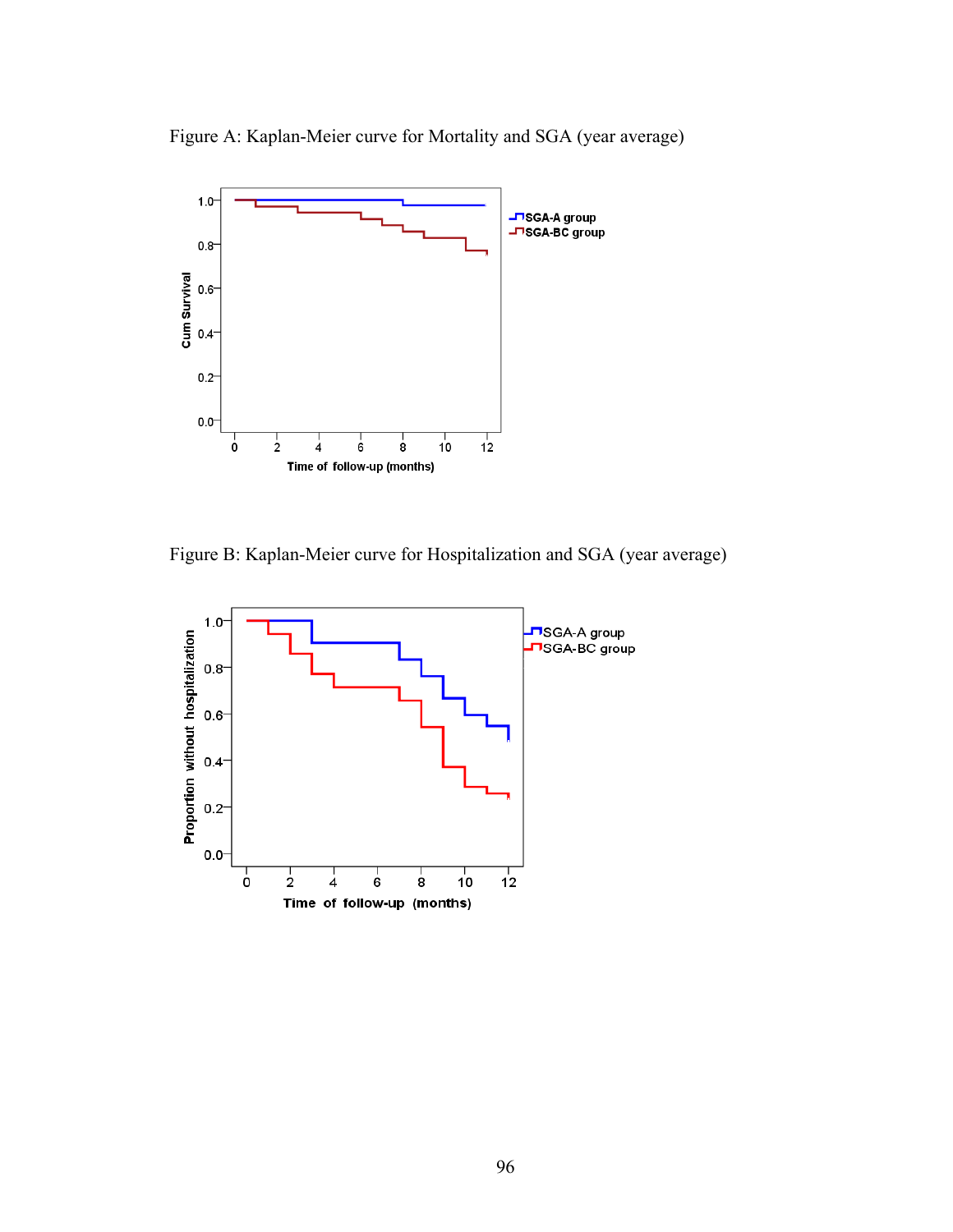Figure A: Kaplan-Meier curve for Mortality and SGA (year average)

Figure B: Kaplan-Meier curve for Hospitalization and SGA (year average)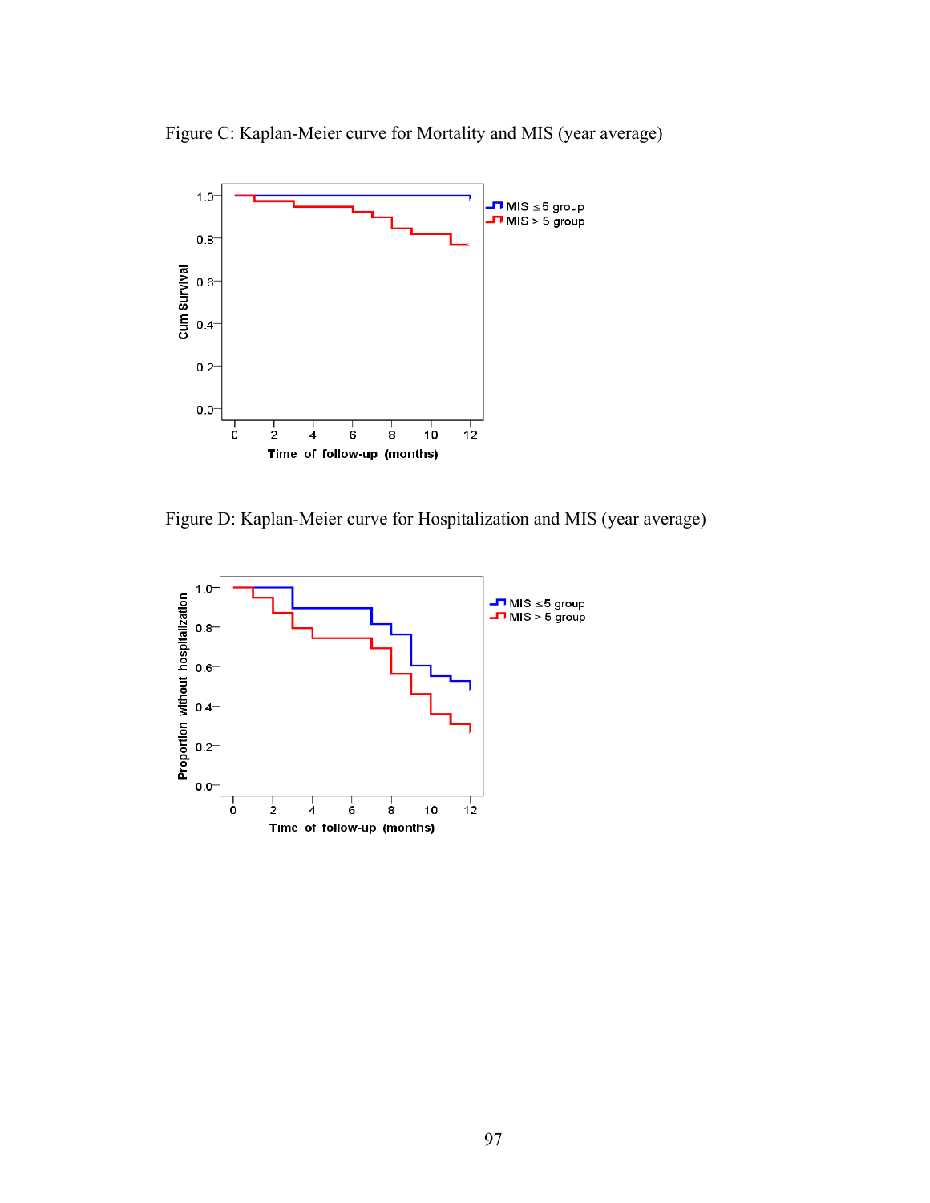Figure C: Kaplan-Meier curve for Mortality and MIS (year average)

Figure D: Kaplan-Meier curve for Hospitalization and MIS (year average)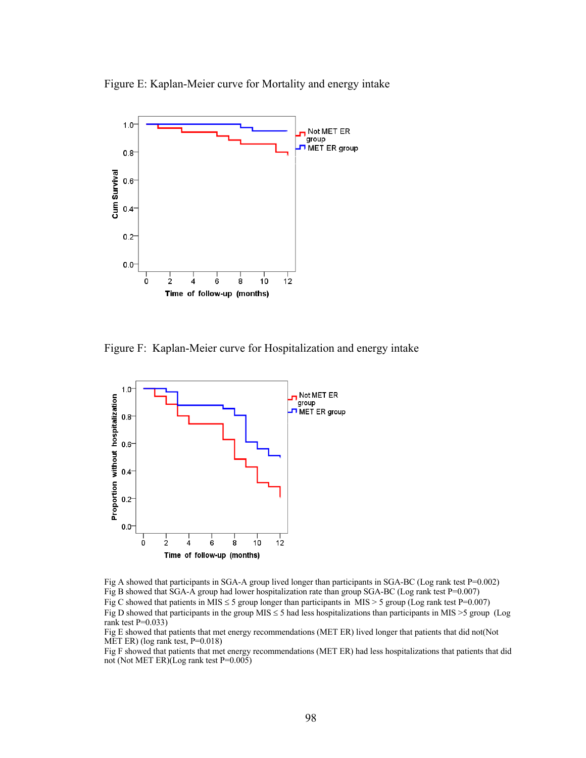Figure E: Kaplan-Meier curve for Mortality and energy intake

Figure F: Kaplan-Meier curve for Hospitalization and energy intake

Fig A showed that participants in SGA-A group lived longer than participants in SGA-BC (Log rank test P=0.002)
Fig B showed that SGA-A group had lower hospitalization rate than group SGA-BC (Log rank test P=0.007)
Fig C showed that patients in MIS ≤ 5 group longer than participants in MIS > 5 group (Log rank test P=0.007)
Fig D showed that participants in the group MIS ≤ 5 had less hospitalizations than participants in MIS >5 group (Log rank test P=0.033)
Fig E showed that patients that met energy recommendations (MET ER) lived longer that patients that did not(Not MET ER) (log rank test, P=0.018)
Fig F showed that patients that met energy recommendations (MET ER) had less hospitalizations that patients that did not (Not MET ER)(Log rank test P=0.005)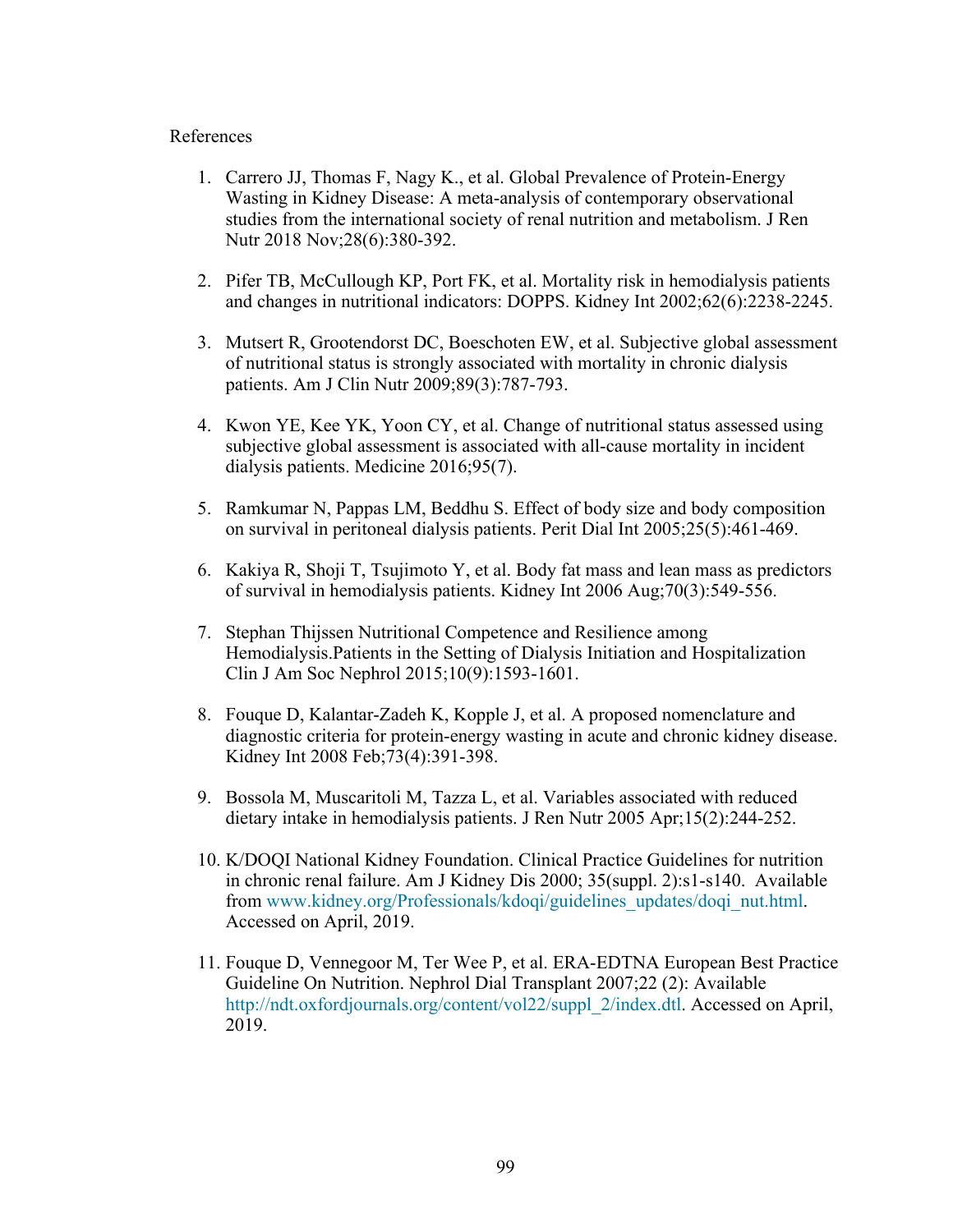References

1. Carrero JJ, Thomas F, Nagy K., et al. Global Prevalence of Protein-Energy Wasting in Kidney Disease: A meta-analysis of contemporary observational studies from the international society of renal nutrition and metabolism. J Ren Nutr 2018 Nov;28(6):380-392.

2. Pifer TB, McCullough KP, Port FK, et al. Mortality risk in hemodialysis patients and changes in nutritional indicators: DOPPS. Kidney Int 2002;62(6):2238-2245.

3. Mutsert R, Grootendorst DC, Boeschoten EW, et al. Subjective global assessment of nutritional status is strongly associated with mortality in chronic dialysis patients. Am J Clin Nutr 2009;89(3):787-793.

4. Kwon YE, Kee YK, Yoon CY, et al. Change of nutritional status assessed using subjective global assessment is associated with all-cause mortality in incident dialysis patients. Medicine 2016;95(7).

5. Ramkumar N, Pappas LM, Beddhu S. Effect of body size and body composition on survival in peritoneal dialysis patients. Perit Dial Int 2005;25(5):461-469.

6. Kakiya R, Shoji T, Tsujimoto Y, et al. Body fat mass and lean mass as predictors of survival in hemodialysis patients. Kidney Int 2006 Aug;70(3):549-556.

7. Stephan Thijssen Nutritional Competence and Resilience among Hemodialysis.Patients in the Setting of Dialysis Initiation and Hospitalization Clin J Am Soc Nephrol 2015;10(9):1593-1601.

8. Fouque D, Kalantar-Zadeh K, Kopple J, et al. A proposed nomenclature and diagnostic criteria for protein-energy wasting in acute and chronic kidney disease. Kidney Int 2008 Feb;73(4):391-398.

9. Bossola M, Muscaritoli M, Tazza L, et al. Variables associated with reduced dietary intake in hemodialysis patients. J Ren Nutr 2005 Apr;15(2):244-252.

10. K/DOQI National Kidney Foundation. Clinical Practice Guidelines for nutrition in chronic renal failure. Am J Kidney Dis 2000; 35(suppl. 2):s1-s140. Available from www.kidney.org/Professionals/kdoqi/guidelines_updates/doqi_nut.html. Accessed on April, 2019.

11. Fouque D, Vennegoor M, Ter Wee P, et al. ERA-EDTNA European Best Practice Guideline On Nutrition. Nephrol Dial Transplant 2007;22 (2): Available http://ndt.oxfordjournals.org/content/vol22/suppl_2/index.dtl. Accessed on April, 2019.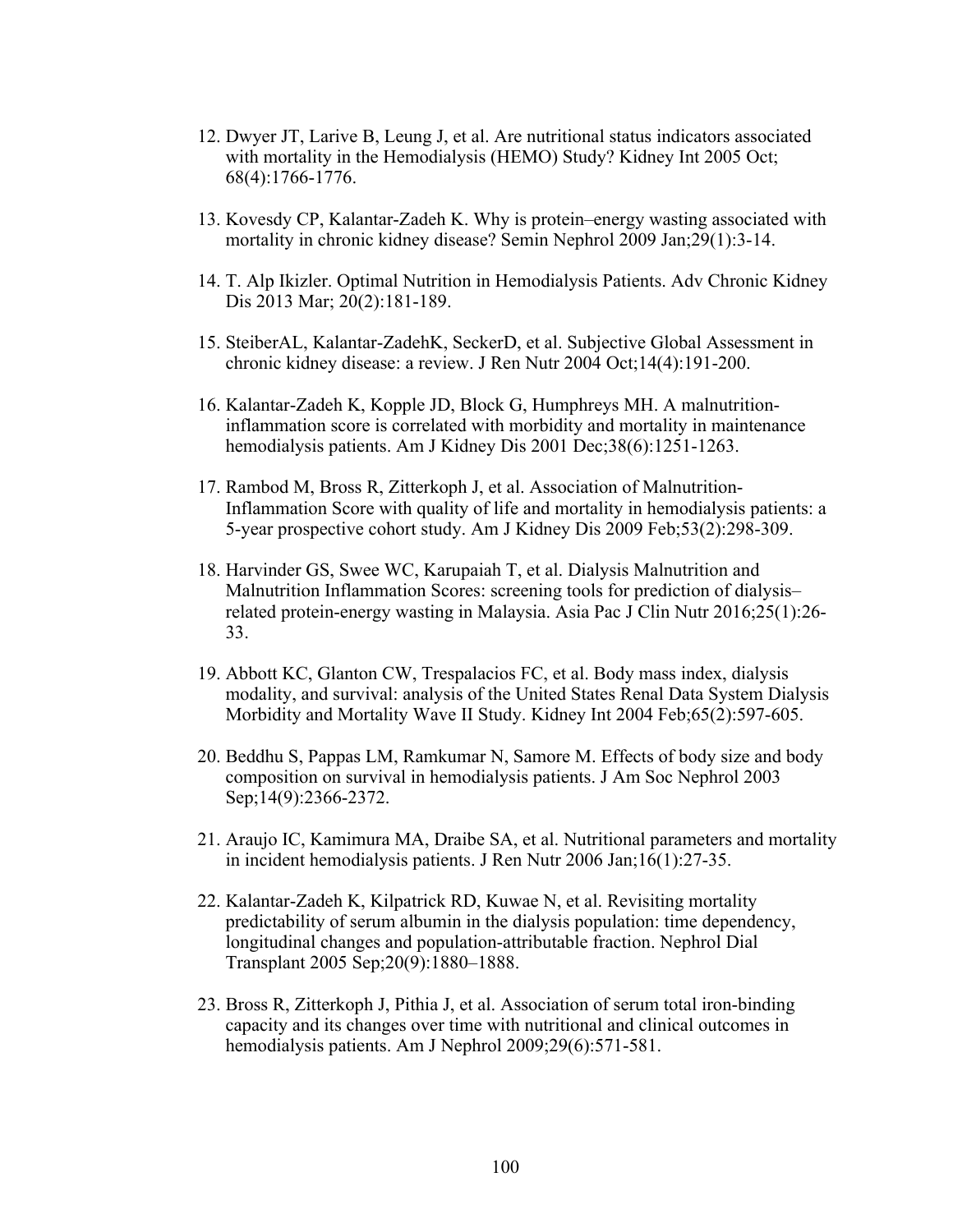12. Dwyer JT, Larive B, Leung J, et al. Are nutritional status indicators associated with mortality in the Hemodialysis (HEMO) Study? Kidney Int 2005 Oct; 68(4):1766-1776.

13. Kovesdy CP, Kalantar-Zadeh K. Why is protein–energy wasting associated with mortality in chronic kidney disease? Semin Nephrol 2009 Jan;29(1):3-14.

14. T. Alp Ikizler. Optimal Nutrition in Hemodialysis Patients. Adv Chronic Kidney Dis 2013 Mar; 20(2):181-189.

15. SteiberAL, Kalantar-ZadehK, SeckerD, et al. Subjective Global Assessment in chronic kidney disease: a review. J Ren Nutr 2004 Oct;14(4):191-200.

16. Kalantar-Zadeh K, Kopple JD, Block G, Humphreys MH. A malnutrition-inflammation score is correlated with morbidity and mortality in maintenance hemodialysis patients. Am J Kidney Dis 2001 Dec;38(6):1251-1263.

17. Rambod M, Bross R, Zitterkoph J, et al. Association of Malnutrition-Inflammation Score with quality of life and mortality in hemodialysis patients: a 5-year prospective cohort study. Am J Kidney Dis 2009 Feb;53(2):298-309.

18. Harvinder GS, Swee WC, Karupaiah T, et al. Dialysis Malnutrition and Malnutrition Inflammation Scores: screening tools for prediction of dialysis–related protein-energy wasting in Malaysia. Asia Pac J Clin Nutr 2016;25(1):26-33.

19. Abbott KC, Glanton CW, Trespalacios FC, et al. Body mass index, dialysis modality, and survival: analysis of the United States Renal Data System Dialysis Morbidity and Mortality Wave II Study. Kidney Int 2004 Feb;65(2):597-605.

20. Beddhu S, Pappas LM, Ramkumar N, Samore M. Effects of body size and body composition on survival in hemodialysis patients. J Am Soc Nephrol 2003 Sep;14(9):2366-2372.

21. Araujo IC, Kamimura MA, Draibe SA, et al. Nutritional parameters and mortality in incident hemodialysis patients. J Ren Nutr 2006 Jan;16(1):27-35.

22. Kalantar-Zadeh K, Kilpatrick RD, Kuwae N, et al. Revisiting mortality predictability of serum albumin in the dialysis population: time dependency, longitudinal changes and population-attributable fraction. Nephrol Dial Transplant 2005 Sep;20(9):1880–1888.

23. Bross R, Zitterkoph J, Pithia J, et al. Association of serum total iron-binding capacity and its changes over time with nutritional and clinical outcomes in hemodialysis patients. Am J Nephrol 2009;29(6):571-581.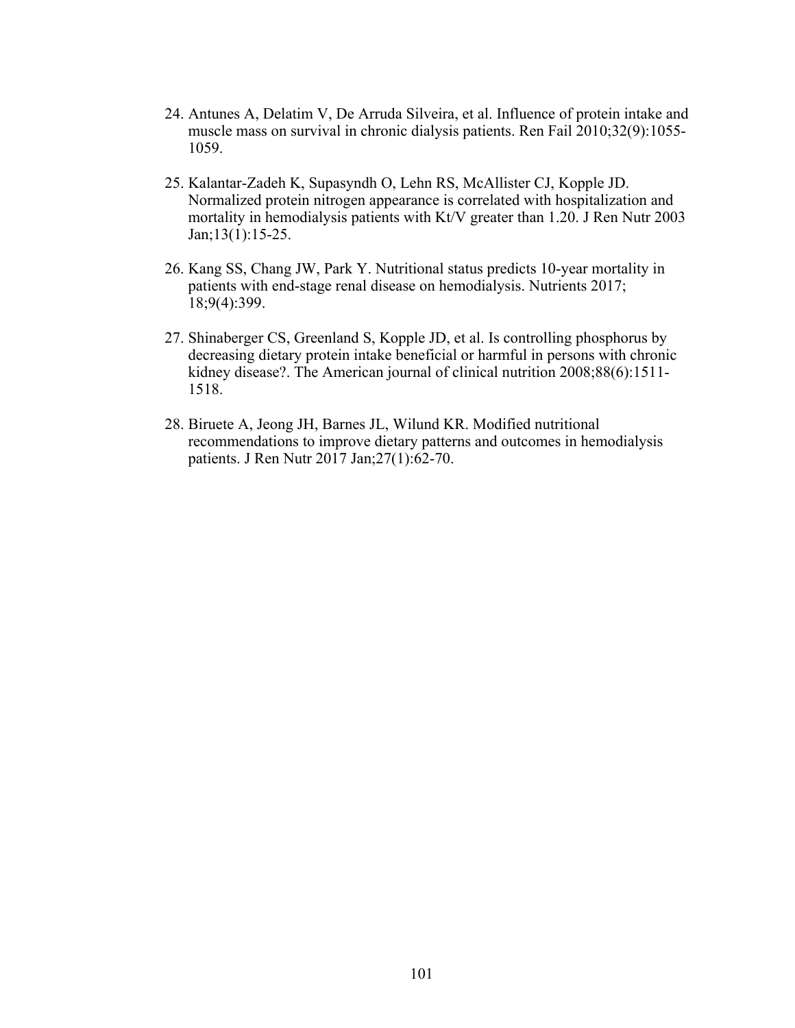24. Antunes A, Delatim V, De Arruda Silveira, et al. Influence of protein intake and muscle mass on survival in chronic dialysis patients. Ren Fail 2010;32(9):1055-1059.

25. Kalantar-Zadeh K, Supasyndh O, Lehn RS, McAllister CJ, Kopple JD. Normalized protein nitrogen appearance is correlated with hospitalization and mortality in hemodialysis patients with Kt/V greater than 1.20. J Ren Nutr 2003 Jan;13(1):15-25.

26. Kang SS, Chang JW, Park Y. Nutritional status predicts 10-year mortality in patients with end-stage renal disease on hemodialysis. Nutrients 2017; 18;9(4):399.

27. Shinaberger CS, Greenland S, Kopple JD, et al. Is controlling phosphorus by decreasing dietary protein intake beneficial or harmful in persons with chronic kidney disease?. The American journal of clinical nutrition 2008;88(6):1511-1518.

28. Biruete A, Jeong JH, Barnes JL, Wilund KR. Modified nutritional recommendations to improve dietary patterns and outcomes in hemodialysis patients. J Ren Nutr 2017 Jan;27(1):62-70.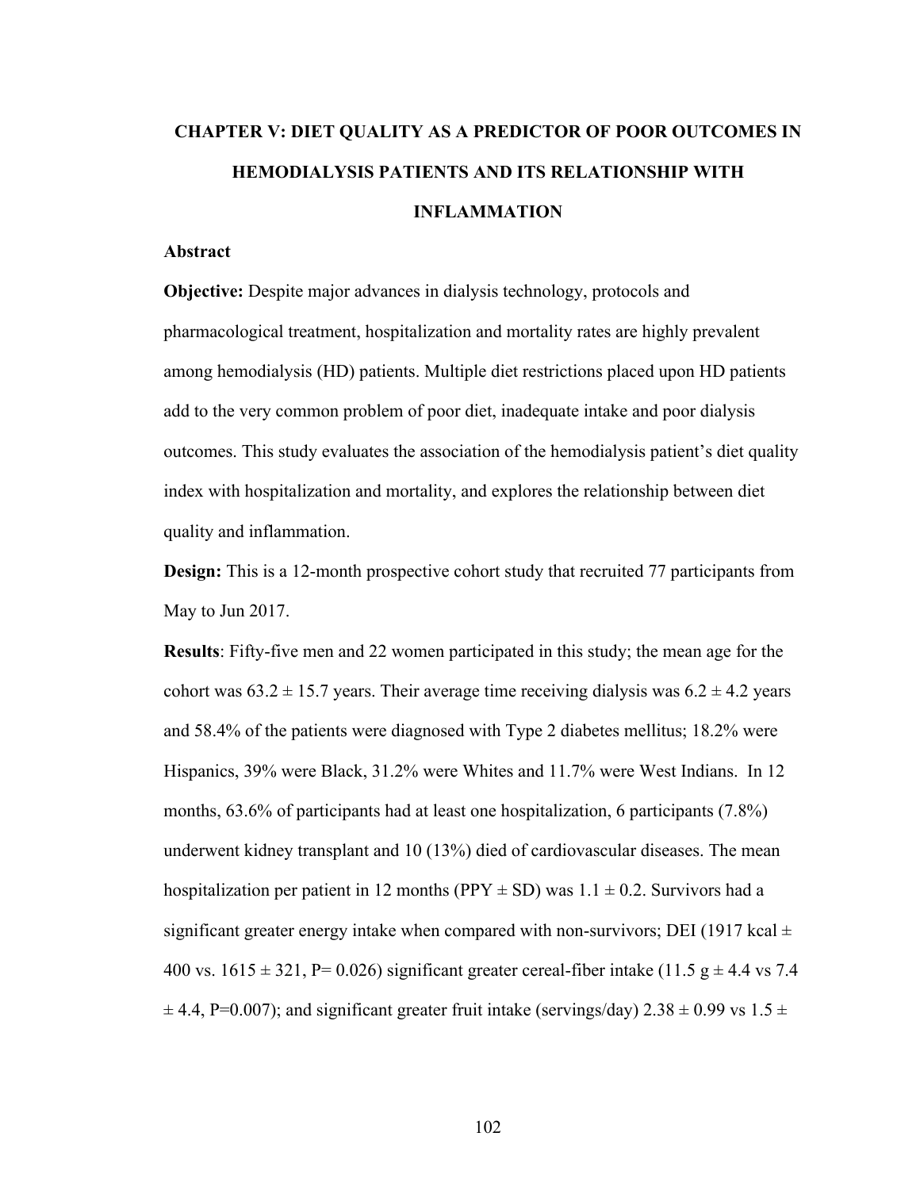# CHAPTER V: DIET QUALITY AS A PREDICTOR OF POOR OUTCOMES IN HEMODIALYSIS PATIENTS AND ITS RELATIONSHIP WITH INFLAMMATION

## Abstract

**Objective:** Despite major advances in dialysis technology, protocols and pharmacological treatment, hospitalization and mortality rates are highly prevalent among hemodialysis (HD) patients. Multiple diet restrictions placed upon HD patients add to the very common problem of poor diet, inadequate intake and poor dialysis outcomes. This study evaluates the association of the hemodialysis patient's diet quality index with hospitalization and mortality, and explores the relationship between diet quality and inflammation.

**Design:** This is a 12-month prospective cohort study that recruited 77 participants from May to Jun 2017.

**Results**: Fifty-five men and 22 women participated in this study; the mean age for the cohort was 63.2 ± 15.7 years. Their average time receiving dialysis was 6.2 ± 4.2 years and 58.4% of the patients were diagnosed with Type 2 diabetes mellitus; 18.2% were Hispanics, 39% were Black, 31.2% were Whites and 11.7% were West Indians. In 12 months, 63.6% of participants had at least one hospitalization, 6 participants (7.8%) underwent kidney transplant and 10 (13%) died of cardiovascular diseases. The mean hospitalization per patient in 12 months (PPY ± SD) was 1.1 ± 0.2. Survivors had a significant greater energy intake when compared with non-survivors; DEI (1917 kcal ± 400 vs. 1615 ± 321, P= 0.026) significant greater cereal-fiber intake (11.5 g ± 4.4 vs 7.4 ± 4.4, P=0.007); and significant greater fruit intake (servings/day) 2.38 ± 0.99 vs 1.5 ±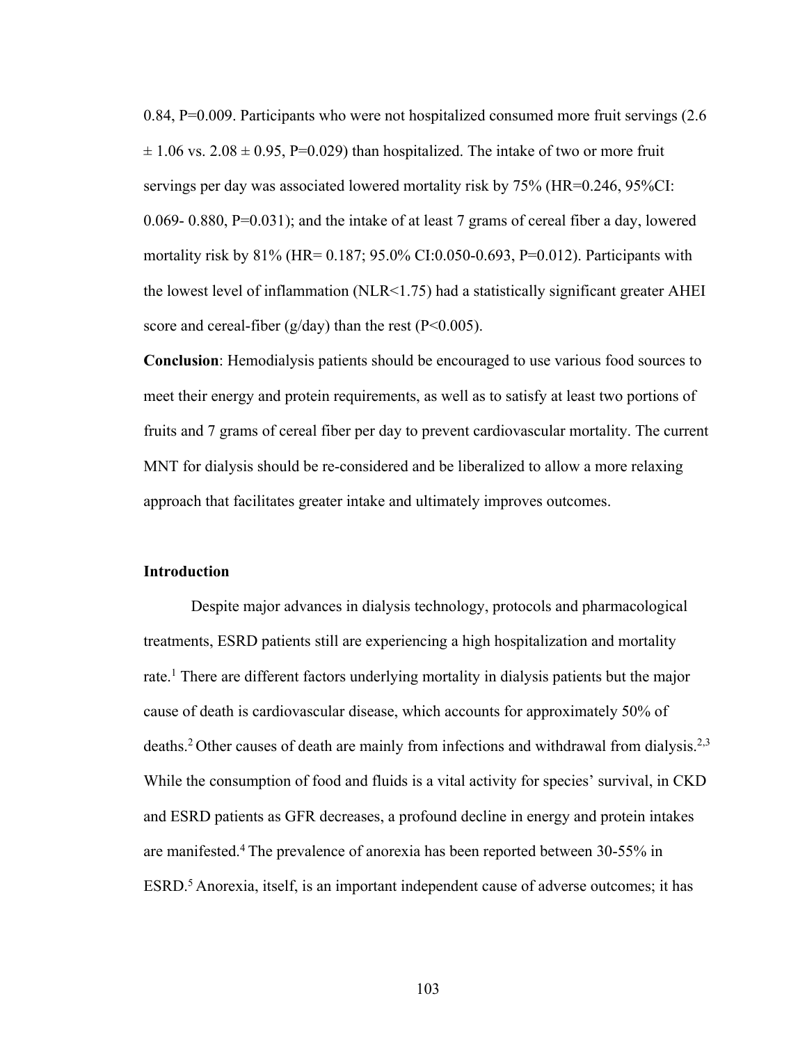0.84, P=0.009. Participants who were not hospitalized consumed more fruit servings (2.6 ± 1.06 vs. 2.08 ± 0.95, P=0.029) than hospitalized. The intake of two or more fruit servings per day was associated lowered mortality risk by 75% (HR=0.246, 95%CI: 0.069- 0.880, P=0.031); and the intake of at least 7 grams of cereal fiber a day, lowered mortality risk by 81% (HR= 0.187; 95.0% CI:0.050-0.693, P=0.012). Participants with the lowest level of inflammation (NLR<1.75) had a statistically significant greater AHEI score and cereal-fiber (g/day) than the rest (P<0.005).

**Conclusion**: Hemodialysis patients should be encouraged to use various food sources to meet their energy and protein requirements, as well as to satisfy at least two portions of fruits and 7 grams of cereal fiber per day to prevent cardiovascular mortality. The current MNT for dialysis should be re-considered and be liberalized to allow a more relaxing approach that facilitates greater intake and ultimately improves outcomes.

**Introduction**

Despite major advances in dialysis technology, protocols and pharmacological treatments, ESRD patients still are experiencing a high hospitalization and mortality rate.[1] There are different factors underlying mortality in dialysis patients but the major cause of death is cardiovascular disease, which accounts for approximately 50% of deaths.[2] Other causes of death are mainly from infections and withdrawal from dialysis.[2,3] While the consumption of food and fluids is a vital activity for species' survival, in CKD and ESRD patients as GFR decreases, a profound decline in energy and protein intakes are manifested.[4] The prevalence of anorexia has been reported between 30-55% in ESRD.[5] Anorexia, itself, is an important independent cause of adverse outcomes; it has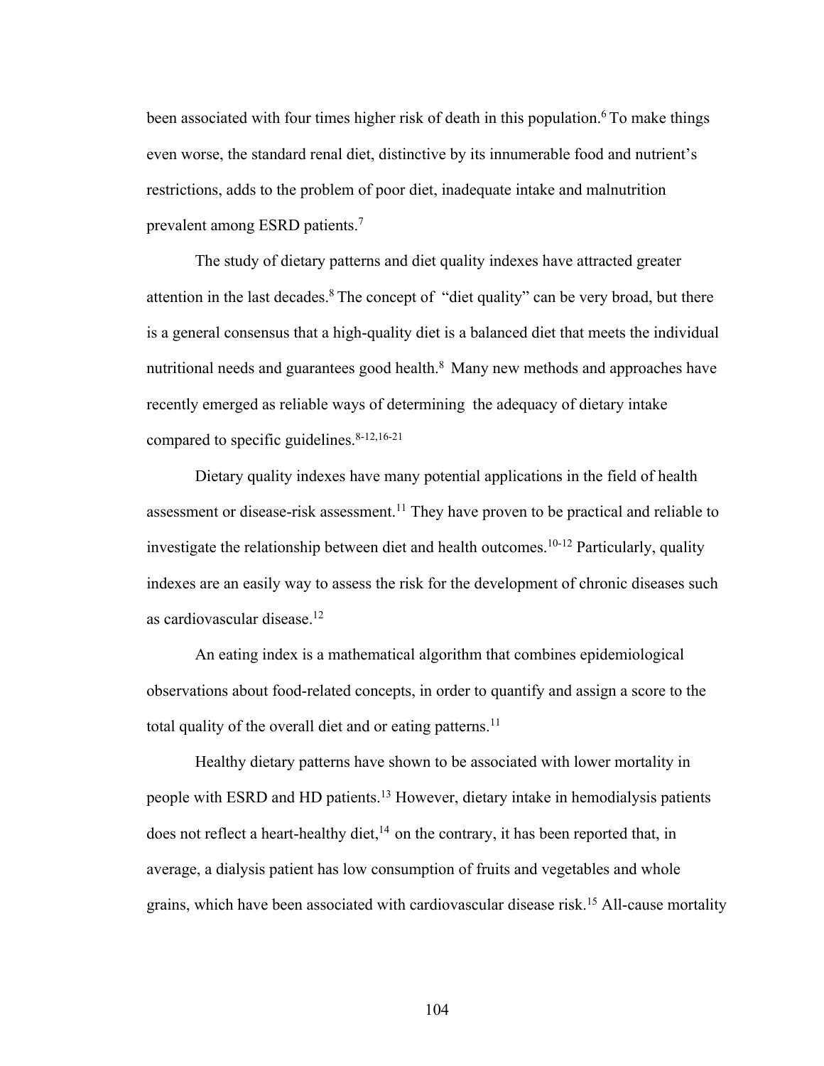been associated with four times higher risk of death in this population.[6] To make things even worse, the standard renal diet, distinctive by its innumerable food and nutrient's restrictions, adds to the problem of poor diet, inadequate intake and malnutrition prevalent among ESRD patients.[7]

The study of dietary patterns and diet quality indexes have attracted greater attention in the last decades.[8] The concept of "diet quality" can be very broad, but there is a general consensus that a high-quality diet is a balanced diet that meets the individual nutritional needs and guarantees good health.[8] Many new methods and approaches have recently emerged as reliable ways of determining the adequacy of dietary intake compared to specific guidelines.[8-12,16-21]

Dietary quality indexes have many potential applications in the field of health assessment or disease-risk assessment.[11] They have proven to be practical and reliable to investigate the relationship between diet and health outcomes.[10-12] Particularly, quality indexes are an easily way to assess the risk for the development of chronic diseases such as cardiovascular disease.[12]

An eating index is a mathematical algorithm that combines epidemiological observations about food-related concepts, in order to quantify and assign a score to the total quality of the overall diet and or eating patterns.[11]

Healthy dietary patterns have shown to be associated with lower mortality in people with ESRD and HD patients.[13] However, dietary intake in hemodialysis patients does not reflect a heart-healthy diet,[14] on the contrary, it has been reported that, in average, a dialysis patient has low consumption of fruits and vegetables and whole grains, which have been associated with cardiovascular disease risk.[15] All-cause mortality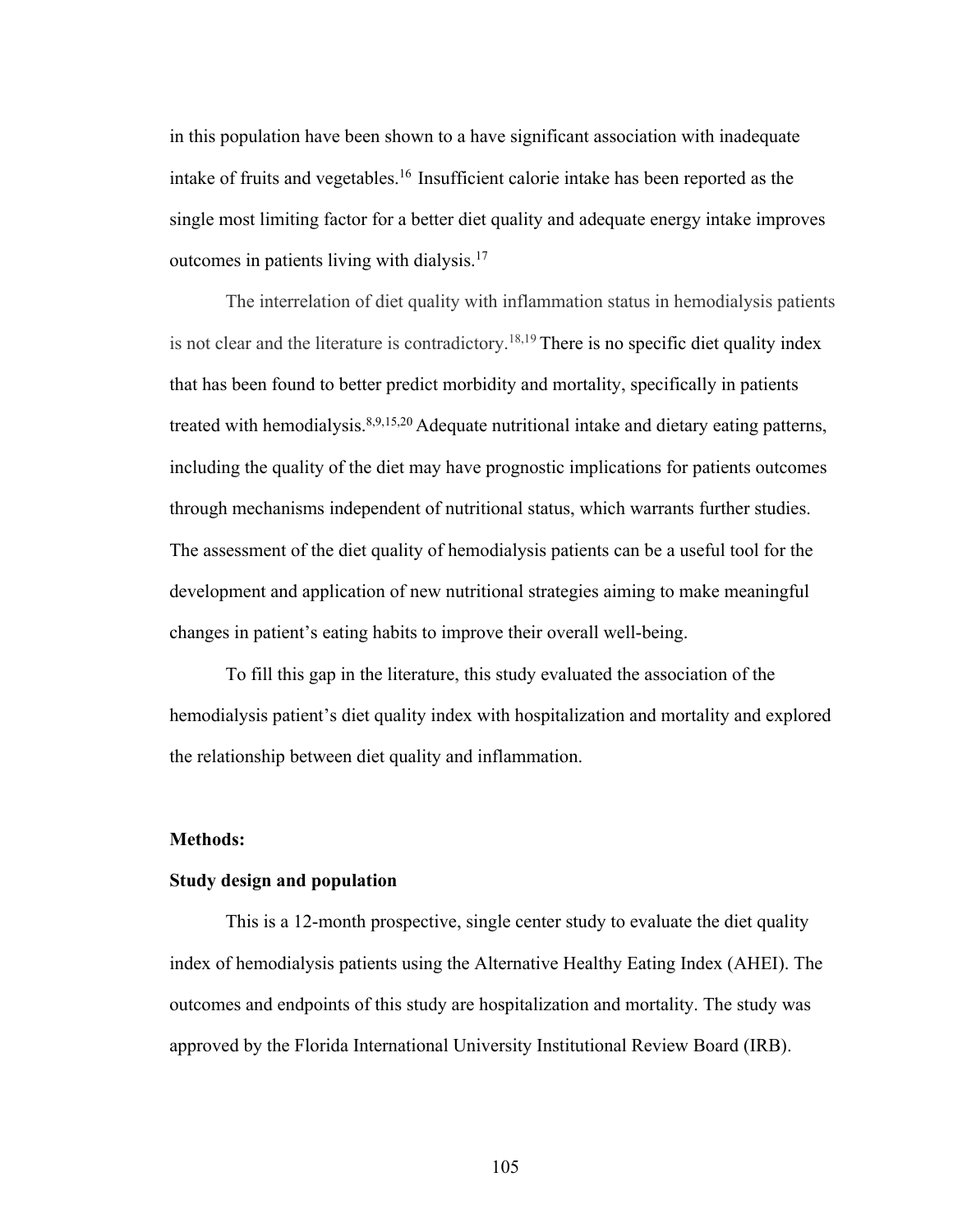in this population have been shown to a have significant association with inadequate intake of fruits and vegetables.[16] Insufficient calorie intake has been reported as the single most limiting factor for a better diet quality and adequate energy intake improves outcomes in patients living with dialysis.[17]

The interrelation of diet quality with inflammation status in hemodialysis patients is not clear and the literature is contradictory.[18,19] There is no specific diet quality index that has been found to better predict morbidity and mortality, specifically in patients treated with hemodialysis.[8,9,15,20] Adequate nutritional intake and dietary eating patterns, including the quality of the diet may have prognostic implications for patients outcomes through mechanisms independent of nutritional status, which warrants further studies. The assessment of the diet quality of hemodialysis patients can be a useful tool for the development and application of new nutritional strategies aiming to make meaningful changes in patient's eating habits to improve their overall well-being.

To fill this gap in the literature, this study evaluated the association of the hemodialysis patient's diet quality index with hospitalization and mortality and explored the relationship between diet quality and inflammation.

## Methods:

### Study design and population

This is a 12-month prospective, single center study to evaluate the diet quality index of hemodialysis patients using the Alternative Healthy Eating Index (AHEI). The outcomes and endpoints of this study are hospitalization and mortality. The study was approved by the Florida International University Institutional Review Board (IRB).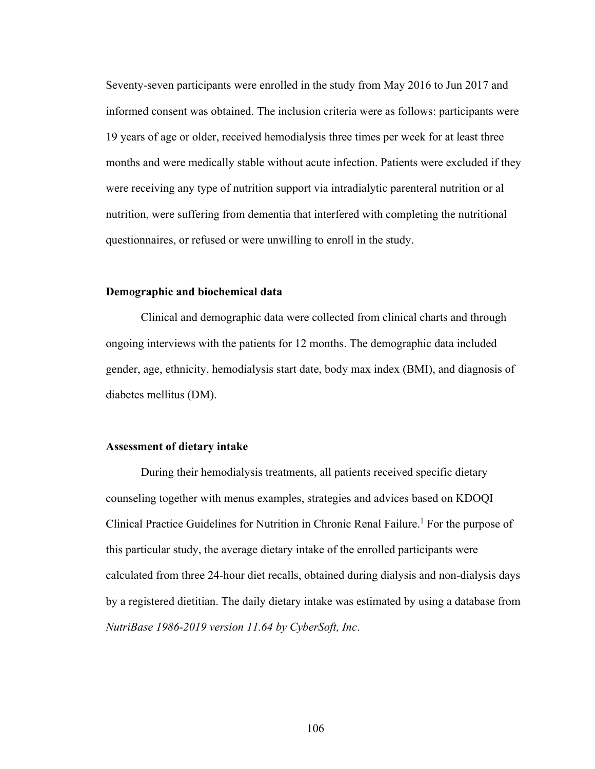Seventy-seven participants were enrolled in the study from May 2016 to Jun 2017 and informed consent was obtained. The inclusion criteria were as follows: participants were 19 years of age or older, received hemodialysis three times per week for at least three months and were medically stable without acute infection. Patients were excluded if they were receiving any type of nutrition support via intradialytic parenteral nutrition or al nutrition, were suffering from dementia that interfered with completing the nutritional questionnaires, or refused or were unwilling to enroll in the study.

### Demographic and biochemical data

Clinical and demographic data were collected from clinical charts and through ongoing interviews with the patients for 12 months. The demographic data included gender, age, ethnicity, hemodialysis start date, body max index (BMI), and diagnosis of diabetes mellitus (DM).

### Assessment of dietary intake

During their hemodialysis treatments, all patients received specific dietary counseling together with menus examples, strategies and advices based on KDOQI Clinical Practice Guidelines for Nutrition in Chronic Renal Failure.[1] For the purpose of this particular study, the average dietary intake of the enrolled participants were calculated from three 24-hour diet recalls, obtained during dialysis and non-dialysis days by a registered dietitian. The daily dietary intake was estimated by using a database from *NutriBase 1986-2019 version 11.64 by CyberSoft, Inc*.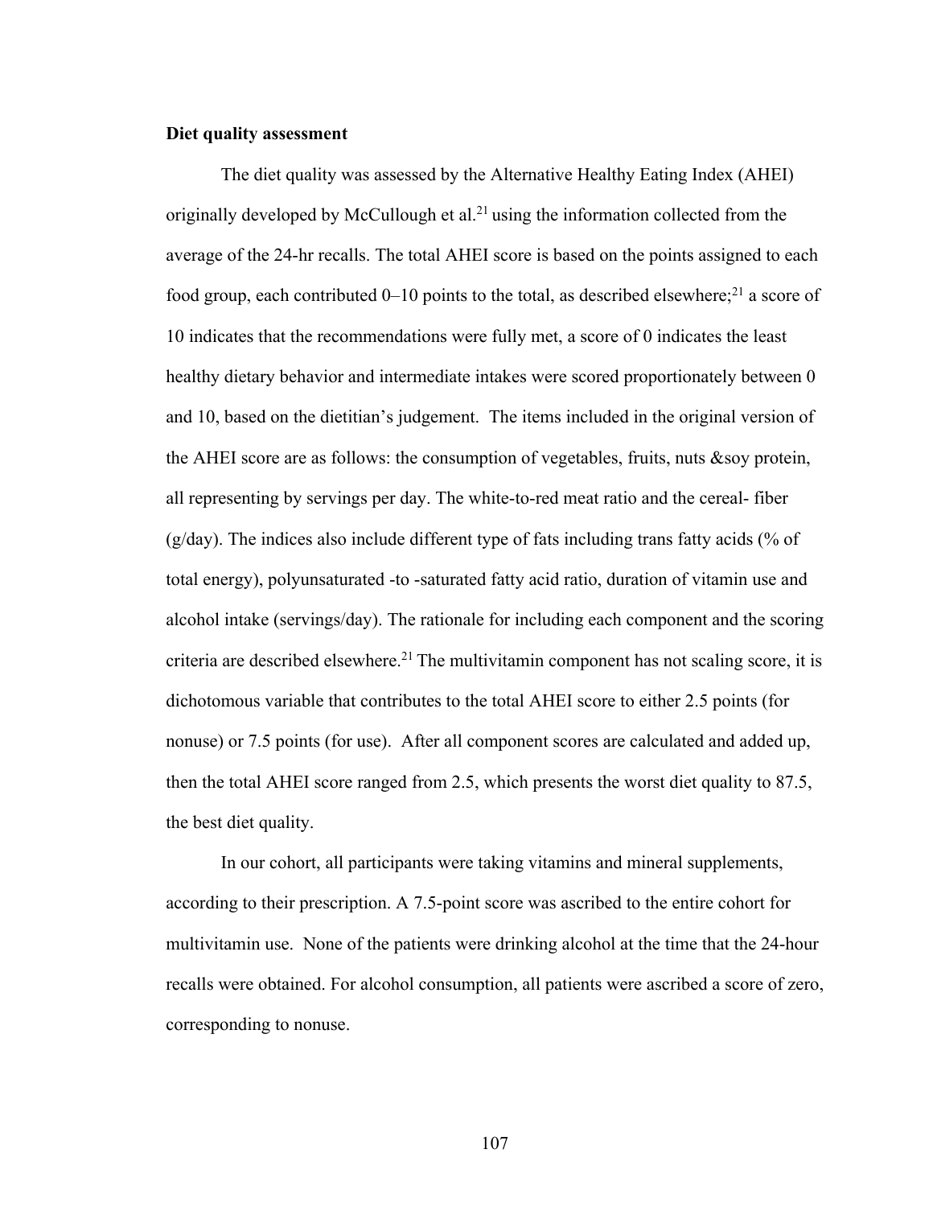**Diet quality assessment**

The diet quality was assessed by the Alternative Healthy Eating Index (AHEI) originally developed by McCullough et al.[21] using the information collected from the average of the 24-hr recalls. The total AHEI score is based on the points assigned to each food group, each contributed 0–10 points to the total, as described elsewhere;[21] a score of 10 indicates that the recommendations were fully met, a score of 0 indicates the least healthy dietary behavior and intermediate intakes were scored proportionately between 0 and 10, based on the dietitian's judgement. The items included in the original version of the AHEI score are as follows: the consumption of vegetables, fruits, nuts &soy protein, all representing by servings per day. The white-to-red meat ratio and the cereal- fiber (g/day). The indices also include different type of fats including trans fatty acids (% of total energy), polyunsaturated -to -saturated fatty acid ratio, duration of vitamin use and alcohol intake (servings/day). The rationale for including each component and the scoring criteria are described elsewhere.[21] The multivitamin component has not scaling score, it is dichotomous variable that contributes to the total AHEI score to either 2.5 points (for nonuse) or 7.5 points (for use). After all component scores are calculated and added up, then the total AHEI score ranged from 2.5, which presents the worst diet quality to 87.5, the best diet quality.

In our cohort, all participants were taking vitamins and mineral supplements, according to their prescription. A 7.5-point score was ascribed to the entire cohort for multivitamin use. None of the patients were drinking alcohol at the time that the 24-hour recalls were obtained. For alcohol consumption, all patients were ascribed a score of zero, corresponding to nonuse.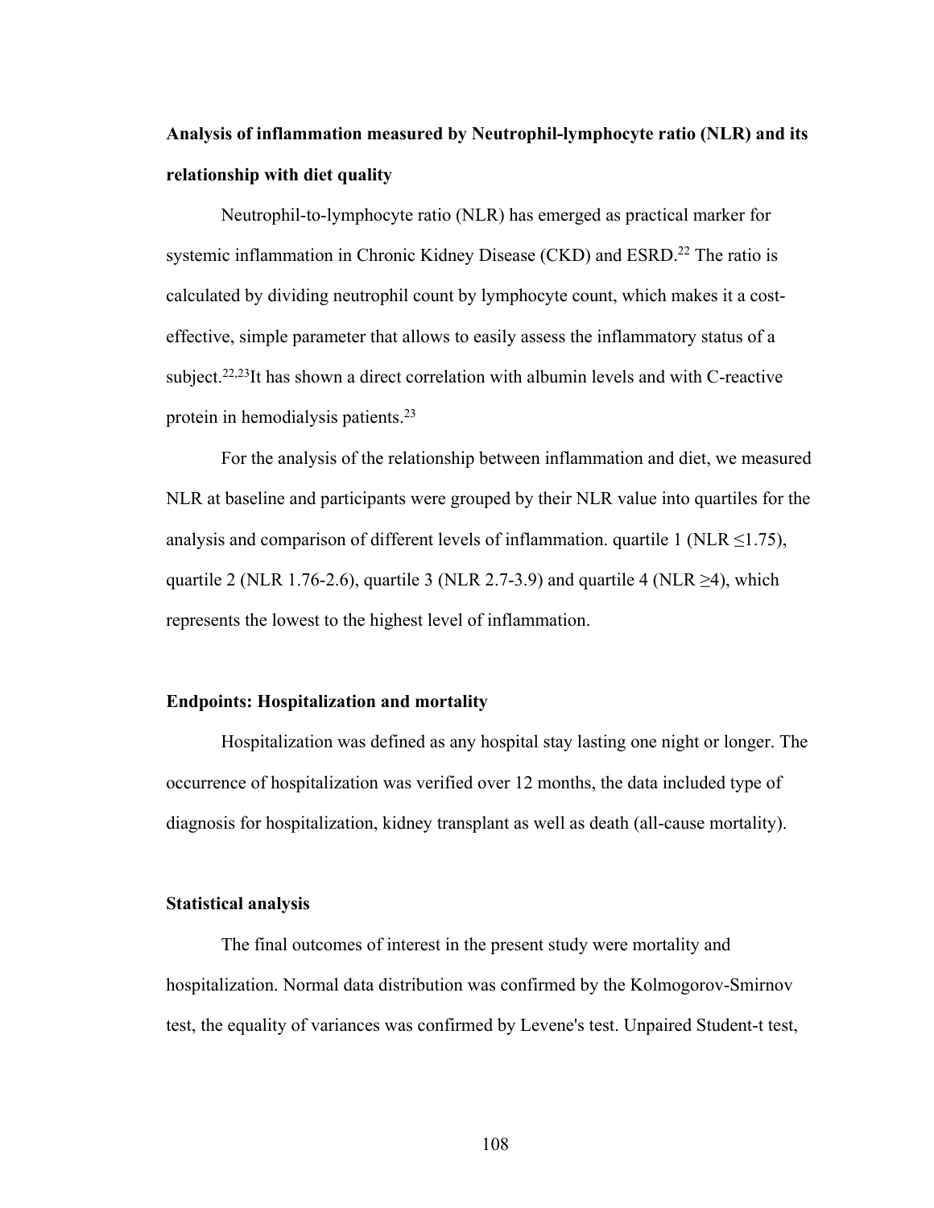**Analysis of inflammation measured by Neutrophil-lymphocyte ratio (NLR) and its relationship with diet quality**

Neutrophil-to-lymphocyte ratio (NLR) has emerged as practical marker for systemic inflammation in Chronic Kidney Disease (CKD) and ESRD.[22] The ratio is calculated by dividing neutrophil count by lymphocyte count, which makes it a cost-effective, simple parameter that allows to easily assess the inflammatory status of a subject.[22,23]It has shown a direct correlation with albumin levels and with C-reactive protein in hemodialysis patients.[23]

For the analysis of the relationship between inflammation and diet, we measured NLR at baseline and participants were grouped by their NLR value into quartiles for the analysis and comparison of different levels of inflammation. quartile 1 (NLR ≤1.75), quartile 2 (NLR 1.76-2.6), quartile 3 (NLR 2.7-3.9) and quartile 4 (NLR ≥4), which represents the lowest to the highest level of inflammation.

**Endpoints: Hospitalization and mortality**

Hospitalization was defined as any hospital stay lasting one night or longer. The occurrence of hospitalization was verified over 12 months, the data included type of diagnosis for hospitalization, kidney transplant as well as death (all-cause mortality).

**Statistical analysis**

The final outcomes of interest in the present study were mortality and hospitalization. Normal data distribution was confirmed by the Kolmogorov-Smirnov test, the equality of variances was confirmed by Levene's test. Unpaired Student-t test,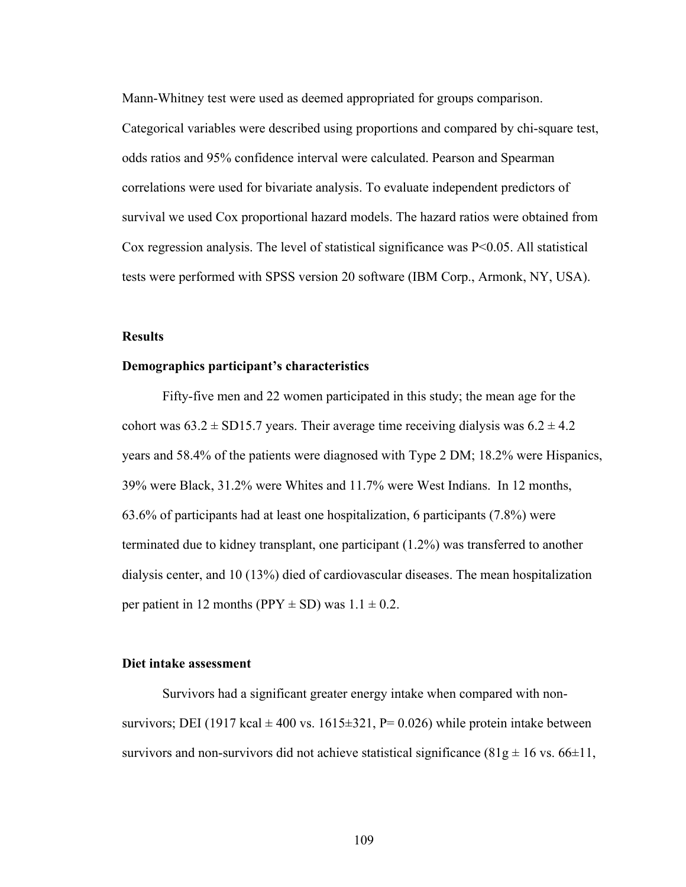Mann-Whitney test were used as deemed appropriated for groups comparison. Categorical variables were described using proportions and compared by chi-square test, odds ratios and 95% confidence interval were calculated. Pearson and Spearman correlations were used for bivariate analysis. To evaluate independent predictors of survival we used Cox proportional hazard models. The hazard ratios were obtained from Cox regression analysis. The level of statistical significance was $P<0.05$. All statistical tests were performed with SPSS version 20 software (IBM Corp., Armonk, NY, USA).

## Results

### Demographics participant's characteristics

Fifty-five men and 22 women participated in this study; the mean age for the cohort was $63.2 \pm$ SD15.7 years. Their average time receiving dialysis was $6.2 \pm 4.2$ years and 58.4% of the patients were diagnosed with Type 2 DM; 18.2% were Hispanics, 39% were Black, 31.2% were Whites and 11.7% were West Indians. In 12 months, 63.6% of participants had at least one hospitalization, 6 participants (7.8%) were terminated due to kidney transplant, one participant (1.2%) was transferred to another dialysis center, and 10 (13%) died of cardiovascular diseases. The mean hospitalization per patient in 12 months (PPY $\pm$ SD) was $1.1 \pm 0.2$.

### Diet intake assessment

Survivors had a significant greater energy intake when compared with non-survivors; DEI (1917 kcal $\pm$ 400 vs. 1615$\pm$321, P= 0.026) while protein intake between survivors and non-survivors did not achieve statistical significance (81g $\pm$ 16 vs. 66$\pm$11,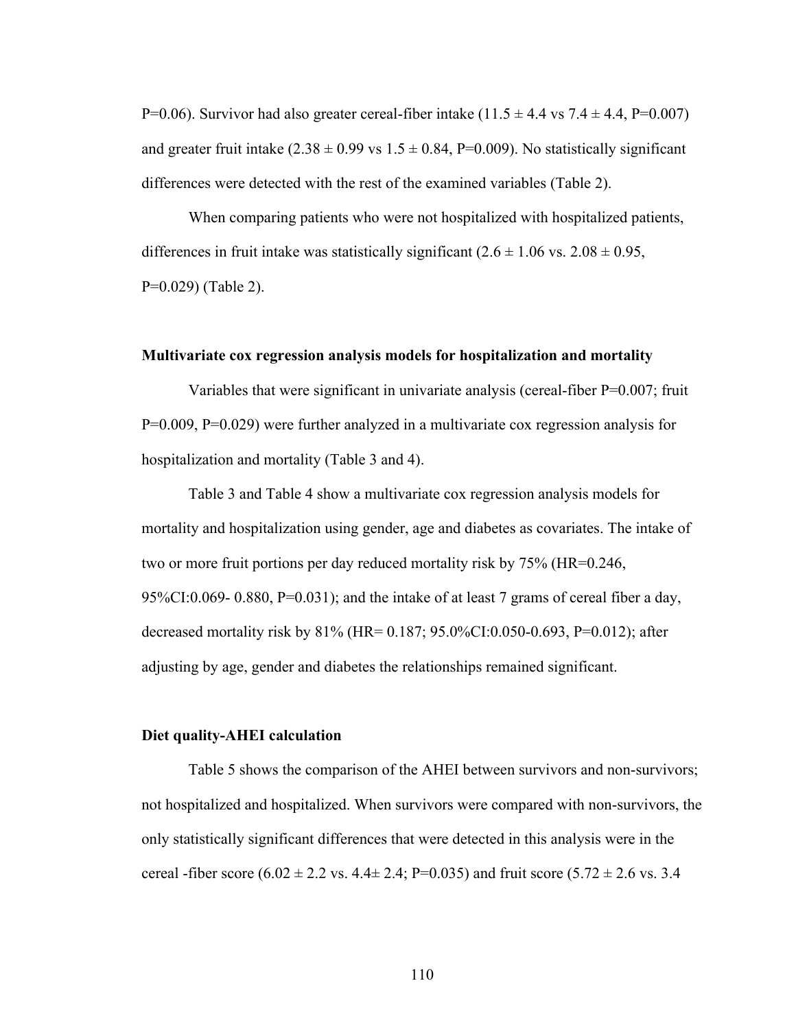P=0.06). Survivor had also greater cereal-fiber intake (11.5 ± 4.4 vs 7.4 ± 4.4, P=0.007) and greater fruit intake (2.38 ± 0.99 vs 1.5 ± 0.84, P=0.009). No statistically significant differences were detected with the rest of the examined variables (Table 2).

When comparing patients who were not hospitalized with hospitalized patients, differences in fruit intake was statistically significant (2.6 ± 1.06 vs. 2.08 ± 0.95, P=0.029) (Table 2).

**Multivariate cox regression analysis models for hospitalization and mortality**

Variables that were significant in univariate analysis (cereal-fiber P=0.007; fruit P=0.009, P=0.029) were further analyzed in a multivariate cox regression analysis for hospitalization and mortality (Table 3 and 4).

Table 3 and Table 4 show a multivariate cox regression analysis models for mortality and hospitalization using gender, age and diabetes as covariates. The intake of two or more fruit portions per day reduced mortality risk by 75% (HR=0.246, 95%CI:0.069- 0.880, P=0.031); and the intake of at least 7 grams of cereal fiber a day, decreased mortality risk by 81% (HR= 0.187; 95.0%CI:0.050-0.693, P=0.012); after adjusting by age, gender and diabetes the relationships remained significant.

**Diet quality-AHEI calculation**

Table 5 shows the comparison of the AHEI between survivors and non-survivors; not hospitalized and hospitalized. When survivors were compared with non-survivors, the only statistically significant differences that were detected in this analysis were in the cereal -fiber score (6.02 ± 2.2 vs. 4.4± 2.4; P=0.035) and fruit score (5.72 ± 2.6 vs. 3.4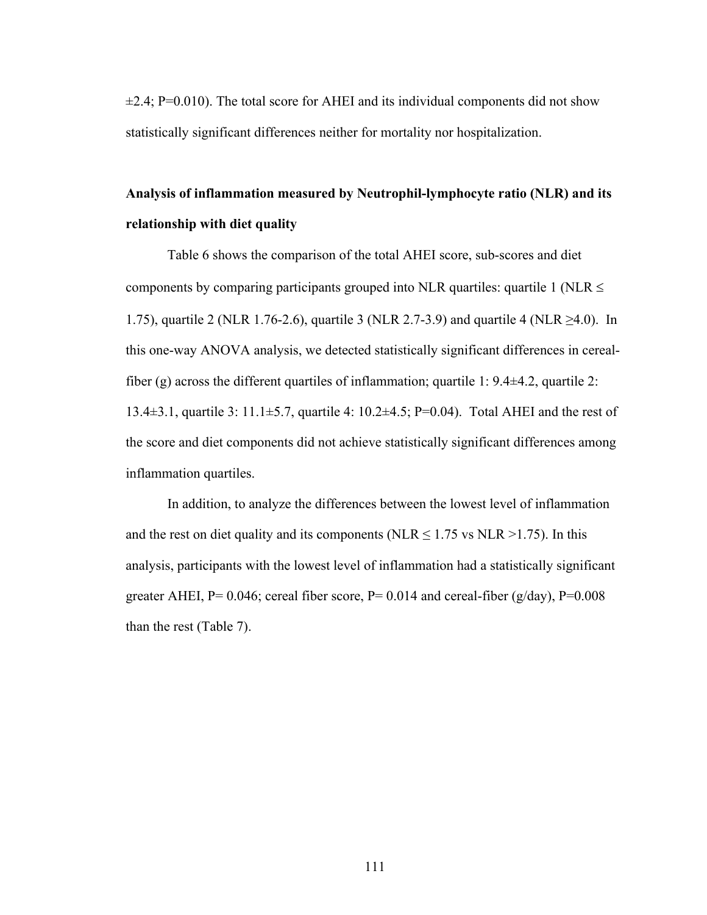±2.4; P=0.010). The total score for AHEI and its individual components did not show statistically significant differences neither for mortality nor hospitalization.

**Analysis of inflammation measured by Neutrophil-lymphocyte ratio (NLR) and its relationship with diet quality**

Table 6 shows the comparison of the total AHEI score, sub-scores and diet components by comparing participants grouped into NLR quartiles: quartile 1 (NLR ≤ 1.75), quartile 2 (NLR 1.76-2.6), quartile 3 (NLR 2.7-3.9) and quartile 4 (NLR ≥4.0). In this one-way ANOVA analysis, we detected statistically significant differences in cereal-fiber (g) across the different quartiles of inflammation; quartile 1: 9.4±4.2, quartile 2: 13.4±3.1, quartile 3: 11.1±5.7, quartile 4: 10.2±4.5; P=0.04). Total AHEI and the rest of the score and diet components did not achieve statistically significant differences among inflammation quartiles.

In addition, to analyze the differences between the lowest level of inflammation and the rest on diet quality and its components (NLR ≤ 1.75 vs NLR >1.75). In this analysis, participants with the lowest level of inflammation had a statistically significant greater AHEI, P= 0.046; cereal fiber score, P= 0.014 and cereal-fiber (g/day), P=0.008 than the rest (Table 7).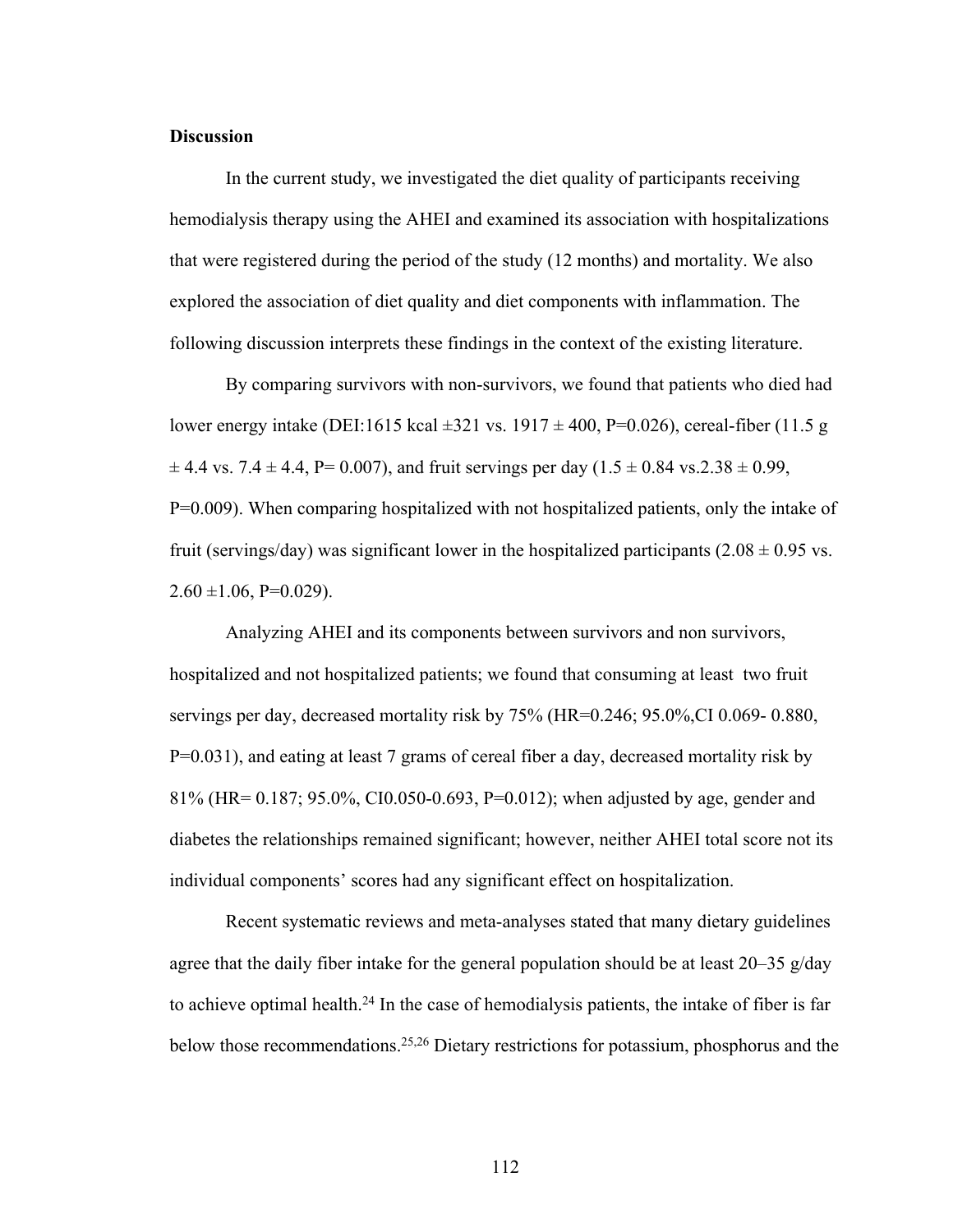**Discussion**

In the current study, we investigated the diet quality of participants receiving hemodialysis therapy using the AHEI and examined its association with hospitalizations that were registered during the period of the study (12 months) and mortality. We also explored the association of diet quality and diet components with inflammation. The following discussion interprets these findings in the context of the existing literature.

By comparing survivors with non-survivors, we found that patients who died had lower energy intake (DEI:1615 kcal ±321 vs. 1917 ± 400, P=0.026), cereal-fiber (11.5 g ± 4.4 vs. 7.4 ± 4.4, P= 0.007), and fruit servings per day (1.5 ± 0.84 vs.2.38 ± 0.99, P=0.009). When comparing hospitalized with not hospitalized patients, only the intake of fruit (servings/day) was significant lower in the hospitalized participants (2.08 ± 0.95 vs. 2.60 ±1.06, P=0.029).

Analyzing AHEI and its components between survivors and non survivors, hospitalized and not hospitalized patients; we found that consuming at least two fruit servings per day, decreased mortality risk by 75% (HR=0.246; 95.0%,CI 0.069- 0.880, P=0.031), and eating at least 7 grams of cereal fiber a day, decreased mortality risk by 81% (HR= 0.187; 95.0%, CI0.050-0.693, P=0.012); when adjusted by age, gender and diabetes the relationships remained significant; however, neither AHEI total score not its individual components' scores had any significant effect on hospitalization.

Recent systematic reviews and meta-analyses stated that many dietary guidelines agree that the daily fiber intake for the general population should be at least 20–35 g/day to achieve optimal health.[24] In the case of hemodialysis patients, the intake of fiber is far below those recommendations.[25,26] Dietary restrictions for potassium, phosphorus and the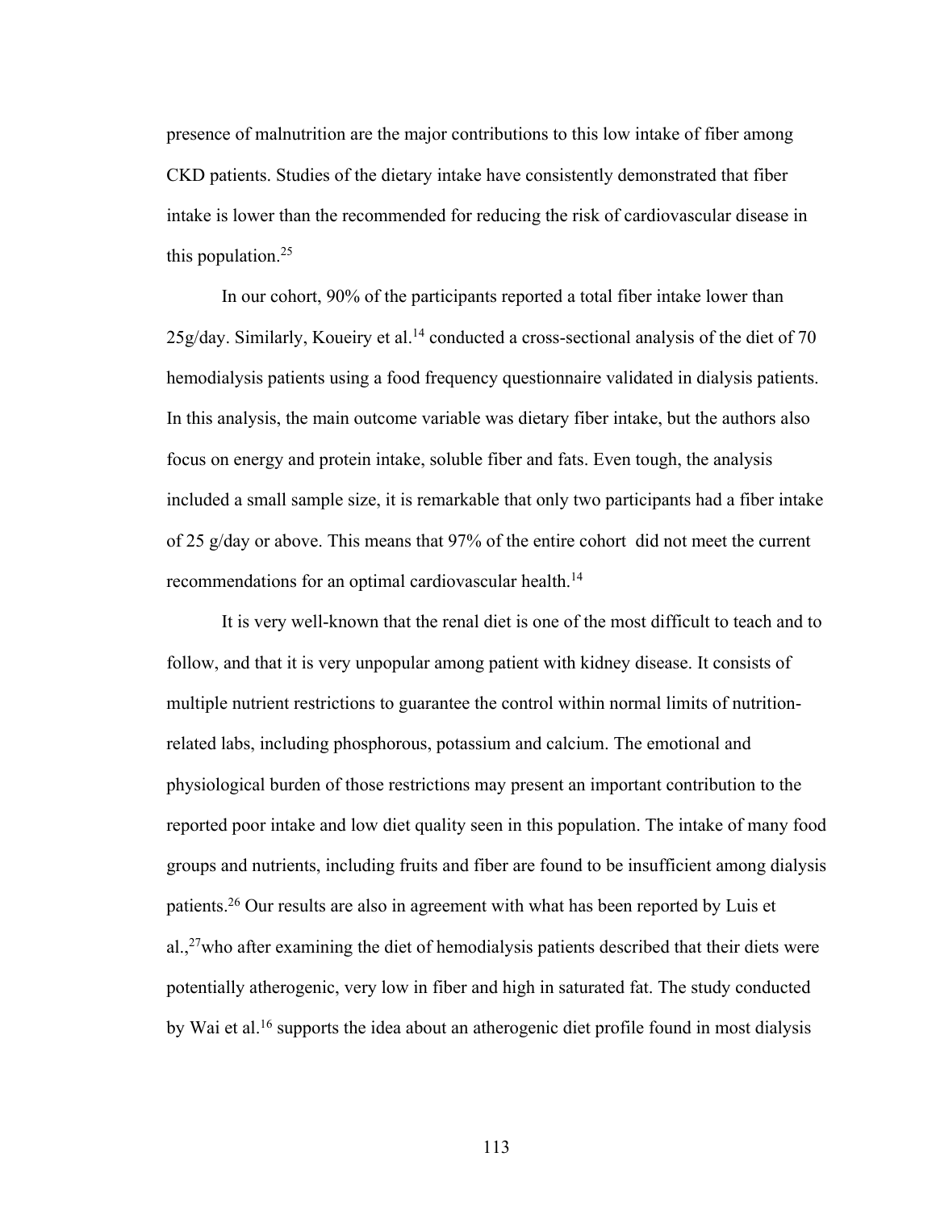presence of malnutrition are the major contributions to this low intake of fiber among CKD patients. Studies of the dietary intake have consistently demonstrated that fiber intake is lower than the recommended for reducing the risk of cardiovascular disease in this population.[25]

In our cohort, 90% of the participants reported a total fiber intake lower than 25g/day. Similarly, Koueiry et al.[14] conducted a cross-sectional analysis of the diet of 70 hemodialysis patients using a food frequency questionnaire validated in dialysis patients. In this analysis, the main outcome variable was dietary fiber intake, but the authors also focus on energy and protein intake, soluble fiber and fats. Even tough, the analysis included a small sample size, it is remarkable that only two participants had a fiber intake of 25 g/day or above. This means that 97% of the entire cohort did not meet the current recommendations for an optimal cardiovascular health.[14]

It is very well-known that the renal diet is one of the most difficult to teach and to follow, and that it is very unpopular among patient with kidney disease. It consists of multiple nutrient restrictions to guarantee the control within normal limits of nutrition-related labs, including phosphorous, potassium and calcium. The emotional and physiological burden of those restrictions may present an important contribution to the reported poor intake and low diet quality seen in this population. The intake of many food groups and nutrients, including fruits and fiber are found to be insufficient among dialysis patients.[26] Our results are also in agreement with what has been reported by Luis et al.,[27]who after examining the diet of hemodialysis patients described that their diets were potentially atherogenic, very low in fiber and high in saturated fat. The study conducted by Wai et al.[16] supports the idea about an atherogenic diet profile found in most dialysis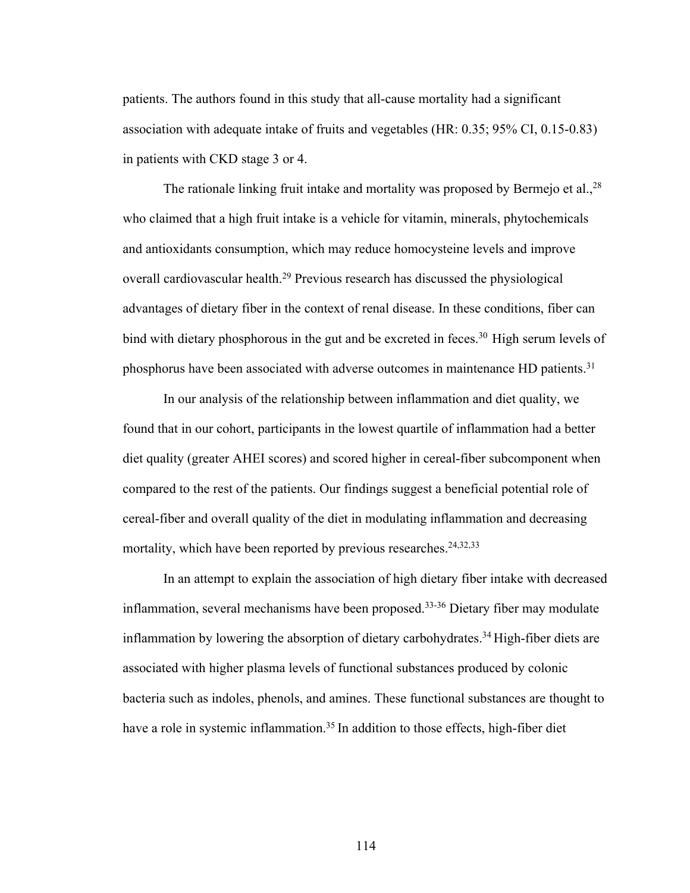patients. The authors found in this study that all-cause mortality had a significant association with adequate intake of fruits and vegetables (HR: 0.35; 95% CI, 0.15-0.83) in patients with CKD stage 3 or 4.

The rationale linking fruit intake and mortality was proposed by Bermejo et al.,[28] who claimed that a high fruit intake is a vehicle for vitamin, minerals, phytochemicals and antioxidants consumption, which may reduce homocysteine levels and improve overall cardiovascular health.[29] Previous research has discussed the physiological advantages of dietary fiber in the context of renal disease. In these conditions, fiber can bind with dietary phosphorous in the gut and be excreted in feces.[30] High serum levels of phosphorus have been associated with adverse outcomes in maintenance HD patients.[31]

In our analysis of the relationship between inflammation and diet quality, we found that in our cohort, participants in the lowest quartile of inflammation had a better diet quality (greater AHEI scores) and scored higher in cereal-fiber subcomponent when compared to the rest of the patients. Our findings suggest a beneficial potential role of cereal-fiber and overall quality of the diet in modulating inflammation and decreasing mortality, which have been reported by previous researches.[24,32,33]

In an attempt to explain the association of high dietary fiber intake with decreased inflammation, several mechanisms have been proposed.[33-36] Dietary fiber may modulate inflammation by lowering the absorption of dietary carbohydrates.[34] High-fiber diets are associated with higher plasma levels of functional substances produced by colonic bacteria such as indoles, phenols, and amines. These functional substances are thought to have a role in systemic inflammation.[35] In addition to those effects, high-fiber diet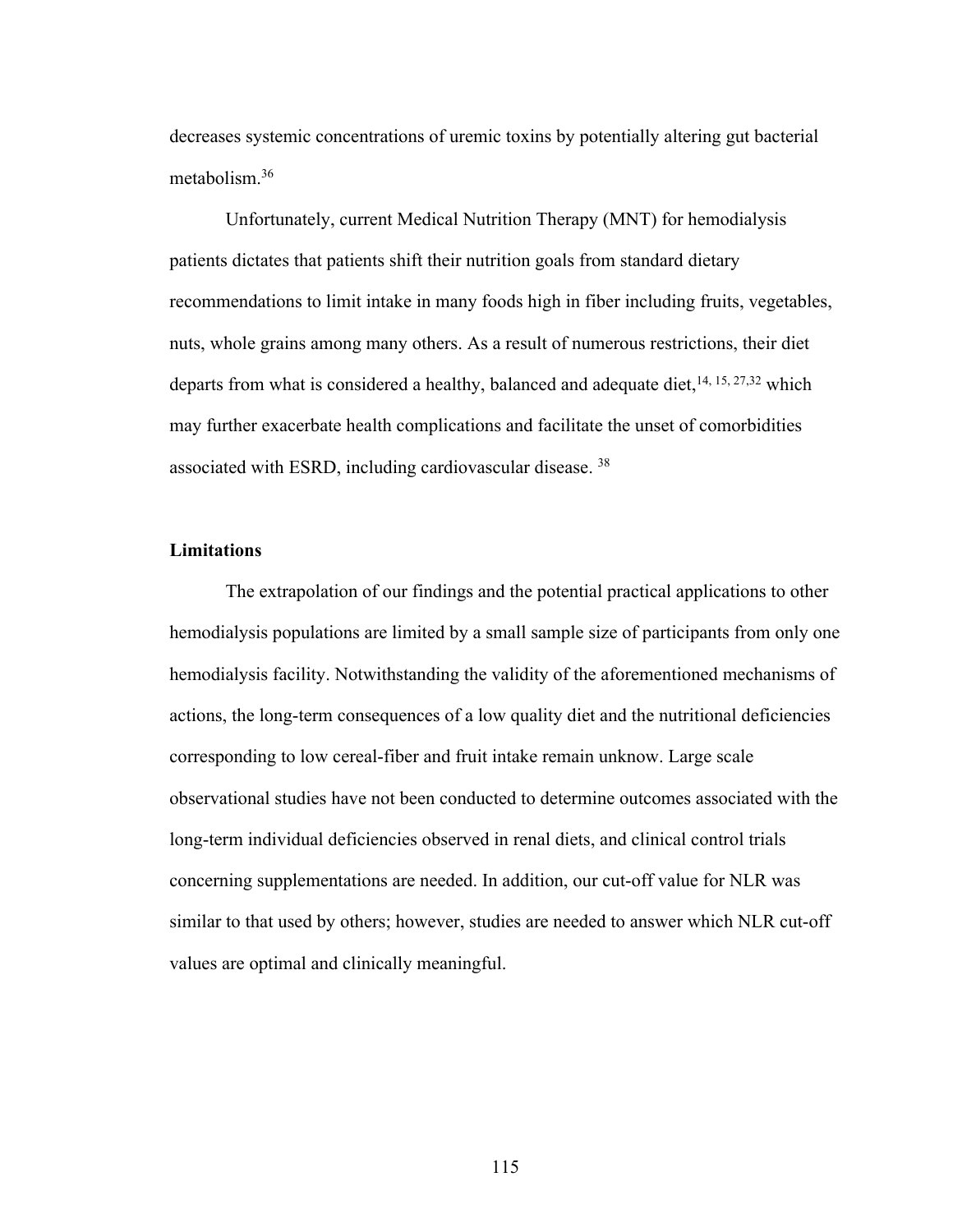decreases systemic concentrations of uremic toxins by potentially altering gut bacterial metabolism.[36]

Unfortunately, current Medical Nutrition Therapy (MNT) for hemodialysis patients dictates that patients shift their nutrition goals from standard dietary recommendations to limit intake in many foods high in fiber including fruits, vegetables, nuts, whole grains among many others. As a result of numerous restrictions, their diet departs from what is considered a healthy, balanced and adequate diet,[14, 15, 27,32] which may further exacerbate health complications and facilitate the unset of comorbidities associated with ESRD, including cardiovascular disease. [38]

**Limitations**

The extrapolation of our findings and the potential practical applications to other hemodialysis populations are limited by a small sample size of participants from only one hemodialysis facility. Notwithstanding the validity of the aforementioned mechanisms of actions, the long-term consequences of a low quality diet and the nutritional deficiencies corresponding to low cereal-fiber and fruit intake remain unknow. Large scale observational studies have not been conducted to determine outcomes associated with the long-term individual deficiencies observed in renal diets, and clinical control trials concerning supplementations are needed. In addition, our cut-off value for NLR was similar to that used by others; however, studies are needed to answer which NLR cut-off values are optimal and clinically meaningful.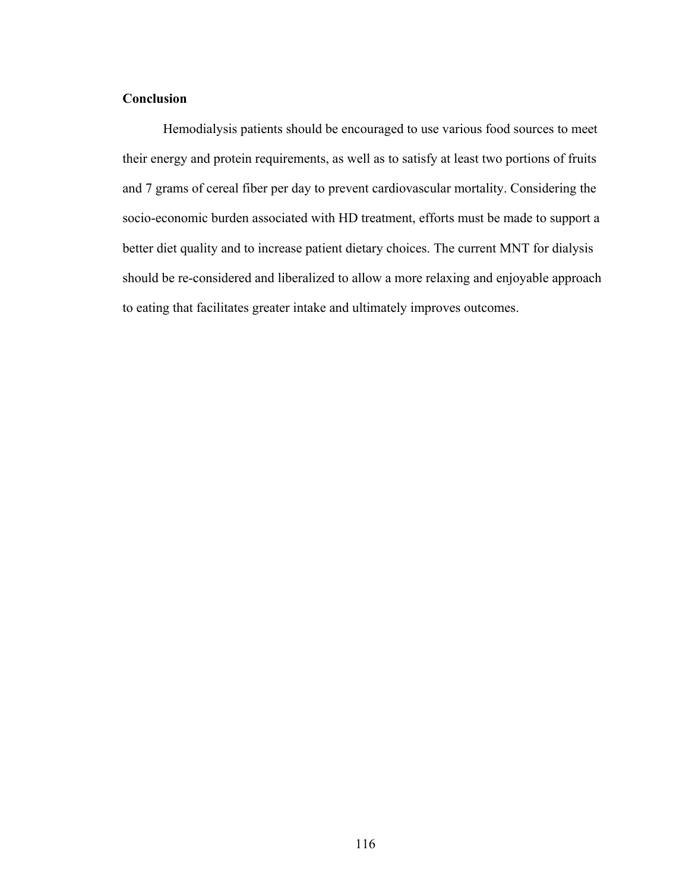## Conclusion

Hemodialysis patients should be encouraged to use various food sources to meet their energy and protein requirements, as well as to satisfy at least two portions of fruits and 7 grams of cereal fiber per day to prevent cardiovascular mortality. Considering the socio-economic burden associated with HD treatment, efforts must be made to support a better diet quality and to increase patient dietary choices. The current MNT for dialysis should be re-considered and liberalized to allow a more relaxing and enjoyable approach to eating that facilitates greater intake and ultimately improves outcomes.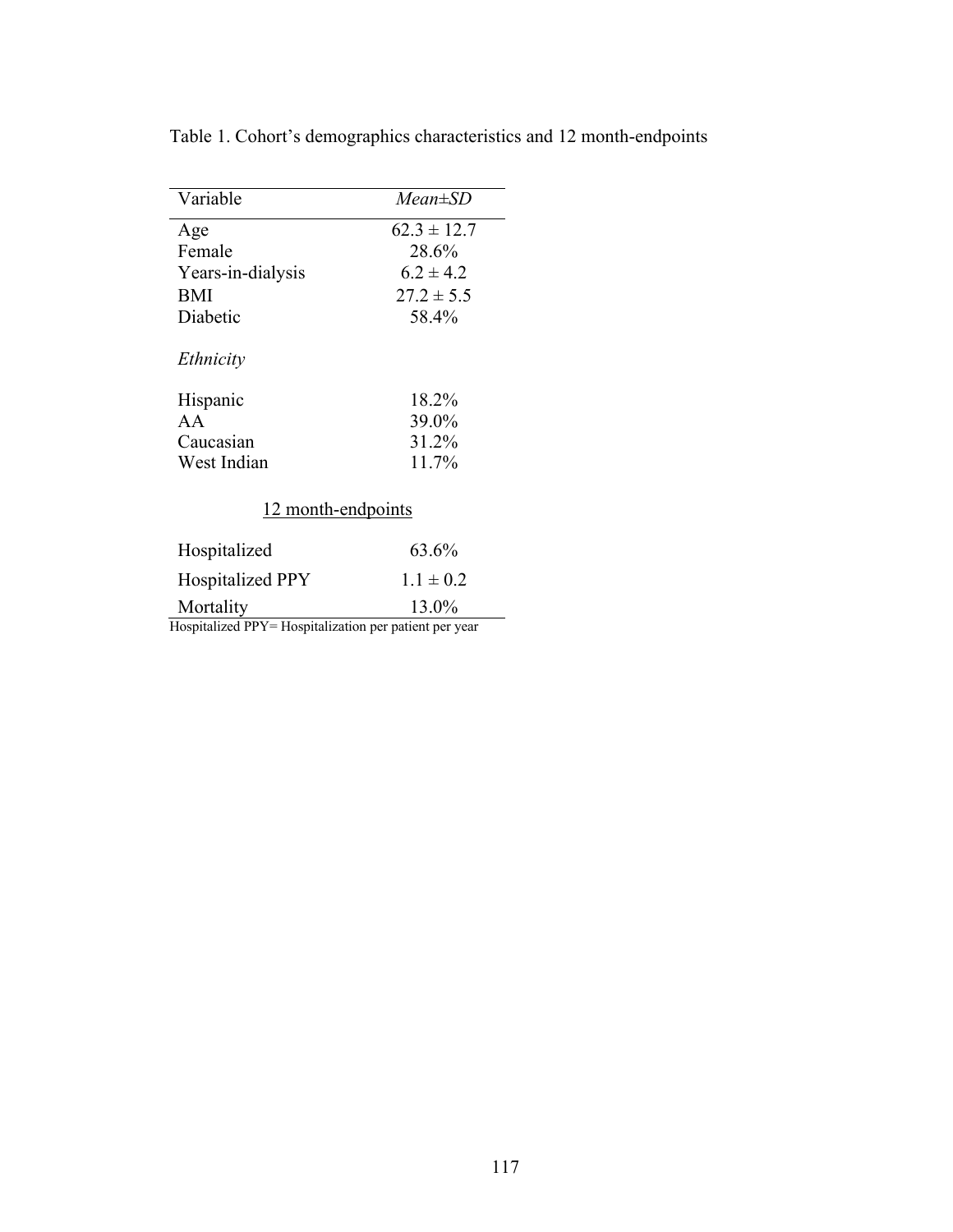Table 1. Cohort's demographics characteristics and 12 month-endpoints

| Variable | *Mean±SD* |
|---|---|
| Age | 62.3 ± 12.7 |
| Female | 28.6% |
| Years-in-dialysis | 6.2 ± 4.2 |
| BMI | 27.2 ± 5.5 |
| Diabetic | 58.4% |
| *Ethnicity* | |
| Hispanic | 18.2% |
| AA | 39.0% |
| Caucasian | 31.2% |
| West Indian | 11.7% |
| 12 month-endpoints | |
| Hospitalized | 63.6% |
| Hospitalized PPY | 1.1 ± 0.2 |
| Mortality | 13.0% |

Hospitalized PPY= Hospitalization per patient per year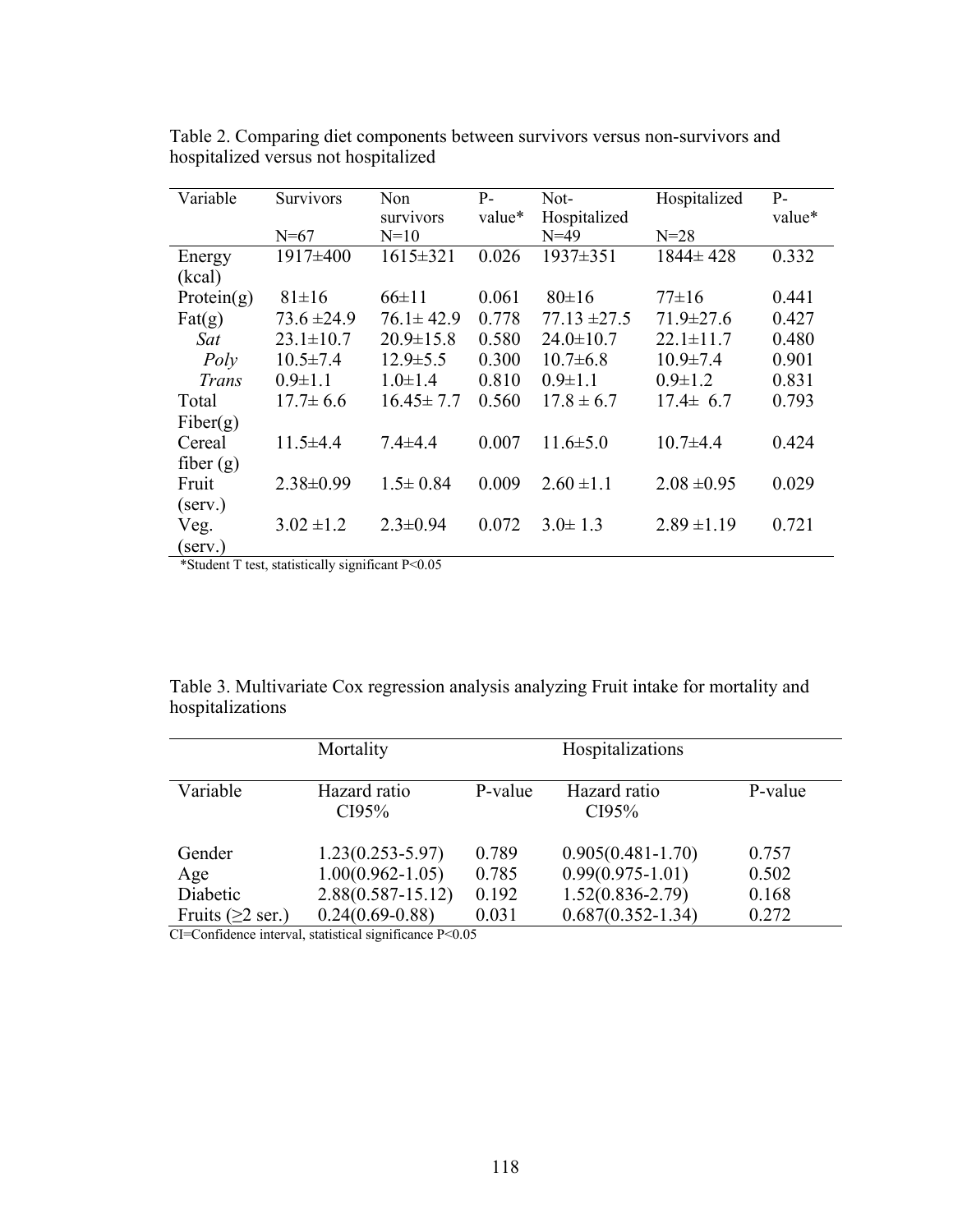Table 2. Comparing diet components between survivors versus non-survivors and hospitalized versus not hospitalized

| Variable | Survivors N=67 | Non survivors N=10 | P-value* | Not-Hospitalized N=49 | Hospitalized N=28 | P-value* |
|---|---|---|---|---|---|---|
| Energy (kcal) | 1917±400 | 1615±321 | 0.026 | 1937±351 | 1844± 428 | 0.332 |
| Protein(g) | 81±16 | 66±11 | 0.061 | 80±16 | 77±16 | 0.441 |
| Fat(g) | 73.6 ±24.9 | 76.1± 42.9 | 0.778 | 77.13 ±27.5 | 71.9±27.6 | 0.427 |
| *Sat* | 23.1±10.7 | 20.9±15.8 | 0.580 | 24.0±10.7 | 22.1±11.7 | 0.480 |
| *Poly* | 10.5±7.4 | 12.9±5.5 | 0.300 | 10.7±6.8 | 10.9±7.4 | 0.901 |
| *Trans* | 0.9±1.1 | 1.0±1.4 | 0.810 | 0.9±1.1 | 0.9±1.2 | 0.831 |
| Total Fiber(g) | 17.7± 6.6 | 16.45± 7.7 | 0.560 | 17.8 ± 6.7 | 17.4± 6.7 | 0.793 |
| Cereal fiber (g) | 11.5±4.4 | 7.4±4.4 | 0.007 | 11.6±5.0 | 10.7±4.4 | 0.424 |
| Fruit (serv.) | 2.38±0.99 | 1.5± 0.84 | 0.009 | 2.60 ±1.1 | 2.08 ±0.95 | 0.029 |
| Veg. (serv.) | 3.02 ±1.2 | 2.3±0.94 | 0.072 | 3.0± 1.3 | 2.89 ±1.19 | 0.721 |

*Student T test, statistically significant P<0.05

Table 3. Multivariate Cox regression analysis analyzing Fruit intake for mortality and hospitalizations

| | Mortality | | Hospitalizations | |
|---|---|---|---|---|
| Variable | Hazard ratio CI95% | P-value | Hazard ratio CI95% | P-value |
| Gender | 1.23(0.253-5.97) | 0.789 | 0.905(0.481-1.70) | 0.757 |
| Age | 1.00(0.962-1.05) | 0.785 | 0.99(0.975-1.01) | 0.502 |
| Diabetic | 2.88(0.587-15.12) | 0.192 | 1.52(0.836-2.79) | 0.168 |
| Fruits (≥2 ser.) | 0.24(0.69-0.88) | 0.031 | 0.687(0.352-1.34) | 0.272 |

CI=Confidence interval, statistical significance P<0.05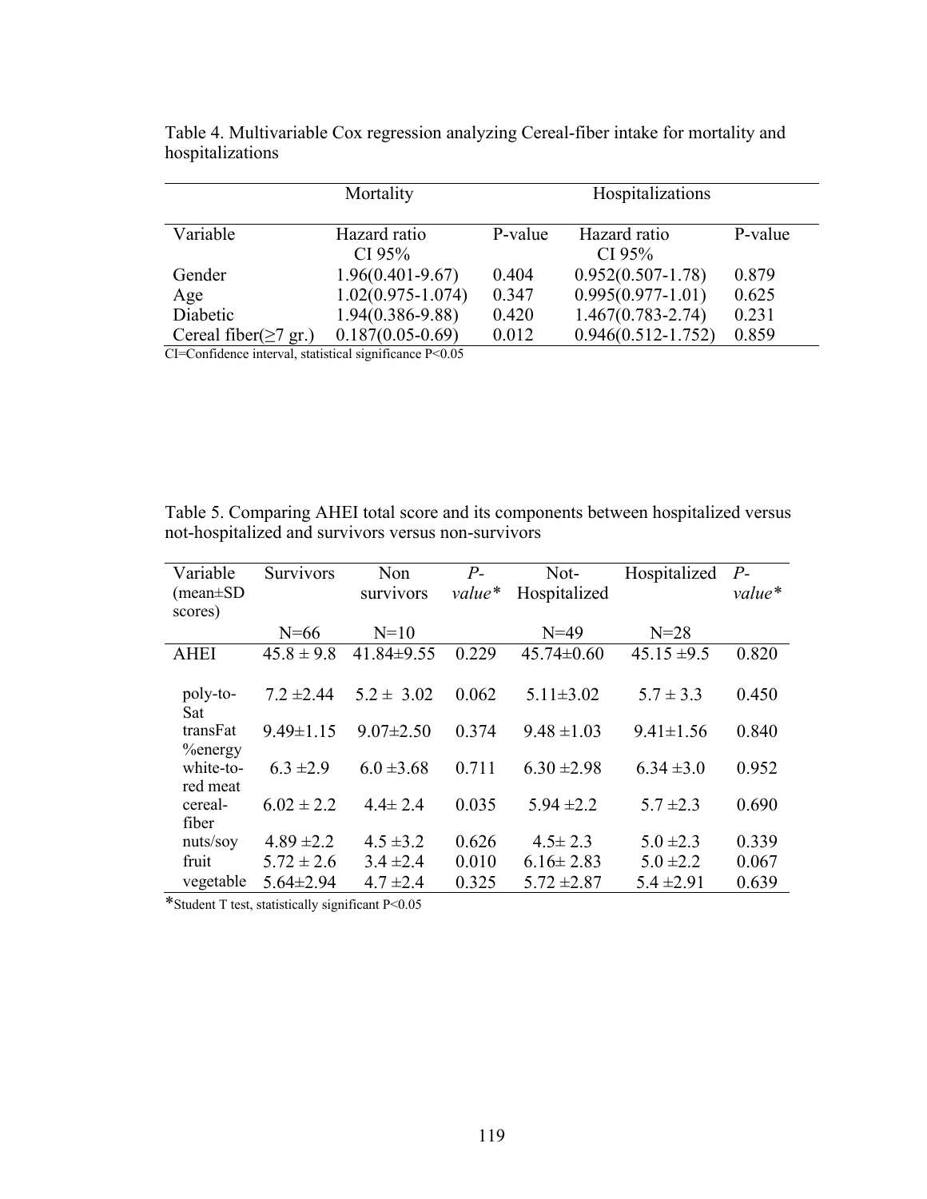Table 4. Multivariable Cox regression analyzing Cereal-fiber intake for mortality and hospitalizations

| | Mortality | | Hospitalizations | |
|---|---|---|---|---|
| Variable | Hazard ratio CI 95% | P-value | Hazard ratio CI 95% | P-value |
| Gender | 1.96(0.401-9.67) | 0.404 | 0.952(0.507-1.78) | 0.879 |
| Age | 1.02(0.975-1.074) | 0.347 | 0.995(0.977-1.01) | 0.625 |
| Diabetic | 1.94(0.386-9.88) | 0.420 | 1.467(0.783-2.74) | 0.231 |
| Cereal fiber(≥7 gr.) | 0.187(0.05-0.69) | 0.012 | 0.946(0.512-1.752) | 0.859 |

CI=Confidence interval, statistical significance P<0.05

Table 5. Comparing AHEI total score and its components between hospitalized versus not-hospitalized and survivors versus non-survivors

| Variable (mean±SD scores) | Survivors | Non survivors | *P-value** | Not-Hospitalized | Hospitalized | *P-value** |
|---|---|---|---|---|---|---|
| | N=66 | N=10 | | N=49 | N=28 | |
| AHEI | 45.8 ± 9.8 | 41.84±9.55 | 0.229 | 45.74±0.60 | 45.15 ±9.5 | 0.820 |
| poly-to-Sat | 7.2 ±2.44 | 5.2 ± 3.02 | 0.062 | 5.11±3.02 | 5.7 ± 3.3 | 0.450 |
| transFat %energy | 9.49±1.15 | 9.07±2.50 | 0.374 | 9.48 ±1.03 | 9.41±1.56 | 0.840 |
| white-to-red meat | 6.3 ±2.9 | 6.0 ±3.68 | 0.711 | 6.30 ±2.98 | 6.34 ±3.0 | 0.952 |
| cereal-fiber | 6.02 ± 2.2 | 4.4± 2.4 | 0.035 | 5.94 ±2.2 | 5.7 ±2.3 | 0.690 |
| nuts/soy | 4.89 ±2.2 | 4.5 ±3.2 | 0.626 | 4.5± 2.3 | 5.0 ±2.3 | 0.339 |
| fruit | 5.72 ± 2.6 | 3.4 ±2.4 | 0.010 | 6.16± 2.83 | 5.0 ±2.2 | 0.067 |
| vegetable | 5.64±2.94 | 4.7 ±2.4 | 0.325 | 5.72 ±2.87 | 5.4 ±2.91 | 0.639 |

*Student T test, statistically significant P<0.05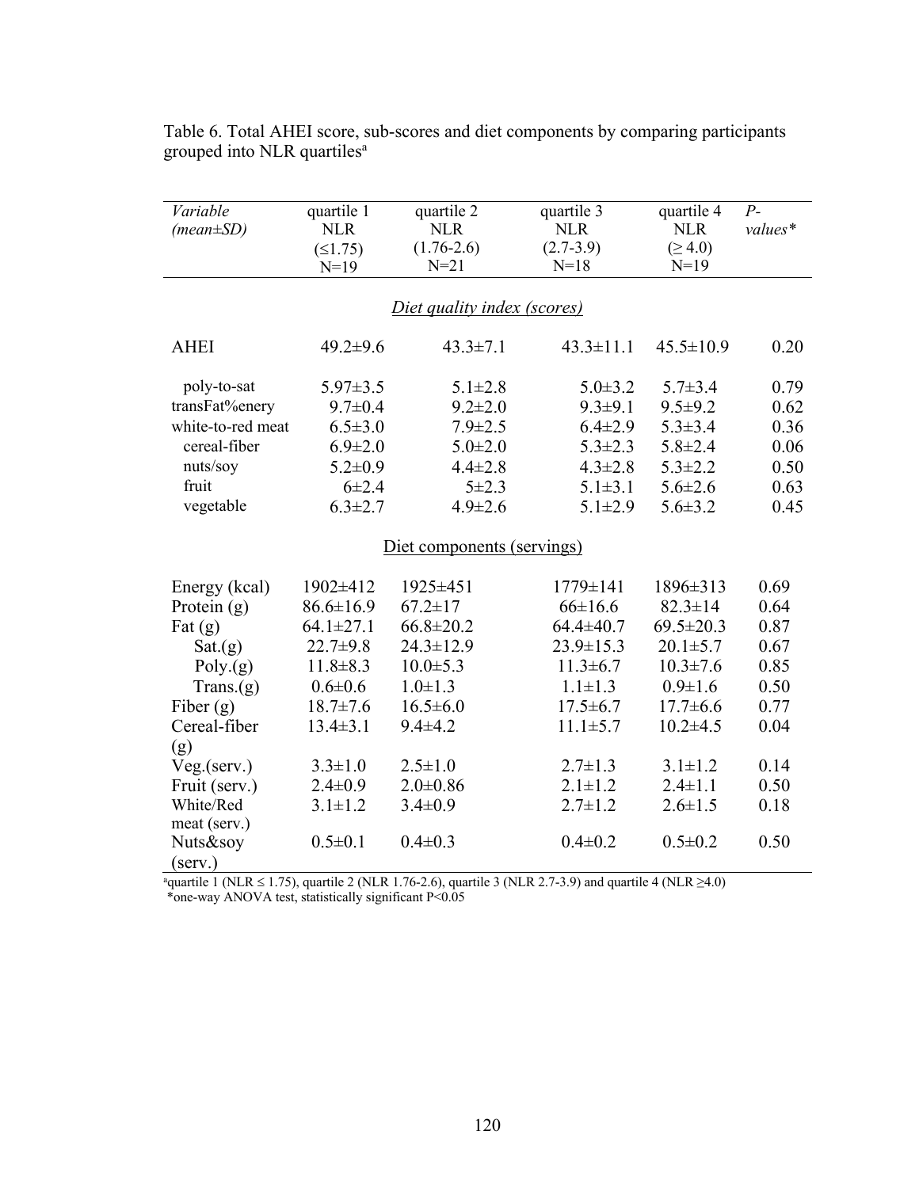Table 6. Total AHEI score, sub-scores and diet components by comparing participants grouped into NLR quartiles[a]

| *Variable (mean±SD)* | quartile 1 NLR (≤1.75) N=19 | quartile 2 NLR (1.76-2.6) N=21 | quartile 3 NLR (2.7-3.9) N=18 | quartile 4 NLR (≥ 4.0) N=19 | *P-values\** |
|---|---|---|---|---|---|
| *Diet quality index (scores)* | | | | | |
| AHEI | 49.2±9.6 | 43.3±7.1 | 43.3±11.1 | 45.5±10.9 | 0.20 |
| poly-to-sat | 5.97±3.5 | 5.1±2.8 | 5.0±3.2 | 5.7±3.4 | 0.79 |
| transFat%enery | 9.7±0.4 | 9.2±2.0 | 9.3±9.1 | 9.5±9.2 | 0.62 |
| white-to-red meat | 6.5±3.0 | 7.9±2.5 | 6.4±2.9 | 5.3±3.4 | 0.36 |
| cereal-fiber | 6.9±2.0 | 5.0±2.0 | 5.3±2.3 | 5.8±2.4 | 0.06 |
| nuts/soy | 5.2±0.9 | 4.4±2.8 | 4.3±2.8 | 5.3±2.2 | 0.50 |
| fruit | 6±2.4 | 5±2.3 | 5.1±3.1 | 5.6±2.6 | 0.63 |
| vegetable | 6.3±2.7 | 4.9±2.6 | 5.1±2.9 | 5.6±3.2 | 0.45 |
| Diet components (servings) | | | | | |
| Energy (kcal) | 1902±412 | 1925±451 | 1779±141 | 1896±313 | 0.69 |
| Protein (g) | 86.6±16.9 | 67.2±17 | 66±16.6 | 82.3±14 | 0.64 |
| Fat (g) | 64.1±27.1 | 66.8±20.2 | 64.4±40.7 | 69.5±20.3 | 0.87 |
| Sat.(g) | 22.7±9.8 | 24.3±12.9 | 23.9±15.3 | 20.1±5.7 | 0.67 |
| Poly.(g) | 11.8±8.3 | 10.0±5.3 | 11.3±6.7 | 10.3±7.6 | 0.85 |
| Trans.(g) | 0.6±0.6 | 1.0±1.3 | 1.1±1.3 | 0.9±1.6 | 0.50 |
| Fiber (g) | 18.7±7.6 | 16.5±6.0 | 17.5±6.7 | 17.7±6.6 | 0.77 |
| Cereal-fiber (g) | 13.4±3.1 | 9.4±4.2 | 11.1±5.7 | 10.2±4.5 | 0.04 |
| Veg.(serv.) | 3.3±1.0 | 2.5±1.0 | 2.7±1.3 | 3.1±1.2 | 0.14 |
| Fruit (serv.) | 2.4±0.9 | 2.0±0.86 | 2.1±1.2 | 2.4±1.1 | 0.50 |
| White/Red meat (serv.) | 3.1±1.2 | 3.4±0.9 | 2.7±1.2 | 2.6±1.5 | 0.18 |
| Nuts&soy (serv.) | 0.5±0.1 | 0.4±0.3 | 0.4±0.2 | 0.5±0.2 | 0.50 |

[a]quartile 1 (NLR ≤ 1.75), quartile 2 (NLR 1.76-2.6), quartile 3 (NLR 2.7-3.9) and quartile 4 (NLR ≥4.0)

*one-way ANOVA test, statistically significant $P<0.05$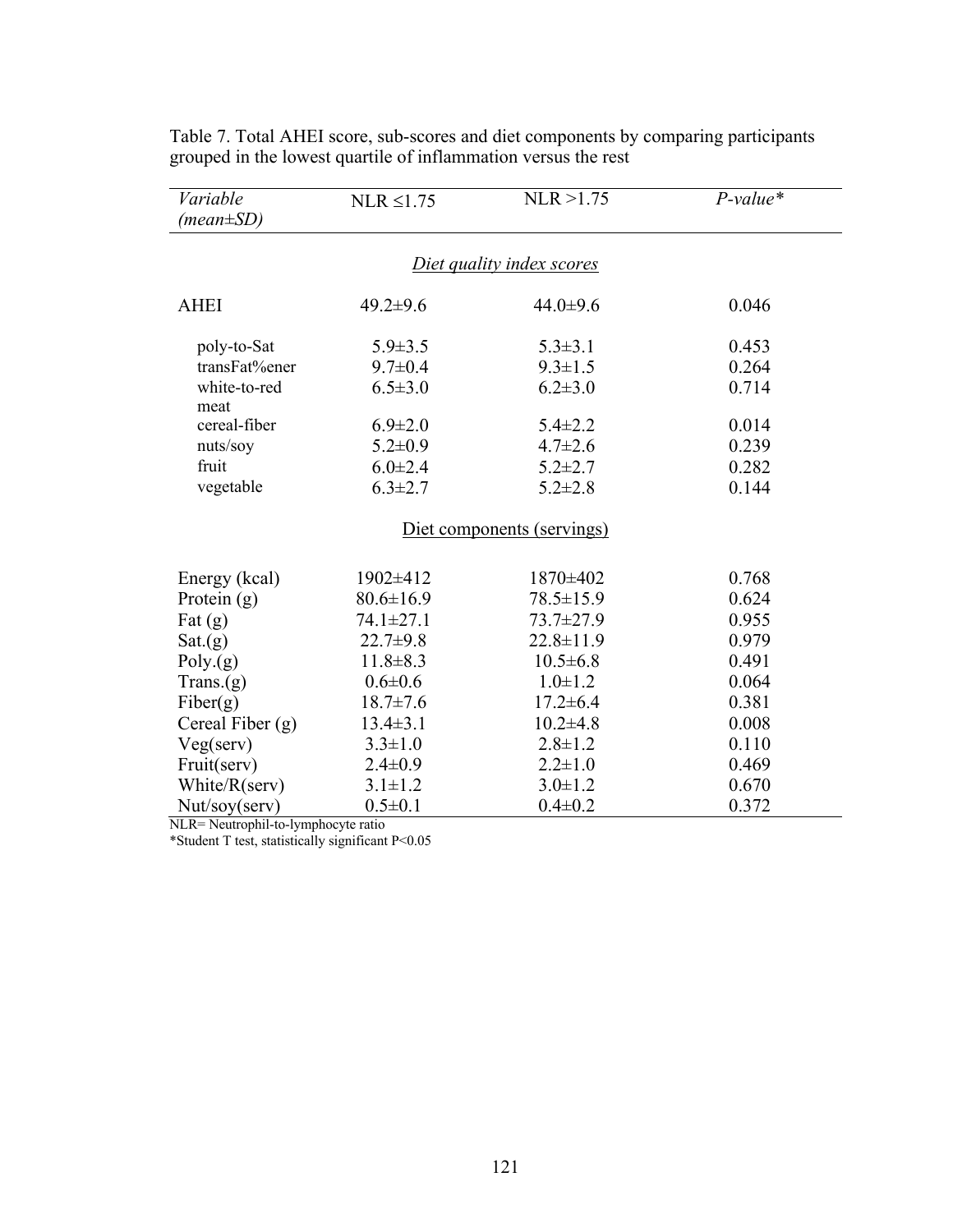Table 7. Total AHEI score, sub-scores and diet components by comparing participants grouped in the lowest quartile of inflammation versus the rest

| *Variable (mean±SD)* | NLR ≤1.75 | NLR >1.75 | *P-value\** |
|---|---|---|---|
| | *Diet quality index scores* | | |
| AHEI | 49.2±9.6 | 44.0±9.6 | 0.046 |
| poly-to-Sat | 5.9±3.5 | 5.3±3.1 | 0.453 |
| transFat%ener | 9.7±0.4 | 9.3±1.5 | 0.264 |
| white-to-red meat | 6.5±3.0 | 6.2±3.0 | 0.714 |
| cereal-fiber | 6.9±2.0 | 5.4±2.2 | 0.014 |
| nuts/soy | 5.2±0.9 | 4.7±2.6 | 0.239 |
| fruit | 6.0±2.4 | 5.2±2.7 | 0.282 |
| vegetable | 6.3±2.7 | 5.2±2.8 | 0.144 |
| | Diet components (servings) | | |
| Energy (kcal) | 1902±412 | 1870±402 | 0.768 |
| Protein (g) | 80.6±16.9 | 78.5±15.9 | 0.624 |
| Fat (g) | 74.1±27.1 | 73.7±27.9 | 0.955 |
| Sat.(g) | 22.7±9.8 | 22.8±11.9 | 0.979 |
| Poly.(g) | 11.8±8.3 | 10.5±6.8 | 0.491 |
| Trans.(g) | 0.6±0.6 | 1.0±1.2 | 0.064 |
| Fiber(g) | 18.7±7.6 | 17.2±6.4 | 0.381 |
| Cereal Fiber (g) | 13.4±3.1 | 10.2±4.8 | 0.008 |
| Veg(serv) | 3.3±1.0 | 2.8±1.2 | 0.110 |
| Fruit(serv) | 2.4±0.9 | 2.2±1.0 | 0.469 |
| White/R(serv) | 3.1±1.2 | 3.0±1.2 | 0.670 |
| Nut/soy(serv) | 0.5±0.1 | 0.4±0.2 | 0.372 |

NLR= Neutrophil-to-lymphocyte ratio
*Student T test, statistically significant $P<0.05$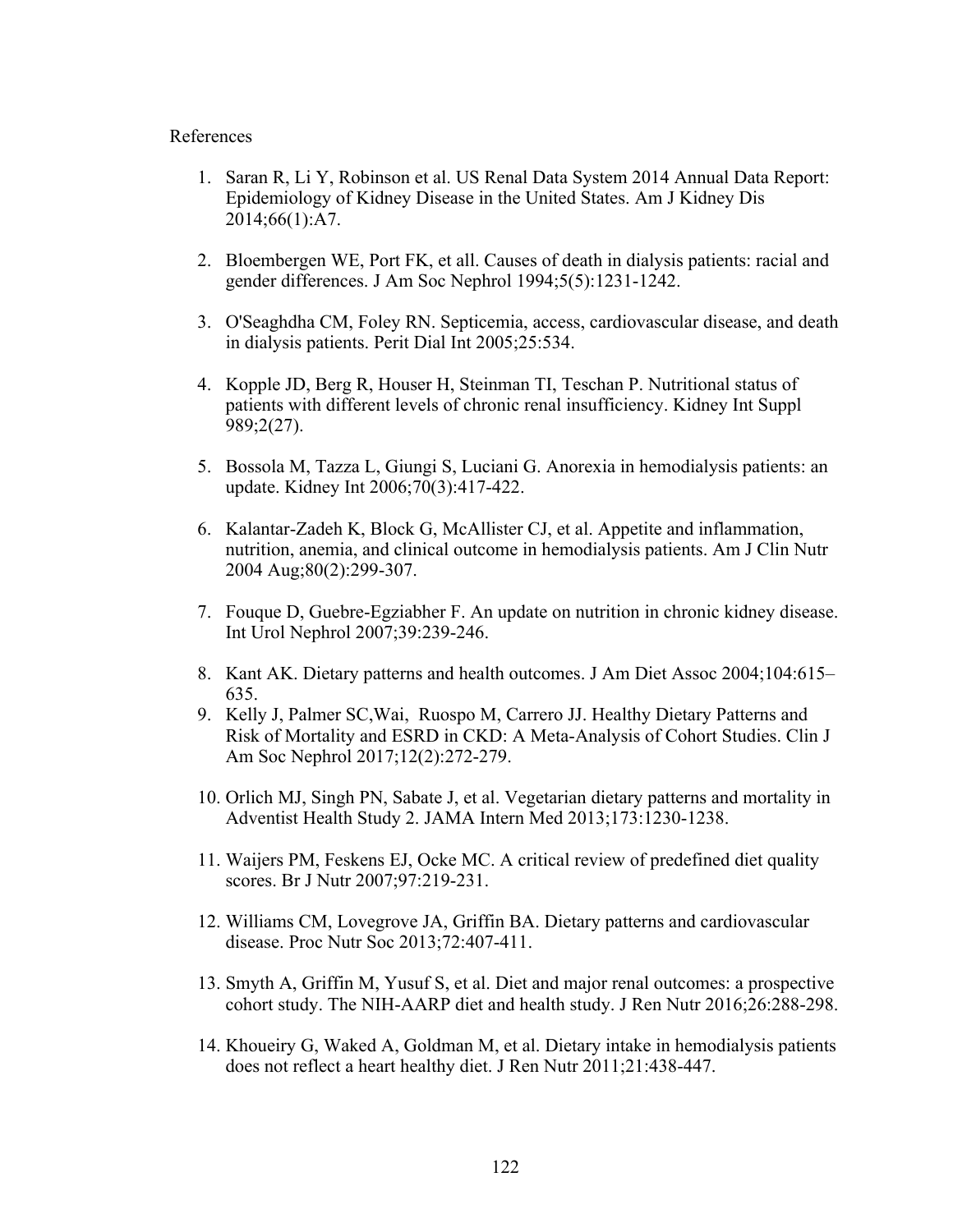References

1. Saran R, Li Y, Robinson et al. US Renal Data System 2014 Annual Data Report: Epidemiology of Kidney Disease in the United States. Am J Kidney Dis 2014;66(1):A7.

2. Bloembergen WE, Port FK, et all. Causes of death in dialysis patients: racial and gender differences. J Am Soc Nephrol 1994;5(5):1231-1242.

3. O'Seaghdha CM, Foley RN. Septicemia, access, cardiovascular disease, and death in dialysis patients. Perit Dial Int 2005;25:534.

4. Kopple JD, Berg R, Houser H, Steinman TI, Teschan P. Nutritional status of patients with different levels of chronic renal insufficiency. Kidney Int Suppl 989;2(27).

5. Bossola M, Tazza L, Giungi S, Luciani G. Anorexia in hemodialysis patients: an update. Kidney Int 2006;70(3):417-422.

6. Kalantar-Zadeh K, Block G, McAllister CJ, et al. Appetite and inflammation, nutrition, anemia, and clinical outcome in hemodialysis patients. Am J Clin Nutr 2004 Aug;80(2):299-307.

7. Fouque D, Guebre-Egziabher F. An update on nutrition in chronic kidney disease. Int Urol Nephrol 2007;39:239-246.

8. Kant AK. Dietary patterns and health outcomes. J Am Diet Assoc 2004;104:615–635.

9. Kelly J, Palmer SC,Wai, Ruospo M, Carrero JJ. Healthy Dietary Patterns and Risk of Mortality and ESRD in CKD: A Meta-Analysis of Cohort Studies. Clin J Am Soc Nephrol 2017;12(2):272-279.

10. Orlich MJ, Singh PN, Sabate J, et al. Vegetarian dietary patterns and mortality in Adventist Health Study 2. JAMA Intern Med 2013;173:1230-1238.

11. Waijers PM, Feskens EJ, Ocke MC. A critical review of predefined diet quality scores. Br J Nutr 2007;97:219-231.

12. Williams CM, Lovegrove JA, Griffin BA. Dietary patterns and cardiovascular disease. Proc Nutr Soc 2013;72:407-411.

13. Smyth A, Griffin M, Yusuf S, et al. Diet and major renal outcomes: a prospective cohort study. The NIH-AARP diet and health study. J Ren Nutr 2016;26:288-298.

14. Khoueiry G, Waked A, Goldman M, et al. Dietary intake in hemodialysis patients does not reflect a heart healthy diet. J Ren Nutr 2011;21:438-447.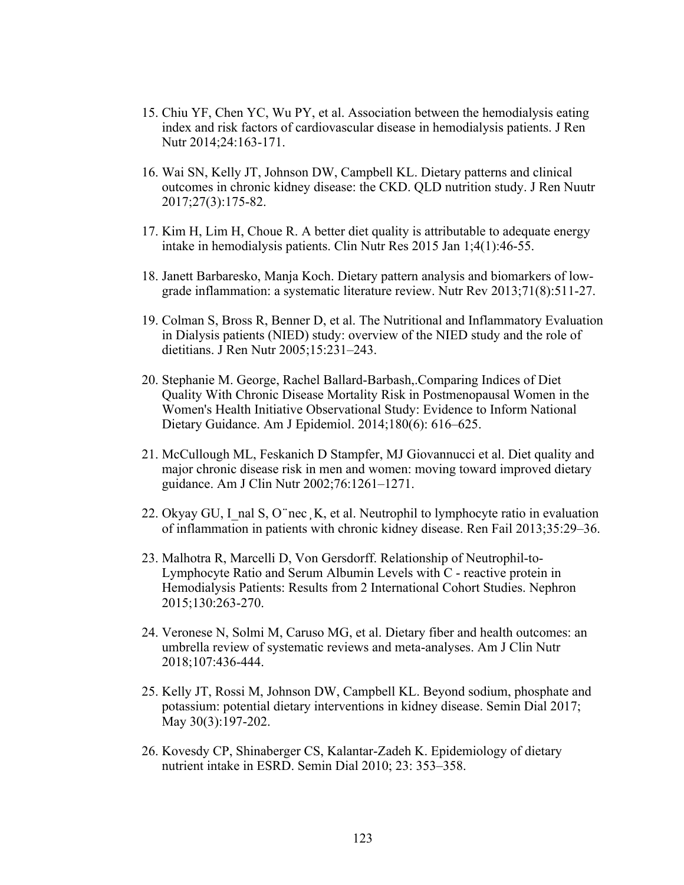15. Chiu YF, Chen YC, Wu PY, et al. Association between the hemodialysis eating index and risk factors of cardiovascular disease in hemodialysis patients. J Ren Nutr 2014;24:163-171.

16. Wai SN, Kelly JT, Johnson DW, Campbell KL. Dietary patterns and clinical outcomes in chronic kidney disease: the CKD. QLD nutrition study. J Ren Nuutr 2017;27(3):175-82.

17. Kim H, Lim H, Choue R. A better diet quality is attributable to adequate energy intake in hemodialysis patients. Clin Nutr Res 2015 Jan 1;4(1):46-55.

18. Janett Barbaresko, Manja Koch. Dietary pattern analysis and biomarkers of low-grade inflammation: a systematic literature review. Nutr Rev 2013;71(8):511-27.

19. Colman S, Bross R, Benner D, et al. The Nutritional and Inflammatory Evaluation in Dialysis patients (NIED) study: overview of the NIED study and the role of dietitians. J Ren Nutr 2005;15:231–243.

20. Stephanie M. George, Rachel Ballard-Barbash,.Comparing Indices of Diet Quality With Chronic Disease Mortality Risk in Postmenopausal Women in the Women's Health Initiative Observational Study: Evidence to Inform National Dietary Guidance. Am J Epidemiol. 2014;180(6): 616–625.

21. McCullough ML, Feskanich D Stampfer, MJ Giovannucci et al. Diet quality and major chronic disease risk in men and women: moving toward improved dietary guidance. Am J Clin Nutr 2002;76:1261–1271.

22. Okyay GU, I_nal S, O¨nec¸K, et al. Neutrophil to lymphocyte ratio in evaluation of inflammation in patients with chronic kidney disease. Ren Fail 2013;35:29–36.

23. Malhotra R, Marcelli D, Von Gersdorff. Relationship of Neutrophil-to-Lymphocyte Ratio and Serum Albumin Levels with C - reactive protein in Hemodialysis Patients: Results from 2 International Cohort Studies. Nephron 2015;130:263-270.

24. Veronese N, Solmi M, Caruso MG, et al. Dietary fiber and health outcomes: an umbrella review of systematic reviews and meta-analyses. Am J Clin Nutr 2018;107:436-444.

25. Kelly JT, Rossi M, Johnson DW, Campbell KL. Beyond sodium, phosphate and potassium: potential dietary interventions in kidney disease. Semin Dial 2017; May 30(3):197-202.

26. Kovesdy CP, Shinaberger CS, Kalantar-Zadeh K. Epidemiology of dietary nutrient intake in ESRD. Semin Dial 2010; 23: 353–358.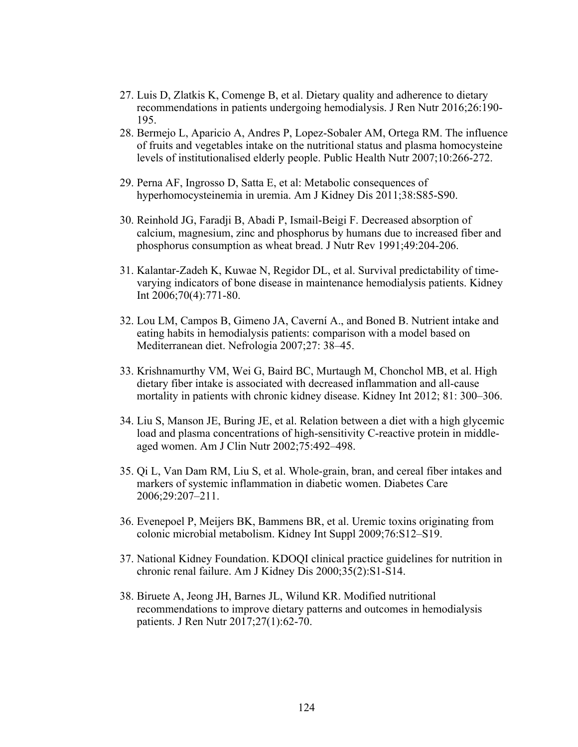27. Luis D, Zlatkis K, Comenge B, et al. Dietary quality and adherence to dietary recommendations in patients undergoing hemodialysis. J Ren Nutr 2016;26:190-195.
28. Bermejo L, Aparicio A, Andres P, Lopez-Sobaler AM, Ortega RM. The influence of fruits and vegetables intake on the nutritional status and plasma homocysteine levels of institutionalised elderly people. Public Health Nutr 2007;10:266-272.
29. Perna AF, Ingrosso D, Satta E, et al: Metabolic consequences of hyperhomocysteinemia in uremia. Am J Kidney Dis 2011;38:S85-S90.
30. Reinhold JG, Faradji B, Abadi P, Ismail-Beigi F. Decreased absorption of calcium, magnesium, zinc and phosphorus by humans due to increased fiber and phosphorus consumption as wheat bread. J Nutr Rev 1991;49:204-206.
31. Kalantar-Zadeh K, Kuwae N, Regidor DL, et al. Survival predictability of time-varying indicators of bone disease in maintenance hemodialysis patients. Kidney Int 2006;70(4):771-80.
32. Lou LM, Campos B, Gimeno JA, Caverní A., and Boned B. Nutrient intake and eating habits in hemodialysis patients: comparison with a model based on Mediterranean diet. Nefrologia 2007;27: 38–45.
33. Krishnamurthy VM, Wei G, Baird BC, Murtaugh M, Chonchol MB, et al. High dietary fiber intake is associated with decreased inflammation and all-cause mortality in patients with chronic kidney disease. Kidney Int 2012; 81: 300–306.
34. Liu S, Manson JE, Buring JE, et al. Relation between a diet with a high glycemic load and plasma concentrations of high-sensitivity C-reactive protein in middle-aged women. Am J Clin Nutr 2002;75:492–498.
35. Qi L, Van Dam RM, Liu S, et al. Whole-grain, bran, and cereal fiber intakes and markers of systemic inflammation in diabetic women. Diabetes Care 2006;29:207–211.
36. Evenepoel P, Meijers BK, Bammens BR, et al. Uremic toxins originating from colonic microbial metabolism. Kidney Int Suppl 2009;76:S12–S19.
37. National Kidney Foundation. KDOQI clinical practice guidelines for nutrition in chronic renal failure. Am J Kidney Dis 2000;35(2):S1-S14.
38. Biruete A, Jeong JH, Barnes JL, Wilund KR. Modified nutritional recommendations to improve dietary patterns and outcomes in hemodialysis patients. J Ren Nutr 2017;27(1):62-70.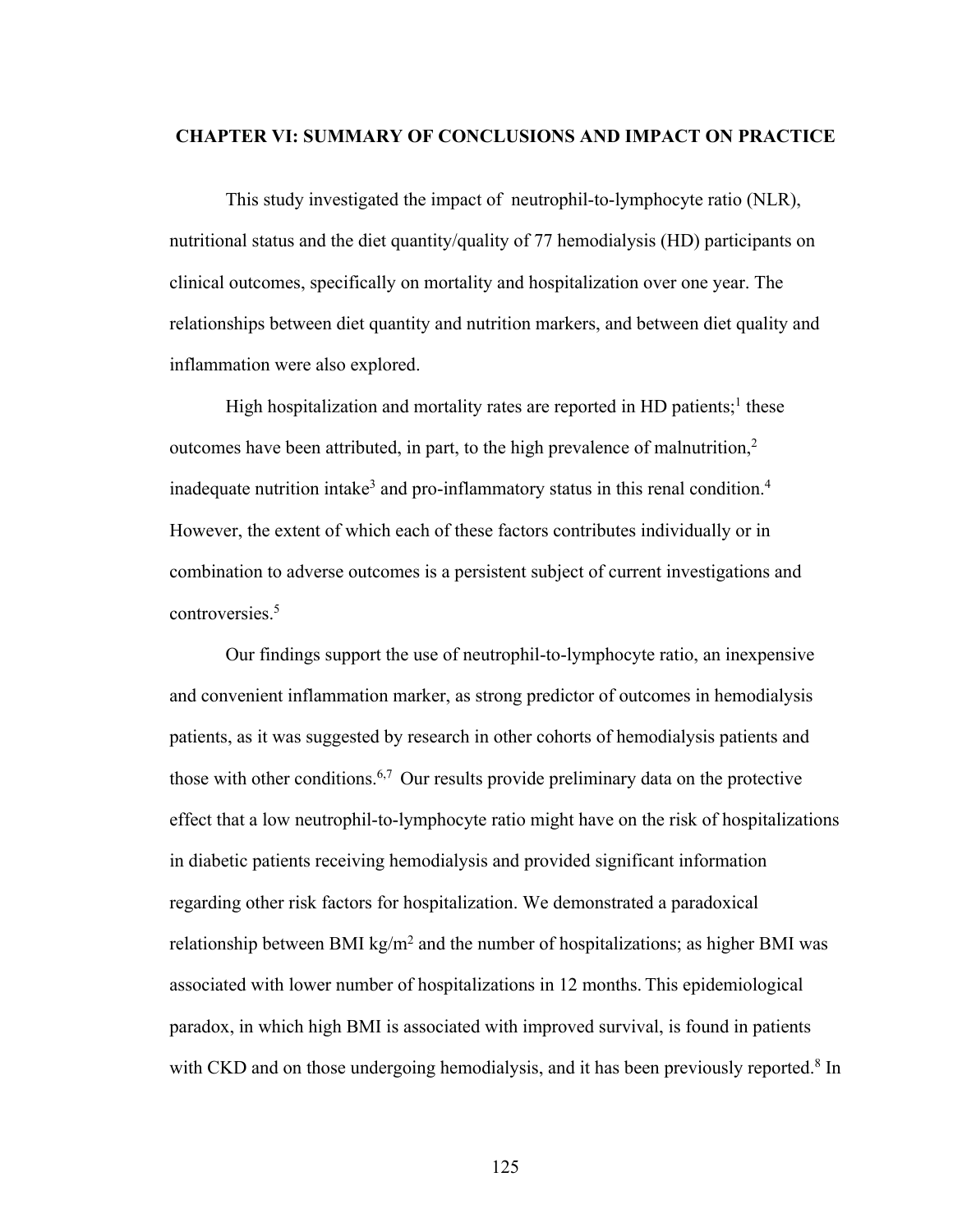# CHAPTER VI: SUMMARY OF CONCLUSIONS AND IMPACT ON PRACTICE

This study investigated the impact of neutrophil-to-lymphocyte ratio (NLR), nutritional status and the diet quantity/quality of 77 hemodialysis (HD) participants on clinical outcomes, specifically on mortality and hospitalization over one year. The relationships between diet quantity and nutrition markers, and between diet quality and inflammation were also explored.

High hospitalization and mortality rates are reported in HD patients;[1] these outcomes have been attributed, in part, to the high prevalence of malnutrition,[2] inadequate nutrition intake[3] and pro-inflammatory status in this renal condition.[4] However, the extent of which each of these factors contributes individually or in combination to adverse outcomes is a persistent subject of current investigations and controversies.[5]

Our findings support the use of neutrophil-to-lymphocyte ratio, an inexpensive and convenient inflammation marker, as strong predictor of outcomes in hemodialysis patients, as it was suggested by research in other cohorts of hemodialysis patients and those with other conditions.[6,7] Our results provide preliminary data on the protective effect that a low neutrophil-to-lymphocyte ratio might have on the risk of hospitalizations in diabetic patients receiving hemodialysis and provided significant information regarding other risk factors for hospitalization. We demonstrated a paradoxical relationship between BMI kg/m$^2$ and the number of hospitalizations; as higher BMI was associated with lower number of hospitalizations in 12 months. This epidemiological paradox, in which high BMI is associated with improved survival, is found in patients with CKD and on those undergoing hemodialysis, and it has been previously reported.[8] In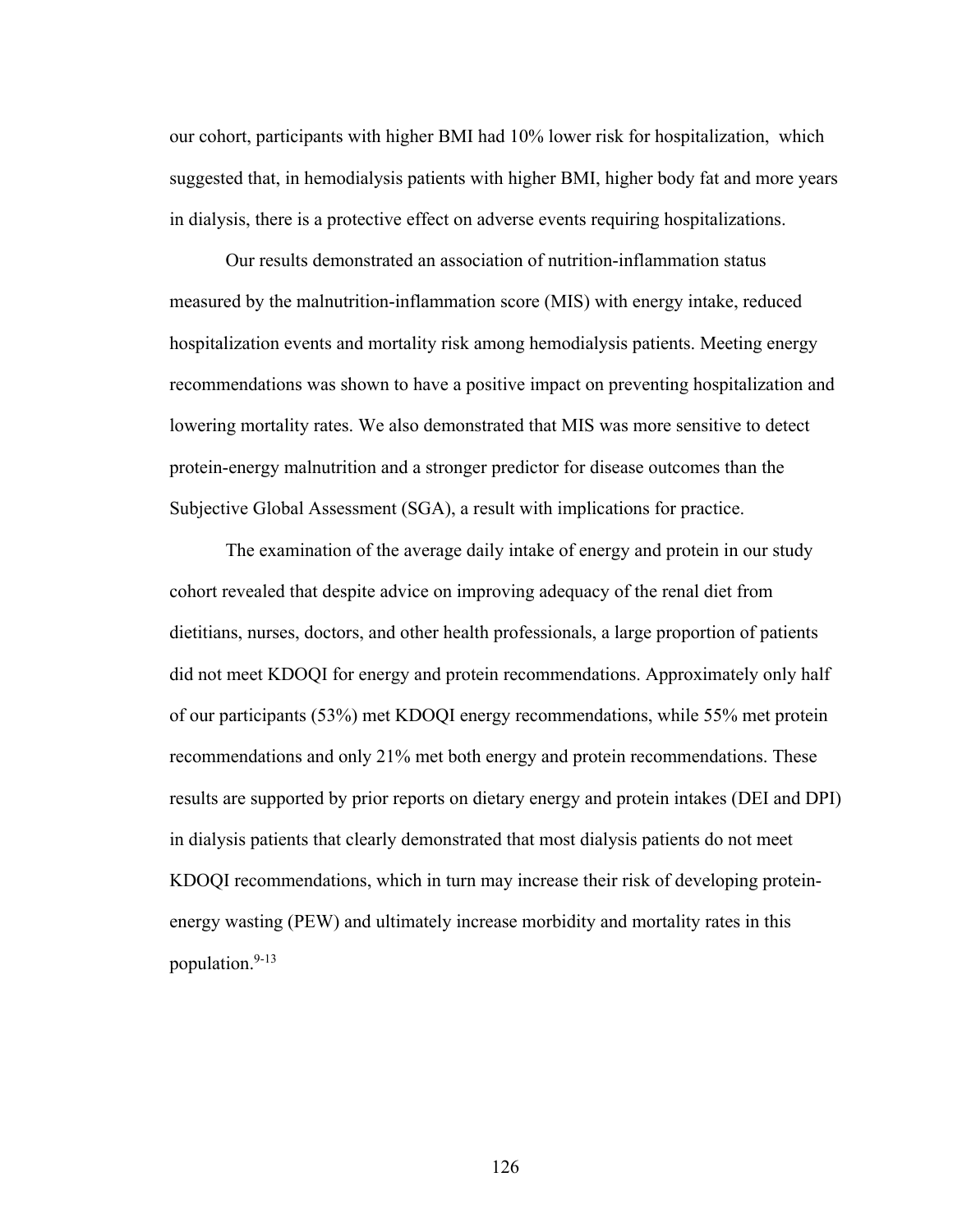our cohort, participants with higher BMI had 10% lower risk for hospitalization, which suggested that, in hemodialysis patients with higher BMI, higher body fat and more years in dialysis, there is a protective effect on adverse events requiring hospitalizations.

Our results demonstrated an association of nutrition-inflammation status measured by the malnutrition-inflammation score (MIS) with energy intake, reduced hospitalization events and mortality risk among hemodialysis patients. Meeting energy recommendations was shown to have a positive impact on preventing hospitalization and lowering mortality rates. We also demonstrated that MIS was more sensitive to detect protein-energy malnutrition and a stronger predictor for disease outcomes than the Subjective Global Assessment (SGA), a result with implications for practice.

The examination of the average daily intake of energy and protein in our study cohort revealed that despite advice on improving adequacy of the renal diet from dietitians, nurses, doctors, and other health professionals, a large proportion of patients did not meet KDOQI for energy and protein recommendations. Approximately only half of our participants (53%) met KDOQI energy recommendations, while 55% met protein recommendations and only 21% met both energy and protein recommendations. These results are supported by prior reports on dietary energy and protein intakes (DEI and DPI) in dialysis patients that clearly demonstrated that most dialysis patients do not meet KDOQI recommendations, which in turn may increase their risk of developing protein-energy wasting (PEW) and ultimately increase morbidity and mortality rates in this population.[9-13]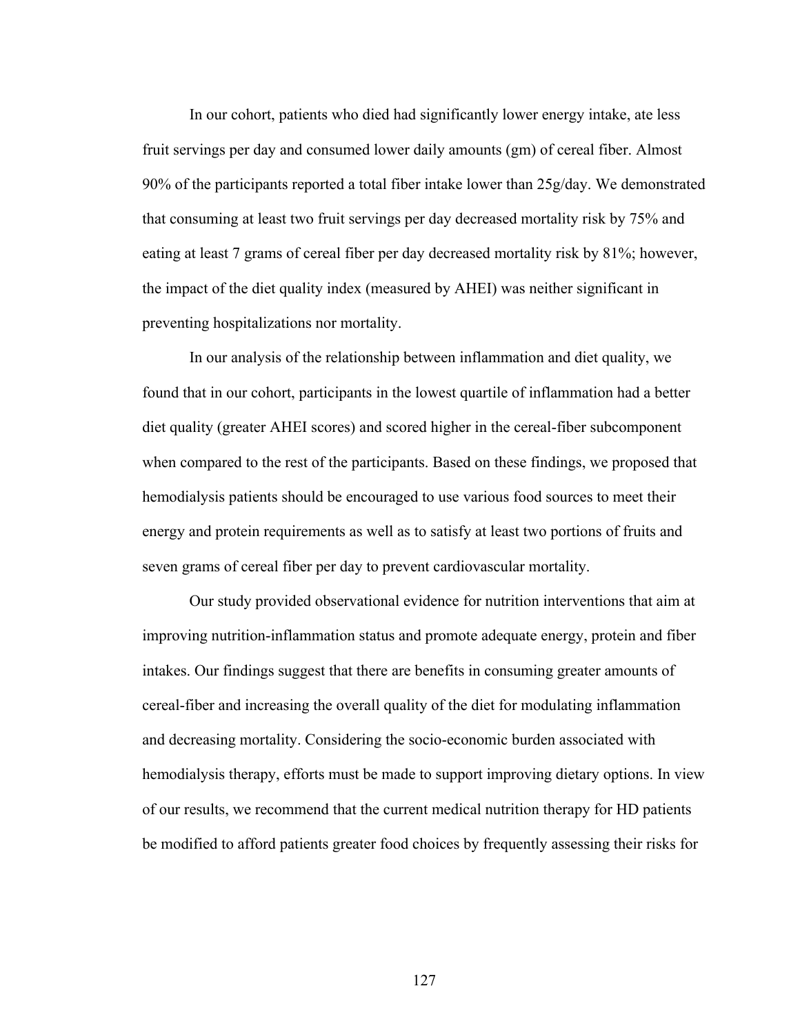In our cohort, patients who died had significantly lower energy intake, ate less fruit servings per day and consumed lower daily amounts (gm) of cereal fiber. Almost 90% of the participants reported a total fiber intake lower than 25g/day. We demonstrated that consuming at least two fruit servings per day decreased mortality risk by 75% and eating at least 7 grams of cereal fiber per day decreased mortality risk by 81%; however, the impact of the diet quality index (measured by AHEI) was neither significant in preventing hospitalizations nor mortality.

In our analysis of the relationship between inflammation and diet quality, we found that in our cohort, participants in the lowest quartile of inflammation had a better diet quality (greater AHEI scores) and scored higher in the cereal-fiber subcomponent when compared to the rest of the participants. Based on these findings, we proposed that hemodialysis patients should be encouraged to use various food sources to meet their energy and protein requirements as well as to satisfy at least two portions of fruits and seven grams of cereal fiber per day to prevent cardiovascular mortality.

Our study provided observational evidence for nutrition interventions that aim at improving nutrition-inflammation status and promote adequate energy, protein and fiber intakes. Our findings suggest that there are benefits in consuming greater amounts of cereal-fiber and increasing the overall quality of the diet for modulating inflammation and decreasing mortality. Considering the socio-economic burden associated with hemodialysis therapy, efforts must be made to support improving dietary options. In view of our results, we recommend that the current medical nutrition therapy for HD patients be modified to afford patients greater food choices by frequently assessing their risks for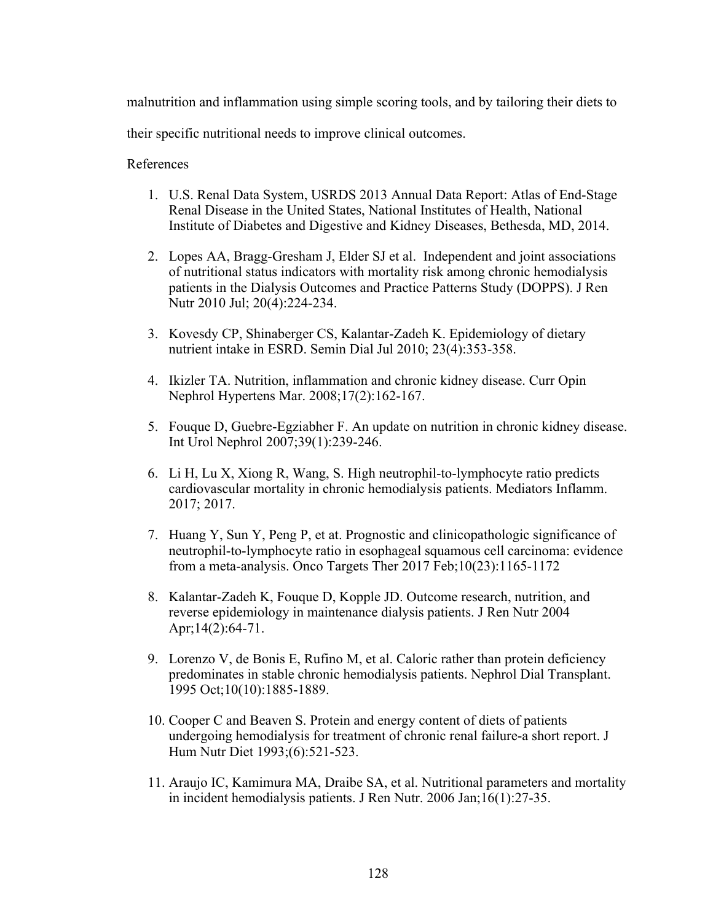malnutrition and inflammation using simple scoring tools, and by tailoring their diets to their specific nutritional needs to improve clinical outcomes.

References

1. U.S. Renal Data System, USRDS 2013 Annual Data Report: Atlas of End-Stage Renal Disease in the United States, National Institutes of Health, National Institute of Diabetes and Digestive and Kidney Diseases, Bethesda, MD, 2014.

2. Lopes AA, Bragg-Gresham J, Elder SJ et al. Independent and joint associations of nutritional status indicators with mortality risk among chronic hemodialysis patients in the Dialysis Outcomes and Practice Patterns Study (DOPPS). J Ren Nutr 2010 Jul; 20(4):224-234.

3. Kovesdy CP, Shinaberger CS, Kalantar-Zadeh K. Epidemiology of dietary nutrient intake in ESRD. Semin Dial Jul 2010; 23(4):353-358.

4. Ikizler TA. Nutrition, inflammation and chronic kidney disease. Curr Opin Nephrol Hypertens Mar. 2008;17(2):162-167.

5. Fouque D, Guebre-Egziabher F. An update on nutrition in chronic kidney disease. Int Urol Nephrol 2007;39(1):239-246.

6. Li H, Lu X, Xiong R, Wang, S. High neutrophil-to-lymphocyte ratio predicts cardiovascular mortality in chronic hemodialysis patients. Mediators Inflamm. 2017; 2017.

7. Huang Y, Sun Y, Peng P, et at. Prognostic and clinicopathologic significance of neutrophil-to-lymphocyte ratio in esophageal squamous cell carcinoma: evidence from a meta-analysis. Onco Targets Ther 2017 Feb;10(23):1165-1172

8. Kalantar-Zadeh K, Fouque D, Kopple JD. Outcome research, nutrition, and reverse epidemiology in maintenance dialysis patients. J Ren Nutr 2004 Apr;14(2):64-71.

9. Lorenzo V, de Bonis E, Rufino M, et al. Caloric rather than protein deficiency predominates in stable chronic hemodialysis patients. Nephrol Dial Transplant. 1995 Oct;10(10):1885-1889.

10. Cooper C and Beaven S. Protein and energy content of diets of patients undergoing hemodialysis for treatment of chronic renal failure-a short report. J Hum Nutr Diet 1993;(6):521-523.

11. Araujo IC, Kamimura MA, Draibe SA, et al. Nutritional parameters and mortality in incident hemodialysis patients. J Ren Nutr. 2006 Jan;16(1):27-35.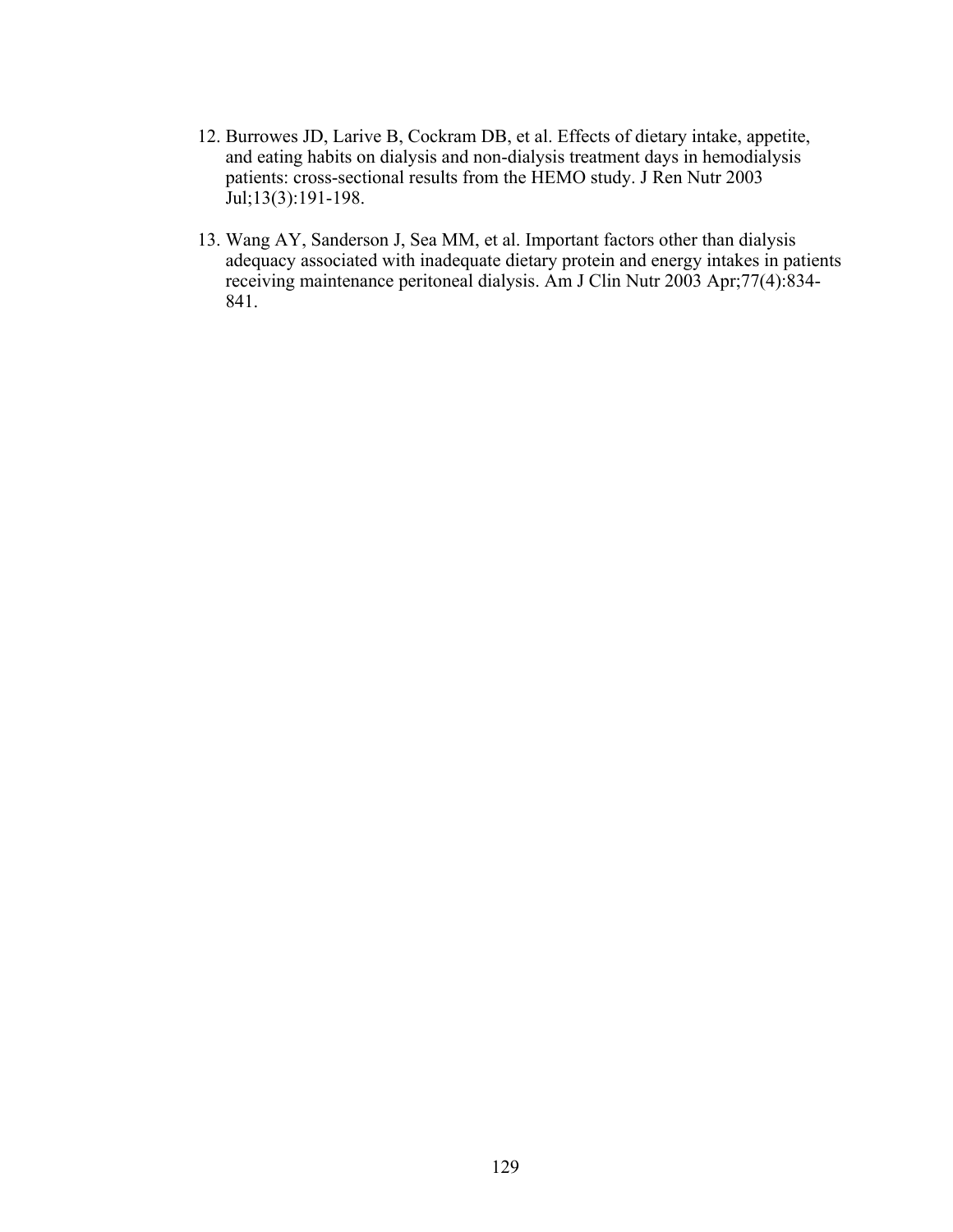12. Burrowes JD, Larive B, Cockram DB, et al. Effects of dietary intake, appetite, and eating habits on dialysis and non-dialysis treatment days in hemodialysis patients: cross-sectional results from the HEMO study. J Ren Nutr 2003 Jul;13(3):191-198.

13. Wang AY, Sanderson J, Sea MM, et al. Important factors other than dialysis adequacy associated with inadequate dietary protein and energy intakes in patients receiving maintenance peritoneal dialysis. Am J Clin Nutr 2003 Apr;77(4):834-841.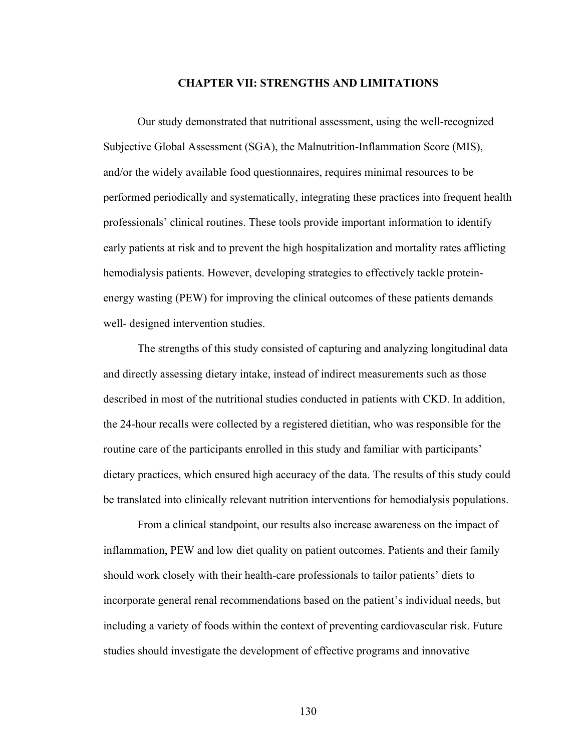# CHAPTER VII: STRENGTHS AND LIMITATIONS

Our study demonstrated that nutritional assessment, using the well-recognized Subjective Global Assessment (SGA), the Malnutrition-Inflammation Score (MIS), and/or the widely available food questionnaires, requires minimal resources to be performed periodically and systematically, integrating these practices into frequent health professionals' clinical routines. These tools provide important information to identify early patients at risk and to prevent the high hospitalization and mortality rates afflicting hemodialysis patients. However, developing strategies to effectively tackle protein-energy wasting (PEW) for improving the clinical outcomes of these patients demands well- designed intervention studies.

The strengths of this study consisted of capturing and analyzing longitudinal data and directly assessing dietary intake, instead of indirect measurements such as those described in most of the nutritional studies conducted in patients with CKD. In addition, the 24-hour recalls were collected by a registered dietitian, who was responsible for the routine care of the participants enrolled in this study and familiar with participants' dietary practices, which ensured high accuracy of the data. The results of this study could be translated into clinically relevant nutrition interventions for hemodialysis populations.

From a clinical standpoint, our results also increase awareness on the impact of inflammation, PEW and low diet quality on patient outcomes. Patients and their family should work closely with their health-care professionals to tailor patients' diets to incorporate general renal recommendations based on the patient's individual needs, but including a variety of foods within the context of preventing cardiovascular risk. Future studies should investigate the development of effective programs and innovative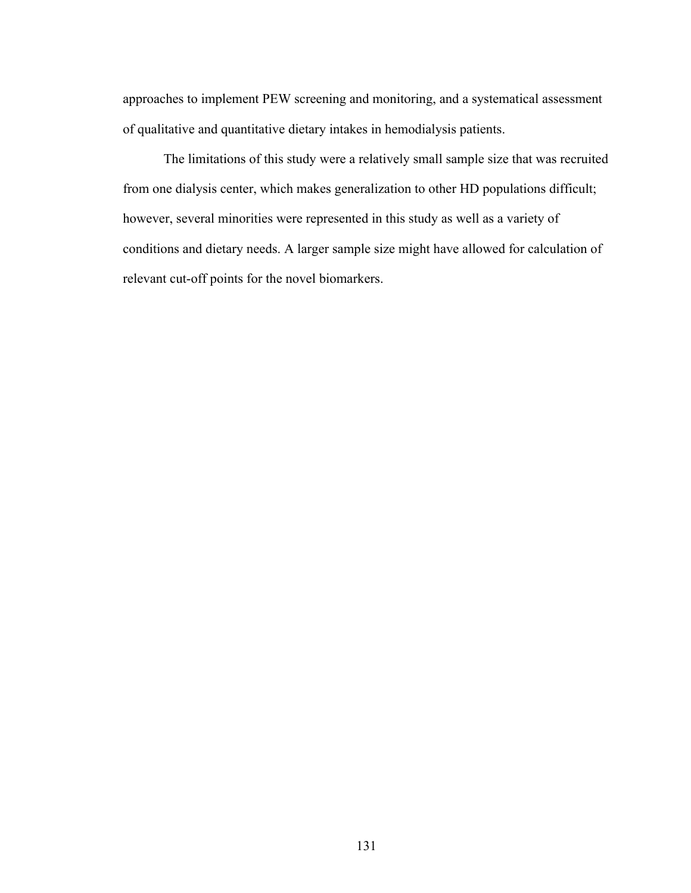approaches to implement PEW screening and monitoring, and a systematical assessment of qualitative and quantitative dietary intakes in hemodialysis patients.

The limitations of this study were a relatively small sample size that was recruited from one dialysis center, which makes generalization to other HD populations difficult; however, several minorities were represented in this study as well as a variety of conditions and dietary needs. A larger sample size might have allowed for calculation of relevant cut-off points for the novel biomarkers.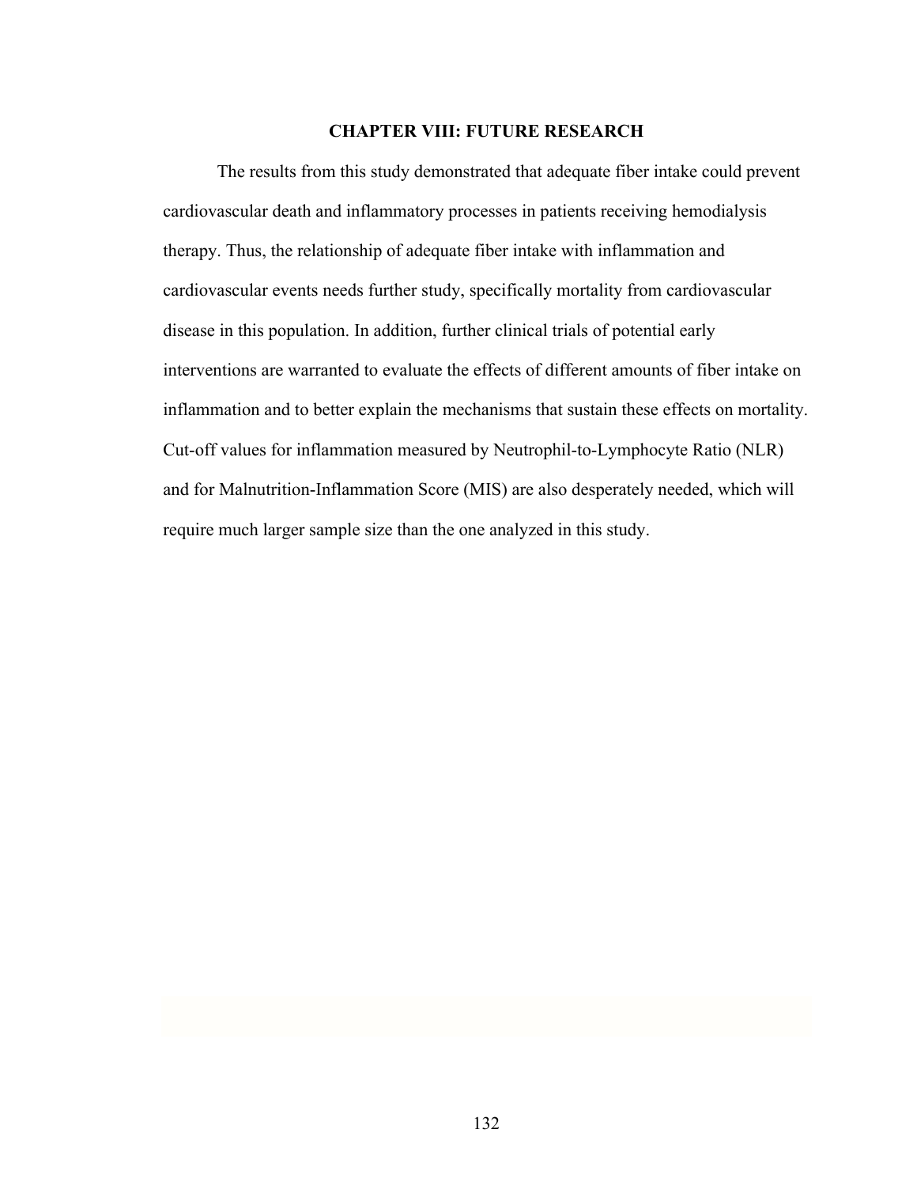# CHAPTER VIII: FUTURE RESEARCH

The results from this study demonstrated that adequate fiber intake could prevent cardiovascular death and inflammatory processes in patients receiving hemodialysis therapy. Thus, the relationship of adequate fiber intake with inflammation and cardiovascular events needs further study, specifically mortality from cardiovascular disease in this population. In addition, further clinical trials of potential early interventions are warranted to evaluate the effects of different amounts of fiber intake on inflammation and to better explain the mechanisms that sustain these effects on mortality. Cut-off values for inflammation measured by Neutrophil-to-Lymphocyte Ratio (NLR) and for Malnutrition-Inflammation Score (MIS) are also desperately needed, which will require much larger sample size than the one analyzed in this study.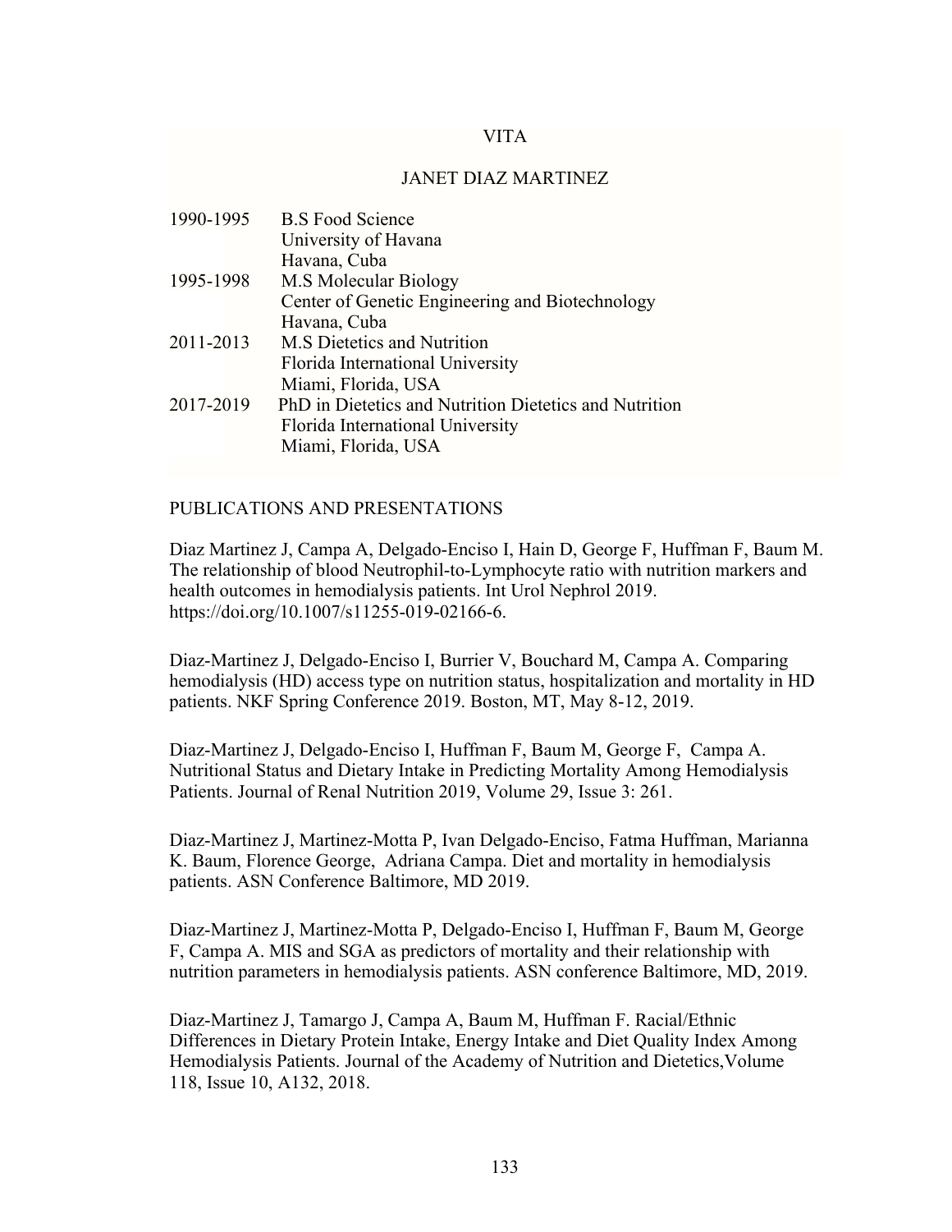# VITA

## JANET DIAZ MARTINEZ

| | |
|---|---|
| 1990-1995 | B.S Food Science<br>University of Havana<br>Havana, Cuba |
| 1995-1998 | M.S Molecular Biology<br>Center of Genetic Engineering and Biotechnology<br>Havana, Cuba |
| 2011-2013 | M.S Dietetics and Nutrition<br>Florida International University<br>Miami, Florida, USA |
| 2017-2019 | PhD in Dietetics and Nutrition Dietetics and Nutrition<br>Florida International University<br>Miami, Florida, USA |

## PUBLICATIONS AND PRESENTATIONS

Diaz Martinez J, Campa A, Delgado-Enciso I, Hain D, George F, Huffman F, Baum M. The relationship of blood Neutrophil-to-Lymphocyte ratio with nutrition markers and health outcomes in hemodialysis patients. Int Urol Nephrol 2019. https://doi.org/10.1007/s11255-019-02166-6.

Diaz-Martinez J, Delgado-Enciso I, Burrier V, Bouchard M, Campa A. Comparing hemodialysis (HD) access type on nutrition status, hospitalization and mortality in HD patients. NKF Spring Conference 2019. Boston, MT, May 8-12, 2019.

Diaz-Martinez J, Delgado-Enciso I, Huffman F, Baum M, George F, Campa A. Nutritional Status and Dietary Intake in Predicting Mortality Among Hemodialysis Patients. Journal of Renal Nutrition 2019, Volume 29, Issue 3: 261.

Diaz-Martinez J, Martinez-Motta P, Ivan Delgado-Enciso, Fatma Huffman, Marianna K. Baum, Florence George, Adriana Campa. Diet and mortality in hemodialysis patients. ASN Conference Baltimore, MD 2019.

Diaz-Martinez J, Martinez-Motta P, Delgado-Enciso I, Huffman F, Baum M, George F, Campa A. MIS and SGA as predictors of mortality and their relationship with nutrition parameters in hemodialysis patients. ASN conference Baltimore, MD, 2019.

Diaz-Martinez J, Tamargo J, Campa A, Baum M, Huffman F. Racial/Ethnic Differences in Dietary Protein Intake, Energy Intake and Diet Quality Index Among Hemodialysis Patients. Journal of the Academy of Nutrition and Dietetics,Volume 118, Issue 10, A132, 2018.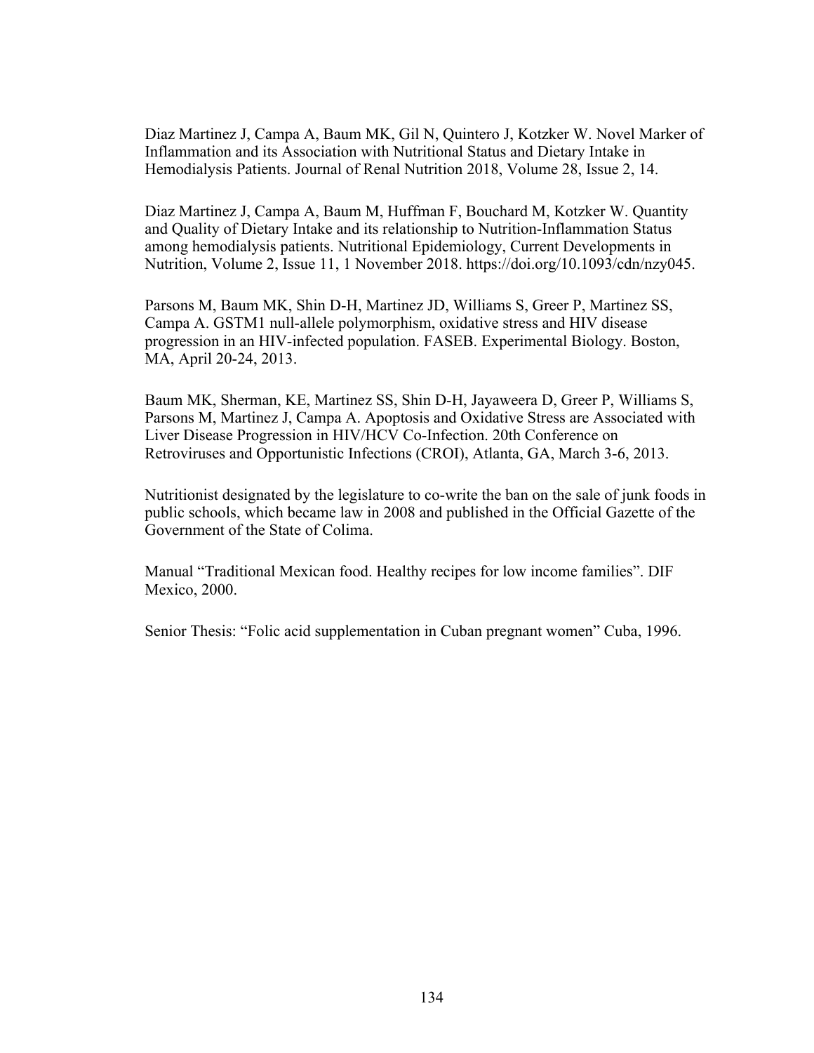Diaz Martinez J, Campa A, Baum MK, Gil N, Quintero J, Kotzker W. Novel Marker of Inflammation and its Association with Nutritional Status and Dietary Intake in Hemodialysis Patients. Journal of Renal Nutrition 2018, Volume 28, Issue 2, 14.

Diaz Martinez J, Campa A, Baum M, Huffman F, Bouchard M, Kotzker W. Quantity and Quality of Dietary Intake and its relationship to Nutrition-Inflammation Status among hemodialysis patients. Nutritional Epidemiology, Current Developments in Nutrition, Volume 2, Issue 11, 1 November 2018. https://doi.org/10.1093/cdn/nzy045.

Parsons M, Baum MK, Shin D-H, Martinez JD, Williams S, Greer P, Martinez SS, Campa A. GSTM1 null-allele polymorphism, oxidative stress and HIV disease progression in an HIV-infected population. FASEB. Experimental Biology. Boston, MA, April 20-24, 2013.

Baum MK, Sherman, KE, Martinez SS, Shin D-H, Jayaweera D, Greer P, Williams S, Parsons M, Martinez J, Campa A. Apoptosis and Oxidative Stress are Associated with Liver Disease Progression in HIV/HCV Co-Infection. 20th Conference on Retroviruses and Opportunistic Infections (CROI), Atlanta, GA, March 3-6, 2013.

Nutritionist designated by the legislature to co-write the ban on the sale of junk foods in public schools, which became law in 2008 and published in the Official Gazette of the Government of the State of Colima.

Manual "Traditional Mexican food. Healthy recipes for low income families". DIF Mexico, 2000.

Senior Thesis: "Folic acid supplementation in Cuban pregnant women" Cuba, 1996.